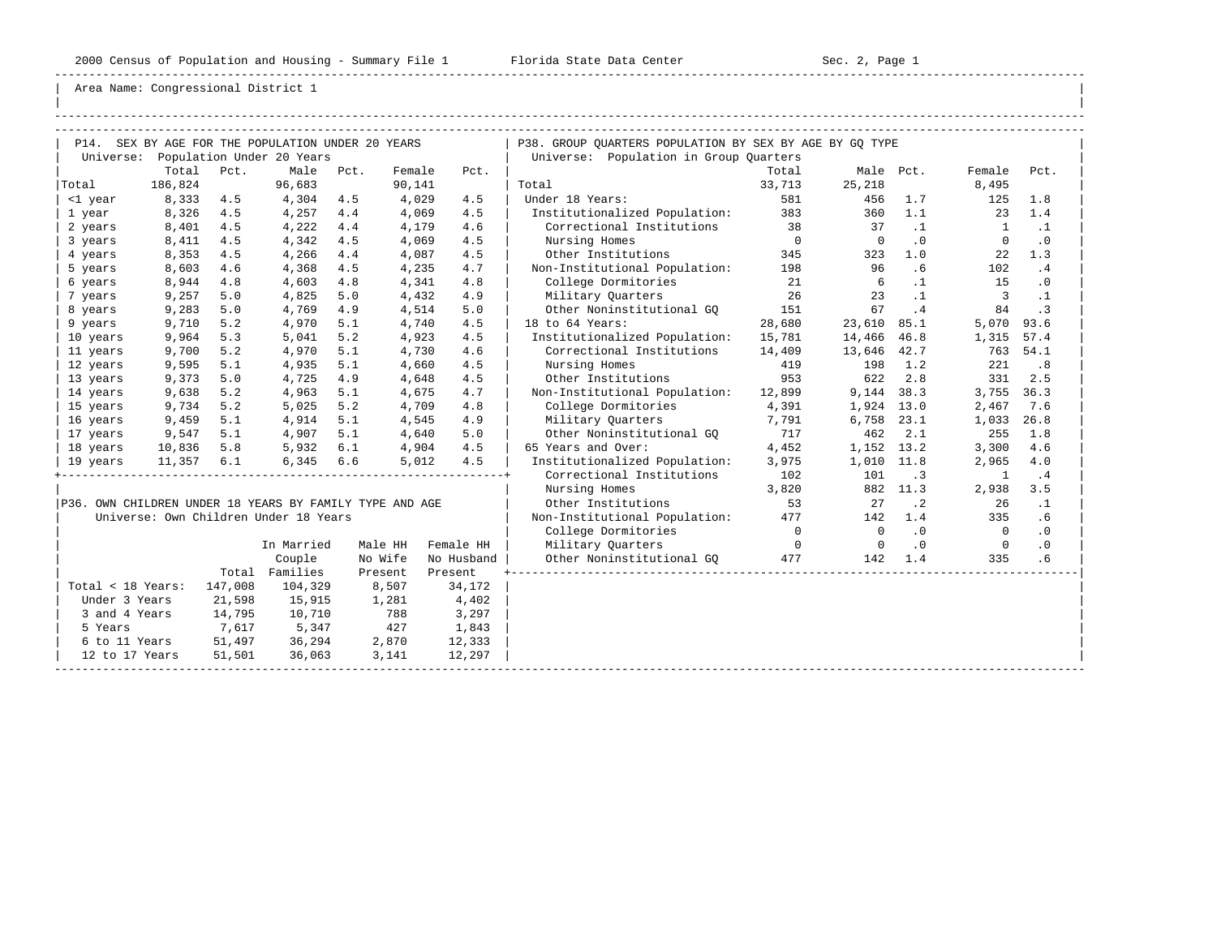Area Name: Congressional District 1

## P14. SEX BY AGE FOR THE POPULATION UNDER 20 YEARS

Universe: Population Under 20 Years

| | Total | Pct. | Male | Pct. | Female | Pct. |
|---|---|---|---|---|---|---|
| Total | 186,824 | | 96,683 | | 90,141 | |
| <1 year | 8,333 | 4.5 | 4,304 | 4.5 | 4,029 | 4.5 |
| 1 year | 8,326 | 4.5 | 4,257 | 4.4 | 4,069 | 4.5 |
| 2 years | 8,401 | 4.5 | 4,222 | 4.4 | 4,179 | 4.6 |
| 3 years | 8,411 | 4.5 | 4,342 | 4.5 | 4,069 | 4.5 |
| 4 years | 8,353 | 4.5 | 4,266 | 4.4 | 4,087 | 4.5 |
| 5 years | 8,603 | 4.6 | 4,368 | 4.5 | 4,235 | 4.7 |
| 6 years | 8,944 | 4.8 | 4,603 | 4.8 | 4,341 | 4.8 |
| 7 years | 9,257 | 5.0 | 4,825 | 5.0 | 4,432 | 4.9 |
| 8 years | 9,283 | 5.0 | 4,769 | 4.9 | 4,514 | 5.0 |
| 9 years | 9,710 | 5.2 | 4,970 | 5.1 | 4,740 | 4.5 |
| 10 years | 9,964 | 5.3 | 5,041 | 5.2 | 4,923 | 4.5 |
| 11 years | 9,700 | 5.2 | 4,970 | 5.1 | 4,730 | 4.6 |
| 12 years | 9,595 | 5.1 | 4,935 | 5.1 | 4,660 | 4.5 |
| 13 years | 9,373 | 5.0 | 4,725 | 4.9 | 4,648 | 4.5 |
| 14 years | 9,638 | 5.2 | 4,963 | 5.1 | 4,675 | 4.7 |
| 15 years | 9,734 | 5.2 | 5,025 | 5.2 | 4,709 | 4.8 |
| 16 years | 9,459 | 5.1 | 4,914 | 5.1 | 4,545 | 4.9 |
| 17 years | 9,547 | 5.1 | 4,907 | 5.1 | 4,640 | 5.0 |
| 18 years | 10,836 | 5.8 | 5,932 | 6.1 | 4,904 | 4.5 |
| 19 years | 11,357 | 6.1 | 6,345 | 6.6 | 5,012 | 4.5 |

## P36. OWN CHILDREN UNDER 18 YEARS BY FAMILY TYPE AND AGE

Universe: Own Children Under 18 Years

| | Total | In Married Couple Families | Male HH No Wife Present | Female HH No Husband Present |
|---|---|---|---|---|
| Total < 18 Years: | 147,008 | 104,329 | 8,507 | 34,172 |
| Under 3 Years | 21,598 | 15,915 | 1,281 | 4,402 |
| 3 and 4 Years | 14,795 | 10,710 | 788 | 3,297 |
| 5 Years | 7,617 | 5,347 | 427 | 1,843 |
| 6 to 11 Years | 51,497 | 36,294 | 2,870 | 12,333 |
| 12 to 17 Years | 51,501 | 36,063 | 3,141 | 12,297 |

## P38. GROUP QUARTERS POPULATION BY SEX BY AGE BY GQ TYPE

Universe: Population in Group Quarters

| | Total | Male | Pct. | Female | Pct. |
|---|---|---|---|---|---|
| Total | 33,713 | 25,218 | | 8,495 | |
| Under 18 Years: | 581 | 456 | 1.7 | 125 | 1.8 |
| Institutionalized Population: | 383 | 360 | 1.1 | 23 | 1.4 |
| Correctional Institutions | 38 | 37 | .1 | 1 | .1 |
| Nursing Homes | 0 | 0 | .0 | 0 | .0 |
| Other Institutions | 345 | 323 | 1.0 | 22 | 1.3 |
| Non-Institutional Population: | 198 | 96 | .6 | 102 | .4 |
| College Dormitories | 21 | 6 | .1 | 15 | .0 |
| Military Quarters | 26 | 23 | .1 | 3 | .1 |
| Other Noninstitutional GQ | 151 | 67 | .4 | 84 | .3 |
| 18 to 64 Years: | 28,680 | 23,610 | 85.1 | 5,070 | 93.6 |
| Institutionalized Population: | 15,781 | 14,466 | 46.8 | 1,315 | 57.4 |
| Correctional Institutions | 14,409 | 13,646 | 42.7 | 763 | 54.1 |
| Nursing Homes | 419 | 198 | 1.2 | 221 | .8 |
| Other Institutions | 953 | 622 | 2.8 | 331 | 2.5 |
| Non-Institutional Population: | 12,899 | 9,144 | 38.3 | 3,755 | 36.3 |
| College Dormitories | 4,391 | 1,924 | 13.0 | 2,467 | 7.6 |
| Military Quarters | 7,791 | 6,758 | 23.1 | 1,033 | 26.8 |
| Other Noninstitutional GQ | 717 | 462 | 2.1 | 255 | 1.8 |
| 65 Years and Over: | 4,452 | 1,152 | 13.2 | 3,300 | 4.6 |
| Institutionalized Population: | 3,975 | 1,010 | 11.8 | 2,965 | 4.0 |
| Correctional Institutions | 102 | 101 | .3 | 1 | .4 |
| Nursing Homes | 3,820 | 882 | 11.3 | 2,938 | 3.5 |
| Other Institutions | 53 | 27 | .2 | 26 | .1 |
| Non-Institutional Population: | 477 | 142 | 1.4 | 335 | .6 |
| College Dormitories | 0 | 0 | .0 | 0 | .0 |
| Military Quarters | 0 | 0 | .0 | 0 | .0 |
| Other Noninstitutional GQ | 477 | 142 | 1.4 | 335 | .6 |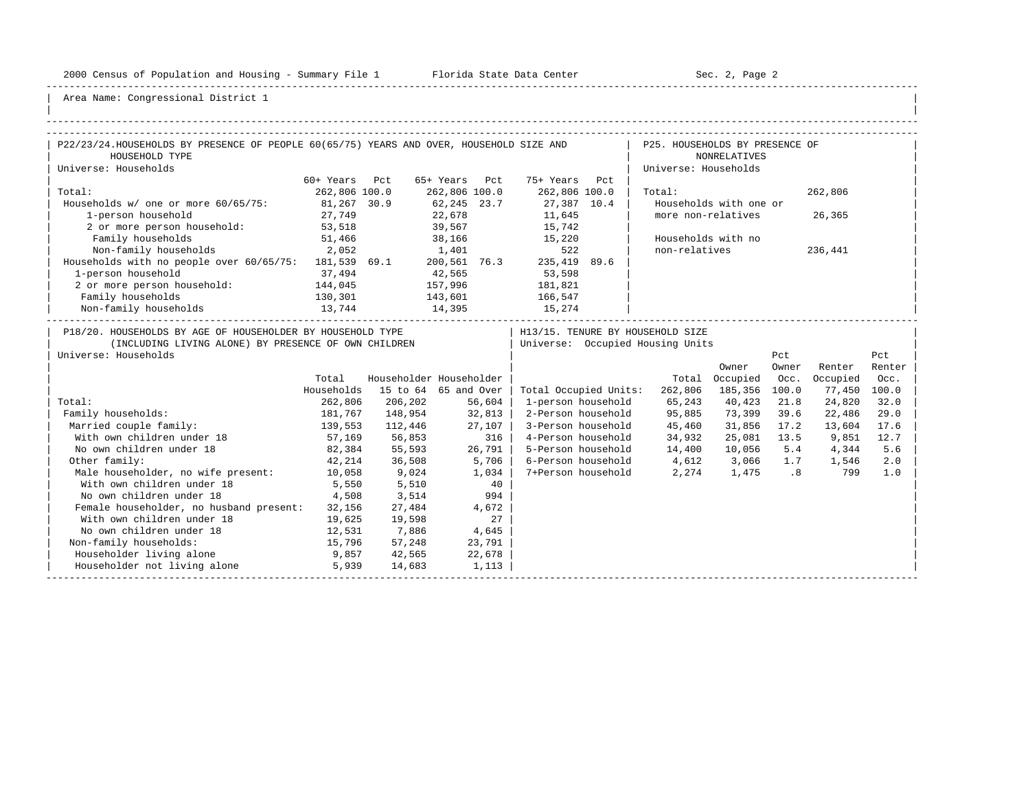Area Name: Congressional District 1

## P22/23/24. HOUSEHOLDS BY PRESENCE OF PEOPLE 60(65/75) YEARS AND OVER, HOUSEHOLD SIZE AND HOUSEHOLD TYPE

Universe: Households

| | 60+ Years | Pct | 65+ Years | Pct | 75+ Years | Pct |
|---|---|---|---|---|---|---|
| Total: | 262,806 | 100.0 | 262,806 | 100.0 | 262,806 | 100.0 |
| Households w/ one or more 60/65/75: | 81,267 | 30.9 | 62,245 | 23.7 | 27,387 | 10.4 |
| 1-person household | 27,749 | | 22,678 | | 11,645 | |
| 2 or more person household: | 53,518 | | 39,567 | | 15,742 | |
| Family households | 51,466 | | 38,166 | | 15,220 | |
| Non-family households | 2,052 | | 1,401 | | 522 | |
| Households with no people over 60/65/75: | 181,539 | 69.1 | 200,561 | 76.3 | 235,419 | 89.6 |
| 1-person household | 37,494 | | 42,565 | | 53,598 | |
| 2 or more person household: | 144,045 | | 157,996 | | 181,821 | |
| Family households | 130,301 | | 143,601 | | 166,547 | |
| Non-family households | 13,744 | | 14,395 | | 15,274 | |

## P25. HOUSEHOLDS BY PRESENCE OF NONRELATIVES

Universe: Households

| | |
|---|---|
| Total: | 262,806 |
| Households with one or more non-relatives | 26,365 |
| Households with no non-relatives | 236,441 |

## P18/20. HOUSEHOLDS BY AGE OF HOUSEHOLDER BY HOUSEHOLD TYPE (INCLUDING LIVING ALONE) BY PRESENCE OF OWN CHILDREN

Universe: Households

| | Total Households | Householder 15 to 64 | Householder 65 and Over |
|---|---|---|---|
| Total: | 262,806 | 206,202 | 56,604 |
| Family households: | 181,767 | 148,954 | 32,813 |
| Married couple family: | 139,553 | 112,446 | 27,107 |
| With own children under 18 | 57,169 | 56,853 | 316 |
| No own children under 18 | 82,384 | 55,593 | 26,791 |
| Other family: | 42,214 | 36,508 | 5,706 |
| Male householder, no wife present: | 10,058 | 9,024 | 1,034 |
| With own children under 18 | 5,550 | 5,510 | 40 |
| No own children under 18 | 4,508 | 3,514 | 994 |
| Female householder, no husband present: | 32,156 | 27,484 | 4,672 |
| With own children under 18 | 19,625 | 19,598 | 27 |
| No own children under 18 | 12,531 | 7,886 | 4,645 |
| Non-family households: | 15,796 | 57,248 | 23,791 |
| Householder living alone | 9,857 | 42,565 | 22,678 |
| Householder not living alone | 5,939 | 14,683 | 1,113 |

## H13/15. TENURE BY HOUSEHOLD SIZE

Universe: Occupied Housing Units

| | Total | Owner Occupied | Pct Owner Occ. | Renter Occupied | Pct Renter Occ. |
|---|---|---|---|---|---|
| Total Occupied Units: | 262,806 | 185,356 | 100.0 | 77,450 | 100.0 |
| 1-person household | 65,243 | 40,423 | 21.8 | 24,820 | 32.0 |
| 2-Person household | 95,885 | 73,399 | 39.6 | 22,486 | 29.0 |
| 3-Person household | 45,460 | 31,856 | 17.2 | 13,604 | 17.6 |
| 4-Person household | 34,932 | 25,081 | 13.5 | 9,851 | 12.7 |
| 5-Person household | 14,400 | 10,056 | 5.4 | 4,344 | 5.6 |
| 6-Person household | 4,612 | 3,066 | 1.7 | 1,546 | 2.0 |
| 7+Person household | 2,274 | 1,475 | .8 | 799 | 1.0 |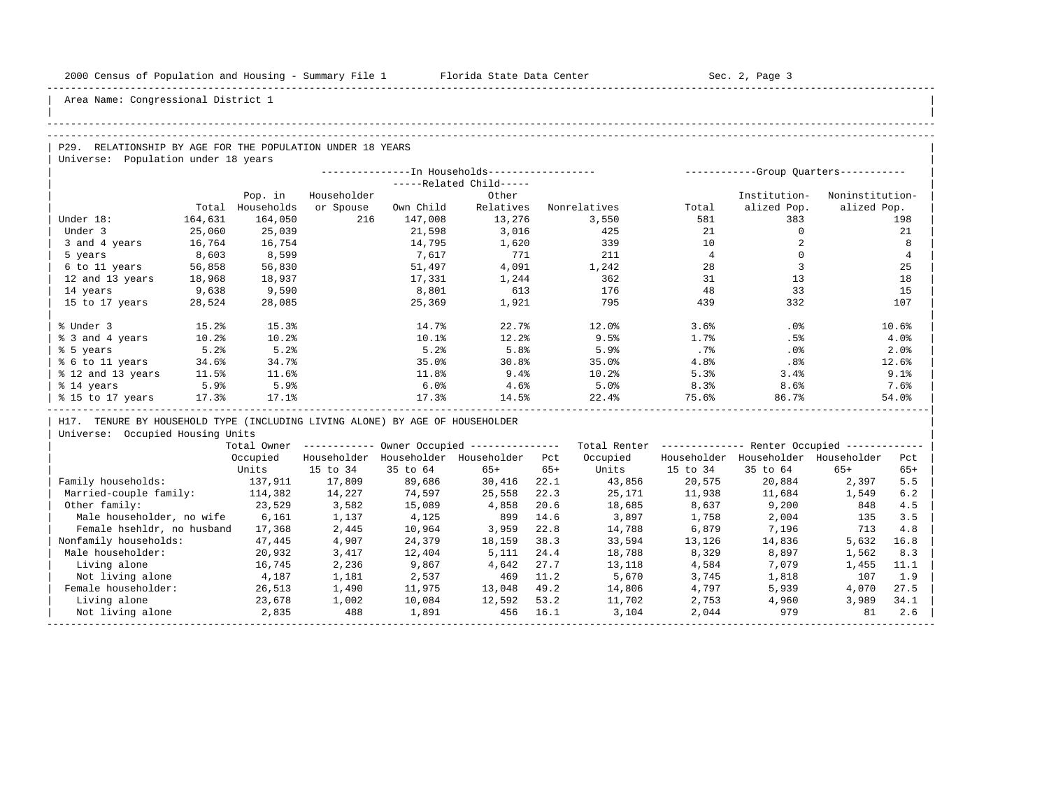Area Name: Congressional District 1

## P29. RELATIONSHIP BY AGE FOR THE POPULATION UNDER 18 YEARS

Universe: Population under 18 years

| | | In Households | | | | | Group Quarters | | |
|---|---|---|---|---|---|---|---|---|---|
| | | | | Related Child | | | | | |
| | Total | Pop. in Households | Householder or Spouse | Own Child | Other Relatives | Nonrelatives | Total | Institution-alized Pop. | Noninstitution-alized Pop. |
| Under 18: | 164,631 | 164,050 | 216 | 147,008 | 13,276 | 3,550 | 581 | 383 | 198 |
| Under 3 | 25,060 | 25,039 | | 21,598 | 3,016 | 425 | 21 | 0 | 21 |
| 3 and 4 years | 16,764 | 16,754 | | 14,795 | 1,620 | 339 | 10 | 2 | 8 |
| 5 years | 8,603 | 8,599 | | 7,617 | 771 | 211 | 4 | 0 | 4 |
| 6 to 11 years | 56,858 | 56,830 | | 51,497 | 4,091 | 1,242 | 28 | 3 | 25 |
| 12 and 13 years | 18,968 | 18,937 | | 17,331 | 1,244 | 362 | 31 | 13 | 18 |
| 14 years | 9,638 | 9,590 | | 8,801 | 613 | 176 | 48 | 33 | 15 |
| 15 to 17 years | 28,524 | 28,085 | | 25,369 | 1,921 | 795 | 439 | 332 | 107 |
| % Under 3 | 15.2% | 15.3% | | 14.7% | 22.7% | 12.0% | 3.6% | .0% | 10.6% |
| % 3 and 4 years | 10.2% | 10.2% | | 10.1% | 12.2% | 9.5% | 1.7% | .5% | 4.0% |
| % 5 years | 5.2% | 5.2% | | 5.2% | 5.8% | 5.9% | .7% | .0% | 2.0% |
| % 6 to 11 years | 34.6% | 34.7% | | 35.0% | 30.8% | 35.0% | 4.8% | .8% | 12.6% |
| % 12 and 13 years | 11.5% | 11.6% | | 11.8% | 9.4% | 10.2% | 5.3% | 3.4% | 9.1% |
| % 14 years | 5.9% | 5.9% | | 6.0% | 4.6% | 5.0% | 8.3% | 8.6% | 7.6% |
| % 15 to 17 years | 17.3% | 17.1% | | 17.3% | 14.5% | 22.4% | 75.6% | 86.7% | 54.0% |

## H17. TENURE BY HOUSEHOLD TYPE (INCLUDING LIVING ALONE) BY AGE OF HOUSEHOLDER

Universe: Occupied Housing Units

| | Total Owner Occupied Units | Owner Occupied | | | | Total Renter Occupied Units | Renter Occupied | | | |
|---|---|---|---|---|---|---|---|---|---|---|
| | | Householder 15 to 34 | Householder 35 to 64 | Householder 65+ | Pct 65+ | | Householder 15 to 34 | Householder 35 to 64 | Householder 65+ | Pct 65+ |
| Family households: | 137,911 | 17,809 | 89,686 | 30,416 | 22.1 | 43,856 | 20,575 | 20,884 | 2,397 | 5.5 |
| Married-couple family: | 114,382 | 14,227 | 74,597 | 25,558 | 22.3 | 25,171 | 11,938 | 11,684 | 1,549 | 6.2 |
| Other family: | 23,529 | 3,582 | 15,089 | 4,858 | 20.6 | 18,685 | 8,637 | 9,200 | 848 | 4.5 |
| Male householder, no wife | 6,161 | 1,137 | 4,125 | 899 | 14.6 | 3,897 | 1,758 | 2,004 | 135 | 3.5 |
| Female hsehldr, no husband | 17,368 | 2,445 | 10,964 | 3,959 | 22.8 | 14,788 | 6,879 | 7,196 | 713 | 4.8 |
| Nonfamily households: | 47,445 | 4,907 | 24,379 | 18,159 | 38.3 | 33,594 | 13,126 | 14,836 | 5,632 | 16.8 |
| Male householder: | 20,932 | 3,417 | 12,404 | 5,111 | 24.4 | 18,788 | 8,329 | 8,897 | 1,562 | 8.3 |
| Living alone | 16,745 | 2,236 | 9,867 | 4,642 | 27.7 | 13,118 | 4,584 | 7,079 | 1,455 | 11.1 |
| Not living alone | 4,187 | 1,181 | 2,537 | 469 | 11.2 | 5,670 | 3,745 | 1,818 | 107 | 1.9 |
| Female householder: | 26,513 | 1,490 | 11,975 | 13,048 | 49.2 | 14,806 | 4,797 | 5,939 | 4,070 | 27.5 |
| Living alone | 23,678 | 1,002 | 10,084 | 12,592 | 53.2 | 11,702 | 2,753 | 4,960 | 3,989 | 34.1 |
| Not living alone | 2,835 | 488 | 1,891 | 456 | 16.1 | 3,104 | 2,044 | 979 | 81 | 2.6 |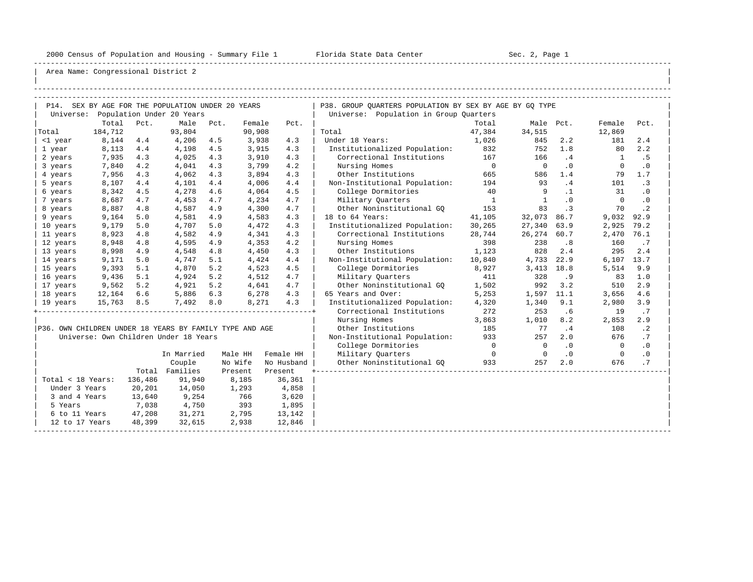Area Name: Congressional District 2

## P14. SEX BY AGE FOR THE POPULATION UNDER 20 YEARS

Universe: Population Under 20 Years

| | Total | Pct. | Male | Pct. | Female | Pct. |
|---|---|---|---|---|---|---|
| Total | 184,712 | | 93,804 | | 90,908 | |
| <1 year | 8,144 | 4.4 | 4,206 | 4.5 | 3,938 | 4.3 |
| 1 year | 8,113 | 4.4 | 4,198 | 4.5 | 3,915 | 4.3 |
| 2 years | 7,935 | 4.3 | 4,025 | 4.3 | 3,910 | 4.3 |
| 3 years | 7,840 | 4.2 | 4,041 | 4.3 | 3,799 | 4.2 |
| 4 years | 7,956 | 4.3 | 4,062 | 4.3 | 3,894 | 4.3 |
| 5 years | 8,107 | 4.4 | 4,101 | 4.4 | 4,006 | 4.4 |
| 6 years | 8,342 | 4.5 | 4,278 | 4.6 | 4,064 | 4.5 |
| 7 years | 8,687 | 4.7 | 4,453 | 4.7 | 4,234 | 4.7 |
| 8 years | 8,887 | 4.8 | 4,587 | 4.9 | 4,300 | 4.7 |
| 9 years | 9,164 | 5.0 | 4,581 | 4.9 | 4,583 | 4.3 |
| 10 years | 9,179 | 5.0 | 4,707 | 5.0 | 4,472 | 4.3 |
| 11 years | 8,923 | 4.8 | 4,582 | 4.9 | 4,341 | 4.3 |
| 12 years | 8,948 | 4.8 | 4,595 | 4.9 | 4,353 | 4.2 |
| 13 years | 8,998 | 4.9 | 4,548 | 4.8 | 4,450 | 4.3 |
| 14 years | 9,171 | 5.0 | 4,747 | 5.1 | 4,424 | 4.4 |
| 15 years | 9,393 | 5.1 | 4,870 | 5.2 | 4,523 | 4.5 |
| 16 years | 9,436 | 5.1 | 4,924 | 5.2 | 4,512 | 4.7 |
| 17 years | 9,562 | 5.2 | 4,921 | 5.2 | 4,641 | 4.7 |
| 18 years | 12,164 | 6.6 | 5,886 | 6.3 | 6,278 | 4.3 |
| 19 years | 15,763 | 8.5 | 7,492 | 8.0 | 8,271 | 4.3 |

## P36. OWN CHILDREN UNDER 18 YEARS BY FAMILY TYPE AND AGE

Universe: Own Children Under 18 Years

| | Total | In Married Couple Families | Male HH No Wife Present | Female HH No Husband Present |
|---|---|---|---|---|
| Total < 18 Years: | 136,486 | 91,940 | 8,185 | 36,361 |
| Under 3 Years | 20,201 | 14,050 | 1,293 | 4,858 |
| 3 and 4 Years | 13,640 | 9,254 | 766 | 3,620 |
| 5 Years | 7,038 | 4,750 | 393 | 1,895 |
| 6 to 11 Years | 47,208 | 31,271 | 2,795 | 13,142 |
| 12 to 17 Years | 48,399 | 32,615 | 2,938 | 12,846 |

## P38. GROUP QUARTERS POPULATION BY SEX BY AGE BY GQ TYPE

Universe: Population in Group Quarters

| | Total | Male | Pct. | Female | Pct. |
|---|---|---|---|---|---|
| Total | 47,384 | 34,515 | | 12,869 | |
| Under 18 Years: | 1,026 | 845 | 2.2 | 181 | 2.4 |
| Institutionalized Population: | 832 | 752 | 1.8 | 80 | 2.2 |
| Correctional Institutions | 167 | 166 | .4 | 1 | .5 |
| Nursing Homes | 0 | 0 | .0 | 0 | .0 |
| Other Institutions | 665 | 586 | 1.4 | 79 | 1.7 |
| Non-Institutional Population: | 194 | 93 | .4 | 101 | .3 |
| College Dormitories | 40 | 9 | .1 | 31 | .0 |
| Military Quarters | 1 | 1 | .0 | 0 | .0 |
| Other Noninstitutional GQ | 153 | 83 | .3 | 70 | .2 |
| 18 to 64 Years: | 41,105 | 32,073 | 86.7 | 9,032 | 92.9 |
| Institutionalized Population: | 30,265 | 27,340 | 63.9 | 2,925 | 79.2 |
| Correctional Institutions | 28,744 | 26,274 | 60.7 | 2,470 | 76.1 |
| Nursing Homes | 398 | 238 | .8 | 160 | .7 |
| Other Institutions | 1,123 | 828 | 2.4 | 295 | 2.4 |
| Non-Institutional Population: | 10,840 | 4,733 | 22.9 | 6,107 | 13.7 |
| College Dormitories | 8,927 | 3,413 | 18.8 | 5,514 | 9.9 |
| Military Quarters | 411 | 328 | .9 | 83 | 1.0 |
| Other Noninstitutional GQ | 1,502 | 992 | 3.2 | 510 | 2.9 |
| 65 Years and Over: | 5,253 | 1,597 | 11.1 | 3,656 | 4.6 |
| Institutionalized Population: | 4,320 | 1,340 | 9.1 | 2,980 | 3.9 |
| Correctional Institutions | 272 | 253 | .6 | 19 | .7 |
| Nursing Homes | 3,863 | 1,010 | 8.2 | 2,853 | 2.9 |
| Other Institutions | 185 | 77 | .4 | 108 | .2 |
| Non-Institutional Population: | 933 | 257 | 2.0 | 676 | .7 |
| College Dormitories | 0 | 0 | .0 | 0 | .0 |
| Military Quarters | 0 | 0 | .0 | 0 | .0 |
| Other Noninstitutional GQ | 933 | 257 | 2.0 | 676 | .7 |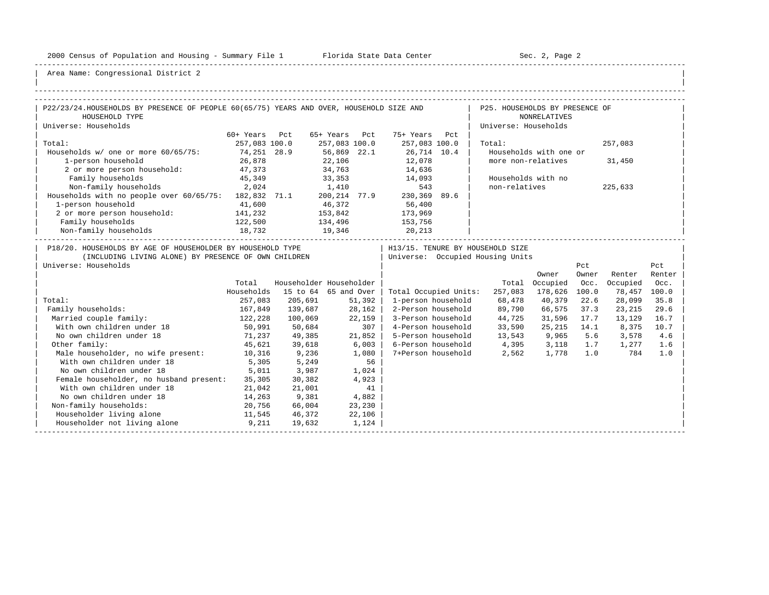Area Name: Congressional District 2

## P22/23/24. HOUSEHOLDS BY PRESENCE OF PEOPLE 60(65/75) YEARS AND OVER, HOUSEHOLD SIZE AND HOUSEHOLD TYPE

Universe: Households

| | 60+ Years | Pct | 65+ Years | Pct | 75+ Years | Pct |
|---|---|---|---|---|---|---|
| Total: | 257,083 | 100.0 | 257,083 | 100.0 | 257,083 | 100.0 |
| Households w/ one or more 60/65/75: | 74,251 | 28.9 | 56,869 | 22.1 | 26,714 | 10.4 |
| 1-person household | 26,878 | | 22,106 | | 12,078 | |
| 2 or more person household: | 47,373 | | 34,763 | | 14,636 | |
| Family households | 45,349 | | 33,353 | | 14,093 | |
| Non-family households | 2,024 | | 1,410 | | 543 | |
| Households with no people over 60/65/75: | 182,832 | 71.1 | 200,214 | 77.9 | 230,369 | 89.6 |
| 1-person household | 41,600 | | 46,372 | | 56,400 | |
| 2 or more person household: | 141,232 | | 153,842 | | 173,969 | |
| Family households | 122,500 | | 134,496 | | 153,756 | |
| Non-family households | 18,732 | | 19,346 | | 20,213 | |

## P25. HOUSEHOLDS BY PRESENCE OF NONRELATIVES

Universe: Households

| | |
|---|---|
| Total: | 257,083 |
| Households with one or more non-relatives | 31,450 |
| Households with no non-relatives | 225,633 |

## P18/20. HOUSEHOLDS BY AGE OF HOUSEHOLDER BY HOUSEHOLD TYPE (INCLUDING LIVING ALONE) BY PRESENCE OF OWN CHILDREN

Universe: Households

| | Total Households | Householder 15 to 64 | Householder 65 and Over |
|---|---|---|---|
| Total: | 257,083 | 205,691 | 51,392 |
| Family households: | 167,849 | 139,687 | 28,162 |
| Married couple family: | 122,228 | 100,069 | 22,159 |
| With own children under 18 | 50,991 | 50,684 | 307 |
| No own children under 18 | 71,237 | 49,385 | 21,852 |
| Other family: | 45,621 | 39,618 | 6,003 |
| Male householder, no wife present: | 10,316 | 9,236 | 1,080 |
| With own children under 18 | 5,305 | 5,249 | 56 |
| No own children under 18 | 5,011 | 3,987 | 1,024 |
| Female householder, no husband present: | 35,305 | 30,382 | 4,923 |
| With own children under 18 | 21,042 | 21,001 | 41 |
| No own children under 18 | 14,263 | 9,381 | 4,882 |
| Non-family households: | 20,756 | 66,004 | 23,230 |
| Householder living alone | 11,545 | 46,372 | 22,106 |
| Householder not living alone | 9,211 | 19,632 | 1,124 |

## H13/15. TENURE BY HOUSEHOLD SIZE

Universe: Occupied Housing Units

| | Total | Owner Occupied | Pct Owner Occ. | Renter Occupied | Pct Renter Occ. |
|---|---|---|---|---|---|
| Total Occupied Units: | 257,083 | 178,626 | 100.0 | 78,457 | 100.0 |
| 1-person household | 68,478 | 40,379 | 22.6 | 28,099 | 35.8 |
| 2-Person household | 89,790 | 66,575 | 37.3 | 23,215 | 29.6 |
| 3-Person household | 44,725 | 31,596 | 17.7 | 13,129 | 16.7 |
| 4-Person household | 33,590 | 25,215 | 14.1 | 8,375 | 10.7 |
| 5-Person household | 13,543 | 9,965 | 5.6 | 3,578 | 4.6 |
| 6-Person household | 4,395 | 3,118 | 1.7 | 1,277 | 1.6 |
| 7+Person household | 2,562 | 1,778 | 1.0 | 784 | 1.0 |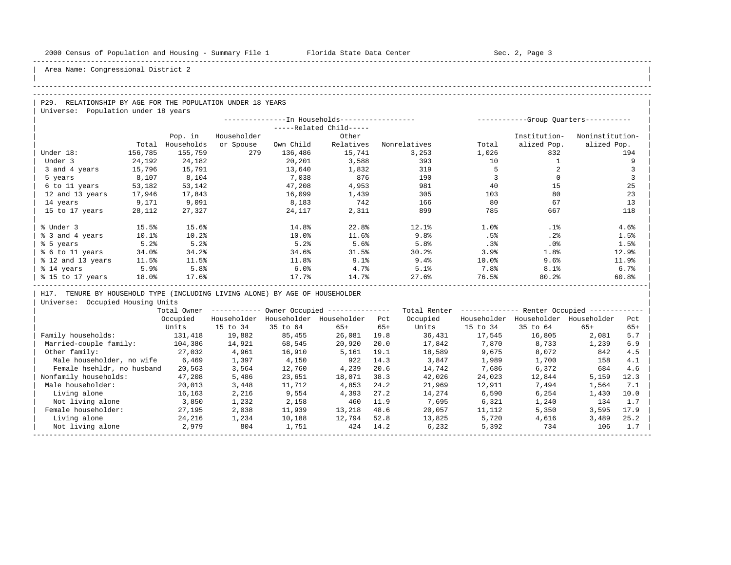Area Name: Congressional District 2

## P29. RELATIONSHIP BY AGE FOR THE POPULATION UNDER 18 YEARS

Universe: Population under 18 years

| | Total | In Households: Pop. in Households | Householder or Spouse | Related Child: Own Child | Related Child: Other Relatives | Nonrelatives | Group Quarters: Total | Institutionalized Pop. | Noninstitutionalized Pop. |
|---|---|---|---|---|---|---|---|---|---|
| Under 18: | 156,785 | 155,759 | 279 | 136,486 | 15,741 | 3,253 | 1,026 | 832 | 194 |
| Under 3 | 24,192 | 24,182 | | 20,201 | 3,588 | 393 | 10 | 1 | 9 |
| 3 and 4 years | 15,796 | 15,791 | | 13,640 | 1,832 | 319 | 5 | 2 | 3 |
| 5 years | 8,107 | 8,104 | | 7,038 | 876 | 190 | 3 | 0 | 3 |
| 6 to 11 years | 53,182 | 53,142 | | 47,208 | 4,953 | 981 | 40 | 15 | 25 |
| 12 and 13 years | 17,946 | 17,843 | | 16,099 | 1,439 | 305 | 103 | 80 | 23 |
| 14 years | 9,171 | 9,091 | | 8,183 | 742 | 166 | 80 | 67 | 13 |
| 15 to 17 years | 28,112 | 27,327 | | 24,117 | 2,311 | 899 | 785 | 667 | 118 |
| % Under 3 | 15.5% | 15.6% | | 14.8% | 22.8% | 12.1% | 1.0% | .1% | 4.6% |
| % 3 and 4 years | 10.1% | 10.2% | | 10.0% | 11.6% | 9.8% | .5% | .2% | 1.5% |
| % 5 years | 5.2% | 5.2% | | 5.2% | 5.6% | 5.8% | .3% | .0% | 1.5% |
| % 6 to 11 years | 34.0% | 34.2% | | 34.6% | 31.5% | 30.2% | 3.9% | 1.8% | 12.9% |
| % 12 and 13 years | 11.5% | 11.5% | | 11.8% | 9.1% | 9.4% | 10.0% | 9.6% | 11.9% |
| % 14 years | 5.9% | 5.8% | | 6.0% | 4.7% | 5.1% | 7.8% | 8.1% | 6.7% |
| % 15 to 17 years | 18.0% | 17.6% | | 17.7% | 14.7% | 27.6% | 76.5% | 80.2% | 60.8% |

## H17. TENURE BY HOUSEHOLD TYPE (INCLUDING LIVING ALONE) BY AGE OF HOUSEHOLDER

Universe: Occupied Housing Units

| | Total Owner Occupied Units | Owner: Householder 15 to 34 | Owner: Householder 35 to 64 | Owner: Householder 65+ | Pct 65+ | Total Renter Occupied Units | Renter: Householder 15 to 34 | Renter: Householder 35 to 64 | Renter: Householder 65+ | Pct 65+ |
|---|---|---|---|---|---|---|---|---|---|---|
| Family households: | 131,418 | 19,882 | 85,455 | 26,081 | 19.8 | 36,431 | 17,545 | 16,805 | 2,081 | 5.7 |
| Married-couple family: | 104,386 | 14,921 | 68,545 | 20,920 | 20.0 | 17,842 | 7,870 | 8,733 | 1,239 | 6.9 |
| Other family: | 27,032 | 4,961 | 16,910 | 5,161 | 19.1 | 18,589 | 9,675 | 8,072 | 842 | 4.5 |
| Male householder, no wife | 6,469 | 1,397 | 4,150 | 922 | 14.3 | 3,847 | 1,989 | 1,700 | 158 | 4.1 |
| Female hsehldr, no husband | 20,563 | 3,564 | 12,760 | 4,239 | 20.6 | 14,742 | 7,686 | 6,372 | 684 | 4.6 |
| Nonfamily households: | 47,208 | 5,486 | 23,651 | 18,071 | 38.3 | 42,026 | 24,023 | 12,844 | 5,159 | 12.3 |
| Male householder: | 20,013 | 3,448 | 11,712 | 4,853 | 24.2 | 21,969 | 12,911 | 7,494 | 1,564 | 7.1 |
| Living alone | 16,163 | 2,216 | 9,554 | 4,393 | 27.2 | 14,274 | 6,590 | 6,254 | 1,430 | 10.0 |
| Not living alone | 3,850 | 1,232 | 2,158 | 460 | 11.9 | 7,695 | 6,321 | 1,240 | 134 | 1.7 |
| Female householder: | 27,195 | 2,038 | 11,939 | 13,218 | 48.6 | 20,057 | 11,112 | 5,350 | 3,595 | 17.9 |
| Living alone | 24,216 | 1,234 | 10,188 | 12,794 | 52.8 | 13,825 | 5,720 | 4,616 | 3,489 | 25.2 |
| Not living alone | 2,979 | 804 | 1,751 | 424 | 14.2 | 6,232 | 5,392 | 734 | 106 | 1.7 |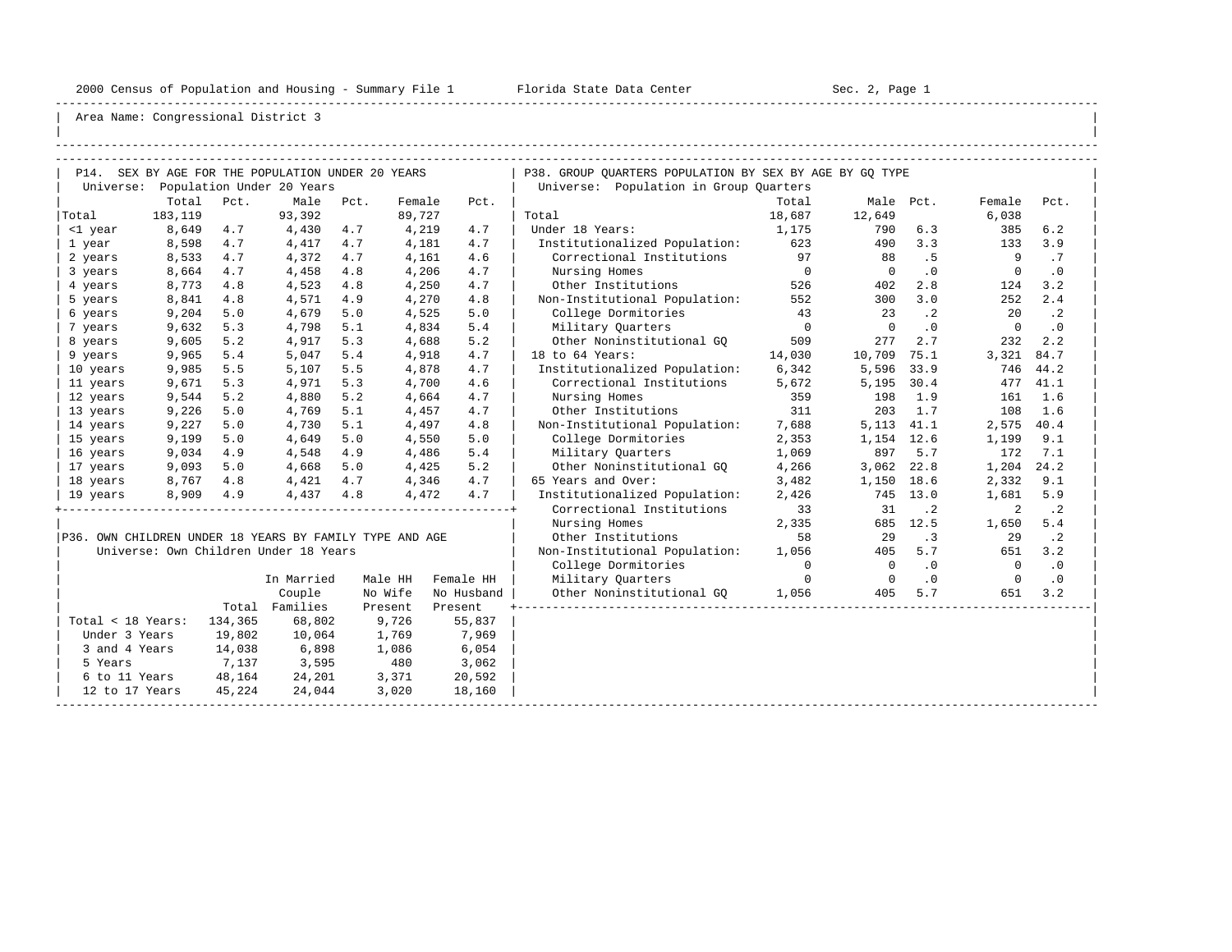Area Name: Congressional District 3

## P14. SEX BY AGE FOR THE POPULATION UNDER 20 YEARS

Universe: Population Under 20 Years

| | Total | Pct. | Male | Pct. | Female | Pct. |
|---|---|---|---|---|---|---|
| Total | 183,119 | | 93,392 | | 89,727 | |
| <1 year | 8,649 | 4.7 | 4,430 | 4.7 | 4,219 | 4.7 |
| 1 year | 8,598 | 4.7 | 4,417 | 4.7 | 4,181 | 4.7 |
| 2 years | 8,533 | 4.7 | 4,372 | 4.7 | 4,161 | 4.6 |
| 3 years | 8,664 | 4.7 | 4,458 | 4.8 | 4,206 | 4.7 |
| 4 years | 8,773 | 4.8 | 4,523 | 4.8 | 4,250 | 4.7 |
| 5 years | 8,841 | 4.8 | 4,571 | 4.9 | 4,270 | 4.8 |
| 6 years | 9,204 | 5.0 | 4,679 | 5.0 | 4,525 | 5.0 |
| 7 years | 9,632 | 5.3 | 4,798 | 5.1 | 4,834 | 5.4 |
| 8 years | 9,605 | 5.2 | 4,917 | 5.3 | 4,688 | 5.2 |
| 9 years | 9,965 | 5.4 | 5,047 | 5.4 | 4,918 | 4.7 |
| 10 years | 9,985 | 5.5 | 5,107 | 5.5 | 4,878 | 4.7 |
| 11 years | 9,671 | 5.3 | 4,971 | 5.3 | 4,700 | 4.6 |
| 12 years | 9,544 | 5.2 | 4,880 | 5.2 | 4,664 | 4.7 |
| 13 years | 9,226 | 5.0 | 4,769 | 5.1 | 4,457 | 4.7 |
| 14 years | 9,227 | 5.0 | 4,730 | 5.1 | 4,497 | 4.8 |
| 15 years | 9,199 | 5.0 | 4,649 | 5.0 | 4,550 | 5.0 |
| 16 years | 9,034 | 4.9 | 4,548 | 4.9 | 4,486 | 5.4 |
| 17 years | 9,093 | 5.0 | 4,668 | 5.0 | 4,425 | 5.2 |
| 18 years | 8,767 | 4.8 | 4,421 | 4.7 | 4,346 | 4.7 |
| 19 years | 8,909 | 4.9 | 4,437 | 4.8 | 4,472 | 4.7 |

## P36. OWN CHILDREN UNDER 18 YEARS BY FAMILY TYPE AND AGE

Universe: Own Children Under 18 Years

| | Total | In Married Couple Families | Male HH No Wife Present | Female HH No Husband Present |
|---|---|---|---|---|
| Total < 18 Years: | 134,365 | 68,802 | 9,726 | 55,837 |
| Under 3 Years | 19,802 | 10,064 | 1,769 | 7,969 |
| 3 and 4 Years | 14,038 | 6,898 | 1,086 | 6,054 |
| 5 Years | 7,137 | 3,595 | 480 | 3,062 |
| 6 to 11 Years | 48,164 | 24,201 | 3,371 | 20,592 |
| 12 to 17 Years | 45,224 | 24,044 | 3,020 | 18,160 |

## P38. GROUP QUARTERS POPULATION BY SEX BY AGE BY GQ TYPE

Universe: Population in Group Quarters

| | Total | Male | Pct. | Female | Pct. |
|---|---|---|---|---|---|
| Total | 18,687 | 12,649 | | 6,038 | |
| Under 18 Years: | 1,175 | 790 | 6.3 | 385 | 6.2 |
| Institutionalized Population: | 623 | 490 | 3.3 | 133 | 3.9 |
| Correctional Institutions | 97 | 88 | .5 | 9 | .7 |
| Nursing Homes | 0 | 0 | .0 | 0 | .0 |
| Other Institutions | 526 | 402 | 2.8 | 124 | 3.2 |
| Non-Institutional Population: | 552 | 300 | 3.0 | 252 | 2.4 |
| College Dormitories | 43 | 23 | .2 | 20 | .2 |
| Military Quarters | 0 | 0 | .0 | 0 | .0 |
| Other Noninstitutional GQ | 509 | 277 | 2.7 | 232 | 2.2 |
| 18 to 64 Years: | 14,030 | 10,709 | 75.1 | 3,321 | 84.7 |
| Institutionalized Population: | 6,342 | 5,596 | 33.9 | 746 | 44.2 |
| Correctional Institutions | 5,672 | 5,195 | 30.4 | 477 | 41.1 |
| Nursing Homes | 359 | 198 | 1.9 | 161 | 1.6 |
| Other Institutions | 311 | 203 | 1.7 | 108 | 1.6 |
| Non-Institutional Population: | 7,688 | 5,113 | 41.1 | 2,575 | 40.4 |
| College Dormitories | 2,353 | 1,154 | 12.6 | 1,199 | 9.1 |
| Military Quarters | 1,069 | 897 | 5.7 | 172 | 7.1 |
| Other Noninstitutional GQ | 4,266 | 3,062 | 22.8 | 1,204 | 24.2 |
| 65 Years and Over: | 3,482 | 1,150 | 18.6 | 2,332 | 9.1 |
| Institutionalized Population: | 2,426 | 745 | 13.0 | 1,681 | 5.9 |
| Correctional Institutions | 33 | 31 | .2 | 2 | .2 |
| Nursing Homes | 2,335 | 685 | 12.5 | 1,650 | 5.4 |
| Other Institutions | 58 | 29 | .3 | 29 | .2 |
| Non-Institutional Population: | 1,056 | 405 | 5.7 | 651 | 3.2 |
| College Dormitories | 0 | 0 | .0 | 0 | .0 |
| Military Quarters | 0 | 0 | .0 | 0 | .0 |
| Other Noninstitutional GQ | 1,056 | 405 | 5.7 | 651 | 3.2 |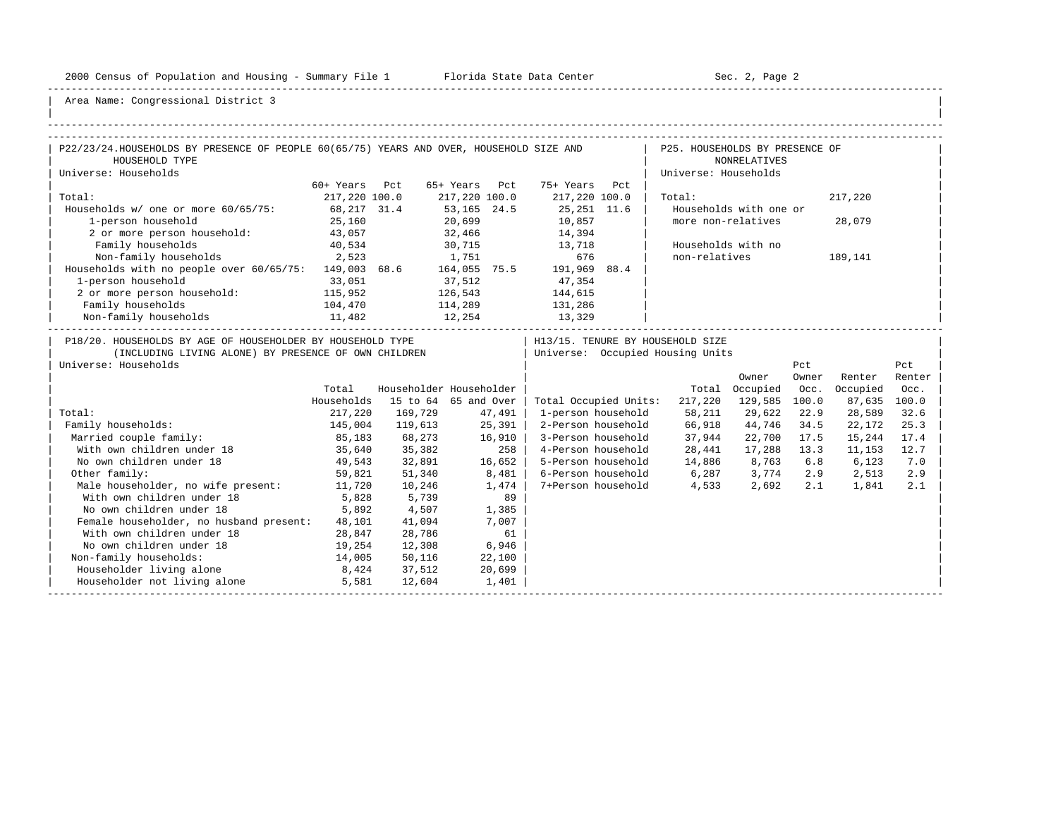Area Name: Congressional District 3

## P22/23/24. HOUSEHOLDS BY PRESENCE OF PEOPLE 60(65/75) YEARS AND OVER, HOUSEHOLD SIZE AND HOUSEHOLD TYPE

Universe: Households

| | 60+ Years | Pct | 65+ Years | Pct | 75+ Years | Pct |
|---|---|---|---|---|---|---|
| Total: | 217,220 | 100.0 | 217,220 | 100.0 | 217,220 | 100.0 |
| Households w/ one or more 60/65/75: | 68,217 | 31.4 | 53,165 | 24.5 | 25,251 | 11.6 |
| 1-person household | 25,160 | | 20,699 | | 10,857 | |
| 2 or more person household: | 43,057 | | 32,466 | | 14,394 | |
| Family households | 40,534 | | 30,715 | | 13,718 | |
| Non-family households | 2,523 | | 1,751 | | 676 | |
| Households with no people over 60/65/75: | 149,003 | 68.6 | 164,055 | 75.5 | 191,969 | 88.4 |
| 1-person household | 33,051 | | 37,512 | | 47,354 | |
| 2 or more person household: | 115,952 | | 126,543 | | 144,615 | |
| Family households | 104,470 | | 114,289 | | 131,286 | |
| Non-family households | 11,482 | | 12,254 | | 13,329 | |

## P25. HOUSEHOLDS BY PRESENCE OF NONRELATIVES

Universe: Households

| | |
|---|---|
| Total: | 217,220 |
| Households with one or more non-relatives | 28,079 |
| Households with no non-relatives | 189,141 |

## P18/20. HOUSEHOLDS BY AGE OF HOUSEHOLDER BY HOUSEHOLD TYPE (INCLUDING LIVING ALONE) BY PRESENCE OF OWN CHILDREN

Universe: Households

| | Total Households | Householder 15 to 64 | Householder 65 and Over |
|---|---|---|---|
| Total: | 217,220 | 169,729 | 47,491 |
| Family households: | 145,004 | 119,613 | 25,391 |
| Married couple family: | 85,183 | 68,273 | 16,910 |
| With own children under 18 | 35,640 | 35,382 | 258 |
| No own children under 18 | 49,543 | 32,891 | 16,652 |
| Other family: | 59,821 | 51,340 | 8,481 |
| Male householder, no wife present: | 11,720 | 10,246 | 1,474 |
| With own children under 18 | 5,828 | 5,739 | 89 |
| No own children under 18 | 5,892 | 4,507 | 1,385 |
| Female householder, no husband present: | 48,101 | 41,094 | 7,007 |
| With own children under 18 | 28,847 | 28,786 | 61 |
| No own children under 18 | 19,254 | 12,308 | 6,946 |
| Non-family households: | 14,005 | 50,116 | 22,100 |
| Householder living alone | 8,424 | 37,512 | 20,699 |
| Householder not living alone | 5,581 | 12,604 | 1,401 |

## H13/15. TENURE BY HOUSEHOLD SIZE

Universe: Occupied Housing Units

| | Total | Owner Occupied | Pct Owner Occ. | Renter Occupied | Pct Renter Occ. |
|---|---|---|---|---|---|
| Total Occupied Units: | 217,220 | 129,585 | 100.0 | 87,635 | 100.0 |
| 1-person household | 58,211 | 29,622 | 22.9 | 28,589 | 32.6 |
| 2-Person household | 66,918 | 44,746 | 34.5 | 22,172 | 25.3 |
| 3-Person household | 37,944 | 22,700 | 17.5 | 15,244 | 17.4 |
| 4-Person household | 28,441 | 17,288 | 13.3 | 11,153 | 12.7 |
| 5-Person household | 14,886 | 8,763 | 6.8 | 6,123 | 7.0 |
| 6-Person household | 6,287 | 3,774 | 2.9 | 2,513 | 2.9 |
| 7+Person household | 4,533 | 2,692 | 2.1 | 1,841 | 2.1 |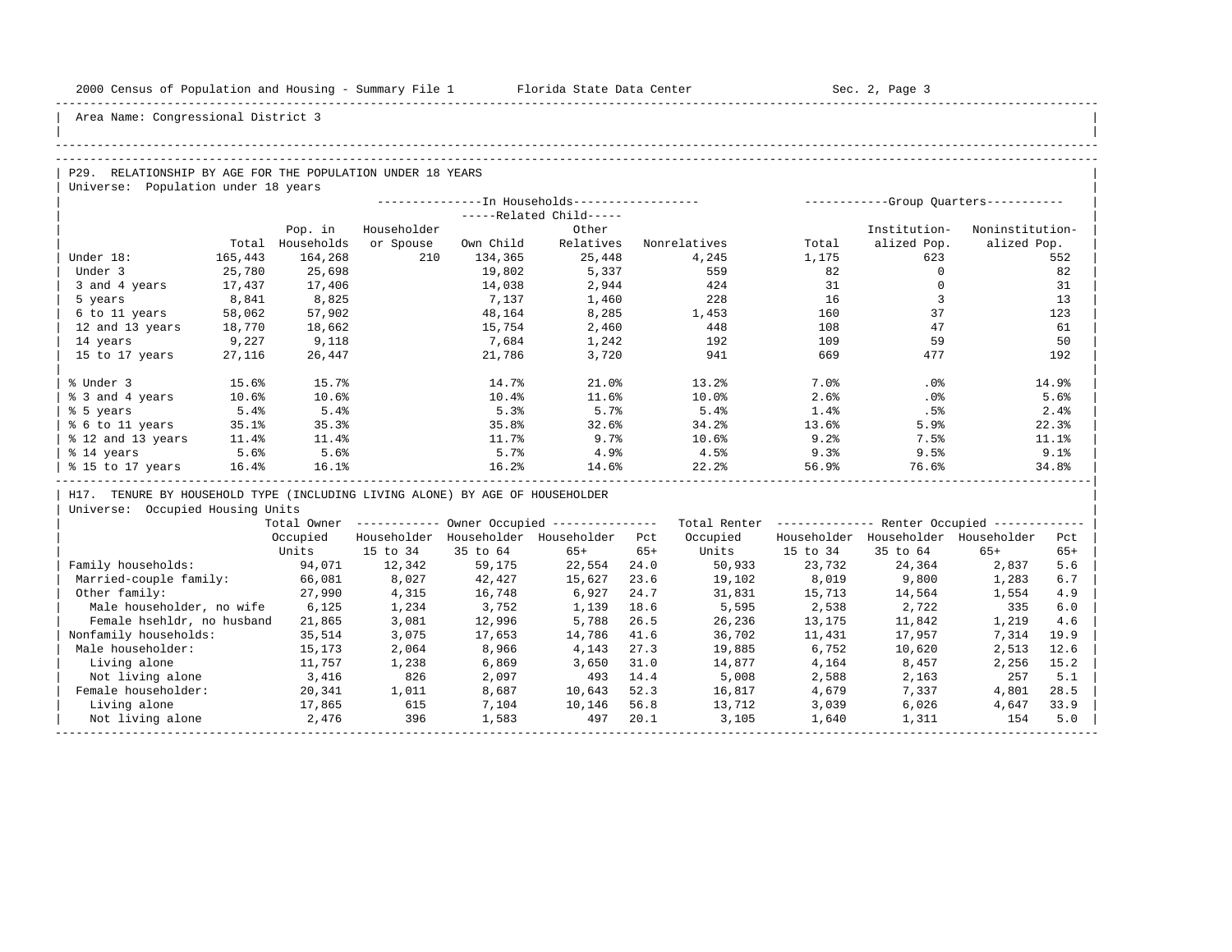Area Name: Congressional District 3

## P29. RELATIONSHIP BY AGE FOR THE POPULATION UNDER 18 YEARS

Universe: Population under 18 years

| | Total | In Households: Pop. in Households | Householder or Spouse | Related Child: Own Child | Related Child: Other Relatives | Nonrelatives | Group Quarters: Total | Institutionalized Pop. | Noninstitutionalized Pop. |
|---|---|---|---|---|---|---|---|---|---|
| Under 18: | 165,443 | 164,268 | 210 | 134,365 | 25,448 | 4,245 | 1,175 | 623 | 552 |
| Under 3 | 25,780 | 25,698 | | 19,802 | 5,337 | 559 | 82 | 0 | 82 |
| 3 and 4 years | 17,437 | 17,406 | | 14,038 | 2,944 | 424 | 31 | 0 | 31 |
| 5 years | 8,841 | 8,825 | | 7,137 | 1,460 | 228 | 16 | 3 | 13 |
| 6 to 11 years | 58,062 | 57,902 | | 48,164 | 8,285 | 1,453 | 160 | 37 | 123 |
| 12 and 13 years | 18,770 | 18,662 | | 15,754 | 2,460 | 448 | 108 | 47 | 61 |
| 14 years | 9,227 | 9,118 | | 7,684 | 1,242 | 192 | 109 | 59 | 50 |
| 15 to 17 years | 27,116 | 26,447 | | 21,786 | 3,720 | 941 | 669 | 477 | 192 |
| % Under 3 | 15.6% | 15.7% | | 14.7% | 21.0% | 13.2% | 7.0% | .0% | 14.9% |
| % 3 and 4 years | 10.6% | 10.6% | | 10.4% | 11.6% | 10.0% | 2.6% | .0% | 5.6% |
| % 5 years | 5.4% | 5.4% | | 5.3% | 5.7% | 5.4% | 1.4% | .5% | 2.4% |
| % 6 to 11 years | 35.1% | 35.3% | | 35.8% | 32.6% | 34.2% | 13.6% | 5.9% | 22.3% |
| % 12 and 13 years | 11.4% | 11.4% | | 11.7% | 9.7% | 10.6% | 9.2% | 7.5% | 11.1% |
| % 14 years | 5.6% | 5.6% | | 5.7% | 4.9% | 4.5% | 9.3% | 9.5% | 9.1% |
| % 15 to 17 years | 16.4% | 16.1% | | 16.2% | 14.6% | 22.2% | 56.9% | 76.6% | 34.8% |

## H17. TENURE BY HOUSEHOLD TYPE (INCLUDING LIVING ALONE) BY AGE OF HOUSEHOLDER

Universe: Occupied Housing Units

| | Total Owner Occupied Units | Owner Occupied: Householder 15 to 34 | Householder 35 to 64 | Householder 65+ | Pct 65+ | Total Renter Occupied Units | Renter Occupied: Householder 15 to 34 | Householder 35 to 64 | Householder 65+ | Pct 65+ |
|---|---|---|---|---|---|---|---|---|---|---|
| Family households: | 94,071 | 12,342 | 59,175 | 22,554 | 24.0 | 50,933 | 23,732 | 24,364 | 2,837 | 5.6 |
| Married-couple family: | 66,081 | 8,027 | 42,427 | 15,627 | 23.6 | 19,102 | 8,019 | 9,800 | 1,283 | 6.7 |
| Other family: | 27,990 | 4,315 | 16,748 | 6,927 | 24.7 | 31,831 | 15,713 | 14,564 | 1,554 | 4.9 |
| Male householder, no wife | 6,125 | 1,234 | 3,752 | 1,139 | 18.6 | 5,595 | 2,538 | 2,722 | 335 | 6.0 |
| Female hsehldr, no husband | 21,865 | 3,081 | 12,996 | 5,788 | 26.5 | 26,236 | 13,175 | 11,842 | 1,219 | 4.6 |
| Nonfamily households: | 35,514 | 3,075 | 17,653 | 14,786 | 41.6 | 36,702 | 11,431 | 17,957 | 7,314 | 19.9 |
| Male householder: | 15,173 | 2,064 | 8,966 | 4,143 | 27.3 | 19,885 | 6,752 | 10,620 | 2,513 | 12.6 |
| Living alone | 11,757 | 1,238 | 6,869 | 3,650 | 31.0 | 14,877 | 4,164 | 8,457 | 2,256 | 15.2 |
| Not living alone | 3,416 | 826 | 2,097 | 493 | 14.4 | 5,008 | 2,588 | 2,163 | 257 | 5.1 |
| Female householder: | 20,341 | 1,011 | 8,687 | 10,643 | 52.3 | 16,817 | 4,679 | 7,337 | 4,801 | 28.5 |
| Living alone | 17,865 | 615 | 7,104 | 10,146 | 56.8 | 13,712 | 3,039 | 6,026 | 4,647 | 33.9 |
| Not living alone | 2,476 | 396 | 1,583 | 497 | 20.1 | 3,105 | 1,640 | 1,311 | 154 | 5.0 |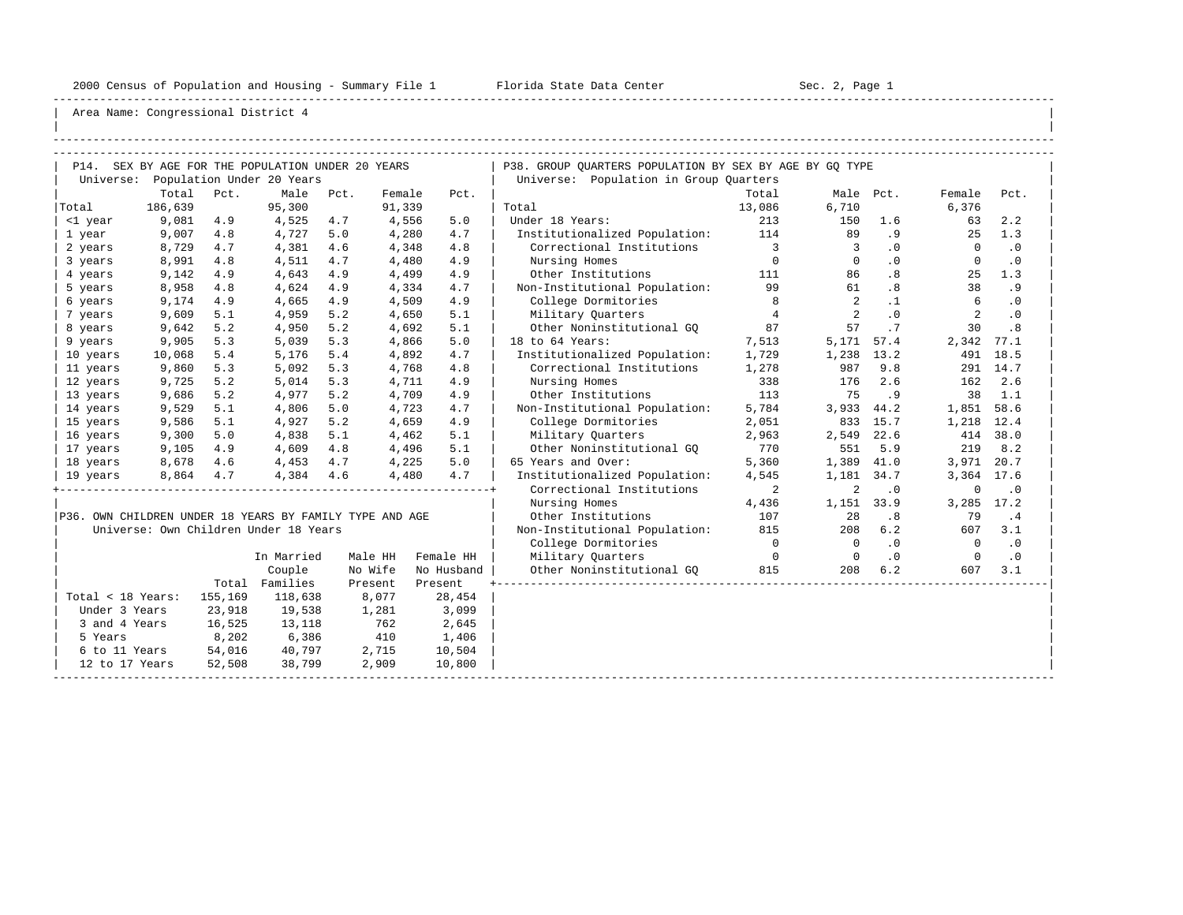Area Name: Congressional District 4

## P14. SEX BY AGE FOR THE POPULATION UNDER 20 YEARS

Universe: Population Under 20 Years

| | Total | Pct. | Male | Pct. | Female | Pct. |
|---|---|---|---|---|---|---|
| Total | 186,639 | | 95,300 | | 91,339 | |
| <1 year | 9,081 | 4.9 | 4,525 | 4.7 | 4,556 | 5.0 |
| 1 year | 9,007 | 4.8 | 4,727 | 5.0 | 4,280 | 4.7 |
| 2 years | 8,729 | 4.7 | 4,381 | 4.6 | 4,348 | 4.8 |
| 3 years | 8,991 | 4.8 | 4,511 | 4.7 | 4,480 | 4.9 |
| 4 years | 9,142 | 4.9 | 4,643 | 4.9 | 4,499 | 4.9 |
| 5 years | 8,958 | 4.8 | 4,624 | 4.9 | 4,334 | 4.7 |
| 6 years | 9,174 | 4.9 | 4,665 | 4.9 | 4,509 | 4.9 |
| 7 years | 9,609 | 5.1 | 4,959 | 5.2 | 4,650 | 5.1 |
| 8 years | 9,642 | 5.2 | 4,950 | 5.2 | 4,692 | 5.1 |
| 9 years | 9,905 | 5.3 | 5,039 | 5.3 | 4,866 | 5.0 |
| 10 years | 10,068 | 5.4 | 5,176 | 5.4 | 4,892 | 4.7 |
| 11 years | 9,860 | 5.3 | 5,092 | 5.3 | 4,768 | 4.8 |
| 12 years | 9,725 | 5.2 | 5,014 | 5.3 | 4,711 | 4.9 |
| 13 years | 9,686 | 5.2 | 4,977 | 5.2 | 4,709 | 4.9 |
| 14 years | 9,529 | 5.1 | 4,806 | 5.0 | 4,723 | 4.7 |
| 15 years | 9,586 | 5.1 | 4,927 | 5.2 | 4,659 | 4.9 |
| 16 years | 9,300 | 5.0 | 4,838 | 5.1 | 4,462 | 5.1 |
| 17 years | 9,105 | 4.9 | 4,609 | 4.8 | 4,496 | 5.1 |
| 18 years | 8,678 | 4.6 | 4,453 | 4.7 | 4,225 | 5.0 |
| 19 years | 8,864 | 4.7 | 4,384 | 4.6 | 4,480 | 4.7 |

## P36. OWN CHILDREN UNDER 18 YEARS BY FAMILY TYPE AND AGE

Universe: Own Children Under 18 Years

| | Total | In Married Couple Families | Male HH No Wife Present | Female HH No Husband Present |
|---|---|---|---|---|
| Total < 18 Years: | 155,169 | 118,638 | 8,077 | 28,454 |
| Under 3 Years | 23,918 | 19,538 | 1,281 | 3,099 |
| 3 and 4 Years | 16,525 | 13,118 | 762 | 2,645 |
| 5 Years | 8,202 | 6,386 | 410 | 1,406 |
| 6 to 11 Years | 54,016 | 40,797 | 2,715 | 10,504 |
| 12 to 17 Years | 52,508 | 38,799 | 2,909 | 10,800 |

## P38. GROUP QUARTERS POPULATION BY SEX BY AGE BY GQ TYPE

Universe: Population in Group Quarters

| | Total | Male | Pct. | Female | Pct. |
|---|---|---|---|---|---|
| Total | 13,086 | 6,710 | | 6,376 | |
| Under 18 Years: | 213 | 150 | 1.6 | 63 | 2.2 |
| Institutionalized Population: | 114 | 89 | .9 | 25 | 1.3 |
| Correctional Institutions | 3 | 3 | .0 | 0 | .0 |
| Nursing Homes | 0 | 0 | .0 | 0 | .0 |
| Other Institutions | 111 | 86 | .8 | 25 | 1.3 |
| Non-Institutional Population: | 99 | 61 | .8 | 38 | .9 |
| College Dormitories | 8 | 2 | .1 | 6 | .0 |
| Military Quarters | 4 | 2 | .0 | 2 | .0 |
| Other Noninstitutional GQ | 87 | 57 | .7 | 30 | .8 |
| 18 to 64 Years: | 7,513 | 5,171 | 57.4 | 2,342 | 77.1 |
| Institutionalized Population: | 1,729 | 1,238 | 13.2 | 491 | 18.5 |
| Correctional Institutions | 1,278 | 987 | 9.8 | 291 | 14.7 |
| Nursing Homes | 338 | 176 | 2.6 | 162 | 2.6 |
| Other Institutions | 113 | 75 | .9 | 38 | 1.1 |
| Non-Institutional Population: | 5,784 | 3,933 | 44.2 | 1,851 | 58.6 |
| College Dormitories | 2,051 | 833 | 15.7 | 1,218 | 12.4 |
| Military Quarters | 2,963 | 2,549 | 22.6 | 414 | 38.0 |
| Other Noninstitutional GQ | 770 | 551 | 5.9 | 219 | 8.2 |
| 65 Years and Over: | 5,360 | 1,389 | 41.0 | 3,971 | 20.7 |
| Institutionalized Population: | 4,545 | 1,181 | 34.7 | 3,364 | 17.6 |
| Correctional Institutions | 2 | 2 | .0 | 0 | .0 |
| Nursing Homes | 4,436 | 1,151 | 33.9 | 3,285 | 17.2 |
| Other Institutions | 107 | 28 | .8 | 79 | .4 |
| Non-Institutional Population: | 815 | 208 | 6.2 | 607 | 3.1 |
| College Dormitories | 0 | 0 | .0 | 0 | .0 |
| Military Quarters | 0 | 0 | .0 | 0 | .0 |
| Other Noninstitutional GQ | 815 | 208 | 6.2 | 607 | 3.1 |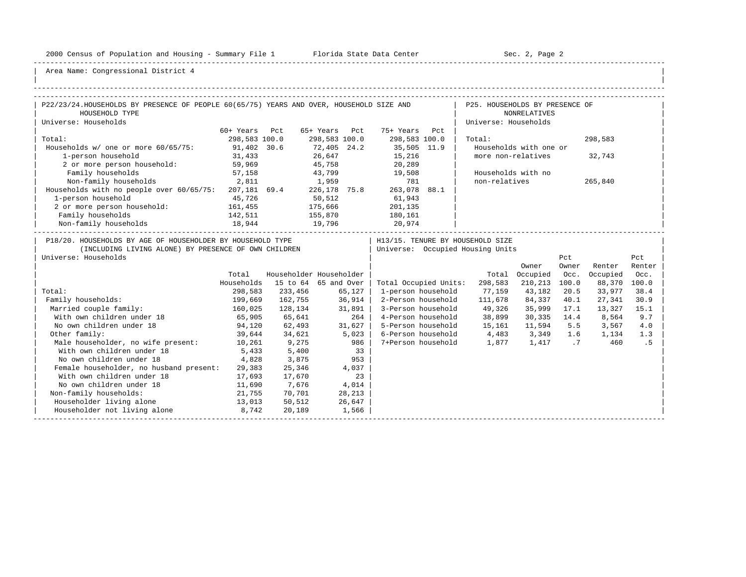2000 Census of Population and Housing - Summary File 1 Florida State Data Center Sec. 2, Page 2

Area Name: Congressional District 4

## P22/23/24. HOUSEHOLDS BY PRESENCE OF PEOPLE 60(65/75) YEARS AND OVER, HOUSEHOLD SIZE AND HOUSEHOLD TYPE

Universe: Households

| | 60+ Years | Pct | 65+ Years | Pct | 75+ Years | Pct |
|---|---|---|---|---|---|---|
| Total: | 298,583 | 100.0 | 298,583 | 100.0 | 298,583 | 100.0 |
| Households w/ one or more 60/65/75: | 91,402 | 30.6 | 72,405 | 24.2 | 35,505 | 11.9 |
| 1-person household | 31,433 | | 26,647 | | 15,216 | |
| 2 or more person household: | 59,969 | | 45,758 | | 20,289 | |
| Family households | 57,158 | | 43,799 | | 19,508 | |
| Non-family households | 2,811 | | 1,959 | | 781 | |
| Households with no people over 60/65/75: | 207,181 | 69.4 | 226,178 | 75.8 | 263,078 | 88.1 |
| 1-person household | 45,726 | | 50,512 | | 61,943 | |
| 2 or more person household: | 161,455 | | 175,666 | | 201,135 | |
| Family households | 142,511 | | 155,870 | | 180,161 | |
| Non-family households | 18,944 | | 19,796 | | 20,974 | |

## P25. HOUSEHOLDS BY PRESENCE OF NONRELATIVES

Universe: Households

| | |
|---|---|
| Total: | 298,583 |
| Households with one or more non-relatives | 32,743 |
| Households with no non-relatives | 265,840 |

## P18/20. HOUSEHOLDS BY AGE OF HOUSEHOLDER BY HOUSEHOLD TYPE (INCLUDING LIVING ALONE) BY PRESENCE OF OWN CHILDREN

Universe: Households

| | Total Households | Householder 15 to 64 | Householder 65 and Over |
|---|---|---|---|
| Total: | 298,583 | 233,456 | 65,127 |
| Family households: | 199,669 | 162,755 | 36,914 |
| Married couple family: | 160,025 | 128,134 | 31,891 |
| With own children under 18 | 65,905 | 65,641 | 264 |
| No own children under 18 | 94,120 | 62,493 | 31,627 |
| Other family: | 39,644 | 34,621 | 5,023 |
| Male householder, no wife present: | 10,261 | 9,275 | 986 |
| With own children under 18 | 5,433 | 5,400 | 33 |
| No own children under 18 | 4,828 | 3,875 | 953 |
| Female householder, no husband present: | 29,383 | 25,346 | 4,037 |
| With own children under 18 | 17,693 | 17,670 | 23 |
| No own children under 18 | 11,690 | 7,676 | 4,014 |
| Non-family households: | 21,755 | 70,701 | 28,213 |
| Householder living alone | 13,013 | 50,512 | 26,647 |
| Householder not living alone | 8,742 | 20,189 | 1,566 |

## H13/15. TENURE BY HOUSEHOLD SIZE

Universe: Occupied Housing Units

| | Total | Owner Occupied | Pct Owner Occ. | Renter Occupied | Pct Renter Occ. |
|---|---|---|---|---|---|
| Total Occupied Units: | 298,583 | 210,213 | 100.0 | 88,370 | 100.0 |
| 1-person household | 77,159 | 43,182 | 20.5 | 33,977 | 38.4 |
| 2-Person household | 111,678 | 84,337 | 40.1 | 27,341 | 30.9 |
| 3-Person household | 49,326 | 35,999 | 17.1 | 13,327 | 15.1 |
| 4-Person household | 38,899 | 30,335 | 14.4 | 8,564 | 9.7 |
| 5-Person household | 15,161 | 11,594 | 5.5 | 3,567 | 4.0 |
| 6-Person household | 4,483 | 3,349 | 1.6 | 1,134 | 1.3 |
| 7+Person household | 1,877 | 1,417 | .7 | 460 | .5 |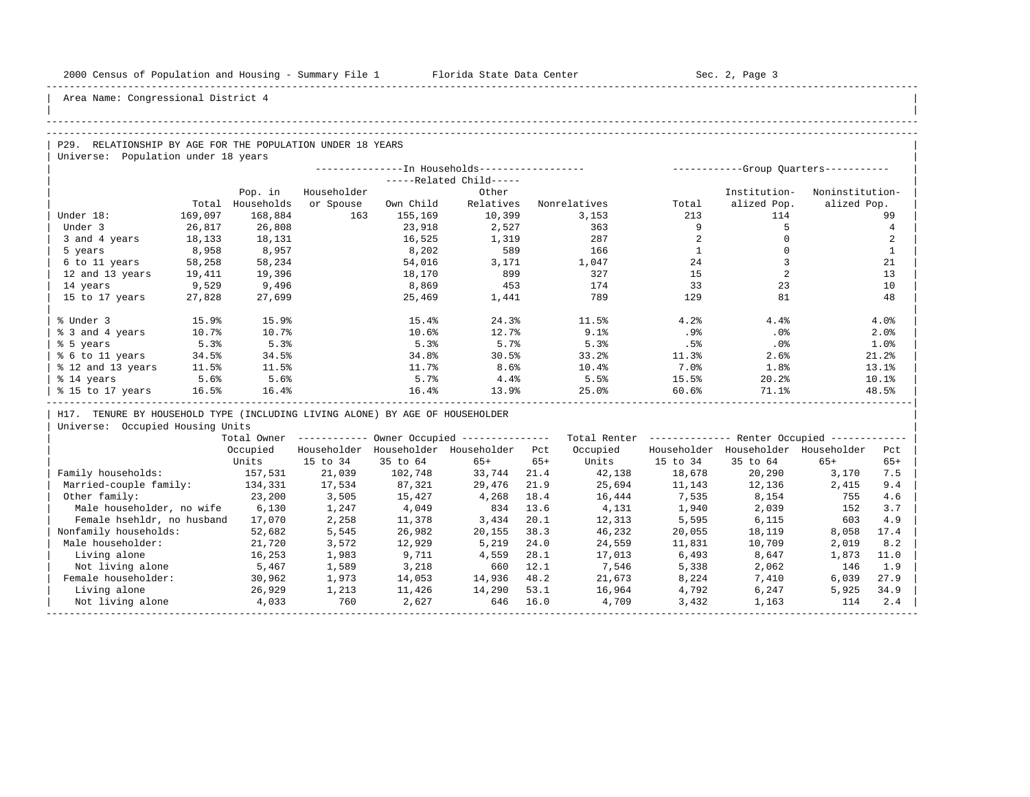Area Name: Congressional District 4

## P29. RELATIONSHIP BY AGE FOR THE POPULATION UNDER 18 YEARS

Universe: Population under 18 years

| | Total | In Households: Pop. in Households | In Households: Householder or Spouse | In Households: Related Child: Own Child | In Households: Related Child: Other Relatives | In Households: Nonrelatives | Group Quarters: Total | Group Quarters: Institutionalized Pop. | Group Quarters: Noninstitutionalized Pop. |
|---|---|---|---|---|---|---|---|---|---|
| Under 18: | 169,097 | 168,884 | 163 | 155,169 | 10,399 | 3,153 | 213 | 114 | 99 |
| Under 3 | 26,817 | 26,808 | | 23,918 | 2,527 | 363 | 9 | 5 | 4 |
| 3 and 4 years | 18,133 | 18,131 | | 16,525 | 1,319 | 287 | 2 | 0 | 2 |
| 5 years | 8,958 | 8,957 | | 8,202 | 589 | 166 | 1 | 0 | 1 |
| 6 to 11 years | 58,258 | 58,234 | | 54,016 | 3,171 | 1,047 | 24 | 3 | 21 |
| 12 and 13 years | 19,411 | 19,396 | | 18,170 | 899 | 327 | 15 | 2 | 13 |
| 14 years | 9,529 | 9,496 | | 8,869 | 453 | 174 | 33 | 23 | 10 |
| 15 to 17 years | 27,828 | 27,699 | | 25,469 | 1,441 | 789 | 129 | 81 | 48 |
| % Under 3 | 15.9% | 15.9% | | 15.4% | 24.3% | 11.5% | 4.2% | 4.4% | 4.0% |
| % 3 and 4 years | 10.7% | 10.7% | | 10.6% | 12.7% | 9.1% | .9% | .0% | 2.0% |
| % 5 years | 5.3% | 5.3% | | 5.3% | 5.7% | 5.3% | .5% | .0% | 1.0% |
| % 6 to 11 years | 34.5% | 34.5% | | 34.8% | 30.5% | 33.2% | 11.3% | 2.6% | 21.2% |
| % 12 and 13 years | 11.5% | 11.5% | | 11.7% | 8.6% | 10.4% | 7.0% | 1.8% | 13.1% |
| % 14 years | 5.6% | 5.6% | | 5.7% | 4.4% | 5.5% | 15.5% | 20.2% | 10.1% |
| % 15 to 17 years | 16.5% | 16.4% | | 16.4% | 13.9% | 25.0% | 60.6% | 71.1% | 48.5% |

## H17. TENURE BY HOUSEHOLD TYPE (INCLUDING LIVING ALONE) BY AGE OF HOUSEHOLDER

Universe: Occupied Housing Units

| | Total Owner Occupied Units | Owner Occupied: Householder 15 to 34 | Owner Occupied: Householder 35 to 64 | Owner Occupied: Householder 65+ | Owner Occupied: Pct 65+ | Total Renter Occupied Units | Renter Occupied: Householder 15 to 34 | Renter Occupied: Householder 35 to 64 | Renter Occupied: Householder 65+ | Renter Occupied: Pct 65+ |
|---|---|---|---|---|---|---|---|---|---|---|
| Family households: | 157,531 | 21,039 | 102,748 | 33,744 | 21.4 | 42,138 | 18,678 | 20,290 | 3,170 | 7.5 |
| Married-couple family: | 134,331 | 17,534 | 87,321 | 29,476 | 21.9 | 25,694 | 11,143 | 12,136 | 2,415 | 9.4 |
| Other family: | 23,200 | 3,505 | 15,427 | 4,268 | 18.4 | 16,444 | 7,535 | 8,154 | 755 | 4.6 |
| Male householder, no wife | 6,130 | 1,247 | 4,049 | 834 | 13.6 | 4,131 | 1,940 | 2,039 | 152 | 3.7 |
| Female hsehldr, no husband | 17,070 | 2,258 | 11,378 | 3,434 | 20.1 | 12,313 | 5,595 | 6,115 | 603 | 4.9 |
| Nonfamily households: | 52,682 | 5,545 | 26,982 | 20,155 | 38.3 | 46,232 | 20,055 | 18,119 | 8,058 | 17.4 |
| Male householder: | 21,720 | 3,572 | 12,929 | 5,219 | 24.0 | 24,559 | 11,831 | 10,709 | 2,019 | 8.2 |
| Living alone | 16,253 | 1,983 | 9,711 | 4,559 | 28.1 | 17,013 | 6,493 | 8,647 | 1,873 | 11.0 |
| Not living alone | 5,467 | 1,589 | 3,218 | 660 | 12.1 | 7,546 | 5,338 | 2,062 | 146 | 1.9 |
| Female householder: | 30,962 | 1,973 | 14,053 | 14,936 | 48.2 | 21,673 | 8,224 | 7,410 | 6,039 | 27.9 |
| Living alone | 26,929 | 1,213 | 11,426 | 14,290 | 53.1 | 16,964 | 4,792 | 6,247 | 5,925 | 34.9 |
| Not living alone | 4,033 | 760 | 2,627 | 646 | 16.0 | 4,709 | 3,432 | 1,163 | 114 | 2.4 |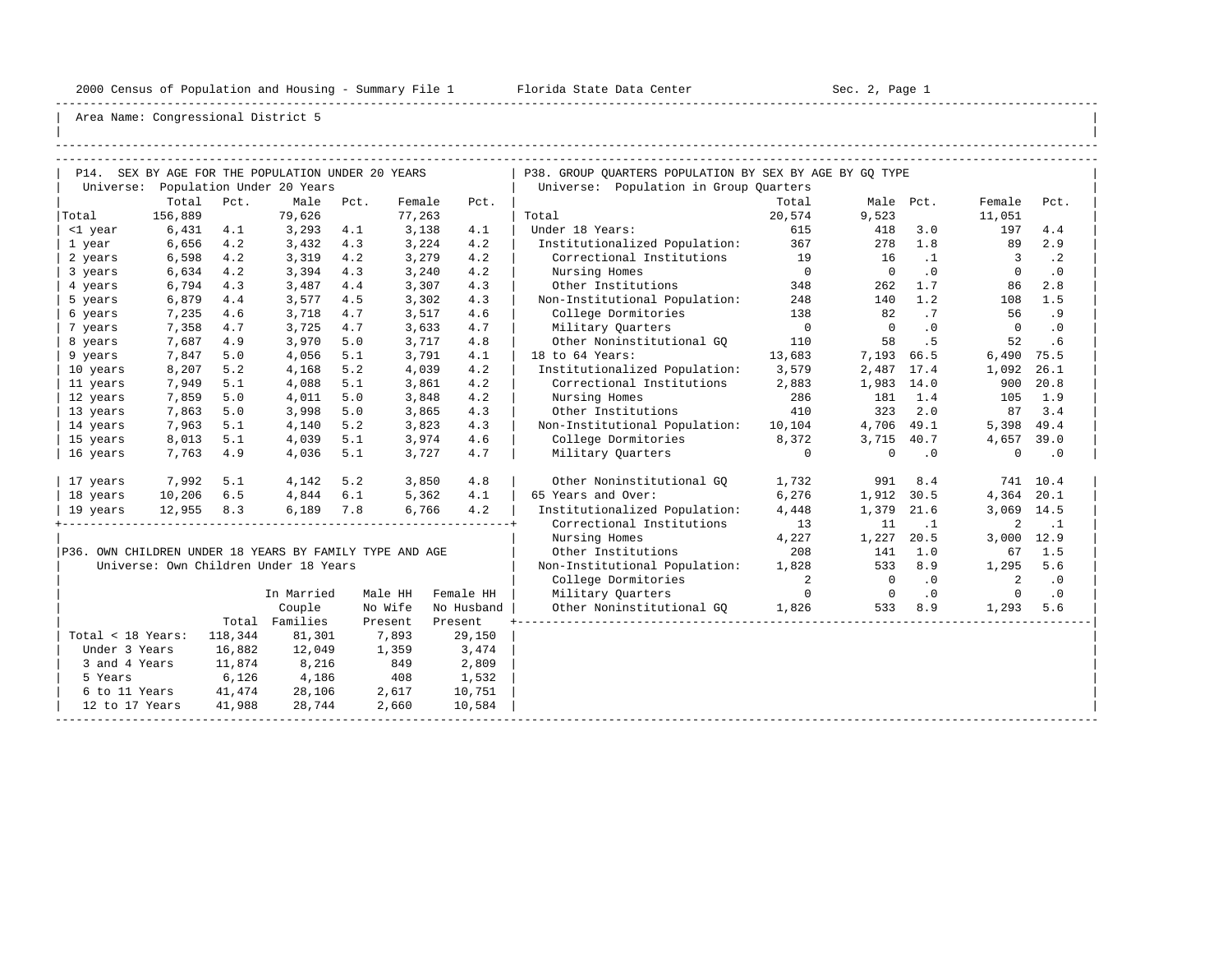Area Name: Congressional District 5

## P14. SEX BY AGE FOR THE POPULATION UNDER 20 YEARS

Universe: Population Under 20 Years

| | Total | Pct. | Male | Pct. | Female | Pct. |
|---|---|---|---|---|---|---|
| Total | 156,889 | | 79,626 | | 77,263 | |
| <1 year | 6,431 | 4.1 | 3,293 | 4.1 | 3,138 | 4.1 |
| 1 year | 6,656 | 4.2 | 3,432 | 4.3 | 3,224 | 4.2 |
| 2 years | 6,598 | 4.2 | 3,319 | 4.2 | 3,279 | 4.2 |
| 3 years | 6,634 | 4.2 | 3,394 | 4.3 | 3,240 | 4.2 |
| 4 years | 6,794 | 4.3 | 3,487 | 4.4 | 3,307 | 4.3 |
| 5 years | 6,879 | 4.4 | 3,577 | 4.5 | 3,302 | 4.3 |
| 6 years | 7,235 | 4.6 | 3,718 | 4.7 | 3,517 | 4.6 |
| 7 years | 7,358 | 4.7 | 3,725 | 4.7 | 3,633 | 4.7 |
| 8 years | 7,687 | 4.9 | 3,970 | 5.0 | 3,717 | 4.8 |
| 9 years | 7,847 | 5.0 | 4,056 | 5.1 | 3,791 | 4.1 |
| 10 years | 8,207 | 5.2 | 4,168 | 5.2 | 4,039 | 4.2 |
| 11 years | 7,949 | 5.1 | 4,088 | 5.1 | 3,861 | 4.2 |
| 12 years | 7,859 | 5.0 | 4,011 | 5.0 | 3,848 | 4.2 |
| 13 years | 7,863 | 5.0 | 3,998 | 5.0 | 3,865 | 4.3 |
| 14 years | 7,963 | 5.1 | 4,140 | 5.2 | 3,823 | 4.3 |
| 15 years | 8,013 | 5.1 | 4,039 | 5.1 | 3,974 | 4.6 |
| 16 years | 7,763 | 4.9 | 4,036 | 5.1 | 3,727 | 4.7 |
| 17 years | 7,992 | 5.1 | 4,142 | 5.2 | 3,850 | 4.8 |
| 18 years | 10,206 | 6.5 | 4,844 | 6.1 | 5,362 | 4.1 |
| 19 years | 12,955 | 8.3 | 6,189 | 7.8 | 6,766 | 4.2 |

## P36. OWN CHILDREN UNDER 18 YEARS BY FAMILY TYPE AND AGE

Universe: Own Children Under 18 Years

| | Total | In Married Couple Families | Male HH No Wife Present | Female HH No Husband Present |
|---|---|---|---|---|
| Total < 18 Years: | 118,344 | 81,301 | 7,893 | 29,150 |
| Under 3 Years | 16,882 | 12,049 | 1,359 | 3,474 |
| 3 and 4 Years | 11,874 | 8,216 | 849 | 2,809 |
| 5 Years | 6,126 | 4,186 | 408 | 1,532 |
| 6 to 11 Years | 41,474 | 28,106 | 2,617 | 10,751 |
| 12 to 17 Years | 41,988 | 28,744 | 2,660 | 10,584 |

## P38. GROUP QUARTERS POPULATION BY SEX BY AGE BY GQ TYPE

Universe: Population in Group Quarters

| | Total | Male | Pct. | Female | Pct. |
|---|---|---|---|---|---|
| Total | 20,574 | 9,523 | | 11,051 | |
| Under 18 Years: | 615 | 418 | 3.0 | 197 | 4.4 |
| Institutionalized Population: | 367 | 278 | 1.8 | 89 | 2.9 |
| Correctional Institutions | 19 | 16 | .1 | 3 | .2 |
| Nursing Homes | 0 | 0 | .0 | 0 | .0 |
| Other Institutions | 348 | 262 | 1.7 | 86 | 2.8 |
| Non-Institutional Population: | 248 | 140 | 1.2 | 108 | 1.5 |
| College Dormitories | 138 | 82 | .7 | 56 | .9 |
| Military Quarters | 0 | 0 | .0 | 0 | .0 |
| Other Noninstitutional GQ | 110 | 58 | .5 | 52 | .6 |
| 18 to 64 Years: | 13,683 | 7,193 | 66.5 | 6,490 | 75.5 |
| Institutionalized Population: | 3,579 | 2,487 | 17.4 | 1,092 | 26.1 |
| Correctional Institutions | 2,883 | 1,983 | 14.0 | 900 | 20.8 |
| Nursing Homes | 286 | 181 | 1.4 | 105 | 1.9 |
| Other Institutions | 410 | 323 | 2.0 | 87 | 3.4 |
| Non-Institutional Population: | 10,104 | 4,706 | 49.1 | 5,398 | 49.4 |
| College Dormitories | 8,372 | 3,715 | 40.7 | 4,657 | 39.0 |
| Military Quarters | 0 | 0 | .0 | 0 | .0 |
| Other Noninstitutional GQ | 1,732 | 991 | 8.4 | 741 | 10.4 |
| 65 Years and Over: | 6,276 | 1,912 | 30.5 | 4,364 | 20.1 |
| Institutionalized Population: | 4,448 | 1,379 | 21.6 | 3,069 | 14.5 |
| Correctional Institutions | 13 | 11 | .1 | 2 | .1 |
| Nursing Homes | 4,227 | 1,227 | 20.5 | 3,000 | 12.9 |
| Other Institutions | 208 | 141 | 1.0 | 67 | 1.5 |
| Non-Institutional Population: | 1,828 | 533 | 8.9 | 1,295 | 5.6 |
| College Dormitories | 2 | 0 | .0 | 2 | .0 |
| Military Quarters | 0 | 0 | .0 | 0 | .0 |
| Other Noninstitutional GQ | 1,826 | 533 | 8.9 | 1,293 | 5.6 |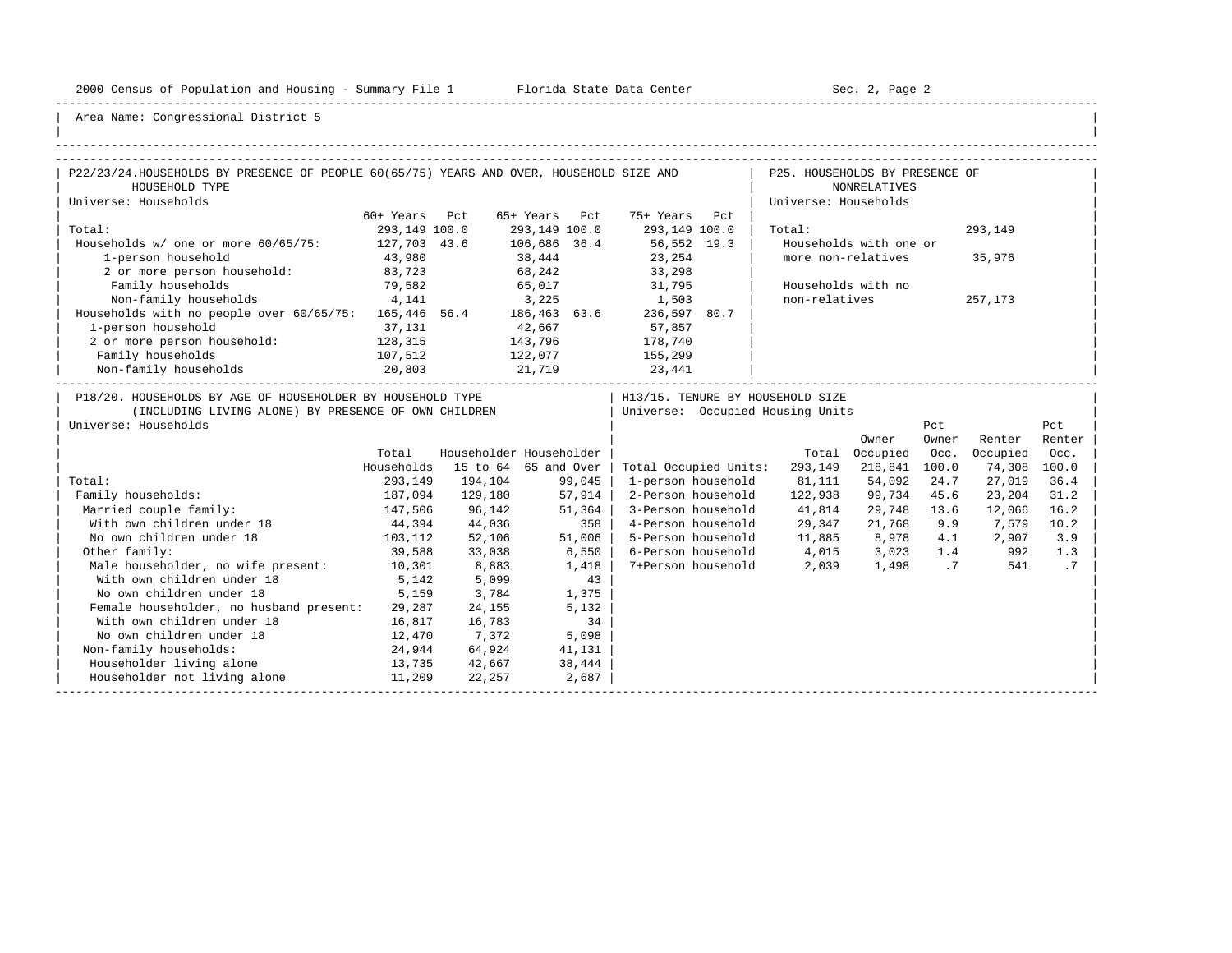Area Name: Congressional District 5

## P22/23/24. HOUSEHOLDS BY PRESENCE OF PEOPLE 60(65/75) YEARS AND OVER, HOUSEHOLD SIZE AND HOUSEHOLD TYPE

Universe: Households

| | 60+ Years | Pct | 65+ Years | Pct | 75+ Years | Pct |
|---|---|---|---|---|---|---|
| Total: | 293,149 | 100.0 | 293,149 | 100.0 | 293,149 | 100.0 |
| Households w/ one or more 60/65/75: | 127,703 | 43.6 | 106,686 | 36.4 | 56,552 | 19.3 |
| 1-person household | 43,980 | | 38,444 | | 23,254 | |
| 2 or more person household: | 83,723 | | 68,242 | | 33,298 | |
| Family households | 79,582 | | 65,017 | | 31,795 | |
| Non-family households | 4,141 | | 3,225 | | 1,503 | |
| Households with no people over 60/65/75: | 165,446 | 56.4 | 186,463 | 63.6 | 236,597 | 80.7 |
| 1-person household | 37,131 | | 42,667 | | 57,857 | |
| 2 or more person household: | 128,315 | | 143,796 | | 178,740 | |
| Family households | 107,512 | | 122,077 | | 155,299 | |
| Non-family households | 20,803 | | 21,719 | | 23,441 | |

## P25. HOUSEHOLDS BY PRESENCE OF NONRELATIVES

Universe: Households

| | |
|---|---|
| Total: | 293,149 |
| Households with one or more non-relatives | 35,976 |
| Households with no non-relatives | 257,173 |

## P18/20. HOUSEHOLDS BY AGE OF HOUSEHOLDER BY HOUSEHOLD TYPE (INCLUDING LIVING ALONE) BY PRESENCE OF OWN CHILDREN

Universe: Households

| | Total Households | Householder 15 to 64 | Householder 65 and Over |
|---|---|---|---|
| Total: | 293,149 | 194,104 | 99,045 |
| Family households: | 187,094 | 129,180 | 57,914 |
| Married couple family: | 147,506 | 96,142 | 51,364 |
| With own children under 18 | 44,394 | 44,036 | 358 |
| No own children under 18 | 103,112 | 52,106 | 51,006 |
| Other family: | 39,588 | 33,038 | 6,550 |
| Male householder, no wife present: | 10,301 | 8,883 | 1,418 |
| With own children under 18 | 5,142 | 5,099 | 43 |
| No own children under 18 | 5,159 | 3,784 | 1,375 |
| Female householder, no husband present: | 29,287 | 24,155 | 5,132 |
| With own children under 18 | 16,817 | 16,783 | 34 |
| No own children under 18 | 12,470 | 7,372 | 5,098 |
| Non-family households: | 24,944 | 64,924 | 41,131 |
| Householder living alone | 13,735 | 42,667 | 38,444 |
| Householder not living alone | 11,209 | 22,257 | 2,687 |

## H13/15. TENURE BY HOUSEHOLD SIZE

Universe: Occupied Housing Units

| | Total | Owner Occupied | Pct Owner Occ. | Renter Occupied | Pct Renter Occ. |
|---|---|---|---|---|---|
| Total Occupied Units: | 293,149 | 218,841 | 100.0 | 74,308 | 100.0 |
| 1-person household | 81,111 | 54,092 | 24.7 | 27,019 | 36.4 |
| 2-Person household | 122,938 | 99,734 | 45.6 | 23,204 | 31.2 |
| 3-Person household | 41,814 | 29,748 | 13.6 | 12,066 | 16.2 |
| 4-Person household | 29,347 | 21,768 | 9.9 | 7,579 | 10.2 |
| 5-Person household | 11,885 | 8,978 | 4.1 | 2,907 | 3.9 |
| 6-Person household | 4,015 | 3,023 | 1.4 | 992 | 1.3 |
| 7+Person household | 2,039 | 1,498 | .7 | 541 | .7 |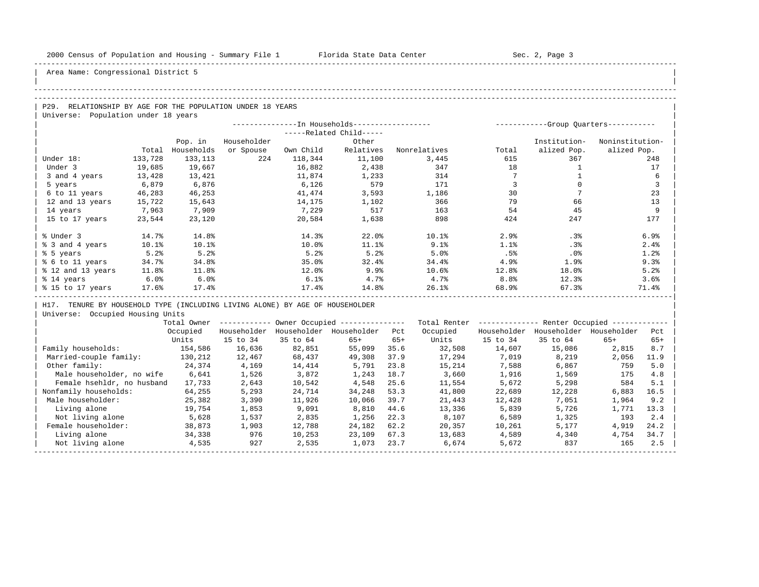Area Name: Congressional District 5

## P29. RELATIONSHIP BY AGE FOR THE POPULATION UNDER 18 YEARS

Universe: Population under 18 years

| | Total | In Households: Pop. in Households | Householder or Spouse | Related Child: Own Child | Related Child: Other Relatives | Nonrelatives | Group Quarters: Total | Institutionalized Pop. | Noninstitutionalized Pop. |
|---|---|---|---|---|---|---|---|---|---|
| Under 18: | 133,728 | 133,113 | 224 | 118,344 | 11,100 | 3,445 | 615 | 367 | 248 |
| Under 3 | 19,685 | 19,667 | | 16,882 | 2,438 | 347 | 18 | 1 | 17 |
| 3 and 4 years | 13,428 | 13,421 | | 11,874 | 1,233 | 314 | 7 | 1 | 6 |
| 5 years | 6,879 | 6,876 | | 6,126 | 579 | 171 | 3 | 0 | 3 |
| 6 to 11 years | 46,283 | 46,253 | | 41,474 | 3,593 | 1,186 | 30 | 7 | 23 |
| 12 and 13 years | 15,722 | 15,643 | | 14,175 | 1,102 | 366 | 79 | 66 | 13 |
| 14 years | 7,963 | 7,909 | | 7,229 | 517 | 163 | 54 | 45 | 9 |
| 15 to 17 years | 23,544 | 23,120 | | 20,584 | 1,638 | 898 | 424 | 247 | 177 |
| % Under 3 | 14.7% | 14.8% | | 14.3% | 22.0% | 10.1% | 2.9% | .3% | 6.9% |
| % 3 and 4 years | 10.1% | 10.1% | | 10.0% | 11.1% | 9.1% | 1.1% | .3% | 2.4% |
| % 5 years | 5.2% | 5.2% | | 5.2% | 5.2% | 5.0% | .5% | .0% | 1.2% |
| % 6 to 11 years | 34.7% | 34.8% | | 35.0% | 32.4% | 34.4% | 4.9% | 1.9% | 9.3% |
| % 12 and 13 years | 11.8% | 11.8% | | 12.0% | 9.9% | 10.6% | 12.8% | 18.0% | 5.2% |
| % 14 years | 6.0% | 6.0% | | 6.1% | 4.7% | 4.7% | 8.8% | 12.3% | 3.6% |
| % 15 to 17 years | 17.6% | 17.4% | | 17.4% | 14.8% | 26.1% | 68.9% | 67.3% | 71.4% |

## H17. TENURE BY HOUSEHOLD TYPE (INCLUDING LIVING ALONE) BY AGE OF HOUSEHOLDER

Universe: Occupied Housing Units

| | Total Owner Occupied Units | Owner Occupied: Householder 15 to 34 | Householder 35 to 64 | Householder 65+ | Pct 65+ | Total Renter Occupied Units | Renter Occupied: Householder 15 to 34 | Householder 35 to 64 | Householder 65+ | Pct 65+ |
|---|---|---|---|---|---|---|---|---|---|---|
| Family households: | 154,586 | 16,636 | 82,851 | 55,099 | 35.6 | 32,508 | 14,607 | 15,086 | 2,815 | 8.7 |
| Married-couple family: | 130,212 | 12,467 | 68,437 | 49,308 | 37.9 | 17,294 | 7,019 | 8,219 | 2,056 | 11.9 |
| Other family: | 24,374 | 4,169 | 14,414 | 5,791 | 23.8 | 15,214 | 7,588 | 6,867 | 759 | 5.0 |
| Male householder, no wife | 6,641 | 1,526 | 3,872 | 1,243 | 18.7 | 3,660 | 1,916 | 1,569 | 175 | 4.8 |
| Female hsehldr, no husband | 17,733 | 2,643 | 10,542 | 4,548 | 25.6 | 11,554 | 5,672 | 5,298 | 584 | 5.1 |
| Nonfamily households: | 64,255 | 5,293 | 24,714 | 34,248 | 53.3 | 41,800 | 22,689 | 12,228 | 6,883 | 16.5 |
| Male householder: | 25,382 | 3,390 | 11,926 | 10,066 | 39.7 | 21,443 | 12,428 | 7,051 | 1,964 | 9.2 |
| Living alone | 19,754 | 1,853 | 9,091 | 8,810 | 44.6 | 13,336 | 5,839 | 5,726 | 1,771 | 13.3 |
| Not living alone | 5,628 | 1,537 | 2,835 | 1,256 | 22.3 | 8,107 | 6,589 | 1,325 | 193 | 2.4 |
| Female householder: | 38,873 | 1,903 | 12,788 | 24,182 | 62.2 | 20,357 | 10,261 | 5,177 | 4,919 | 24.2 |
| Living alone | 34,338 | 976 | 10,253 | 23,109 | 67.3 | 13,683 | 4,589 | 4,340 | 4,754 | 34.7 |
| Not living alone | 4,535 | 927 | 2,535 | 1,073 | 23.7 | 6,674 | 5,672 | 837 | 165 | 2.5 |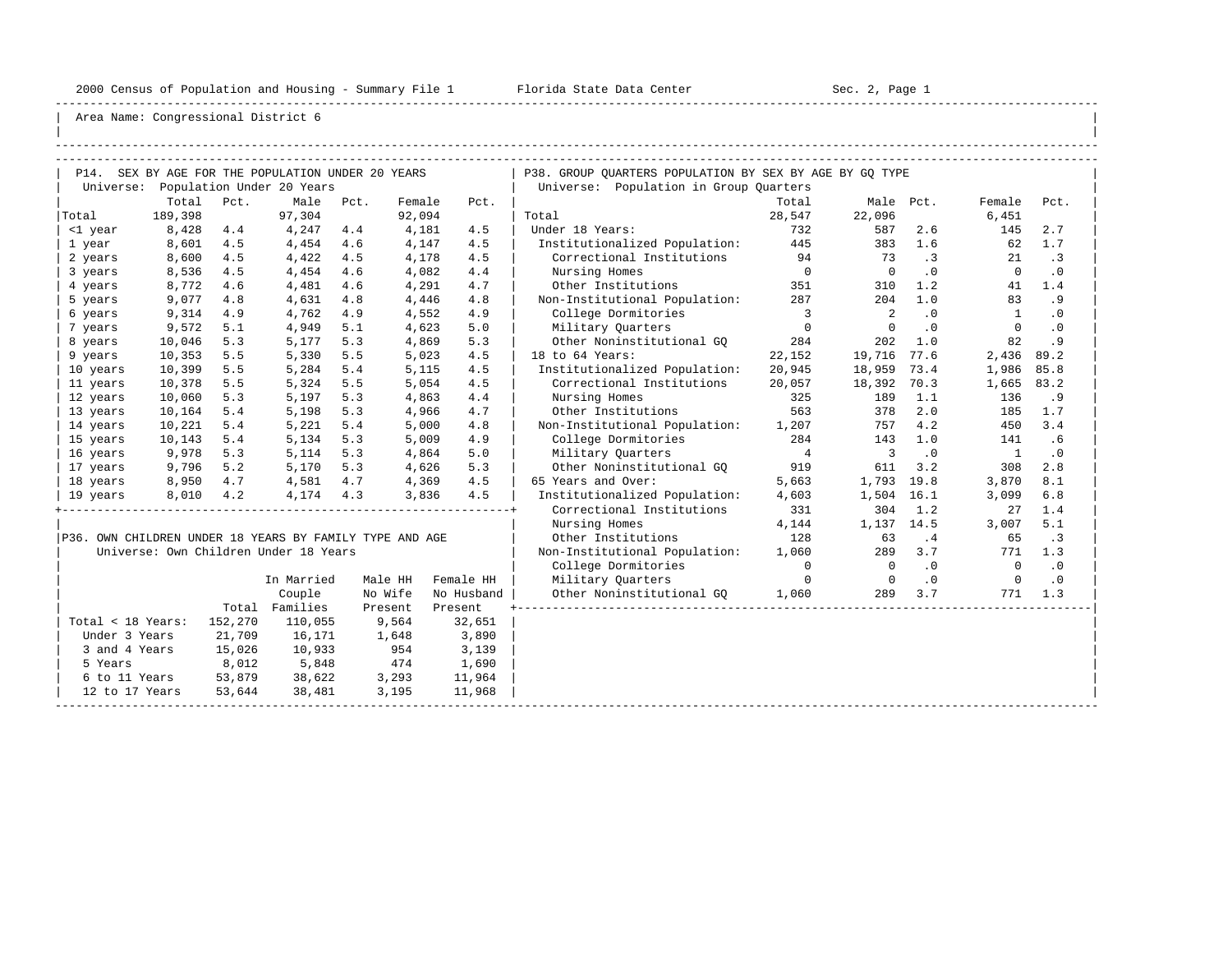Area Name: Congressional District 6

## P14. SEX BY AGE FOR THE POPULATION UNDER 20 YEARS

Universe: Population Under 20 Years

| | Total | Pct. | Male | Pct. | Female | Pct. |
|---|---|---|---|---|---|---|
| Total | 189,398 | | 97,304 | | 92,094 | |
| <1 year | 8,428 | 4.4 | 4,247 | 4.4 | 4,181 | 4.5 |
| 1 year | 8,601 | 4.5 | 4,454 | 4.6 | 4,147 | 4.5 |
| 2 years | 8,600 | 4.5 | 4,422 | 4.5 | 4,178 | 4.5 |
| 3 years | 8,536 | 4.5 | 4,454 | 4.6 | 4,082 | 4.4 |
| 4 years | 8,772 | 4.6 | 4,481 | 4.6 | 4,291 | 4.7 |
| 5 years | 9,077 | 4.8 | 4,631 | 4.8 | 4,446 | 4.8 |
| 6 years | 9,314 | 4.9 | 4,762 | 4.9 | 4,552 | 4.9 |
| 7 years | 9,572 | 5.1 | 4,949 | 5.1 | 4,623 | 5.0 |
| 8 years | 10,046 | 5.3 | 5,177 | 5.3 | 4,869 | 5.3 |
| 9 years | 10,353 | 5.5 | 5,330 | 5.5 | 5,023 | 4.5 |
| 10 years | 10,399 | 5.5 | 5,284 | 5.4 | 5,115 | 4.5 |
| 11 years | 10,378 | 5.5 | 5,324 | 5.5 | 5,054 | 4.5 |
| 12 years | 10,060 | 5.3 | 5,197 | 5.3 | 4,863 | 4.4 |
| 13 years | 10,164 | 5.4 | 5,198 | 5.3 | 4,966 | 4.7 |
| 14 years | 10,221 | 5.4 | 5,221 | 5.4 | 5,000 | 4.8 |
| 15 years | 10,143 | 5.4 | 5,134 | 5.3 | 5,009 | 4.9 |
| 16 years | 9,978 | 5.3 | 5,114 | 5.3 | 4,864 | 5.0 |
| 17 years | 9,796 | 5.2 | 5,170 | 5.3 | 4,626 | 5.3 |
| 18 years | 8,950 | 4.7 | 4,581 | 4.7 | 4,369 | 4.5 |
| 19 years | 8,010 | 4.2 | 4,174 | 4.3 | 3,836 | 4.5 |

## P36. OWN CHILDREN UNDER 18 YEARS BY FAMILY TYPE AND AGE

Universe: Own Children Under 18 Years

| | Total | In Married Couple Families | Male HH No Wife Present | Female HH No Husband Present |
|---|---|---|---|---|
| Total < 18 Years: | 152,270 | 110,055 | 9,564 | 32,651 |
| Under 3 Years | 21,709 | 16,171 | 1,648 | 3,890 |
| 3 and 4 Years | 15,026 | 10,933 | 954 | 3,139 |
| 5 Years | 8,012 | 5,848 | 474 | 1,690 |
| 6 to 11 Years | 53,879 | 38,622 | 3,293 | 11,964 |
| 12 to 17 Years | 53,644 | 38,481 | 3,195 | 11,968 |

## P38. GROUP QUARTERS POPULATION BY SEX BY AGE BY GQ TYPE

Universe: Population in Group Quarters

| | Total | Male | Pct. | Female | Pct. |
|---|---|---|---|---|---|
| Total | 28,547 | 22,096 | | 6,451 | |
| Under 18 Years: | 732 | 587 | 2.6 | 145 | 2.7 |
| Institutionalized Population: | 445 | 383 | 1.6 | 62 | 1.7 |
| Correctional Institutions | 94 | 73 | .3 | 21 | .3 |
| Nursing Homes | 0 | 0 | .0 | 0 | .0 |
| Other Institutions | 351 | 310 | 1.2 | 41 | 1.4 |
| Non-Institutional Population: | 287 | 204 | 1.0 | 83 | .9 |
| College Dormitories | 3 | 2 | .0 | 1 | .0 |
| Military Quarters | 0 | 0 | .0 | 0 | .0 |
| Other Noninstitutional GQ | 284 | 202 | 1.0 | 82 | .9 |
| 18 to 64 Years: | 22,152 | 19,716 | 77.6 | 2,436 | 89.2 |
| Institutionalized Population: | 20,945 | 18,959 | 73.4 | 1,986 | 85.8 |
| Correctional Institutions | 20,057 | 18,392 | 70.3 | 1,665 | 83.2 |
| Nursing Homes | 325 | 189 | 1.1 | 136 | .9 |
| Other Institutions | 563 | 378 | 2.0 | 185 | 1.7 |
| Non-Institutional Population: | 1,207 | 757 | 4.2 | 450 | 3.4 |
| College Dormitories | 284 | 143 | 1.0 | 141 | .6 |
| Military Quarters | 4 | 3 | .0 | 1 | .0 |
| Other Noninstitutional GQ | 919 | 611 | 3.2 | 308 | 2.8 |
| 65 Years and Over: | 5,663 | 1,793 | 19.8 | 3,870 | 8.1 |
| Institutionalized Population: | 4,603 | 1,504 | 16.1 | 3,099 | 6.8 |
| Correctional Institutions | 331 | 304 | 1.2 | 27 | 1.4 |
| Nursing Homes | 4,144 | 1,137 | 14.5 | 3,007 | 5.1 |
| Other Institutions | 128 | 63 | .4 | 65 | .3 |
| Non-Institutional Population: | 1,060 | 289 | 3.7 | 771 | 1.3 |
| College Dormitories | 0 | 0 | .0 | 0 | .0 |
| Military Quarters | 0 | 0 | .0 | 0 | .0 |
| Other Noninstitutional GQ | 1,060 | 289 | 3.7 | 771 | 1.3 |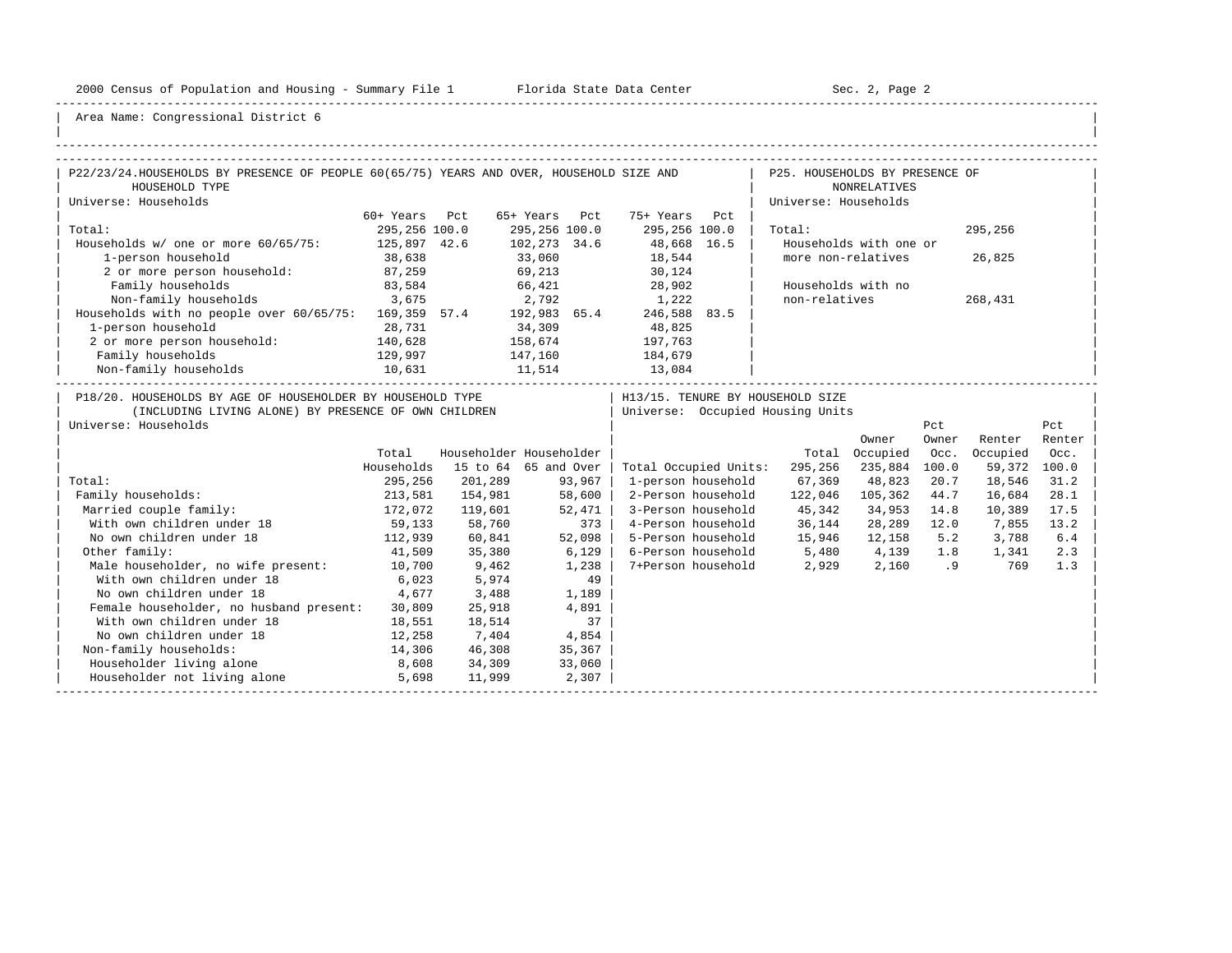Area Name: Congressional District 6

## P22/23/24. HOUSEHOLDS BY PRESENCE OF PEOPLE 60(65/75) YEARS AND OVER, HOUSEHOLD SIZE AND HOUSEHOLD TYPE

Universe: Households

| | 60+ Years | Pct | 65+ Years | Pct | 75+ Years | Pct |
|---|---|---|---|---|---|---|
| Total: | 295,256 | 100.0 | 295,256 | 100.0 | 295,256 | 100.0 |
| Households w/ one or more 60/65/75: | 125,897 | 42.6 | 102,273 | 34.6 | 48,668 | 16.5 |
| 1-person household | 38,638 | | 33,060 | | 18,544 | |
| 2 or more person household: | 87,259 | | 69,213 | | 30,124 | |
| Family households | 83,584 | | 66,421 | | 28,902 | |
| Non-family households | 3,675 | | 2,792 | | 1,222 | |
| Households with no people over 60/65/75: | 169,359 | 57.4 | 192,983 | 65.4 | 246,588 | 83.5 |
| 1-person household | 28,731 | | 34,309 | | 48,825 | |
| 2 or more person household: | 140,628 | | 158,674 | | 197,763 | |
| Family households | 129,997 | | 147,160 | | 184,679 | |
| Non-family households | 10,631 | | 11,514 | | 13,084 | |

## P25. HOUSEHOLDS BY PRESENCE OF NONRELATIVES

Universe: Households

| | |
|---|---|
| Total: | 295,256 |
| Households with one or more non-relatives | 26,825 |
| Households with no non-relatives | 268,431 |

## P18/20. HOUSEHOLDS BY AGE OF HOUSEHOLDER BY HOUSEHOLD TYPE (INCLUDING LIVING ALONE) BY PRESENCE OF OWN CHILDREN

Universe: Households

| | Total Households | Householder 15 to 64 | Householder 65 and Over |
|---|---|---|---|
| Total: | 295,256 | 201,289 | 93,967 |
| Family households: | 213,581 | 154,981 | 58,600 |
| Married couple family: | 172,072 | 119,601 | 52,471 |
| With own children under 18 | 59,133 | 58,760 | 373 |
| No own children under 18 | 112,939 | 60,841 | 52,098 |
| Other family: | 41,509 | 35,380 | 6,129 |
| Male householder, no wife present: | 10,700 | 9,462 | 1,238 |
| With own children under 18 | 6,023 | 5,974 | 49 |
| No own children under 18 | 4,677 | 3,488 | 1,189 |
| Female householder, no husband present: | 30,809 | 25,918 | 4,891 |
| With own children under 18 | 18,551 | 18,514 | 37 |
| No own children under 18 | 12,258 | 7,404 | 4,854 |
| Non-family households: | 14,306 | 46,308 | 35,367 |
| Householder living alone | 8,608 | 34,309 | 33,060 |
| Householder not living alone | 5,698 | 11,999 | 2,307 |

## H13/15. TENURE BY HOUSEHOLD SIZE

Universe: Occupied Housing Units

| | Total | Owner Occupied | Pct Owner Occ. | Renter Occupied | Pct Renter Occ. |
|---|---|---|---|---|---|
| Total Occupied Units: | 295,256 | 235,884 | 100.0 | 59,372 | 100.0 |
| 1-person household | 67,369 | 48,823 | 20.7 | 18,546 | 31.2 |
| 2-Person household | 122,046 | 105,362 | 44.7 | 16,684 | 28.1 |
| 3-Person household | 45,342 | 34,953 | 14.8 | 10,389 | 17.5 |
| 4-Person household | 36,144 | 28,289 | 12.0 | 7,855 | 13.2 |
| 5-Person household | 15,946 | 12,158 | 5.2 | 3,788 | 6.4 |
| 6-Person household | 5,480 | 4,139 | 1.8 | 1,341 | 2.3 |
| 7+Person household | 2,929 | 2,160 | .9 | 769 | 1.3 |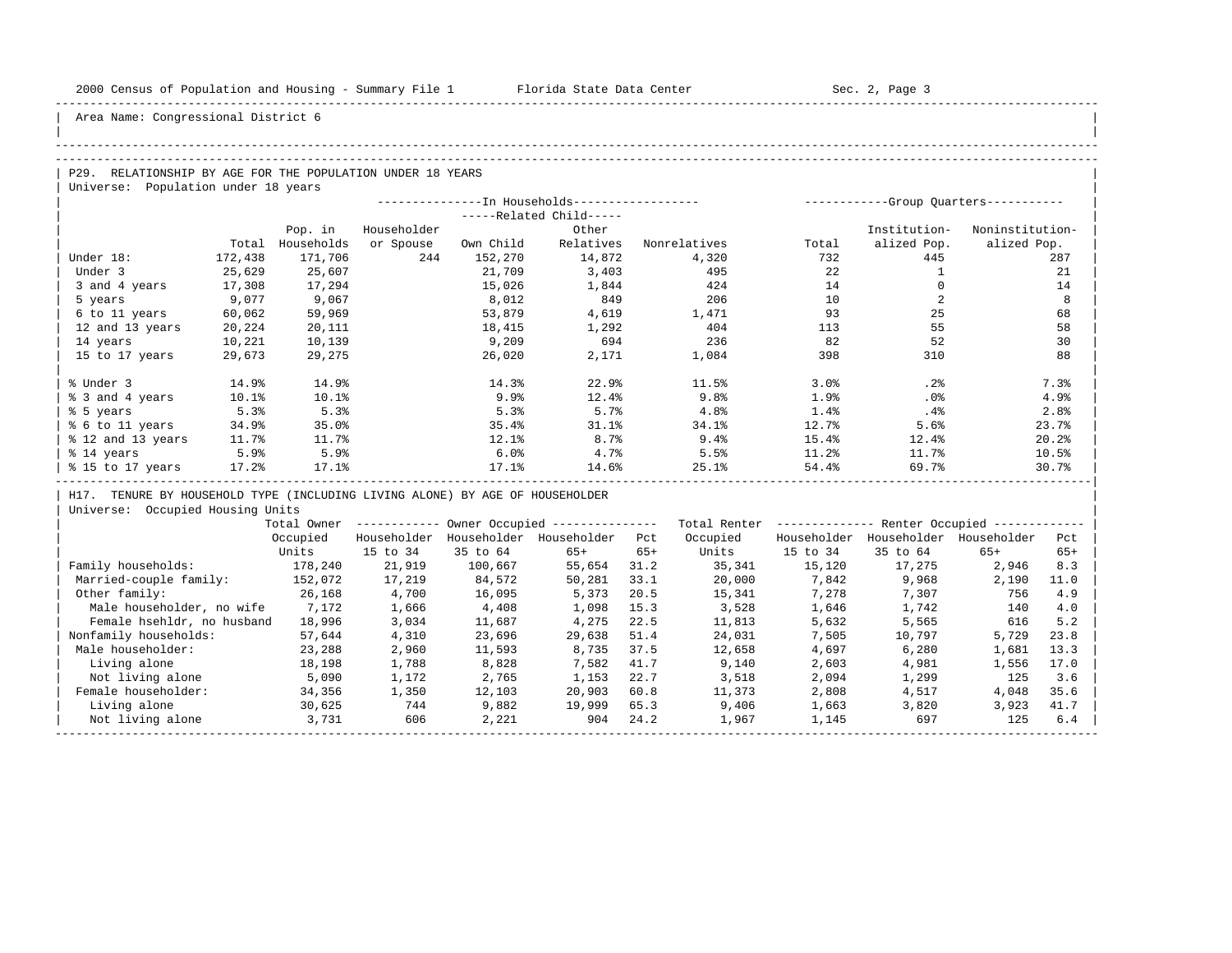Area Name: Congressional District 6

## P29. RELATIONSHIP BY AGE FOR THE POPULATION UNDER 18 YEARS

Universe: Population under 18 years

| | Total | In Households: Pop. in Households | In Households: Householder or Spouse | In Households: Related Child: Own Child | In Households: Related Child: Other Relatives | In Households: Nonrelatives | Group Quarters: Total | Group Quarters: Institutionalized Pop. | Group Quarters: Noninstitutionalized Pop. |
|---|---|---|---|---|---|---|---|---|---|
| Under 18: | 172,438 | 171,706 | 244 | 152,270 | 14,872 | 4,320 | 732 | 445 | 287 |
| Under 3 | 25,629 | 25,607 | | 21,709 | 3,403 | 495 | 22 | 1 | 21 |
| 3 and 4 years | 17,308 | 17,294 | | 15,026 | 1,844 | 424 | 14 | 0 | 14 |
| 5 years | 9,077 | 9,067 | | 8,012 | 849 | 206 | 10 | 2 | 8 |
| 6 to 11 years | 60,062 | 59,969 | | 53,879 | 4,619 | 1,471 | 93 | 25 | 68 |
| 12 and 13 years | 20,224 | 20,111 | | 18,415 | 1,292 | 404 | 113 | 55 | 58 |
| 14 years | 10,221 | 10,139 | | 9,209 | 694 | 236 | 82 | 52 | 30 |
| 15 to 17 years | 29,673 | 29,275 | | 26,020 | 2,171 | 1,084 | 398 | 310 | 88 |
| % Under 3 | 14.9% | 14.9% | | 14.3% | 22.9% | 11.5% | 3.0% | .2% | 7.3% |
| % 3 and 4 years | 10.1% | 10.1% | | 9.9% | 12.4% | 9.8% | 1.9% | .0% | 4.9% |
| % 5 years | 5.3% | 5.3% | | 5.3% | 5.7% | 4.8% | 1.4% | .4% | 2.8% |
| % 6 to 11 years | 34.9% | 35.0% | | 35.4% | 31.1% | 34.1% | 12.7% | 5.6% | 23.7% |
| % 12 and 13 years | 11.7% | 11.7% | | 12.1% | 8.7% | 9.4% | 15.4% | 12.4% | 20.2% |
| % 14 years | 5.9% | 5.9% | | 6.0% | 4.7% | 5.5% | 11.2% | 11.7% | 10.5% |
| % 15 to 17 years | 17.2% | 17.1% | | 17.1% | 14.6% | 25.1% | 54.4% | 69.7% | 30.7% |

## H17. TENURE BY HOUSEHOLD TYPE (INCLUDING LIVING ALONE) BY AGE OF HOUSEHOLDER

Universe: Occupied Housing Units

| | Total Owner Occupied Units | Owner Occupied: Householder 15 to 34 | Owner Occupied: Householder 35 to 64 | Owner Occupied: Householder 65+ | Owner Occupied: Pct 65+ | Total Renter Occupied Units | Renter Occupied: Householder 15 to 34 | Renter Occupied: Householder 35 to 64 | Renter Occupied: Householder 65+ | Renter Occupied: Pct 65+ |
|---|---|---|---|---|---|---|---|---|---|---|
| Family households: | 178,240 | 21,919 | 100,667 | 55,654 | 31.2 | 35,341 | 15,120 | 17,275 | 2,946 | 8.3 |
| Married-couple family: | 152,072 | 17,219 | 84,572 | 50,281 | 33.1 | 20,000 | 7,842 | 9,968 | 2,190 | 11.0 |
| Other family: | 26,168 | 4,700 | 16,095 | 5,373 | 20.5 | 15,341 | 7,278 | 7,307 | 756 | 4.9 |
| Male householder, no wife | 7,172 | 1,666 | 4,408 | 1,098 | 15.3 | 3,528 | 1,646 | 1,742 | 140 | 4.0 |
| Female hsehldr, no husband | 18,996 | 3,034 | 11,687 | 4,275 | 22.5 | 11,813 | 5,632 | 5,565 | 616 | 5.2 |
| Nonfamily households: | 57,644 | 4,310 | 23,696 | 29,638 | 51.4 | 24,031 | 7,505 | 10,797 | 5,729 | 23.8 |
| Male householder: | 23,288 | 2,960 | 11,593 | 8,735 | 37.5 | 12,658 | 4,697 | 6,280 | 1,681 | 13.3 |
| Living alone | 18,198 | 1,788 | 8,828 | 7,582 | 41.7 | 9,140 | 2,603 | 4,981 | 1,556 | 17.0 |
| Not living alone | 5,090 | 1,172 | 2,765 | 1,153 | 22.7 | 3,518 | 2,094 | 1,299 | 125 | 3.6 |
| Female householder: | 34,356 | 1,350 | 12,103 | 20,903 | 60.8 | 11,373 | 2,808 | 4,517 | 4,048 | 35.6 |
| Living alone | 30,625 | 744 | 9,882 | 19,999 | 65.3 | 9,406 | 1,663 | 3,820 | 3,923 | 41.7 |
| Not living alone | 3,731 | 606 | 2,221 | 904 | 24.2 | 1,967 | 1,145 | 697 | 125 | 6.4 |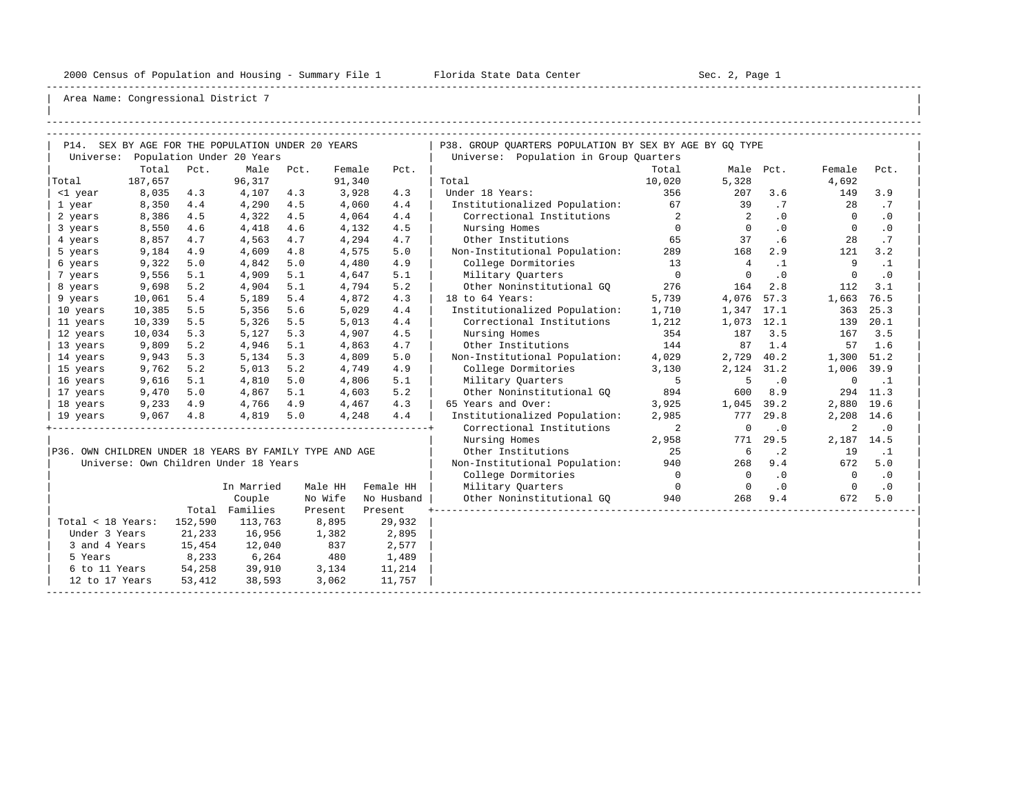Area Name: Congressional District 7

## P14. SEX BY AGE FOR THE POPULATION UNDER 20 YEARS

Universe: Population Under 20 Years

| | Total | Pct. | Male | Pct. | Female | Pct. |
|---|---|---|---|---|---|---|
| Total | 187,657 | | 96,317 | | 91,340 | |
| <1 year | 8,035 | 4.3 | 4,107 | 4.3 | 3,928 | 4.3 |
| 1 year | 8,350 | 4.4 | 4,290 | 4.5 | 4,060 | 4.4 |
| 2 years | 8,386 | 4.5 | 4,322 | 4.5 | 4,064 | 4.4 |
| 3 years | 8,550 | 4.6 | 4,418 | 4.6 | 4,132 | 4.5 |
| 4 years | 8,857 | 4.7 | 4,563 | 4.7 | 4,294 | 4.7 |
| 5 years | 9,184 | 4.9 | 4,609 | 4.8 | 4,575 | 5.0 |
| 6 years | 9,322 | 5.0 | 4,842 | 5.0 | 4,480 | 4.9 |
| 7 years | 9,556 | 5.1 | 4,909 | 5.1 | 4,647 | 5.1 |
| 8 years | 9,698 | 5.2 | 4,904 | 5.1 | 4,794 | 5.2 |
| 9 years | 10,061 | 5.4 | 5,189 | 5.4 | 4,872 | 4.3 |
| 10 years | 10,385 | 5.5 | 5,356 | 5.6 | 5,029 | 4.4 |
| 11 years | 10,339 | 5.5 | 5,326 | 5.5 | 5,013 | 4.4 |
| 12 years | 10,034 | 5.3 | 5,127 | 5.3 | 4,907 | 4.5 |
| 13 years | 9,809 | 5.2 | 4,946 | 5.1 | 4,863 | 4.7 |
| 14 years | 9,943 | 5.3 | 5,134 | 5.3 | 4,809 | 5.0 |
| 15 years | 9,762 | 5.2 | 5,013 | 5.2 | 4,749 | 4.9 |
| 16 years | 9,616 | 5.1 | 4,810 | 5.0 | 4,806 | 5.1 |
| 17 years | 9,470 | 5.0 | 4,867 | 5.1 | 4,603 | 5.2 |
| 18 years | 9,233 | 4.9 | 4,766 | 4.9 | 4,467 | 4.3 |
| 19 years | 9,067 | 4.8 | 4,819 | 5.0 | 4,248 | 4.4 |

## P36. OWN CHILDREN UNDER 18 YEARS BY FAMILY TYPE AND AGE

Universe: Own Children Under 18 Years

| | Total | In Married Couple Families | Male HH No Wife Present | Female HH No Husband Present |
|---|---|---|---|---|
| Total < 18 Years: | 152,590 | 113,763 | 8,895 | 29,932 |
| Under 3 Years | 21,233 | 16,956 | 1,382 | 2,895 |
| 3 and 4 Years | 15,454 | 12,040 | 837 | 2,577 |
| 5 Years | 8,233 | 6,264 | 480 | 1,489 |
| 6 to 11 Years | 54,258 | 39,910 | 3,134 | 11,214 |
| 12 to 17 Years | 53,412 | 38,593 | 3,062 | 11,757 |

## P38. GROUP QUARTERS POPULATION BY SEX BY AGE BY GQ TYPE

Universe: Population in Group Quarters

| | Total | Male | Pct. | Female | Pct. |
|---|---|---|---|---|---|
| Total | 10,020 | 5,328 | | 4,692 | |
| Under 18 Years: | 356 | 207 | 3.6 | 149 | 3.9 |
| Institutionalized Population: | 67 | 39 | .7 | 28 | .7 |
| Correctional Institutions | 2 | 2 | .0 | 0 | .0 |
| Nursing Homes | 0 | 0 | .0 | 0 | .0 |
| Other Institutions | 65 | 37 | .6 | 28 | .7 |
| Non-Institutional Population: | 289 | 168 | 2.9 | 121 | 3.2 |
| College Dormitories | 13 | 4 | .1 | 9 | .1 |
| Military Quarters | 0 | 0 | .0 | 0 | .0 |
| Other Noninstitutional GQ | 276 | 164 | 2.8 | 112 | 3.1 |
| 18 to 64 Years: | 5,739 | 4,076 | 57.3 | 1,663 | 76.5 |
| Institutionalized Population: | 1,710 | 1,347 | 17.1 | 363 | 25.3 |
| Correctional Institutions | 1,212 | 1,073 | 12.1 | 139 | 20.1 |
| Nursing Homes | 354 | 187 | 3.5 | 167 | 3.5 |
| Other Institutions | 144 | 87 | 1.4 | 57 | 1.6 |
| Non-Institutional Population: | 4,029 | 2,729 | 40.2 | 1,300 | 51.2 |
| College Dormitories | 3,130 | 2,124 | 31.2 | 1,006 | 39.9 |
| Military Quarters | 5 | 5 | .0 | 0 | .1 |
| Other Noninstitutional GQ | 894 | 600 | 8.9 | 294 | 11.3 |
| 65 Years and Over: | 3,925 | 1,045 | 39.2 | 2,880 | 19.6 |
| Institutionalized Population: | 2,985 | 777 | 29.8 | 2,208 | 14.6 |
| Correctional Institutions | 2 | 0 | .0 | 2 | .0 |
| Nursing Homes | 2,958 | 771 | 29.5 | 2,187 | 14.5 |
| Other Institutions | 25 | 6 | .2 | 19 | .1 |
| Non-Institutional Population: | 940 | 268 | 9.4 | 672 | 5.0 |
| College Dormitories | 0 | 0 | .0 | 0 | .0 |
| Military Quarters | 0 | 0 | .0 | 0 | .0 |
| Other Noninstitutional GQ | 940 | 268 | 9.4 | 672 | 5.0 |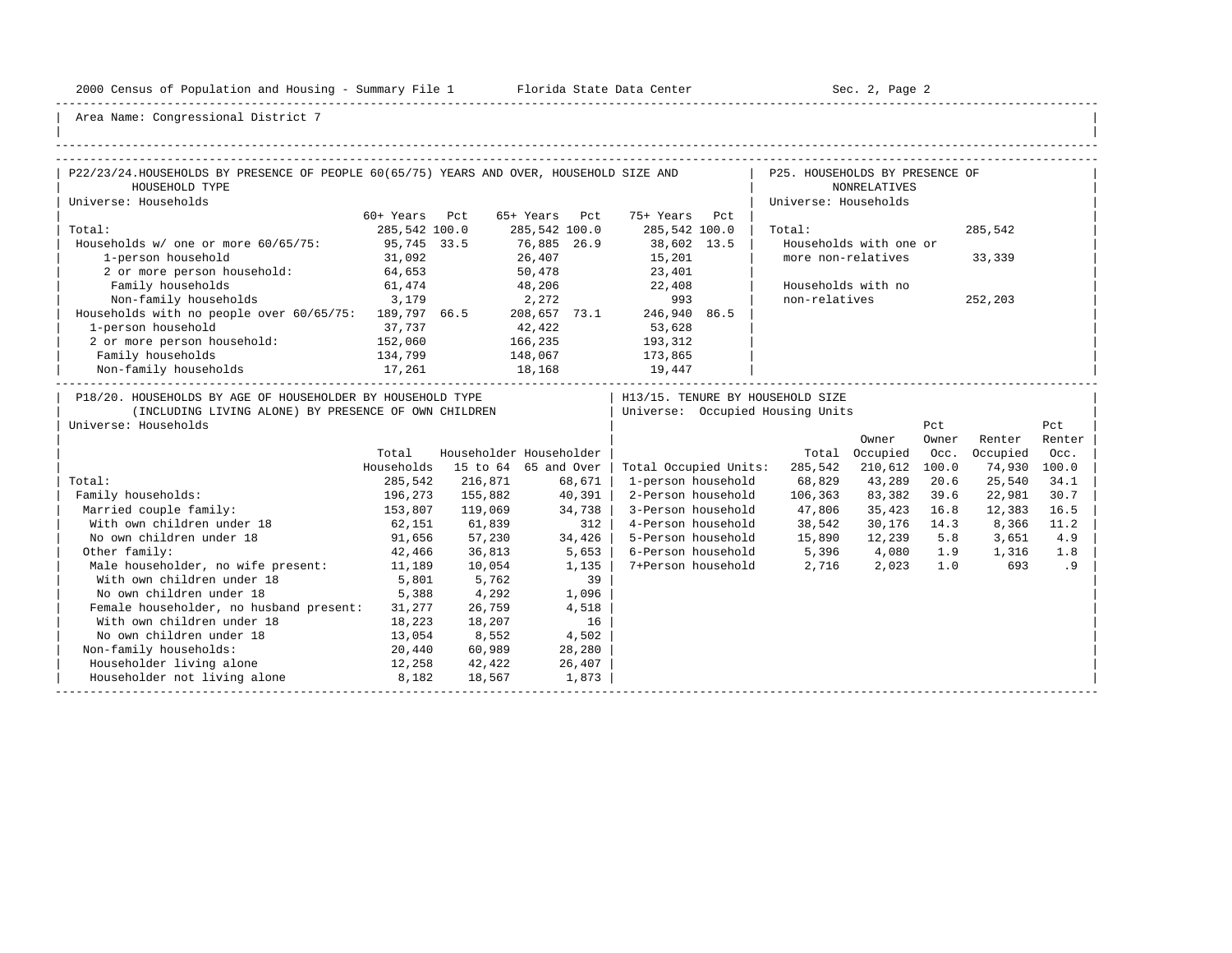Area Name: Congressional District 7

## P22/23/24. HOUSEHOLDS BY PRESENCE OF PEOPLE 60(65/75) YEARS AND OVER, HOUSEHOLD SIZE AND HOUSEHOLD TYPE

Universe: Households

| | 60+ Years | Pct | 65+ Years | Pct | 75+ Years | Pct |
|---|---|---|---|---|---|---|
| Total: | 285,542 | 100.0 | 285,542 | 100.0 | 285,542 | 100.0 |
| Households w/ one or more 60/65/75: | 95,745 | 33.5 | 76,885 | 26.9 | 38,602 | 13.5 |
| 1-person household | 31,092 | | 26,407 | | 15,201 | |
| 2 or more person household: | 64,653 | | 50,478 | | 23,401 | |
| Family households | 61,474 | | 48,206 | | 22,408 | |
| Non-family households | 3,179 | | 2,272 | | 993 | |
| Households with no people over 60/65/75: | 189,797 | 66.5 | 208,657 | 73.1 | 246,940 | 86.5 |
| 1-person household | 37,737 | | 42,422 | | 53,628 | |
| 2 or more person household: | 152,060 | | 166,235 | | 193,312 | |
| Family households | 134,799 | | 148,067 | | 173,865 | |
| Non-family households | 17,261 | | 18,168 | | 19,447 | |

## P25. HOUSEHOLDS BY PRESENCE OF NONRELATIVES

Universe: Households

| | |
|---|---|
| Total: | 285,542 |
| Households with one or more non-relatives | 33,339 |
| Households with no non-relatives | 252,203 |

## P18/20. HOUSEHOLDS BY AGE OF HOUSEHOLDER BY HOUSEHOLD TYPE (INCLUDING LIVING ALONE) BY PRESENCE OF OWN CHILDREN

Universe: Households

| | Total Households | Householder 15 to 64 | Householder 65 and Over |
|---|---|---|---|
| Total: | 285,542 | 216,871 | 68,671 |
| Family households: | 196,273 | 155,882 | 40,391 |
| Married couple family: | 153,807 | 119,069 | 34,738 |
| With own children under 18 | 62,151 | 61,839 | 312 |
| No own children under 18 | 91,656 | 57,230 | 34,426 |
| Other family: | 42,466 | 36,813 | 5,653 |
| Male householder, no wife present: | 11,189 | 10,054 | 1,135 |
| With own children under 18 | 5,801 | 5,762 | 39 |
| No own children under 18 | 5,388 | 4,292 | 1,096 |
| Female householder, no husband present: | 31,277 | 26,759 | 4,518 |
| With own children under 18 | 18,223 | 18,207 | 16 |
| No own children under 18 | 13,054 | 8,552 | 4,502 |
| Non-family households: | 20,440 | 60,989 | 28,280 |
| Householder living alone | 12,258 | 42,422 | 26,407 |
| Householder not living alone | 8,182 | 18,567 | 1,873 |

## H13/15. TENURE BY HOUSEHOLD SIZE

Universe: Occupied Housing Units

| | Total | Owner Occupied | Pct Owner Occ. | Renter Occupied | Pct Renter Occ. |
|---|---|---|---|---|---|
| Total Occupied Units: | 285,542 | 210,612 | 100.0 | 74,930 | 100.0 |
| 1-person household | 68,829 | 43,289 | 20.6 | 25,540 | 34.1 |
| 2-Person household | 106,363 | 83,382 | 39.6 | 22,981 | 30.7 |
| 3-Person household | 47,806 | 35,423 | 16.8 | 12,383 | 16.5 |
| 4-Person household | 38,542 | 30,176 | 14.3 | 8,366 | 11.2 |
| 5-Person household | 15,890 | 12,239 | 5.8 | 3,651 | 4.9 |
| 6-Person household | 5,396 | 4,080 | 1.9 | 1,316 | 1.8 |
| 7+Person household | 2,716 | 2,023 | 1.0 | 693 | .9 |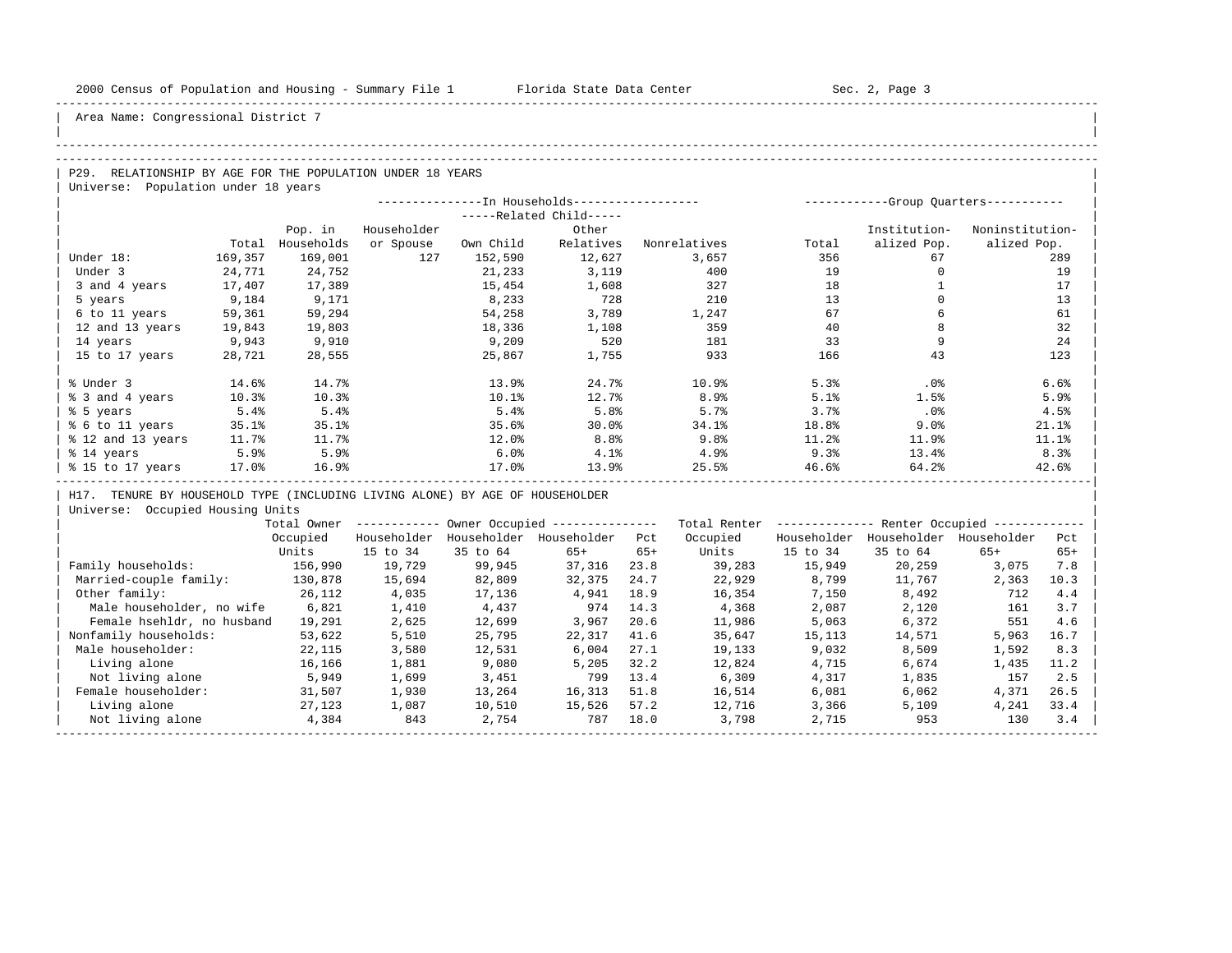Area Name: Congressional District 7

## P29. RELATIONSHIP BY AGE FOR THE POPULATION UNDER 18 YEARS

Universe: Population under 18 years

| | Total | Pop. in Households | In Households: Householder or Spouse | Related Child: Own Child | Related Child: Other Relatives | Nonrelatives | Group Quarters: Total | Institutionalized Pop. | Noninstitutionalized Pop. |
|---|---|---|---|---|---|---|---|---|---|
| Under 18: | 169,357 | 169,001 | 127 | 152,590 | 12,627 | 3,657 | 356 | 67 | 289 |
| Under 3 | 24,771 | 24,752 | | 21,233 | 3,119 | 400 | 19 | 0 | 19 |
| 3 and 4 years | 17,407 | 17,389 | | 15,454 | 1,608 | 327 | 18 | 1 | 17 |
| 5 years | 9,184 | 9,171 | | 8,233 | 728 | 210 | 13 | 0 | 13 |
| 6 to 11 years | 59,361 | 59,294 | | 54,258 | 3,789 | 1,247 | 67 | 6 | 61 |
| 12 and 13 years | 19,843 | 19,803 | | 18,336 | 1,108 | 359 | 40 | 8 | 32 |
| 14 years | 9,943 | 9,910 | | 9,209 | 520 | 181 | 33 | 9 | 24 |
| 15 to 17 years | 28,721 | 28,555 | | 25,867 | 1,755 | 933 | 166 | 43 | 123 |
| % Under 3 | 14.6% | 14.7% | | 13.9% | 24.7% | 10.9% | 5.3% | .0% | 6.6% |
| % 3 and 4 years | 10.3% | 10.3% | | 10.1% | 12.7% | 8.9% | 5.1% | 1.5% | 5.9% |
| % 5 years | 5.4% | 5.4% | | 5.4% | 5.8% | 5.7% | 3.7% | .0% | 4.5% |
| % 6 to 11 years | 35.1% | 35.1% | | 35.6% | 30.0% | 34.1% | 18.8% | 9.0% | 21.1% |
| % 12 and 13 years | 11.7% | 11.7% | | 12.0% | 8.8% | 9.8% | 11.2% | 11.9% | 11.1% |
| % 14 years | 5.9% | 5.9% | | 6.0% | 4.1% | 4.9% | 9.3% | 13.4% | 8.3% |
| % 15 to 17 years | 17.0% | 16.9% | | 17.0% | 13.9% | 25.5% | 46.6% | 64.2% | 42.6% |

## H17. TENURE BY HOUSEHOLD TYPE (INCLUDING LIVING ALONE) BY AGE OF HOUSEHOLDER

Universe: Occupied Housing Units

| | Total Owner Occupied Units | Owner: Householder 15 to 34 | Owner: Householder 35 to 64 | Owner: Householder 65+ | Owner: Pct 65+ | Total Renter Occupied Units | Renter: Householder 15 to 34 | Renter: Householder 35 to 64 | Renter: Householder 65+ | Renter: Pct 65+ |
|---|---|---|---|---|---|---|---|---|---|---|
| Family households: | 156,990 | 19,729 | 99,945 | 37,316 | 23.8 | 39,283 | 15,949 | 20,259 | 3,075 | 7.8 |
| Married-couple family: | 130,878 | 15,694 | 82,809 | 32,375 | 24.7 | 22,929 | 8,799 | 11,767 | 2,363 | 10.3 |
| Other family: | 26,112 | 4,035 | 17,136 | 4,941 | 18.9 | 16,354 | 7,150 | 8,492 | 712 | 4.4 |
| Male householder, no wife | 6,821 | 1,410 | 4,437 | 974 | 14.3 | 4,368 | 2,087 | 2,120 | 161 | 3.7 |
| Female hsehldr, no husband | 19,291 | 2,625 | 12,699 | 3,967 | 20.6 | 11,986 | 5,063 | 6,372 | 551 | 4.6 |
| Nonfamily households: | 53,622 | 5,510 | 25,795 | 22,317 | 41.6 | 35,647 | 15,113 | 14,571 | 5,963 | 16.7 |
| Male householder: | 22,115 | 3,580 | 12,531 | 6,004 | 27.1 | 19,133 | 9,032 | 8,509 | 1,592 | 8.3 |
| Living alone | 16,166 | 1,881 | 9,080 | 5,205 | 32.2 | 12,824 | 4,715 | 6,674 | 1,435 | 11.2 |
| Not living alone | 5,949 | 1,699 | 3,451 | 799 | 13.4 | 6,309 | 4,317 | 1,835 | 157 | 2.5 |
| Female householder: | 31,507 | 1,930 | 13,264 | 16,313 | 51.8 | 16,514 | 6,081 | 6,062 | 4,371 | 26.5 |
| Living alone | 27,123 | 1,087 | 10,510 | 15,526 | 57.2 | 12,716 | 3,366 | 5,109 | 4,241 | 33.4 |
| Not living alone | 4,384 | 843 | 2,754 | 787 | 18.0 | 3,798 | 2,715 | 953 | 130 | 3.4 |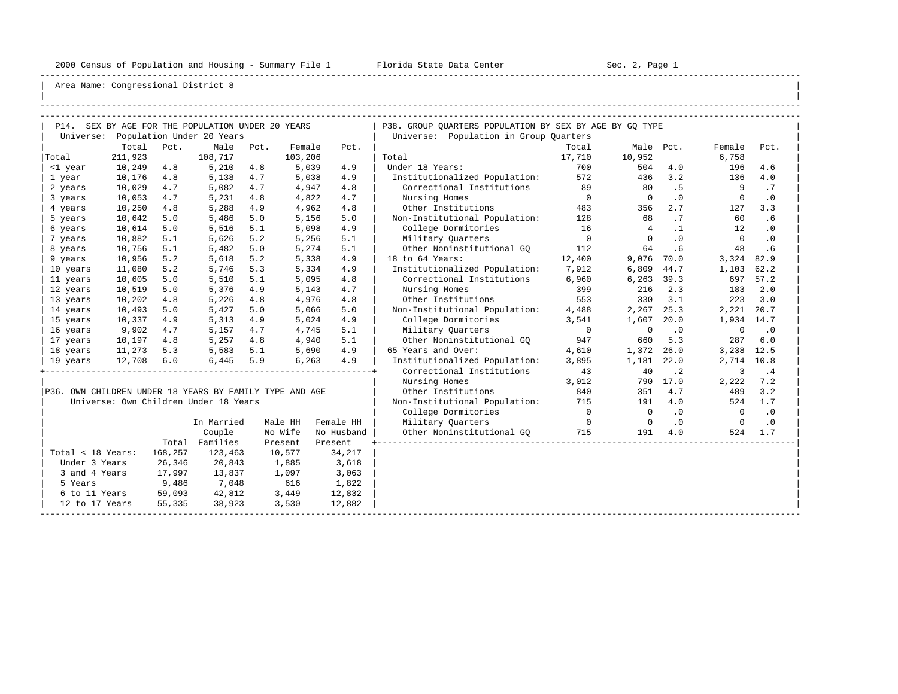Area Name: Congressional District 8

## P14. SEX BY AGE FOR THE POPULATION UNDER 20 YEARS

Universe: Population Under 20 Years

| | Total | Pct. | Male | Pct. | Female | Pct. |
|---|---|---|---|---|---|---|
| Total | 211,923 | | 108,717 | | 103,206 | |
| <1 year | 10,249 | 4.8 | 5,210 | 4.8 | 5,039 | 4.9 |
| 1 year | 10,176 | 4.8 | 5,138 | 4.7 | 5,038 | 4.9 |
| 2 years | 10,029 | 4.7 | 5,082 | 4.7 | 4,947 | 4.8 |
| 3 years | 10,053 | 4.7 | 5,231 | 4.8 | 4,822 | 4.7 |
| 4 years | 10,250 | 4.8 | 5,288 | 4.9 | 4,962 | 4.8 |
| 5 years | 10,642 | 5.0 | 5,486 | 5.0 | 5,156 | 5.0 |
| 6 years | 10,614 | 5.0 | 5,516 | 5.1 | 5,098 | 4.9 |
| 7 years | 10,882 | 5.1 | 5,626 | 5.2 | 5,256 | 5.1 |
| 8 years | 10,756 | 5.1 | 5,482 | 5.0 | 5,274 | 5.1 |
| 9 years | 10,956 | 5.2 | 5,618 | 5.2 | 5,338 | 4.9 |
| 10 years | 11,080 | 5.2 | 5,746 | 5.3 | 5,334 | 4.9 |
| 11 years | 10,605 | 5.0 | 5,510 | 5.1 | 5,095 | 4.8 |
| 12 years | 10,519 | 5.0 | 5,376 | 4.9 | 5,143 | 4.7 |
| 13 years | 10,202 | 4.8 | 5,226 | 4.8 | 4,976 | 4.8 |
| 14 years | 10,493 | 5.0 | 5,427 | 5.0 | 5,066 | 5.0 |
| 15 years | 10,337 | 4.9 | 5,313 | 4.9 | 5,024 | 4.9 |
| 16 years | 9,902 | 4.7 | 5,157 | 4.7 | 4,745 | 5.1 |
| 17 years | 10,197 | 4.8 | 5,257 | 4.8 | 4,940 | 5.1 |
| 18 years | 11,273 | 5.3 | 5,583 | 5.1 | 5,690 | 4.9 |
| 19 years | 12,708 | 6.0 | 6,445 | 5.9 | 6,263 | 4.9 |

## P36. OWN CHILDREN UNDER 18 YEARS BY FAMILY TYPE AND AGE

Universe: Own Children Under 18 Years

| | Total | In Married Couple Families | Male HH No Wife Present | Female HH No Husband Present |
|---|---|---|---|---|
| Total < 18 Years: | 168,257 | 123,463 | 10,577 | 34,217 |
| Under 3 Years | 26,346 | 20,843 | 1,885 | 3,618 |
| 3 and 4 Years | 17,997 | 13,837 | 1,097 | 3,063 |
| 5 Years | 9,486 | 7,048 | 616 | 1,822 |
| 6 to 11 Years | 59,093 | 42,812 | 3,449 | 12,832 |
| 12 to 17 Years | 55,335 | 38,923 | 3,530 | 12,882 |

## P38. GROUP QUARTERS POPULATION BY SEX BY AGE BY GQ TYPE

Universe: Population in Group Quarters

| | Total | Male | Pct. | Female | Pct. |
|---|---|---|---|---|---|
| Total | 17,710 | 10,952 | | 6,758 | |
| Under 18 Years: | 700 | 504 | 4.0 | 196 | 4.6 |
| Institutionalized Population: | 572 | 436 | 3.2 | 136 | 4.0 |
| Correctional Institutions | 89 | 80 | .5 | 9 | .7 |
| Nursing Homes | 0 | 0 | .0 | 0 | .0 |
| Other Institutions | 483 | 356 | 2.7 | 127 | 3.3 |
| Non-Institutional Population: | 128 | 68 | .7 | 60 | .6 |
| College Dormitories | 16 | 4 | .1 | 12 | .0 |
| Military Quarters | 0 | 0 | .0 | 0 | .0 |
| Other Noninstitutional GQ | 112 | 64 | .6 | 48 | .6 |
| 18 to 64 Years: | 12,400 | 9,076 | 70.0 | 3,324 | 82.9 |
| Institutionalized Population: | 7,912 | 6,809 | 44.7 | 1,103 | 62.2 |
| Correctional Institutions | 6,960 | 6,263 | 39.3 | 697 | 57.2 |
| Nursing Homes | 399 | 216 | 2.3 | 183 | 2.0 |
| Other Institutions | 553 | 330 | 3.1 | 223 | 3.0 |
| Non-Institutional Population: | 4,488 | 2,267 | 25.3 | 2,221 | 20.7 |
| College Dormitories | 3,541 | 1,607 | 20.0 | 1,934 | 14.7 |
| Military Quarters | 0 | 0 | .0 | 0 | .0 |
| Other Noninstitutional GQ | 947 | 660 | 5.3 | 287 | 6.0 |
| 65 Years and Over: | 4,610 | 1,372 | 26.0 | 3,238 | 12.5 |
| Institutionalized Population: | 3,895 | 1,181 | 22.0 | 2,714 | 10.8 |
| Correctional Institutions | 43 | 40 | .2 | 3 | .4 |
| Nursing Homes | 3,012 | 790 | 17.0 | 2,222 | 7.2 |
| Other Institutions | 840 | 351 | 4.7 | 489 | 3.2 |
| Non-Institutional Population: | 715 | 191 | 4.0 | 524 | 1.7 |
| College Dormitories | 0 | 0 | .0 | 0 | .0 |
| Military Quarters | 0 | 0 | .0 | 0 | .0 |
| Other Noninstitutional GQ | 715 | 191 | 4.0 | 524 | 1.7 |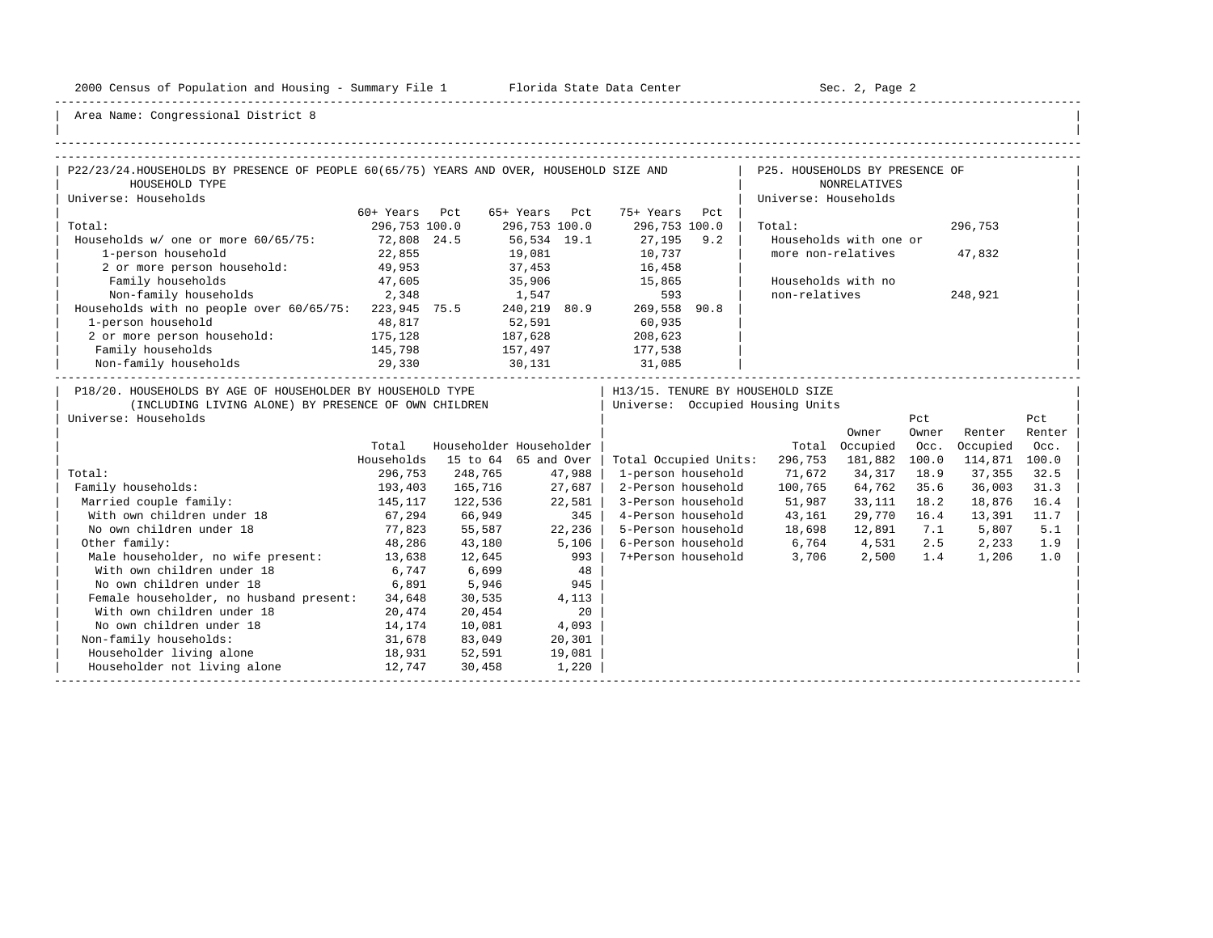2000 Census of Population and Housing - Summary File 1 Florida State Data Center Sec. 2, Page 2

Area Name: Congressional District 8

## P22/23/24. HOUSEHOLDS BY PRESENCE OF PEOPLE 60(65/75) YEARS AND OVER, HOUSEHOLD SIZE AND HOUSEHOLD TYPE

Universe: Households

| | 60+ Years | Pct | 65+ Years | Pct | 75+ Years | Pct |
|---|---|---|---|---|---|---|
| Total: | 296,753 | 100.0 | 296,753 | 100.0 | 296,753 | 100.0 |
| Households w/ one or more 60/65/75: | 72,808 | 24.5 | 56,534 | 19.1 | 27,195 | 9.2 |
| 1-person household | 22,855 | | 19,081 | | 10,737 | |
| 2 or more person household: | 49,953 | | 37,453 | | 16,458 | |
| Family households | 47,605 | | 35,906 | | 15,865 | |
| Non-family households | 2,348 | | 1,547 | | 593 | |
| Households with no people over 60/65/75: | 223,945 | 75.5 | 240,219 | 80.9 | 269,558 | 90.8 |
| 1-person household | 48,817 | | 52,591 | | 60,935 | |
| 2 or more person household: | 175,128 | | 187,628 | | 208,623 | |
| Family households | 145,798 | | 157,497 | | 177,538 | |
| Non-family households | 29,330 | | 30,131 | | 31,085 | |

## P25. HOUSEHOLDS BY PRESENCE OF NONRELATIVES

Universe: Households

| | |
|---|---|
| Total: | 296,753 |
| Households with one or more non-relatives | 47,832 |
| Households with no non-relatives | 248,921 |

## P18/20. HOUSEHOLDS BY AGE OF HOUSEHOLDER BY HOUSEHOLD TYPE (INCLUDING LIVING ALONE) BY PRESENCE OF OWN CHILDREN

Universe: Households

| | Total Households | Householder 15 to 64 | Householder 65 and Over |
|---|---|---|---|
| Total: | 296,753 | 248,765 | 47,988 |
| Family households: | 193,403 | 165,716 | 27,687 |
| Married couple family: | 145,117 | 122,536 | 22,581 |
| With own children under 18 | 67,294 | 66,949 | 345 |
| No own children under 18 | 77,823 | 55,587 | 22,236 |
| Other family: | 48,286 | 43,180 | 5,106 |
| Male householder, no wife present: | 13,638 | 12,645 | 993 |
| With own children under 18 | 6,747 | 6,699 | 48 |
| No own children under 18 | 6,891 | 5,946 | 945 |
| Female householder, no husband present: | 34,648 | 30,535 | 4,113 |
| With own children under 18 | 20,474 | 20,454 | 20 |
| No own children under 18 | 14,174 | 10,081 | 4,093 |
| Non-family households: | 31,678 | 83,049 | 20,301 |
| Householder living alone | 18,931 | 52,591 | 19,081 |
| Householder not living alone | 12,747 | 30,458 | 1,220 |

## H13/15. TENURE BY HOUSEHOLD SIZE

Universe: Occupied Housing Units

| | Total | Owner Occupied | Pct Owner Occ. | Renter Occupied | Pct Renter Occ. |
|---|---|---|---|---|---|
| Total Occupied Units: | 296,753 | 181,882 | 100.0 | 114,871 | 100.0 |
| 1-person household | 71,672 | 34,317 | 18.9 | 37,355 | 32.5 |
| 2-Person household | 100,765 | 64,762 | 35.6 | 36,003 | 31.3 |
| 3-Person household | 51,987 | 33,111 | 18.2 | 18,876 | 16.4 |
| 4-Person household | 43,161 | 29,770 | 16.4 | 13,391 | 11.7 |
| 5-Person household | 18,698 | 12,891 | 7.1 | 5,807 | 5.1 |
| 6-Person household | 6,764 | 4,531 | 2.5 | 2,233 | 1.9 |
| 7+Person household | 3,706 | 2,500 | 1.4 | 1,206 | 1.0 |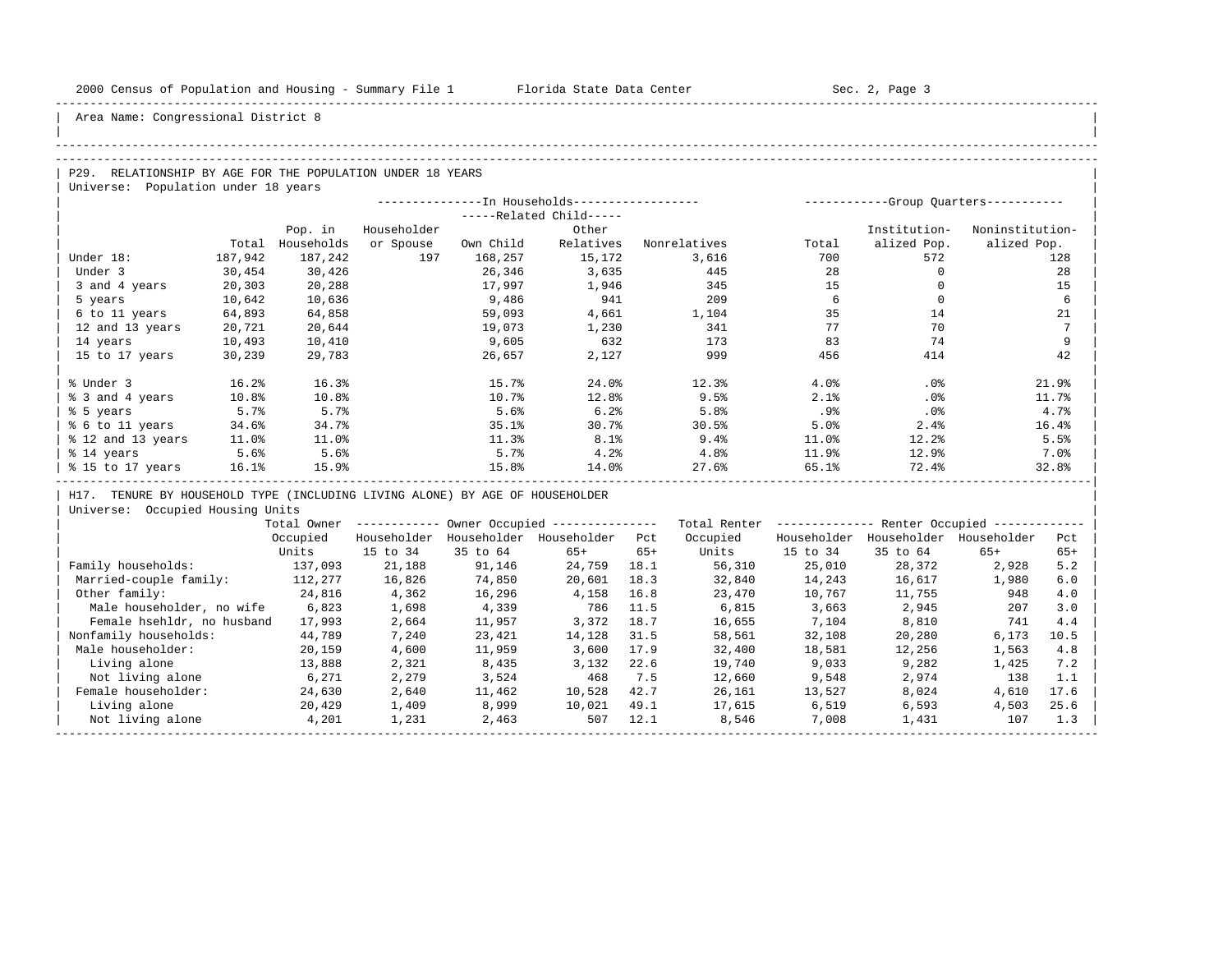Area Name: Congressional District 8

## P29. RELATIONSHIP BY AGE FOR THE POPULATION UNDER 18 YEARS

Universe: Population under 18 years

| | Total | In Households: Pop. in Households | In Households: Householder or Spouse | In Households: Related Child: Own Child | In Households: Related Child: Other Relatives | In Households: Nonrelatives | Group Quarters: Total | Group Quarters: Institution-alized Pop. | Group Quarters: Noninstitution-alized Pop. |
|---|---|---|---|---|---|---|---|---|---|
| Under 18: | 187,942 | 187,242 | 197 | 168,257 | 15,172 | 3,616 | 700 | 572 | 128 |
| Under 3 | 30,454 | 30,426 | | 26,346 | 3,635 | 445 | 28 | 0 | 28 |
| 3 and 4 years | 20,303 | 20,288 | | 17,997 | 1,946 | 345 | 15 | 0 | 15 |
| 5 years | 10,642 | 10,636 | | 9,486 | 941 | 209 | 6 | 0 | 6 |
| 6 to 11 years | 64,893 | 64,858 | | 59,093 | 4,661 | 1,104 | 35 | 14 | 21 |
| 12 and 13 years | 20,721 | 20,644 | | 19,073 | 1,230 | 341 | 77 | 70 | 7 |
| 14 years | 10,493 | 10,410 | | 9,605 | 632 | 173 | 83 | 74 | 9 |
| 15 to 17 years | 30,239 | 29,783 | | 26,657 | 2,127 | 999 | 456 | 414 | 42 |
| % Under 3 | 16.2% | 16.3% | | 15.7% | 24.0% | 12.3% | 4.0% | .0% | 21.9% |
| % 3 and 4 years | 10.8% | 10.8% | | 10.7% | 12.8% | 9.5% | 2.1% | .0% | 11.7% |
| % 5 years | 5.7% | 5.7% | | 5.6% | 6.2% | 5.8% | .9% | .0% | 4.7% |
| % 6 to 11 years | 34.6% | 34.7% | | 35.1% | 30.7% | 30.5% | 5.0% | 2.4% | 16.4% |
| % 12 and 13 years | 11.0% | 11.0% | | 11.3% | 8.1% | 9.4% | 11.0% | 12.2% | 5.5% |
| % 14 years | 5.6% | 5.6% | | 5.7% | 4.2% | 4.8% | 11.9% | 12.9% | 7.0% |
| % 15 to 17 years | 16.1% | 15.9% | | 15.8% | 14.0% | 27.6% | 65.1% | 72.4% | 32.8% |

## H17. TENURE BY HOUSEHOLD TYPE (INCLUDING LIVING ALONE) BY AGE OF HOUSEHOLDER

Universe: Occupied Housing Units

| | Total Owner Occupied Units | Owner Occupied: Householder 15 to 34 | Owner Occupied: Householder 35 to 64 | Owner Occupied: Householder 65+ | Owner Occupied: Pct 65+ | Total Renter Occupied Units | Renter Occupied: Householder 15 to 34 | Renter Occupied: Householder 35 to 64 | Renter Occupied: Householder 65+ | Renter Occupied: Pct 65+ |
|---|---|---|---|---|---|---|---|---|---|---|
| Family households: | 137,093 | 21,188 | 91,146 | 24,759 | 18.1 | 56,310 | 25,010 | 28,372 | 2,928 | 5.2 |
| Married-couple family: | 112,277 | 16,826 | 74,850 | 20,601 | 18.3 | 32,840 | 14,243 | 16,617 | 1,980 | 6.0 |
| Other family: | 24,816 | 4,362 | 16,296 | 4,158 | 16.8 | 23,470 | 10,767 | 11,755 | 948 | 4.0 |
| Male householder, no wife | 6,823 | 1,698 | 4,339 | 786 | 11.5 | 6,815 | 3,663 | 2,945 | 207 | 3.0 |
| Female hsehldr, no husband | 17,993 | 2,664 | 11,957 | 3,372 | 18.7 | 16,655 | 7,104 | 8,810 | 741 | 4.4 |
| Nonfamily households: | 44,789 | 7,240 | 23,421 | 14,128 | 31.5 | 58,561 | 32,108 | 20,280 | 6,173 | 10.5 |
| Male householder: | 20,159 | 4,600 | 11,959 | 3,600 | 17.9 | 32,400 | 18,581 | 12,256 | 1,563 | 4.8 |
| Living alone | 13,888 | 2,321 | 8,435 | 3,132 | 22.6 | 19,740 | 9,033 | 9,282 | 1,425 | 7.2 |
| Not living alone | 6,271 | 2,279 | 3,524 | 468 | 7.5 | 12,660 | 9,548 | 2,974 | 138 | 1.1 |
| Female householder: | 24,630 | 2,640 | 11,462 | 10,528 | 42.7 | 26,161 | 13,527 | 8,024 | 4,610 | 17.6 |
| Living alone | 20,429 | 1,409 | 8,999 | 10,021 | 49.1 | 17,615 | 6,519 | 6,593 | 4,503 | 25.6 |
| Not living alone | 4,201 | 1,231 | 2,463 | 507 | 12.1 | 8,546 | 7,008 | 1,431 | 107 | 1.3 |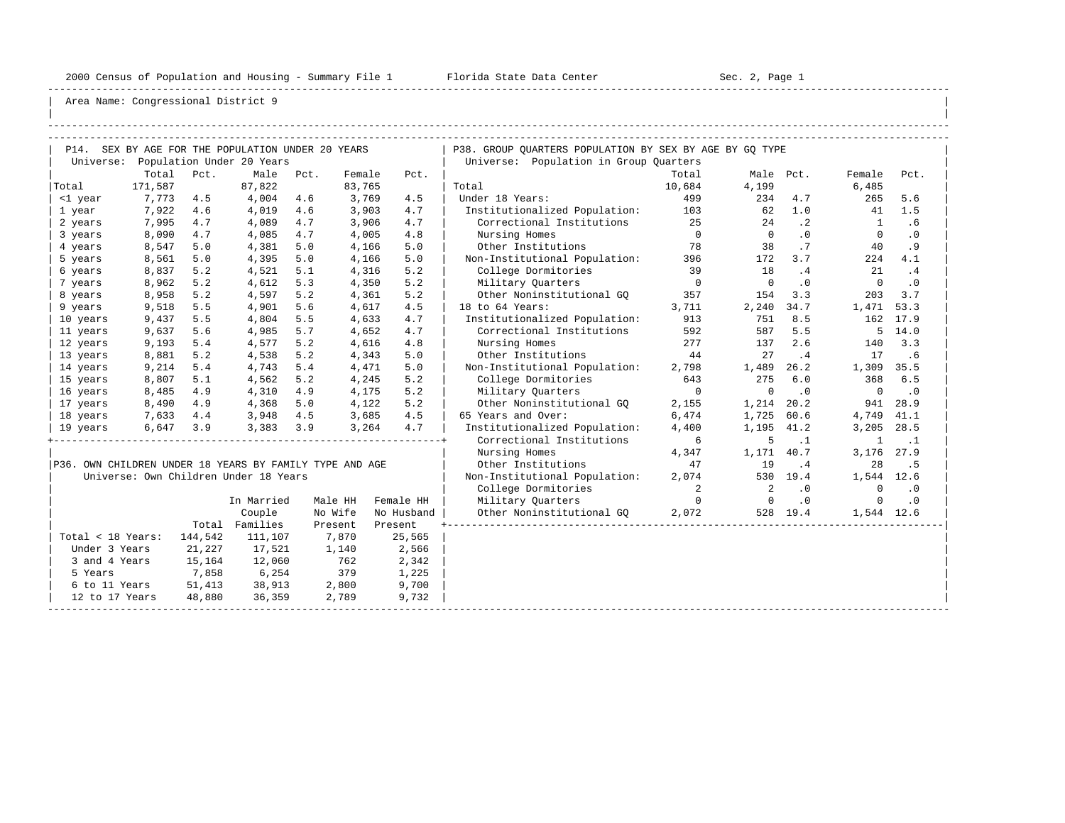Area Name: Congressional District 9

## P14. SEX BY AGE FOR THE POPULATION UNDER 20 YEARS

Universe: Population Under 20 Years

| | Total | Pct. | Male | Pct. | Female | Pct. |
|---|---|---|---|---|---|---|
| Total | 171,587 | | 87,822 | | 83,765 | |
| <1 year | 7,773 | 4.5 | 4,004 | 4.6 | 3,769 | 4.5 |
| 1 year | 7,922 | 4.6 | 4,019 | 4.6 | 3,903 | 4.7 |
| 2 years | 7,995 | 4.7 | 4,089 | 4.7 | 3,906 | 4.7 |
| 3 years | 8,090 | 4.7 | 4,085 | 4.7 | 4,005 | 4.8 |
| 4 years | 8,547 | 5.0 | 4,381 | 5.0 | 4,166 | 5.0 |
| 5 years | 8,561 | 5.0 | 4,395 | 5.0 | 4,166 | 5.0 |
| 6 years | 8,837 | 5.2 | 4,521 | 5.1 | 4,316 | 5.2 |
| 7 years | 8,962 | 5.2 | 4,612 | 5.3 | 4,350 | 5.2 |
| 8 years | 8,958 | 5.2 | 4,597 | 5.2 | 4,361 | 5.2 |
| 9 years | 9,518 | 5.5 | 4,901 | 5.6 | 4,617 | 4.5 |
| 10 years | 9,437 | 5.5 | 4,804 | 5.5 | 4,633 | 4.7 |
| 11 years | 9,637 | 5.6 | 4,985 | 5.7 | 4,652 | 4.7 |
| 12 years | 9,193 | 5.4 | 4,577 | 5.2 | 4,616 | 4.8 |
| 13 years | 8,881 | 5.2 | 4,538 | 5.2 | 4,343 | 5.0 |
| 14 years | 9,214 | 5.4 | 4,743 | 5.4 | 4,471 | 5.0 |
| 15 years | 8,807 | 5.1 | 4,562 | 5.2 | 4,245 | 5.2 |
| 16 years | 8,485 | 4.9 | 4,310 | 4.9 | 4,175 | 5.2 |
| 17 years | 8,490 | 4.9 | 4,368 | 5.0 | 4,122 | 5.2 |
| 18 years | 7,633 | 4.4 | 3,948 | 4.5 | 3,685 | 4.5 |
| 19 years | 6,647 | 3.9 | 3,383 | 3.9 | 3,264 | 4.7 |

## P36. OWN CHILDREN UNDER 18 YEARS BY FAMILY TYPE AND AGE

Universe: Own Children Under 18 Years

| | Total | In Married Couple Families | Male HH No Wife Present | Female HH No Husband Present |
|---|---|---|---|---|
| Total < 18 Years: | 144,542 | 111,107 | 7,870 | 25,565 |
| Under 3 Years | 21,227 | 17,521 | 1,140 | 2,566 |
| 3 and 4 Years | 15,164 | 12,060 | 762 | 2,342 |
| 5 Years | 7,858 | 6,254 | 379 | 1,225 |
| 6 to 11 Years | 51,413 | 38,913 | 2,800 | 9,700 |
| 12 to 17 Years | 48,880 | 36,359 | 2,789 | 9,732 |

## P38. GROUP QUARTERS POPULATION BY SEX BY AGE BY GQ TYPE

Universe: Population in Group Quarters

| | Total | Male | Pct. | Female | Pct. |
|---|---|---|---|---|---|
| Total | 10,684 | 4,199 | | 6,485 | |
| Under 18 Years: | 499 | 234 | 4.7 | 265 | 5.6 |
| Institutionalized Population: | 103 | 62 | 1.0 | 41 | 1.5 |
| Correctional Institutions | 25 | 24 | .2 | 1 | .6 |
| Nursing Homes | 0 | 0 | .0 | 0 | .0 |
| Other Institutions | 78 | 38 | .7 | 40 | .9 |
| Non-Institutional Population: | 396 | 172 | 3.7 | 224 | 4.1 |
| College Dormitories | 39 | 18 | .4 | 21 | .4 |
| Military Quarters | 0 | 0 | .0 | 0 | .0 |
| Other Noninstitutional GQ | 357 | 154 | 3.3 | 203 | 3.7 |
| 18 to 64 Years: | 3,711 | 2,240 | 34.7 | 1,471 | 53.3 |
| Institutionalized Population: | 913 | 751 | 8.5 | 162 | 17.9 |
| Correctional Institutions | 592 | 587 | 5.5 | 5 | 14.0 |
| Nursing Homes | 277 | 137 | 2.6 | 140 | 3.3 |
| Other Institutions | 44 | 27 | .4 | 17 | .6 |
| Non-Institutional Population: | 2,798 | 1,489 | 26.2 | 1,309 | 35.5 |
| College Dormitories | 643 | 275 | 6.0 | 368 | 6.5 |
| Military Quarters | 0 | 0 | .0 | 0 | .0 |
| Other Noninstitutional GQ | 2,155 | 1,214 | 20.2 | 941 | 28.9 |
| 65 Years and Over: | 6,474 | 1,725 | 60.6 | 4,749 | 41.1 |
| Institutionalized Population: | 4,400 | 1,195 | 41.2 | 3,205 | 28.5 |
| Correctional Institutions | 6 | 5 | .1 | 1 | .1 |
| Nursing Homes | 4,347 | 1,171 | 40.7 | 3,176 | 27.9 |
| Other Institutions | 47 | 19 | .4 | 28 | .5 |
| Non-Institutional Population: | 2,074 | 530 | 19.4 | 1,544 | 12.6 |
| College Dormitories | 2 | 2 | .0 | 0 | .0 |
| Military Quarters | 0 | 0 | .0 | 0 | .0 |
| Other Noninstitutional GQ | 2,072 | 528 | 19.4 | 1,544 | 12.6 |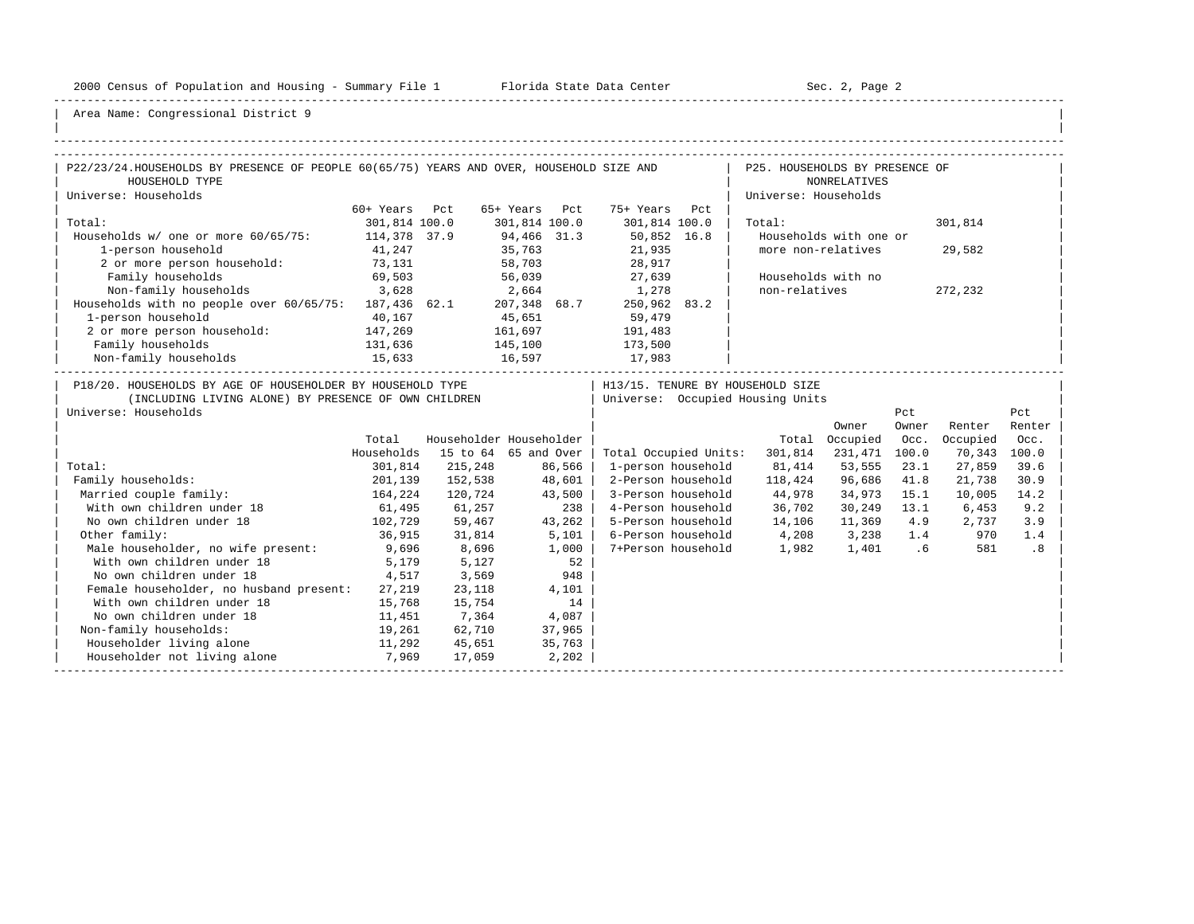Area Name: Congressional District 9

## P22/23/24. HOUSEHOLDS BY PRESENCE OF PEOPLE 60(65/75) YEARS AND OVER, HOUSEHOLD SIZE AND HOUSEHOLD TYPE

Universe: Households

| | 60+ Years | Pct | 65+ Years | Pct | 75+ Years | Pct |
|---|---|---|---|---|---|---|
| Total: | 301,814 | 100.0 | 301,814 | 100.0 | 301,814 | 100.0 |
| Households w/ one or more 60/65/75: | 114,378 | 37.9 | 94,466 | 31.3 | 50,852 | 16.8 |
| 1-person household | 41,247 | | 35,763 | | 21,935 | |
| 2 or more person household: | 73,131 | | 58,703 | | 28,917 | |
| Family households | 69,503 | | 56,039 | | 27,639 | |
| Non-family households | 3,628 | | 2,664 | | 1,278 | |
| Households with no people over 60/65/75: | 187,436 | 62.1 | 207,348 | 68.7 | 250,962 | 83.2 |
| 1-person household | 40,167 | | 45,651 | | 59,479 | |
| 2 or more person household: | 147,269 | | 161,697 | | 191,483 | |
| Family households | 131,636 | | 145,100 | | 173,500 | |
| Non-family households | 15,633 | | 16,597 | | 17,983 | |

## P25. HOUSEHOLDS BY PRESENCE OF NONRELATIVES

Universe: Households

| | |
|---|---|
| Total: | 301,814 |
| Households with one or more non-relatives | 29,582 |
| Households with no non-relatives | 272,232 |

## P18/20. HOUSEHOLDS BY AGE OF HOUSEHOLDER BY HOUSEHOLD TYPE (INCLUDING LIVING ALONE) BY PRESENCE OF OWN CHILDREN

Universe: Households

| | Total Households | Householder 15 to 64 | Householder 65 and Over |
|---|---|---|---|
| Total: | 301,814 | 215,248 | 86,566 |
| Family households: | 201,139 | 152,538 | 48,601 |
| Married couple family: | 164,224 | 120,724 | 43,500 |
| With own children under 18 | 61,495 | 61,257 | 238 |
| No own children under 18 | 102,729 | 59,467 | 43,262 |
| Other family: | 36,915 | 31,814 | 5,101 |
| Male householder, no wife present: | 9,696 | 8,696 | 1,000 |
| With own children under 18 | 5,179 | 5,127 | 52 |
| No own children under 18 | 4,517 | 3,569 | 948 |
| Female householder, no husband present: | 27,219 | 23,118 | 4,101 |
| With own children under 18 | 15,768 | 15,754 | 14 |
| No own children under 18 | 11,451 | 7,364 | 4,087 |
| Non-family households: | 19,261 | 62,710 | 37,965 |
| Householder living alone | 11,292 | 45,651 | 35,763 |
| Householder not living alone | 7,969 | 17,059 | 2,202 |

## H13/15. TENURE BY HOUSEHOLD SIZE

Universe: Occupied Housing Units

| | Total | Owner Occupied | Pct Owner Occ. | Renter Occupied | Pct Renter Occ. |
|---|---|---|---|---|---|
| Total Occupied Units: | 301,814 | 231,471 | 100.0 | 70,343 | 100.0 |
| 1-person household | 81,414 | 53,555 | 23.1 | 27,859 | 39.6 |
| 2-Person household | 118,424 | 96,686 | 41.8 | 21,738 | 30.9 |
| 3-Person household | 44,978 | 34,973 | 15.1 | 10,005 | 14.2 |
| 4-Person household | 36,702 | 30,249 | 13.1 | 6,453 | 9.2 |
| 5-Person household | 14,106 | 11,369 | 4.9 | 2,737 | 3.9 |
| 6-Person household | 4,208 | 3,238 | 1.4 | 970 | 1.4 |
| 7+Person household | 1,982 | 1,401 | .6 | 581 | .8 |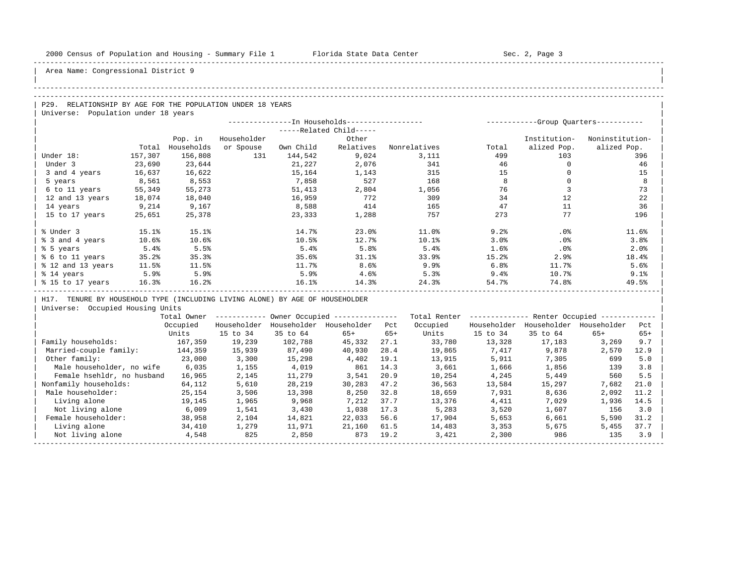Area Name: Congressional District 9

## P29. RELATIONSHIP BY AGE FOR THE POPULATION UNDER 18 YEARS

Universe: Population under 18 years

| | Total | Pop. in Households | In Households: Householder or Spouse | Related Child: Own Child | Related Child: Other Relatives | Nonrelatives | Group Quarters: Total | Institutionalized Pop. | Noninstitutionalized Pop. |
|---|---|---|---|---|---|---|---|---|---|
| Under 18: | 157,307 | 156,808 | 131 | 144,542 | 9,024 | 3,111 | 499 | 103 | 396 |
| Under 3 | 23,690 | 23,644 | | 21,227 | 2,076 | 341 | 46 | 0 | 46 |
| 3 and 4 years | 16,637 | 16,622 | | 15,164 | 1,143 | 315 | 15 | 0 | 15 |
| 5 years | 8,561 | 8,553 | | 7,858 | 527 | 168 | 8 | 0 | 8 |
| 6 to 11 years | 55,349 | 55,273 | | 51,413 | 2,804 | 1,056 | 76 | 3 | 73 |
| 12 and 13 years | 18,074 | 18,040 | | 16,959 | 772 | 309 | 34 | 12 | 22 |
| 14 years | 9,214 | 9,167 | | 8,588 | 414 | 165 | 47 | 11 | 36 |
| 15 to 17 years | 25,651 | 25,378 | | 23,333 | 1,288 | 757 | 273 | 77 | 196 |
| % Under 3 | 15.1% | 15.1% | | 14.7% | 23.0% | 11.0% | 9.2% | .0% | 11.6% |
| % 3 and 4 years | 10.6% | 10.6% | | 10.5% | 12.7% | 10.1% | 3.0% | .0% | 3.8% |
| % 5 years | 5.4% | 5.5% | | 5.4% | 5.8% | 5.4% | 1.6% | .0% | 2.0% |
| % 6 to 11 years | 35.2% | 35.3% | | 35.6% | 31.1% | 33.9% | 15.2% | 2.9% | 18.4% |
| % 12 and 13 years | 11.5% | 11.5% | | 11.7% | 8.6% | 9.9% | 6.8% | 11.7% | 5.6% |
| % 14 years | 5.9% | 5.9% | | 5.9% | 4.6% | 5.3% | 9.4% | 10.7% | 9.1% |
| % 15 to 17 years | 16.3% | 16.2% | | 16.1% | 14.3% | 24.3% | 54.7% | 74.8% | 49.5% |

## H17. TENURE BY HOUSEHOLD TYPE (INCLUDING LIVING ALONE) BY AGE OF HOUSEHOLDER

Universe: Occupied Housing Units

| | Total Owner Occupied Units | Owner: Householder 15 to 34 | Owner: Householder 35 to 64 | Owner: Householder 65+ | Pct 65+ | Total Renter Occupied Units | Renter: Householder 15 to 34 | Renter: Householder 35 to 64 | Renter: Householder 65+ | Pct 65+ |
|---|---|---|---|---|---|---|---|---|---|---|
| Family households: | 167,359 | 19,239 | 102,788 | 45,332 | 27.1 | 33,780 | 13,328 | 17,183 | 3,269 | 9.7 |
| Married-couple family: | 144,359 | 15,939 | 87,490 | 40,930 | 28.4 | 19,865 | 7,417 | 9,878 | 2,570 | 12.9 |
| Other family: | 23,000 | 3,300 | 15,298 | 4,402 | 19.1 | 13,915 | 5,911 | 7,305 | 699 | 5.0 |
| Male householder, no wife | 6,035 | 1,155 | 4,019 | 861 | 14.3 | 3,661 | 1,666 | 1,856 | 139 | 3.8 |
| Female hsehldr, no husband | 16,965 | 2,145 | 11,279 | 3,541 | 20.9 | 10,254 | 4,245 | 5,449 | 560 | 5.5 |
| Nonfamily households: | 64,112 | 5,610 | 28,219 | 30,283 | 47.2 | 36,563 | 13,584 | 15,297 | 7,682 | 21.0 |
| Male householder: | 25,154 | 3,506 | 13,398 | 8,250 | 32.8 | 18,659 | 7,931 | 8,636 | 2,092 | 11.2 |
| Living alone | 19,145 | 1,965 | 9,968 | 7,212 | 37.7 | 13,376 | 4,411 | 7,029 | 1,936 | 14.5 |
| Not living alone | 6,009 | 1,541 | 3,430 | 1,038 | 17.3 | 5,283 | 3,520 | 1,607 | 156 | 3.0 |
| Female householder: | 38,958 | 2,104 | 14,821 | 22,033 | 56.6 | 17,904 | 5,653 | 6,661 | 5,590 | 31.2 |
| Living alone | 34,410 | 1,279 | 11,971 | 21,160 | 61.5 | 14,483 | 3,353 | 5,675 | 5,455 | 37.7 |
| Not living alone | 4,548 | 825 | 2,850 | 873 | 19.2 | 3,421 | 2,300 | 986 | 135 | 3.9 |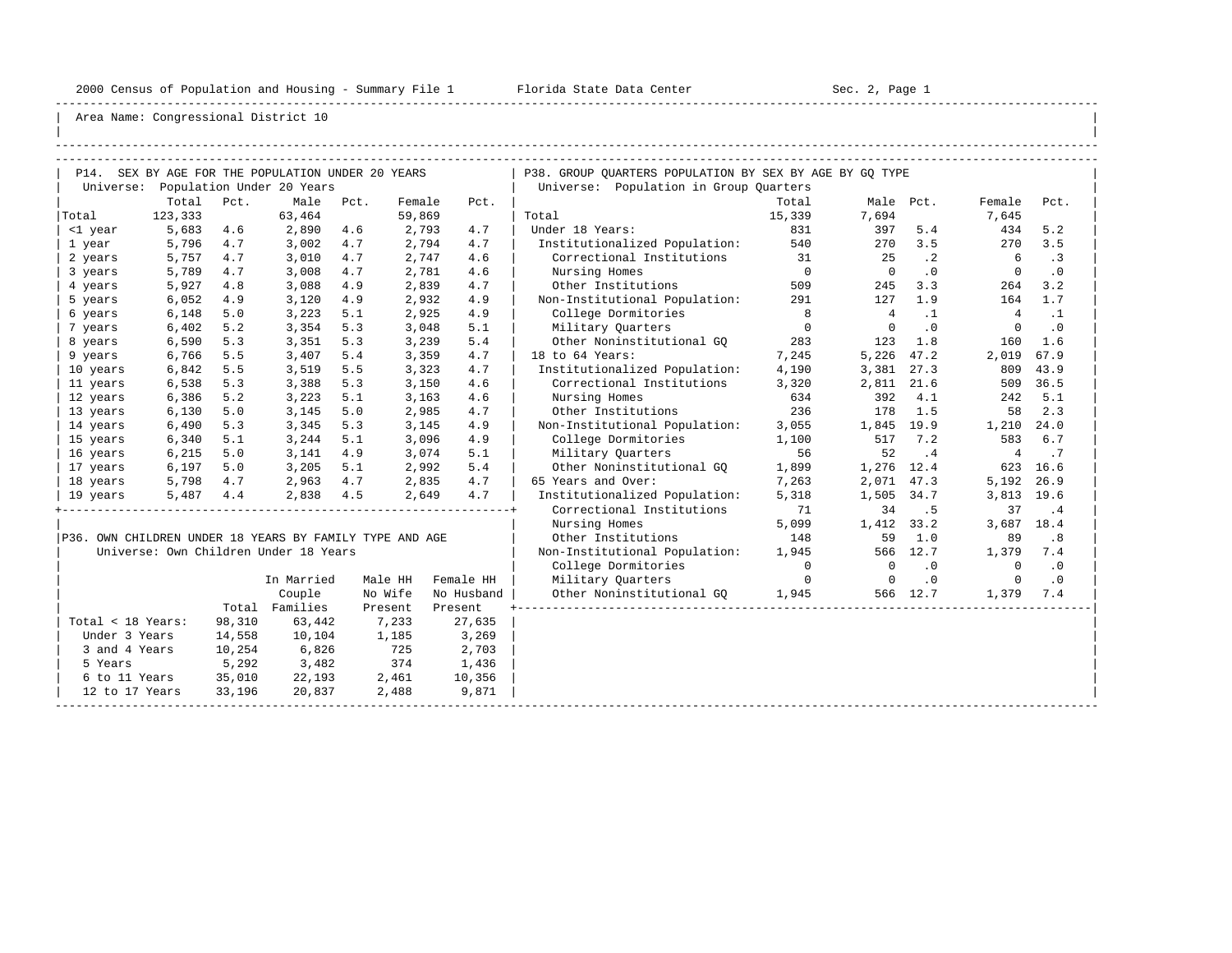2000 Census of Population and Housing - Summary File 1 Florida State Data Center Sec. 2, Page 1

Area Name: Congressional District 10

## P14. SEX BY AGE FOR THE POPULATION UNDER 20 YEARS

Universe: Population Under 20 Years

| | Total | Pct. | Male | Pct. | Female | Pct. |
|---|---|---|---|---|---|---|
| Total | 123,333 | | 63,464 | | 59,869 | |
| <1 year | 5,683 | 4.6 | 2,890 | 4.6 | 2,793 | 4.7 |
| 1 year | 5,796 | 4.7 | 3,002 | 4.7 | 2,794 | 4.7 |
| 2 years | 5,757 | 4.7 | 3,010 | 4.7 | 2,747 | 4.6 |
| 3 years | 5,789 | 4.7 | 3,008 | 4.7 | 2,781 | 4.6 |
| 4 years | 5,927 | 4.8 | 3,088 | 4.9 | 2,839 | 4.7 |
| 5 years | 6,052 | 4.9 | 3,120 | 4.9 | 2,932 | 4.9 |
| 6 years | 6,148 | 5.0 | 3,223 | 5.1 | 2,925 | 4.9 |
| 7 years | 6,402 | 5.2 | 3,354 | 5.3 | 3,048 | 5.1 |
| 8 years | 6,590 | 5.3 | 3,351 | 5.3 | 3,239 | 5.4 |
| 9 years | 6,766 | 5.5 | 3,407 | 5.4 | 3,359 | 4.7 |
| 10 years | 6,842 | 5.5 | 3,519 | 5.5 | 3,323 | 4.7 |
| 11 years | 6,538 | 5.3 | 3,388 | 5.3 | 3,150 | 4.6 |
| 12 years | 6,386 | 5.2 | 3,223 | 5.1 | 3,163 | 4.6 |
| 13 years | 6,130 | 5.0 | 3,145 | 5.0 | 2,985 | 4.7 |
| 14 years | 6,490 | 5.3 | 3,345 | 5.3 | 3,145 | 4.9 |
| 15 years | 6,340 | 5.1 | 3,244 | 5.1 | 3,096 | 4.9 |
| 16 years | 6,215 | 5.0 | 3,141 | 4.9 | 3,074 | 5.1 |
| 17 years | 6,197 | 5.0 | 3,205 | 5.1 | 2,992 | 5.4 |
| 18 years | 5,798 | 4.7 | 2,963 | 4.7 | 2,835 | 4.7 |
| 19 years | 5,487 | 4.4 | 2,838 | 4.5 | 2,649 | 4.7 |

## P36. OWN CHILDREN UNDER 18 YEARS BY FAMILY TYPE AND AGE

Universe: Own Children Under 18 Years

| | Total | In Married Couple Families | Male HH No Wife Present | Female HH No Husband Present |
|---|---|---|---|---|
| Total < 18 Years: | 98,310 | 63,442 | 7,233 | 27,635 |
| Under 3 Years | 14,558 | 10,104 | 1,185 | 3,269 |
| 3 and 4 Years | 10,254 | 6,826 | 725 | 2,703 |
| 5 Years | 5,292 | 3,482 | 374 | 1,436 |
| 6 to 11 Years | 35,010 | 22,193 | 2,461 | 10,356 |
| 12 to 17 Years | 33,196 | 20,837 | 2,488 | 9,871 |

## P38. GROUP QUARTERS POPULATION BY SEX BY AGE BY GQ TYPE

Universe: Population in Group Quarters

| | Total | Male | Pct. | Female | Pct. |
|---|---|---|---|---|---|
| Total | 15,339 | 7,694 | | 7,645 | |
| Under 18 Years: | 831 | 397 | 5.4 | 434 | 5.2 |
| Institutionalized Population: | 540 | 270 | 3.5 | 270 | 3.5 |
| Correctional Institutions | 31 | 25 | .2 | 6 | .3 |
| Nursing Homes | 0 | 0 | .0 | 0 | .0 |
| Other Institutions | 509 | 245 | 3.3 | 264 | 3.2 |
| Non-Institutional Population: | 291 | 127 | 1.9 | 164 | 1.7 |
| College Dormitories | 8 | 4 | .1 | 4 | .1 |
| Military Quarters | 0 | 0 | .0 | 0 | .0 |
| Other Noninstitutional GQ | 283 | 123 | 1.8 | 160 | 1.6 |
| 18 to 64 Years: | 7,245 | 5,226 | 47.2 | 2,019 | 67.9 |
| Institutionalized Population: | 4,190 | 3,381 | 27.3 | 809 | 43.9 |
| Correctional Institutions | 3,320 | 2,811 | 21.6 | 509 | 36.5 |
| Nursing Homes | 634 | 392 | 4.1 | 242 | 5.1 |
| Other Institutions | 236 | 178 | 1.5 | 58 | 2.3 |
| Non-Institutional Population: | 3,055 | 1,845 | 19.9 | 1,210 | 24.0 |
| College Dormitories | 1,100 | 517 | 7.2 | 583 | 6.7 |
| Military Quarters | 56 | 52 | .4 | 4 | .7 |
| Other Noninstitutional GQ | 1,899 | 1,276 | 12.4 | 623 | 16.6 |
| 65 Years and Over: | 7,263 | 2,071 | 47.3 | 5,192 | 26.9 |
| Institutionalized Population: | 5,318 | 1,505 | 34.7 | 3,813 | 19.6 |
| Correctional Institutions | 71 | 34 | .5 | 37 | .4 |
| Nursing Homes | 5,099 | 1,412 | 33.2 | 3,687 | 18.4 |
| Other Institutions | 148 | 59 | 1.0 | 89 | .8 |
| Non-Institutional Population: | 1,945 | 566 | 12.7 | 1,379 | 7.4 |
| College Dormitories | 0 | 0 | .0 | 0 | .0 |
| Military Quarters | 0 | 0 | .0 | 0 | .0 |
| Other Noninstitutional GQ | 1,945 | 566 | 12.7 | 1,379 | 7.4 |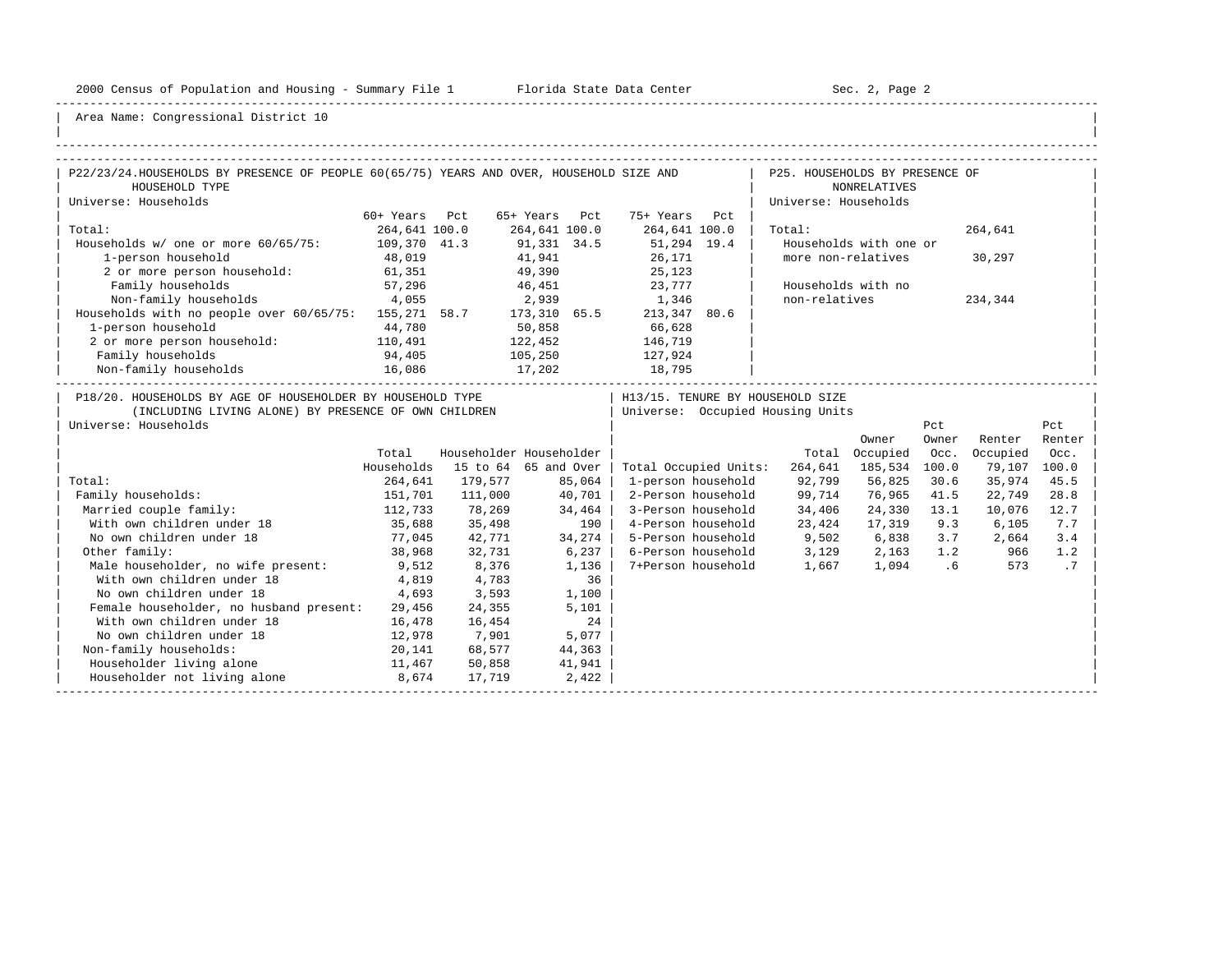2000 Census of Population and Housing - Summary File 1 Florida State Data Center Sec. 2, Page 2

Area Name: Congressional District 10

## P22/23/24. HOUSEHOLDS BY PRESENCE OF PEOPLE 60(65/75) YEARS AND OVER, HOUSEHOLD SIZE AND HOUSEHOLD TYPE

Universe: Households

| | 60+ Years | Pct | 65+ Years | Pct | 75+ Years | Pct |
|---|---|---|---|---|---|---|
| Total: | 264,641 | 100.0 | 264,641 | 100.0 | 264,641 | 100.0 |
| Households w/ one or more 60/65/75: | 109,370 | 41.3 | 91,331 | 34.5 | 51,294 | 19.4 |
| 1-person household | 48,019 | | 41,941 | | 26,171 | |
| 2 or more person household: | 61,351 | | 49,390 | | 25,123 | |
| Family households | 57,296 | | 46,451 | | 23,777 | |
| Non-family households | 4,055 | | 2,939 | | 1,346 | |
| Households with no people over 60/65/75: | 155,271 | 58.7 | 173,310 | 65.5 | 213,347 | 80.6 |
| 1-person household | 44,780 | | 50,858 | | 66,628 | |
| 2 or more person household: | 110,491 | | 122,452 | | 146,719 | |
| Family households | 94,405 | | 105,250 | | 127,924 | |
| Non-family households | 16,086 | | 17,202 | | 18,795 | |

## P25. HOUSEHOLDS BY PRESENCE OF NONRELATIVES

Universe: Households

| | |
|---|---|
| Total: | 264,641 |
| Households with one or more non-relatives | 30,297 |
| Households with no non-relatives | 234,344 |

## P18/20. HOUSEHOLDS BY AGE OF HOUSEHOLDER BY HOUSEHOLD TYPE (INCLUDING LIVING ALONE) BY PRESENCE OF OWN CHILDREN

Universe: Households

| | Total Households | Householder 15 to 64 | Householder 65 and Over |
|---|---|---|---|
| Total: | 264,641 | 179,577 | 85,064 |
| Family households: | 151,701 | 111,000 | 40,701 |
| Married couple family: | 112,733 | 78,269 | 34,464 |
| With own children under 18 | 35,688 | 35,498 | 190 |
| No own children under 18 | 77,045 | 42,771 | 34,274 |
| Other family: | 38,968 | 32,731 | 6,237 |
| Male householder, no wife present: | 9,512 | 8,376 | 1,136 |
| With own children under 18 | 4,819 | 4,783 | 36 |
| No own children under 18 | 4,693 | 3,593 | 1,100 |
| Female householder, no husband present: | 29,456 | 24,355 | 5,101 |
| With own children under 18 | 16,478 | 16,454 | 24 |
| No own children under 18 | 12,978 | 7,901 | 5,077 |
| Non-family households: | 20,141 | 68,577 | 44,363 |
| Householder living alone | 11,467 | 50,858 | 41,941 |
| Householder not living alone | 8,674 | 17,719 | 2,422 |

## H13/15. TENURE BY HOUSEHOLD SIZE

Universe: Occupied Housing Units

| | Total | Owner Occupied | Pct Owner Occ. | Renter Occupied | Pct Renter Occ. |
|---|---|---|---|---|---|
| Total Occupied Units: | 264,641 | 185,534 | 100.0 | 79,107 | 100.0 |
| 1-person household | 92,799 | 56,825 | 30.6 | 35,974 | 45.5 |
| 2-Person household | 99,714 | 76,965 | 41.5 | 22,749 | 28.8 |
| 3-Person household | 34,406 | 24,330 | 13.1 | 10,076 | 12.7 |
| 4-Person household | 23,424 | 17,319 | 9.3 | 6,105 | 7.7 |
| 5-Person household | 9,502 | 6,838 | 3.7 | 2,664 | 3.4 |
| 6-Person household | 3,129 | 2,163 | 1.2 | 966 | 1.2 |
| 7+Person household | 1,667 | 1,094 | .6 | 573 | .7 |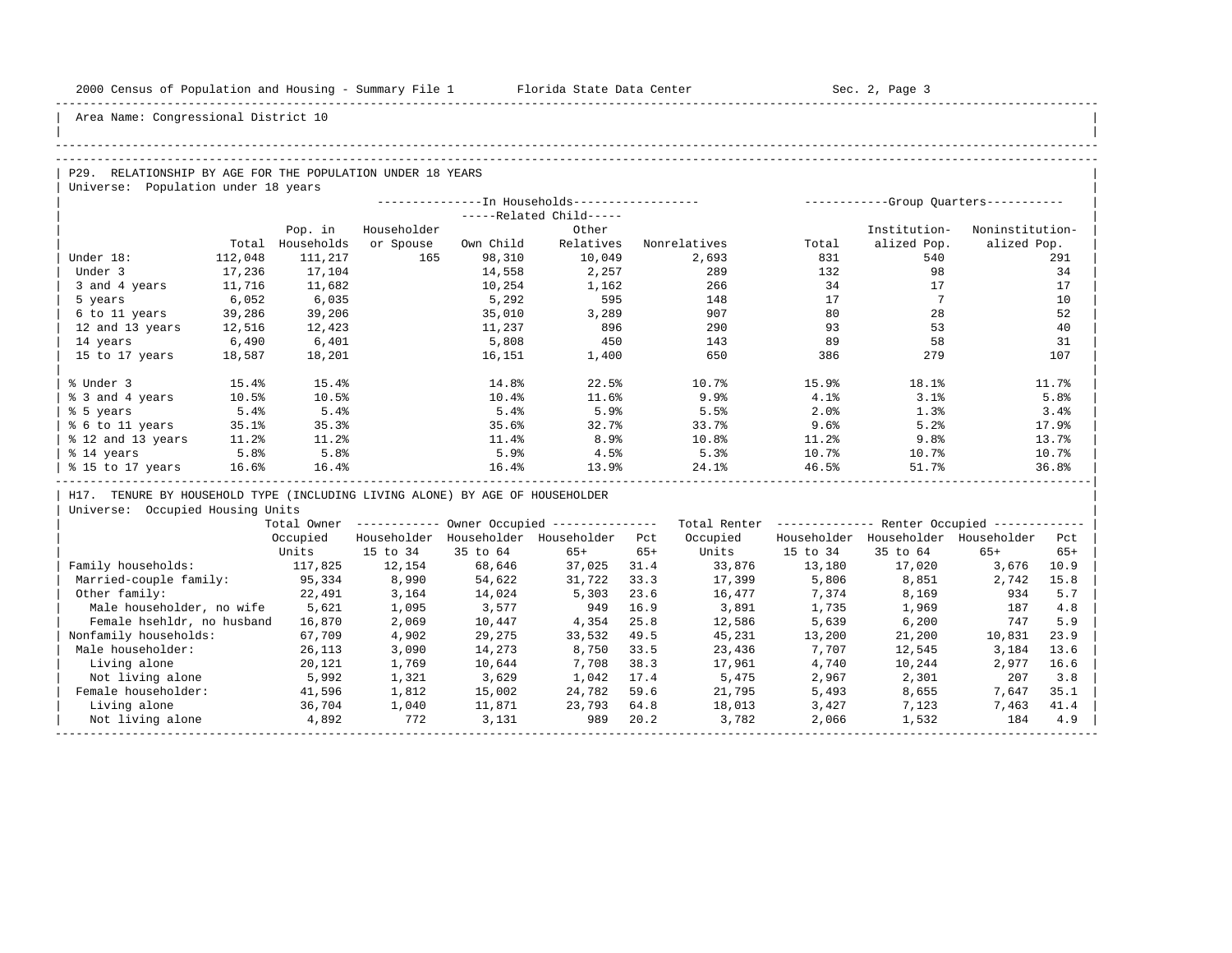Area Name: Congressional District 10

## P29. RELATIONSHIP BY AGE FOR THE POPULATION UNDER 18 YEARS

Universe: Population under 18 years

| | Total | In Households: Pop. in Households | In Households: Householder or Spouse | Related Child: Own Child | Related Child: Other Relatives | Nonrelatives | Group Quarters: Total | Group Quarters: Institutionalized Pop. | Group Quarters: Noninstitutionalized Pop. |
|---|---|---|---|---|---|---|---|---|---|
| Under 18: | 112,048 | 111,217 | 165 | 98,310 | 10,049 | 2,693 | 831 | 540 | 291 |
| Under 3 | 17,236 | 17,104 | | 14,558 | 2,257 | 289 | 132 | 98 | 34 |
| 3 and 4 years | 11,716 | 11,682 | | 10,254 | 1,162 | 266 | 34 | 17 | 17 |
| 5 years | 6,052 | 6,035 | | 5,292 | 595 | 148 | 17 | 7 | 10 |
| 6 to 11 years | 39,286 | 39,206 | | 35,010 | 3,289 | 907 | 80 | 28 | 52 |
| 12 and 13 years | 12,516 | 12,423 | | 11,237 | 896 | 290 | 93 | 53 | 40 |
| 14 years | 6,490 | 6,401 | | 5,808 | 450 | 143 | 89 | 58 | 31 |
| 15 to 17 years | 18,587 | 18,201 | | 16,151 | 1,400 | 650 | 386 | 279 | 107 |
| % Under 3 | 15.4% | 15.4% | | 14.8% | 22.5% | 10.7% | 15.9% | 18.1% | 11.7% |
| % 3 and 4 years | 10.5% | 10.5% | | 10.4% | 11.6% | 9.9% | 4.1% | 3.1% | 5.8% |
| % 5 years | 5.4% | 5.4% | | 5.4% | 5.9% | 5.5% | 2.0% | 1.3% | 3.4% |
| % 6 to 11 years | 35.1% | 35.3% | | 35.6% | 32.7% | 33.7% | 9.6% | 5.2% | 17.9% |
| % 12 and 13 years | 11.2% | 11.2% | | 11.4% | 8.9% | 10.8% | 11.2% | 9.8% | 13.7% |
| % 14 years | 5.8% | 5.8% | | 5.9% | 4.5% | 5.3% | 10.7% | 10.7% | 10.7% |
| % 15 to 17 years | 16.6% | 16.4% | | 16.4% | 13.9% | 24.1% | 46.5% | 51.7% | 36.8% |

## H17. TENURE BY HOUSEHOLD TYPE (INCLUDING LIVING ALONE) BY AGE OF HOUSEHOLDER

Universe: Occupied Housing Units

| | Total Owner Occupied Units | Owner Occupied: Householder 15 to 34 | Owner Occupied: Householder 35 to 64 | Owner Occupied: Householder 65+ | Pct 65+ | Total Renter Occupied Units | Renter Occupied: Householder 15 to 34 | Renter Occupied: Householder 35 to 64 | Renter Occupied: Householder 65+ | Pct 65+ |
|---|---|---|---|---|---|---|---|---|---|---|
| Family households: | 117,825 | 12,154 | 68,646 | 37,025 | 31.4 | 33,876 | 13,180 | 17,020 | 3,676 | 10.9 |
| Married-couple family: | 95,334 | 8,990 | 54,622 | 31,722 | 33.3 | 17,399 | 5,806 | 8,851 | 2,742 | 15.8 |
| Other family: | 22,491 | 3,164 | 14,024 | 5,303 | 23.6 | 16,477 | 7,374 | 8,169 | 934 | 5.7 |
| Male householder, no wife | 5,621 | 1,095 | 3,577 | 949 | 16.9 | 3,891 | 1,735 | 1,969 | 187 | 4.8 |
| Female hsehldr, no husband | 16,870 | 2,069 | 10,447 | 4,354 | 25.8 | 12,586 | 5,639 | 6,200 | 747 | 5.9 |
| Nonfamily households: | 67,709 | 4,902 | 29,275 | 33,532 | 49.5 | 45,231 | 13,200 | 21,200 | 10,831 | 23.9 |
| Male householder: | 26,113 | 3,090 | 14,273 | 8,750 | 33.5 | 23,436 | 7,707 | 12,545 | 3,184 | 13.6 |
| Living alone | 20,121 | 1,769 | 10,644 | 7,708 | 38.3 | 17,961 | 4,740 | 10,244 | 2,977 | 16.6 |
| Not living alone | 5,992 | 1,321 | 3,629 | 1,042 | 17.4 | 5,475 | 2,967 | 2,301 | 207 | 3.8 |
| Female householder: | 41,596 | 1,812 | 15,002 | 24,782 | 59.6 | 21,795 | 5,493 | 8,655 | 7,647 | 35.1 |
| Living alone | 36,704 | 1,040 | 11,871 | 23,793 | 64.8 | 18,013 | 3,427 | 7,123 | 7,463 | 41.4 |
| Not living alone | 4,892 | 772 | 3,131 | 989 | 20.2 | 3,782 | 2,066 | 1,532 | 184 | 4.9 |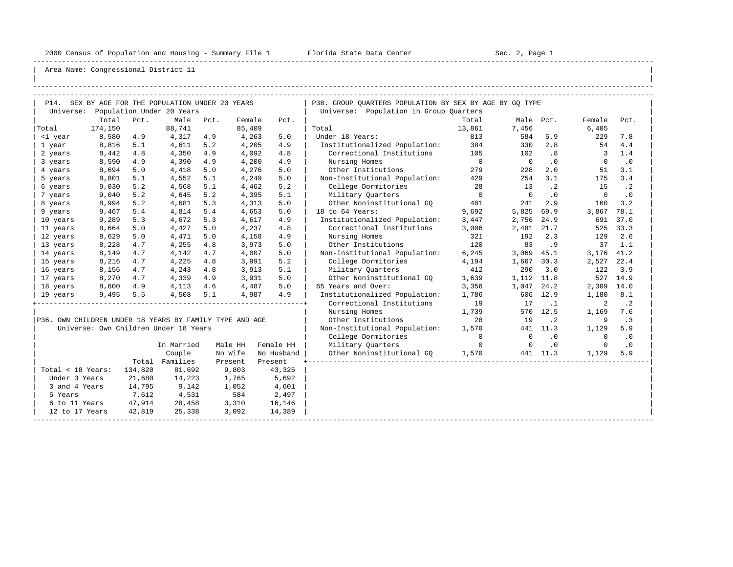Area Name: Congressional District 11

## P14. SEX BY AGE FOR THE POPULATION UNDER 20 YEARS

Universe: Population Under 20 Years

| | Total | Pct. | Male | Pct. | Female | Pct. |
|---|---|---|---|---|---|---|
| Total | 174,150 | | 88,741 | | 85,409 | |
| <1 year | 8,580 | 4.9 | 4,317 | 4.9 | 4,263 | 5.0 |
| 1 year | 8,816 | 5.1 | 4,611 | 5.2 | 4,205 | 4.9 |
| 2 years | 8,442 | 4.8 | 4,350 | 4.9 | 4,092 | 4.8 |
| 3 years | 8,590 | 4.9 | 4,390 | 4.9 | 4,200 | 4.9 |
| 4 years | 8,694 | 5.0 | 4,418 | 5.0 | 4,276 | 5.0 |
| 5 years | 8,801 | 5.1 | 4,552 | 5.1 | 4,249 | 5.0 |
| 6 years | 9,030 | 5.2 | 4,568 | 5.1 | 4,462 | 5.2 |
| 7 years | 9,040 | 5.2 | 4,645 | 5.2 | 4,395 | 5.1 |
| 8 years | 8,994 | 5.2 | 4,681 | 5.3 | 4,313 | 5.0 |
| 9 years | 9,467 | 5.4 | 4,814 | 5.4 | 4,653 | 5.0 |
| 10 years | 9,289 | 5.3 | 4,672 | 5.3 | 4,617 | 4.9 |
| 11 years | 8,664 | 5.0 | 4,427 | 5.0 | 4,237 | 4.8 |
| 12 years | 8,629 | 5.0 | 4,471 | 5.0 | 4,158 | 4.9 |
| 13 years | 8,228 | 4.7 | 4,255 | 4.8 | 3,973 | 5.0 |
| 14 years | 8,149 | 4.7 | 4,142 | 4.7 | 4,007 | 5.0 |
| 15 years | 8,216 | 4.7 | 4,225 | 4.8 | 3,991 | 5.2 |
| 16 years | 8,156 | 4.7 | 4,243 | 4.8 | 3,913 | 5.1 |
| 17 years | 8,270 | 4.7 | 4,339 | 4.9 | 3,931 | 5.0 |
| 18 years | 8,600 | 4.9 | 4,113 | 4.6 | 4,487 | 5.0 |
| 19 years | 9,495 | 5.5 | 4,508 | 5.1 | 4,987 | 4.9 |

## P36. OWN CHILDREN UNDER 18 YEARS BY FAMILY TYPE AND AGE

Universe: Own Children Under 18 Years

| | Total | In Married Couple Families | Male HH No Wife Present | Female HH No Husband Present |
|---|---|---|---|---|
| Total < 18 Years: | 134,820 | 81,692 | 9,803 | 43,325 |
| Under 3 Years | 21,680 | 14,223 | 1,765 | 5,692 |
| 3 and 4 Years | 14,795 | 9,142 | 1,052 | 4,601 |
| 5 Years | 7,612 | 4,531 | 584 | 2,497 |
| 6 to 11 Years | 47,914 | 28,458 | 3,310 | 16,146 |
| 12 to 17 Years | 42,819 | 25,338 | 3,092 | 14,389 |

## P38. GROUP QUARTERS POPULATION BY SEX BY AGE BY GQ TYPE

Universe: Population in Group Quarters

| | Total | Male | Pct. | Female | Pct. |
|---|---|---|---|---|---|
| Total | 13,861 | 7,456 | | 6,405 | |
| Under 18 Years: | 813 | 584 | 5.9 | 229 | 7.8 |
| Institutionalized Population: | 384 | 330 | 2.8 | 54 | 4.4 |
| Correctional Institutions | 105 | 102 | .8 | 3 | 1.4 |
| Nursing Homes | 0 | 0 | .0 | 0 | .0 |
| Other Institutions | 279 | 228 | 2.0 | 51 | 3.1 |
| Non-Institutional Population: | 429 | 254 | 3.1 | 175 | 3.4 |
| College Dormitories | 28 | 13 | .2 | 15 | .2 |
| Military Quarters | 0 | 0 | .0 | 0 | .0 |
| Other Noninstitutional GQ | 401 | 241 | 2.9 | 160 | 3.2 |
| 18 to 64 Years: | 9,692 | 5,825 | 69.9 | 3,867 | 78.1 |
| Institutionalized Population: | 3,447 | 2,756 | 24.9 | 691 | 37.0 |
| Correctional Institutions | 3,006 | 2,481 | 21.7 | 525 | 33.3 |
| Nursing Homes | 321 | 192 | 2.3 | 129 | 2.6 |
| Other Institutions | 120 | 83 | .9 | 37 | 1.1 |
| Non-Institutional Population: | 6,245 | 3,069 | 45.1 | 3,176 | 41.2 |
| College Dormitories | 4,194 | 1,667 | 30.3 | 2,527 | 22.4 |
| Military Quarters | 412 | 290 | 3.0 | 122 | 3.9 |
| Other Noninstitutional GQ | 1,639 | 1,112 | 11.8 | 527 | 14.9 |
| 65 Years and Over: | 3,356 | 1,047 | 24.2 | 2,309 | 14.0 |
| Institutionalized Population: | 1,786 | 606 | 12.9 | 1,180 | 8.1 |
| Correctional Institutions | 19 | 17 | .1 | 2 | .2 |
| Nursing Homes | 1,739 | 570 | 12.5 | 1,169 | 7.6 |
| Other Institutions | 28 | 19 | .2 | 9 | .3 |
| Non-Institutional Population: | 1,570 | 441 | 11.3 | 1,129 | 5.9 |
| College Dormitories | 0 | 0 | .0 | 0 | .0 |
| Military Quarters | 0 | 0 | .0 | 0 | .0 |
| Other Noninstitutional GQ | 1,570 | 441 | 11.3 | 1,129 | 5.9 |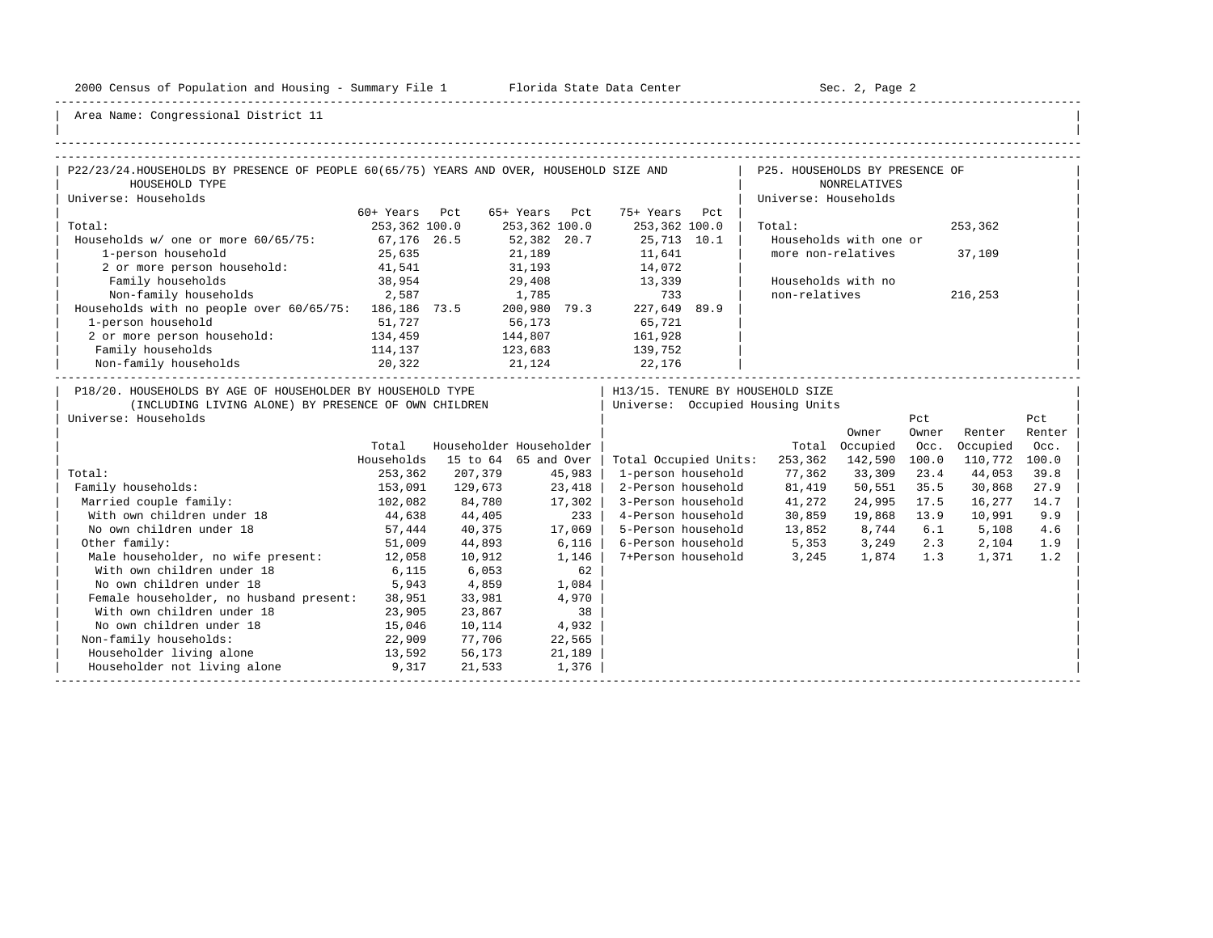Area Name: Congressional District 11

## P22/23/24. HOUSEHOLDS BY PRESENCE OF PEOPLE 60(65/75) YEARS AND OVER, HOUSEHOLD SIZE AND HOUSEHOLD TYPE

Universe: Households

| | 60+ Years | Pct | 65+ Years | Pct | 75+ Years | Pct |
|---|---|---|---|---|---|---|
| Total: | 253,362 | 100.0 | 253,362 | 100.0 | 253,362 | 100.0 |
| Households w/ one or more 60/65/75: | 67,176 | 26.5 | 52,382 | 20.7 | 25,713 | 10.1 |
| 1-person household | 25,635 | | 21,189 | | 11,641 | |
| 2 or more person household: | 41,541 | | 31,193 | | 14,072 | |
| Family households | 38,954 | | 29,408 | | 13,339 | |
| Non-family households | 2,587 | | 1,785 | | 733 | |
| Households with no people over 60/65/75: | 186,186 | 73.5 | 200,980 | 79.3 | 227,649 | 89.9 |
| 1-person household | 51,727 | | 56,173 | | 65,721 | |
| 2 or more person household: | 134,459 | | 144,807 | | 161,928 | |
| Family households | 114,137 | | 123,683 | | 139,752 | |
| Non-family households | 20,322 | | 21,124 | | 22,176 | |

## P25. HOUSEHOLDS BY PRESENCE OF NONRELATIVES

Universe: Households

| | |
|---|---|
| Total: | 253,362 |
| Households with one or more non-relatives | 37,109 |
| Households with no non-relatives | 216,253 |

## P18/20. HOUSEHOLDS BY AGE OF HOUSEHOLDER BY HOUSEHOLD TYPE (INCLUDING LIVING ALONE) BY PRESENCE OF OWN CHILDREN

Universe: Households

| | Total Households | Householder 15 to 64 | Householder 65 and Over |
|---|---|---|---|
| Total: | 253,362 | 207,379 | 45,983 |
| Family households: | 153,091 | 129,673 | 23,418 |
| Married couple family: | 102,082 | 84,780 | 17,302 |
| With own children under 18 | 44,638 | 44,405 | 233 |
| No own children under 18 | 57,444 | 40,375 | 17,069 |
| Other family: | 51,009 | 44,893 | 6,116 |
| Male householder, no wife present: | 12,058 | 10,912 | 1,146 |
| With own children under 18 | 6,115 | 6,053 | 62 |
| No own children under 18 | 5,943 | 4,859 | 1,084 |
| Female householder, no husband present: | 38,951 | 33,981 | 4,970 |
| With own children under 18 | 23,905 | 23,867 | 38 |
| No own children under 18 | 15,046 | 10,114 | 4,932 |
| Non-family households: | 22,909 | 77,706 | 22,565 |
| Householder living alone | 13,592 | 56,173 | 21,189 |
| Householder not living alone | 9,317 | 21,533 | 1,376 |

## H13/15. TENURE BY HOUSEHOLD SIZE

Universe: Occupied Housing Units

| | Total | Owner Occupied | Pct Owner Occ. | Renter Occupied | Pct Renter Occ. |
|---|---|---|---|---|---|
| Total Occupied Units: | 253,362 | 142,590 | 100.0 | 110,772 | 100.0 |
| 1-person household | 77,362 | 33,309 | 23.4 | 44,053 | 39.8 |
| 2-Person household | 81,419 | 50,551 | 35.5 | 30,868 | 27.9 |
| 3-Person household | 41,272 | 24,995 | 17.5 | 16,277 | 14.7 |
| 4-Person household | 30,859 | 19,868 | 13.9 | 10,991 | 9.9 |
| 5-Person household | 13,852 | 8,744 | 6.1 | 5,108 | 4.6 |
| 6-Person household | 5,353 | 3,249 | 2.3 | 2,104 | 1.9 |
| 7+Person household | 3,245 | 1,874 | 1.3 | 1,371 | 1.2 |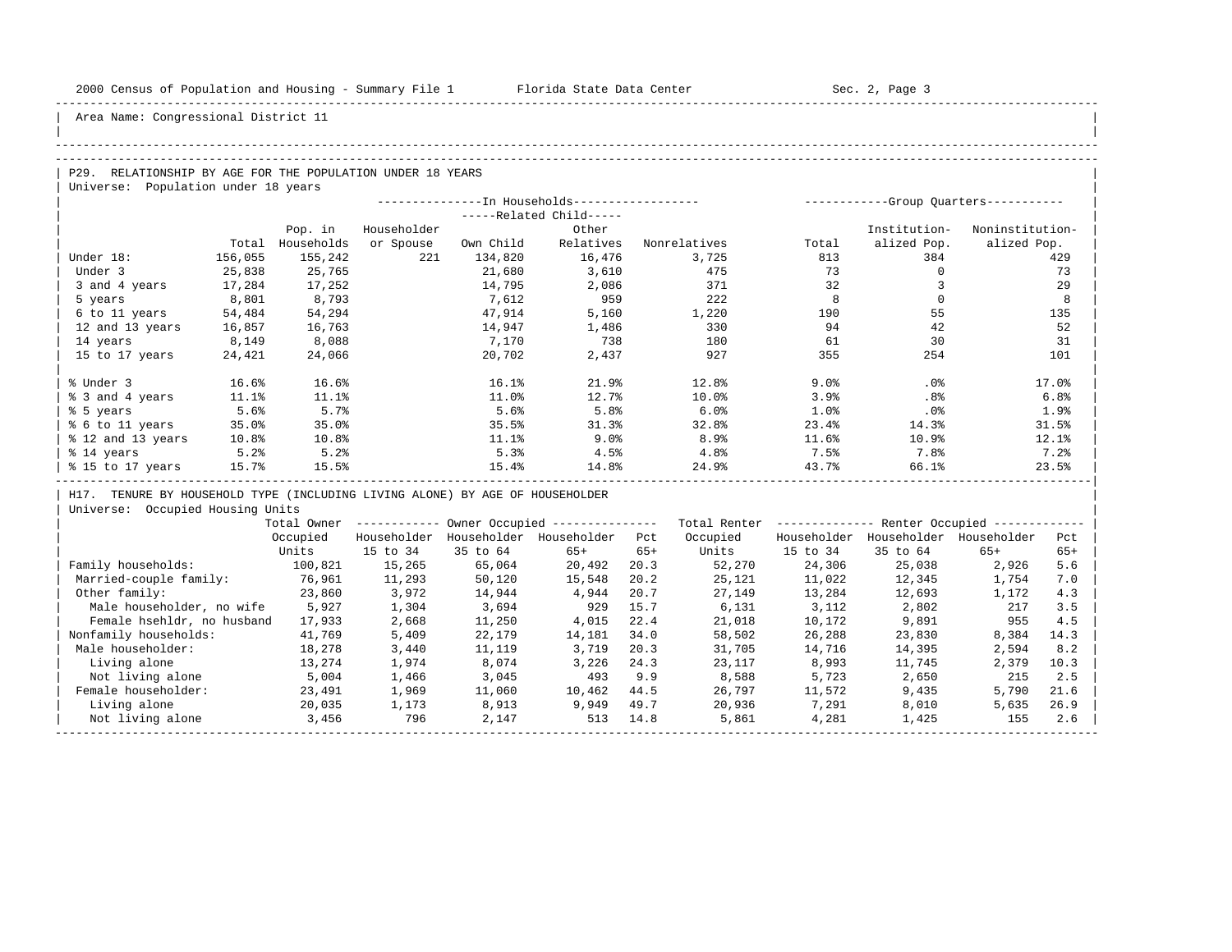Area Name: Congressional District 11

## P29. RELATIONSHIP BY AGE FOR THE POPULATION UNDER 18 YEARS

Universe: Population under 18 years

| | | In Households | | | | | Group Quarters | | |
|---|---|---|---|---|---|---|---|---|---|
| | | | | Related Child | | | | | |
| | Total | Pop. in Households | Householder or Spouse | Own Child | Other Relatives | Nonrelatives | Total | Institution- alized Pop. | Noninstitution- alized Pop. |
| Under 18: | 156,055 | 155,242 | 221 | 134,820 | 16,476 | 3,725 | 813 | 384 | 429 |
| Under 3 | 25,838 | 25,765 | | 21,680 | 3,610 | 475 | 73 | 0 | 73 |
| 3 and 4 years | 17,284 | 17,252 | | 14,795 | 2,086 | 371 | 32 | 3 | 29 |
| 5 years | 8,801 | 8,793 | | 7,612 | 959 | 222 | 8 | 0 | 8 |
| 6 to 11 years | 54,484 | 54,294 | | 47,914 | 5,160 | 1,220 | 190 | 55 | 135 |
| 12 and 13 years | 16,857 | 16,763 | | 14,947 | 1,486 | 330 | 94 | 42 | 52 |
| 14 years | 8,149 | 8,088 | | 7,170 | 738 | 180 | 61 | 30 | 31 |
| 15 to 17 years | 24,421 | 24,066 | | 20,702 | 2,437 | 927 | 355 | 254 | 101 |
| % Under 3 | 16.6% | 16.6% | | 16.1% | 21.9% | 12.8% | 9.0% | .0% | 17.0% |
| % 3 and 4 years | 11.1% | 11.1% | | 11.0% | 12.7% | 10.0% | 3.9% | .8% | 6.8% |
| % 5 years | 5.6% | 5.7% | | 5.6% | 5.8% | 6.0% | 1.0% | .0% | 1.9% |
| % 6 to 11 years | 35.0% | 35.0% | | 35.5% | 31.3% | 32.8% | 23.4% | 14.3% | 31.5% |
| % 12 and 13 years | 10.8% | 10.8% | | 11.1% | 9.0% | 8.9% | 11.6% | 10.9% | 12.1% |
| % 14 years | 5.2% | 5.2% | | 5.3% | 4.5% | 4.8% | 7.5% | 7.8% | 7.2% |
| % 15 to 17 years | 15.7% | 15.5% | | 15.4% | 14.8% | 24.9% | 43.7% | 66.1% | 23.5% |

## H17. TENURE BY HOUSEHOLD TYPE (INCLUDING LIVING ALONE) BY AGE OF HOUSEHOLDER

Universe: Occupied Housing Units

| | Total Owner Occupied Units | Owner Occupied | | | | Total Renter Occupied Units | Renter Occupied | | | |
|---|---|---|---|---|---|---|---|---|---|---|
| | | Householder 15 to 34 | Householder 35 to 64 | Householder 65+ | Pct 65+ | | Householder 15 to 34 | Householder 35 to 64 | Householder 65+ | Pct 65+ |
| Family households: | 100,821 | 15,265 | 65,064 | 20,492 | 20.3 | 52,270 | 24,306 | 25,038 | 2,926 | 5.6 |
| Married-couple family: | 76,961 | 11,293 | 50,120 | 15,548 | 20.2 | 25,121 | 11,022 | 12,345 | 1,754 | 7.0 |
| Other family: | 23,860 | 3,972 | 14,944 | 4,944 | 20.7 | 27,149 | 13,284 | 12,693 | 1,172 | 4.3 |
| Male householder, no wife | 5,927 | 1,304 | 3,694 | 929 | 15.7 | 6,131 | 3,112 | 2,802 | 217 | 3.5 |
| Female hsehldr, no husband | 17,933 | 2,668 | 11,250 | 4,015 | 22.4 | 21,018 | 10,172 | 9,891 | 955 | 4.5 |
| Nonfamily households: | 41,769 | 5,409 | 22,179 | 14,181 | 34.0 | 58,502 | 26,288 | 23,830 | 8,384 | 14.3 |
| Male householder: | 18,278 | 3,440 | 11,119 | 3,719 | 20.3 | 31,705 | 14,716 | 14,395 | 2,594 | 8.2 |
| Living alone | 13,274 | 1,974 | 8,074 | 3,226 | 24.3 | 23,117 | 8,993 | 11,745 | 2,379 | 10.3 |
| Not living alone | 5,004 | 1,466 | 3,045 | 493 | 9.9 | 8,588 | 5,723 | 2,650 | 215 | 2.5 |
| Female householder: | 23,491 | 1,969 | 11,060 | 10,462 | 44.5 | 26,797 | 11,572 | 9,435 | 5,790 | 21.6 |
| Living alone | 20,035 | 1,173 | 8,913 | 9,949 | 49.7 | 20,936 | 7,291 | 8,010 | 5,635 | 26.9 |
| Not living alone | 3,456 | 796 | 2,147 | 513 | 14.8 | 5,861 | 4,281 | 1,425 | 155 | 2.6 |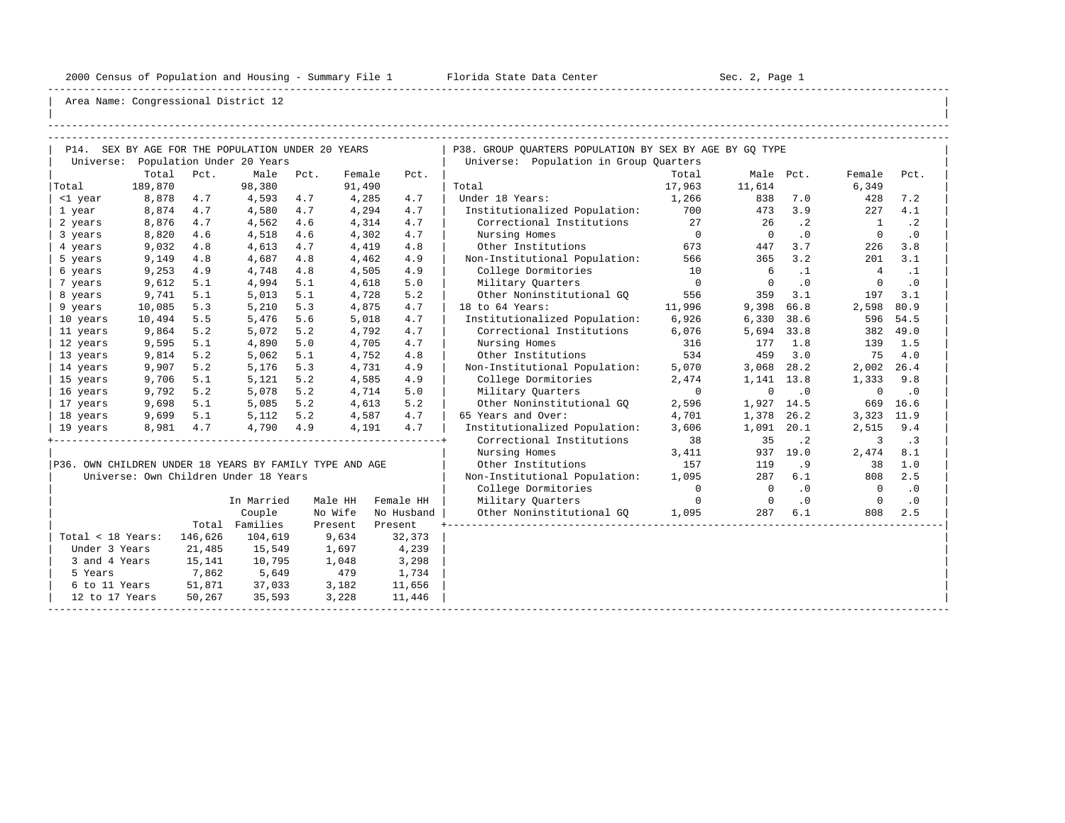Area Name: Congressional District 12

## P14. SEX BY AGE FOR THE POPULATION UNDER 20 YEARS

Universe: Population Under 20 Years

| | Total | Pct. | Male | Pct. | Female | Pct. |
|---|---|---|---|---|---|---|
| Total | 189,870 | | 98,380 | | 91,490 | |
| <1 year | 8,878 | 4.7 | 4,593 | 4.7 | 4,285 | 4.7 |
| 1 year | 8,874 | 4.7 | 4,580 | 4.7 | 4,294 | 4.7 |
| 2 years | 8,876 | 4.7 | 4,562 | 4.6 | 4,314 | 4.7 |
| 3 years | 8,820 | 4.6 | 4,518 | 4.6 | 4,302 | 4.7 |
| 4 years | 9,032 | 4.8 | 4,613 | 4.7 | 4,419 | 4.8 |
| 5 years | 9,149 | 4.8 | 4,687 | 4.8 | 4,462 | 4.9 |
| 6 years | 9,253 | 4.9 | 4,748 | 4.8 | 4,505 | 4.9 |
| 7 years | 9,612 | 5.1 | 4,994 | 5.1 | 4,618 | 5.0 |
| 8 years | 9,741 | 5.1 | 5,013 | 5.1 | 4,728 | 5.2 |
| 9 years | 10,085 | 5.3 | 5,210 | 5.3 | 4,875 | 4.7 |
| 10 years | 10,494 | 5.5 | 5,476 | 5.6 | 5,018 | 4.7 |
| 11 years | 9,864 | 5.2 | 5,072 | 5.2 | 4,792 | 4.7 |
| 12 years | 9,595 | 5.1 | 4,890 | 5.0 | 4,705 | 4.7 |
| 13 years | 9,814 | 5.2 | 5,062 | 5.1 | 4,752 | 4.8 |
| 14 years | 9,907 | 5.2 | 5,176 | 5.3 | 4,731 | 4.9 |
| 15 years | 9,706 | 5.1 | 5,121 | 5.2 | 4,585 | 4.9 |
| 16 years | 9,792 | 5.2 | 5,078 | 5.2 | 4,714 | 5.0 |
| 17 years | 9,698 | 5.1 | 5,085 | 5.2 | 4,613 | 5.2 |
| 18 years | 9,699 | 5.1 | 5,112 | 5.2 | 4,587 | 4.7 |
| 19 years | 8,981 | 4.7 | 4,790 | 4.9 | 4,191 | 4.7 |

## P36. OWN CHILDREN UNDER 18 YEARS BY FAMILY TYPE AND AGE

Universe: Own Children Under 18 Years

| | Total | In Married Couple Families | Male HH No Wife Present | Female HH No Husband Present |
|---|---|---|---|---|
| Total < 18 Years: | 146,626 | 104,619 | 9,634 | 32,373 |
| Under 3 Years | 21,485 | 15,549 | 1,697 | 4,239 |
| 3 and 4 Years | 15,141 | 10,795 | 1,048 | 3,298 |
| 5 Years | 7,862 | 5,649 | 479 | 1,734 |
| 6 to 11 Years | 51,871 | 37,033 | 3,182 | 11,656 |
| 12 to 17 Years | 50,267 | 35,593 | 3,228 | 11,446 |

## P38. GROUP QUARTERS POPULATION BY SEX BY AGE BY GQ TYPE

Universe: Population in Group Quarters

| | Total | Male | Pct. | Female | Pct. |
|---|---|---|---|---|---|
| Total | 17,963 | 11,614 | | 6,349 | |
| Under 18 Years: | 1,266 | 838 | 7.0 | 428 | 7.2 |
| Institutionalized Population: | 700 | 473 | 3.9 | 227 | 4.1 |
| Correctional Institutions | 27 | 26 | .2 | 1 | .2 |
| Nursing Homes | 0 | 0 | .0 | 0 | .0 |
| Other Institutions | 673 | 447 | 3.7 | 226 | 3.8 |
| Non-Institutional Population: | 566 | 365 | 3.2 | 201 | 3.1 |
| College Dormitories | 10 | 6 | .1 | 4 | .1 |
| Military Quarters | 0 | 0 | .0 | 0 | .0 |
| Other Noninstitutional GQ | 556 | 359 | 3.1 | 197 | 3.1 |
| 18 to 64 Years: | 11,996 | 9,398 | 66.8 | 2,598 | 80.9 |
| Institutionalized Population: | 6,926 | 6,330 | 38.6 | 596 | 54.5 |
| Correctional Institutions | 6,076 | 5,694 | 33.8 | 382 | 49.0 |
| Nursing Homes | 316 | 177 | 1.8 | 139 | 1.5 |
| Other Institutions | 534 | 459 | 3.0 | 75 | 4.0 |
| Non-Institutional Population: | 5,070 | 3,068 | 28.2 | 2,002 | 26.4 |
| College Dormitories | 2,474 | 1,141 | 13.8 | 1,333 | 9.8 |
| Military Quarters | 0 | 0 | .0 | 0 | .0 |
| Other Noninstitutional GQ | 2,596 | 1,927 | 14.5 | 669 | 16.6 |
| 65 Years and Over: | 4,701 | 1,378 | 26.2 | 3,323 | 11.9 |
| Institutionalized Population: | 3,606 | 1,091 | 20.1 | 2,515 | 9.4 |
| Correctional Institutions | 38 | 35 | .2 | 3 | .3 |
| Nursing Homes | 3,411 | 937 | 19.0 | 2,474 | 8.1 |
| Other Institutions | 157 | 119 | .9 | 38 | 1.0 |
| Non-Institutional Population: | 1,095 | 287 | 6.1 | 808 | 2.5 |
| College Dormitories | 0 | 0 | .0 | 0 | .0 |
| Military Quarters | 0 | 0 | .0 | 0 | .0 |
| Other Noninstitutional GQ | 1,095 | 287 | 6.1 | 808 | 2.5 |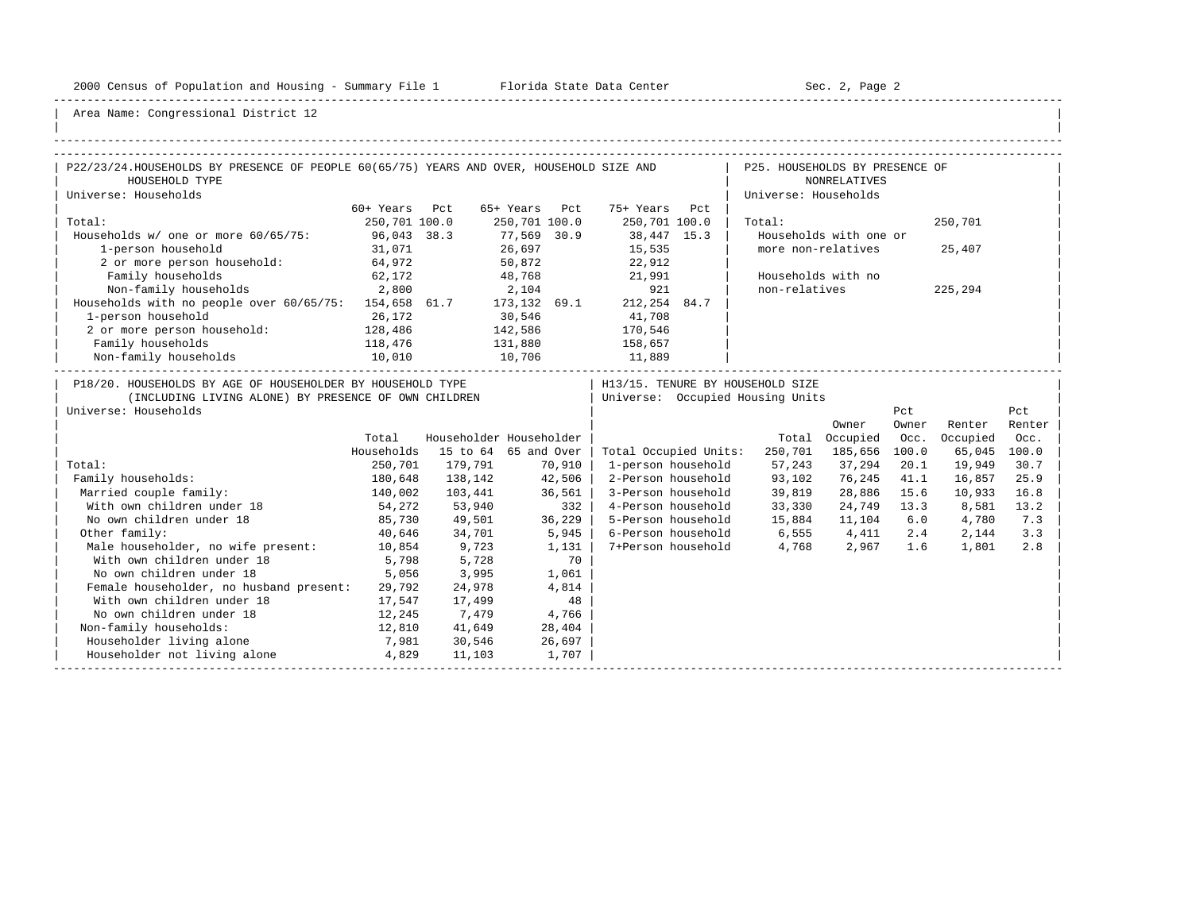Area Name: Congressional District 12

## P22/23/24. HOUSEHOLDS BY PRESENCE OF PEOPLE 60(65/75) YEARS AND OVER, HOUSEHOLD SIZE AND HOUSEHOLD TYPE

Universe: Households

| | 60+ Years | Pct | 65+ Years | Pct | 75+ Years | Pct |
|---|---|---|---|---|---|---|
| Total: | 250,701 | 100.0 | 250,701 | 100.0 | 250,701 | 100.0 |
| Households w/ one or more 60/65/75: | 96,043 | 38.3 | 77,569 | 30.9 | 38,447 | 15.3 |
| 1-person household | 31,071 | | 26,697 | | 15,535 | |
| 2 or more person household: | 64,972 | | 50,872 | | 22,912 | |
| Family households | 62,172 | | 48,768 | | 21,991 | |
| Non-family households | 2,800 | | 2,104 | | 921 | |
| Households with no people over 60/65/75: | 154,658 | 61.7 | 173,132 | 69.1 | 212,254 | 84.7 |
| 1-person household | 26,172 | | 30,546 | | 41,708 | |
| 2 or more person household: | 128,486 | | 142,586 | | 170,546 | |
| Family households | 118,476 | | 131,880 | | 158,657 | |
| Non-family households | 10,010 | | 10,706 | | 11,889 | |

## P25. HOUSEHOLDS BY PRESENCE OF NONRELATIVES

Universe: Households

| | |
|---|---|
| Total: | 250,701 |
| Households with one or more non-relatives | 25,407 |
| Households with no non-relatives | 225,294 |

## P18/20. HOUSEHOLDS BY AGE OF HOUSEHOLDER BY HOUSEHOLD TYPE (INCLUDING LIVING ALONE) BY PRESENCE OF OWN CHILDREN

Universe: Households

| | Total Households | Householder 15 to 64 | Householder 65 and Over |
|---|---|---|---|
| Total: | 250,701 | 179,791 | 70,910 |
| Family households: | 180,648 | 138,142 | 42,506 |
| Married couple family: | 140,002 | 103,441 | 36,561 |
| With own children under 18 | 54,272 | 53,940 | 332 |
| No own children under 18 | 85,730 | 49,501 | 36,229 |
| Other family: | 40,646 | 34,701 | 5,945 |
| Male householder, no wife present: | 10,854 | 9,723 | 1,131 |
| With own children under 18 | 5,798 | 5,728 | 70 |
| No own children under 18 | 5,056 | 3,995 | 1,061 |
| Female householder, no husband present: | 29,792 | 24,978 | 4,814 |
| With own children under 18 | 17,547 | 17,499 | 48 |
| No own children under 18 | 12,245 | 7,479 | 4,766 |
| Non-family households: | 12,810 | 41,649 | 28,404 |
| Householder living alone | 7,981 | 30,546 | 26,697 |
| Householder not living alone | 4,829 | 11,103 | 1,707 |

## H13/15. TENURE BY HOUSEHOLD SIZE

Universe: Occupied Housing Units

| | Total | Owner Occupied | Pct Owner Occ. | Renter Occupied | Pct Renter Occ. |
|---|---|---|---|---|---|
| Total Occupied Units: | 250,701 | 185,656 | 100.0 | 65,045 | 100.0 |
| 1-person household | 57,243 | 37,294 | 20.1 | 19,949 | 30.7 |
| 2-Person household | 93,102 | 76,245 | 41.1 | 16,857 | 25.9 |
| 3-Person household | 39,819 | 28,886 | 15.6 | 10,933 | 16.8 |
| 4-Person household | 33,330 | 24,749 | 13.3 | 8,581 | 13.2 |
| 5-Person household | 15,884 | 11,104 | 6.0 | 4,780 | 7.3 |
| 6-Person household | 6,555 | 4,411 | 2.4 | 2,144 | 3.3 |
| 7+Person household | 4,768 | 2,967 | 1.6 | 1,801 | 2.8 |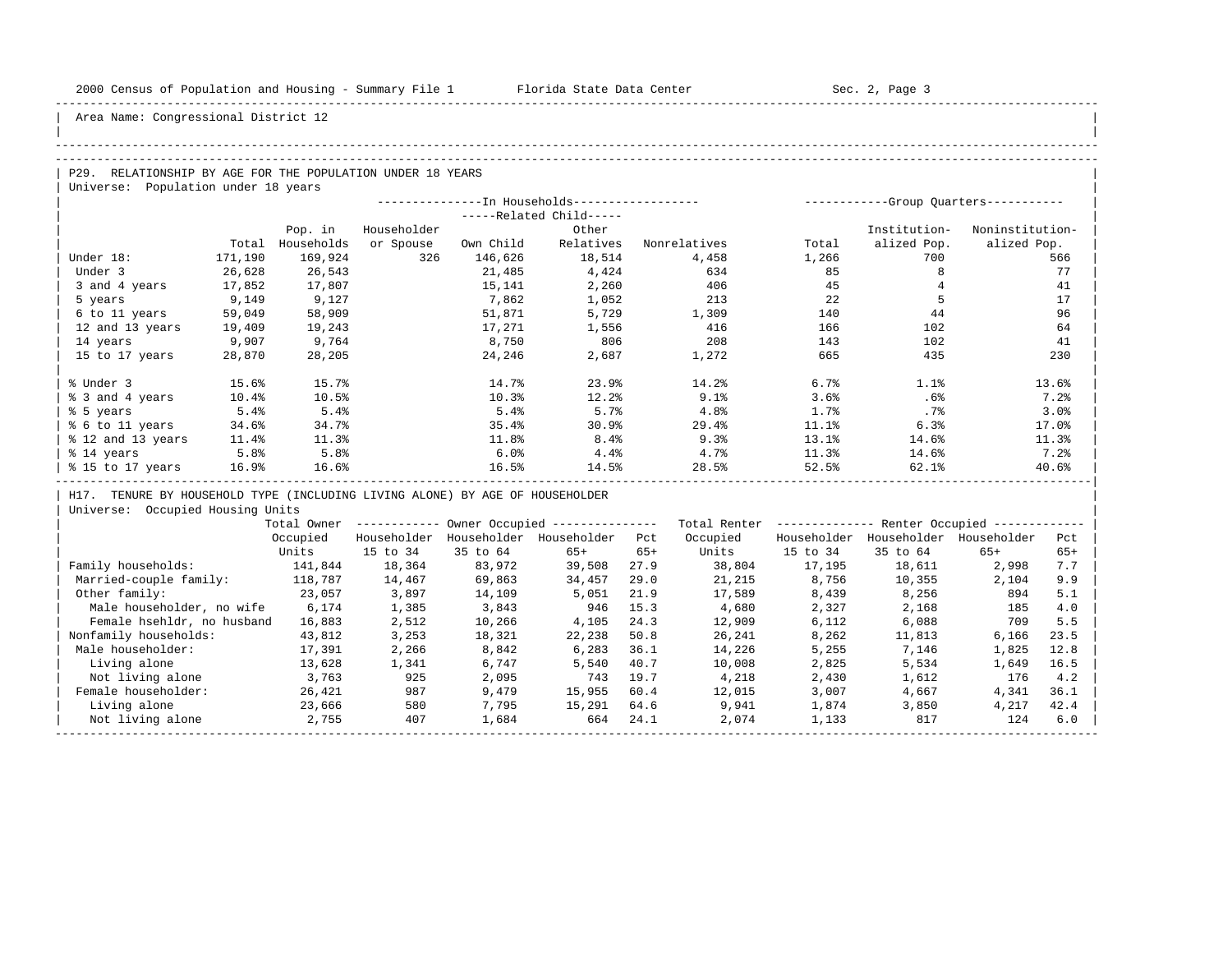Area Name: Congressional District 12

## P29. RELATIONSHIP BY AGE FOR THE POPULATION UNDER 18 YEARS

Universe: Population under 18 years

| | Total | In Households: Pop. in Households | Householder or Spouse | Related Child: Own Child | Related Child: Other Relatives | Nonrelatives | Group Quarters: Total | Institutionalized Pop. | Noninstitutionalized Pop. |
|---|---|---|---|---|---|---|---|---|---|
| Under 18: | 171,190 | 169,924 | 326 | 146,626 | 18,514 | 4,458 | 1,266 | 700 | 566 |
| Under 3 | 26,628 | 26,543 | | 21,485 | 4,424 | 634 | 85 | 8 | 77 |
| 3 and 4 years | 17,852 | 17,807 | | 15,141 | 2,260 | 406 | 45 | 4 | 41 |
| 5 years | 9,149 | 9,127 | | 7,862 | 1,052 | 213 | 22 | 5 | 17 |
| 6 to 11 years | 59,049 | 58,909 | | 51,871 | 5,729 | 1,309 | 140 | 44 | 96 |
| 12 and 13 years | 19,409 | 19,243 | | 17,271 | 1,556 | 416 | 166 | 102 | 64 |
| 14 years | 9,907 | 9,764 | | 8,750 | 806 | 208 | 143 | 102 | 41 |
| 15 to 17 years | 28,870 | 28,205 | | 24,246 | 2,687 | 1,272 | 665 | 435 | 230 |
| % Under 3 | 15.6% | 15.7% | | 14.7% | 23.9% | 14.2% | 6.7% | 1.1% | 13.6% |
| % 3 and 4 years | 10.4% | 10.5% | | 10.3% | 12.2% | 9.1% | 3.6% | .6% | 7.2% |
| % 5 years | 5.4% | 5.4% | | 5.4% | 5.7% | 4.8% | 1.7% | .7% | 3.0% |
| % 6 to 11 years | 34.6% | 34.7% | | 35.4% | 30.9% | 29.4% | 11.1% | 6.3% | 17.0% |
| % 12 and 13 years | 11.4% | 11.3% | | 11.8% | 8.4% | 9.3% | 13.1% | 14.6% | 11.3% |
| % 14 years | 5.8% | 5.8% | | 6.0% | 4.4% | 4.7% | 11.3% | 14.6% | 7.2% |
| % 15 to 17 years | 16.9% | 16.6% | | 16.5% | 14.5% | 28.5% | 52.5% | 62.1% | 40.6% |

## H17. TENURE BY HOUSEHOLD TYPE (INCLUDING LIVING ALONE) BY AGE OF HOUSEHOLDER

Universe: Occupied Housing Units

| | Total Owner Occupied Units | Owner Occupied: Householder 15 to 34 | Householder 35 to 64 | Householder 65+ | Pct 65+ | Total Renter Occupied Units | Renter Occupied: Householder 15 to 34 | Householder 35 to 64 | Householder 65+ | Pct 65+ |
|---|---|---|---|---|---|---|---|---|---|---|
| Family households: | 141,844 | 18,364 | 83,972 | 39,508 | 27.9 | 38,804 | 17,195 | 18,611 | 2,998 | 7.7 |
| Married-couple family: | 118,787 | 14,467 | 69,863 | 34,457 | 29.0 | 21,215 | 8,756 | 10,355 | 2,104 | 9.9 |
| Other family: | 23,057 | 3,897 | 14,109 | 5,051 | 21.9 | 17,589 | 8,439 | 8,256 | 894 | 5.1 |
| Male householder, no wife | 6,174 | 1,385 | 3,843 | 946 | 15.3 | 4,680 | 2,327 | 2,168 | 185 | 4.0 |
| Female hsehldr, no husband | 16,883 | 2,512 | 10,266 | 4,105 | 24.3 | 12,909 | 6,112 | 6,088 | 709 | 5.5 |
| Nonfamily households: | 43,812 | 3,253 | 18,321 | 22,238 | 50.8 | 26,241 | 8,262 | 11,813 | 6,166 | 23.5 |
| Male householder: | 17,391 | 2,266 | 8,842 | 6,283 | 36.1 | 14,226 | 5,255 | 7,146 | 1,825 | 12.8 |
| Living alone | 13,628 | 1,341 | 6,747 | 5,540 | 40.7 | 10,008 | 2,825 | 5,534 | 1,649 | 16.5 |
| Not living alone | 3,763 | 925 | 2,095 | 743 | 19.7 | 4,218 | 2,430 | 1,612 | 176 | 4.2 |
| Female householder: | 26,421 | 987 | 9,479 | 15,955 | 60.4 | 12,015 | 3,007 | 4,667 | 4,341 | 36.1 |
| Living alone | 23,666 | 580 | 7,795 | 15,291 | 64.6 | 9,941 | 1,874 | 3,850 | 4,217 | 42.4 |
| Not living alone | 2,755 | 407 | 1,684 | 664 | 24.1 | 2,074 | 1,133 | 817 | 124 | 6.0 |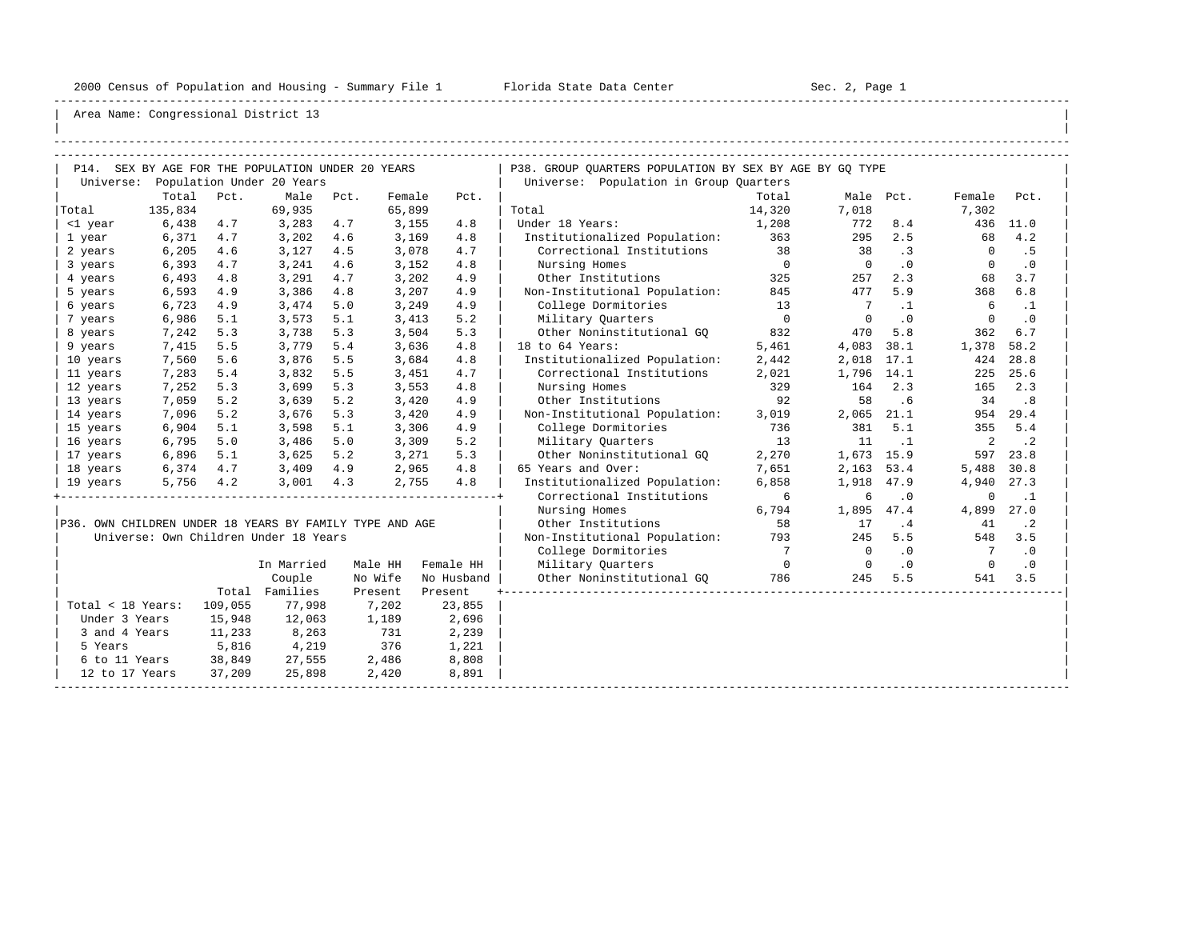Area Name: Congressional District 13

## P14. SEX BY AGE FOR THE POPULATION UNDER 20 YEARS

Universe: Population Under 20 Years

| | Total | Pct. | Male | Pct. | Female | Pct. |
|---|---|---|---|---|---|---|
| Total | 135,834 | | 69,935 | | 65,899 | |
| <1 year | 6,438 | 4.7 | 3,283 | 4.7 | 3,155 | 4.8 |
| 1 year | 6,371 | 4.7 | 3,202 | 4.6 | 3,169 | 4.8 |
| 2 years | 6,205 | 4.6 | 3,127 | 4.5 | 3,078 | 4.7 |
| 3 years | 6,393 | 4.7 | 3,241 | 4.6 | 3,152 | 4.8 |
| 4 years | 6,493 | 4.8 | 3,291 | 4.7 | 3,202 | 4.9 |
| 5 years | 6,593 | 4.9 | 3,386 | 4.8 | 3,207 | 4.9 |
| 6 years | 6,723 | 4.9 | 3,474 | 5.0 | 3,249 | 4.9 |
| 7 years | 6,986 | 5.1 | 3,573 | 5.1 | 3,413 | 5.2 |
| 8 years | 7,242 | 5.3 | 3,738 | 5.3 | 3,504 | 5.3 |
| 9 years | 7,415 | 5.5 | 3,779 | 5.4 | 3,636 | 4.8 |
| 10 years | 7,560 | 5.6 | 3,876 | 5.5 | 3,684 | 4.8 |
| 11 years | 7,283 | 5.4 | 3,832 | 5.5 | 3,451 | 4.7 |
| 12 years | 7,252 | 5.3 | 3,699 | 5.3 | 3,553 | 4.8 |
| 13 years | 7,059 | 5.2 | 3,639 | 5.2 | 3,420 | 4.9 |
| 14 years | 7,096 | 5.2 | 3,676 | 5.3 | 3,420 | 4.9 |
| 15 years | 6,904 | 5.1 | 3,598 | 5.1 | 3,306 | 4.9 |
| 16 years | 6,795 | 5.0 | 3,486 | 5.0 | 3,309 | 5.2 |
| 17 years | 6,896 | 5.1 | 3,625 | 5.2 | 3,271 | 5.3 |
| 18 years | 6,374 | 4.7 | 3,409 | 4.9 | 2,965 | 4.8 |
| 19 years | 5,756 | 4.2 | 3,001 | 4.3 | 2,755 | 4.8 |

## P36. OWN CHILDREN UNDER 18 YEARS BY FAMILY TYPE AND AGE

Universe: Own Children Under 18 Years

| | Total | In Married Couple Families | Male HH No Wife Present | Female HH No Husband Present |
|---|---|---|---|---|
| Total < 18 Years: | 109,055 | 77,998 | 7,202 | 23,855 |
| Under 3 Years | 15,948 | 12,063 | 1,189 | 2,696 |
| 3 and 4 Years | 11,233 | 8,263 | 731 | 2,239 |
| 5 Years | 5,816 | 4,219 | 376 | 1,221 |
| 6 to 11 Years | 38,849 | 27,555 | 2,486 | 8,808 |
| 12 to 17 Years | 37,209 | 25,898 | 2,420 | 8,891 |

## P38. GROUP QUARTERS POPULATION BY SEX BY AGE BY GQ TYPE

Universe: Population in Group Quarters

| | Total | Male | Pct. | Female | Pct. |
|---|---|---|---|---|---|
| Total | 14,320 | 7,018 | | 7,302 | |
| Under 18 Years: | 1,208 | 772 | 8.4 | 436 | 11.0 |
| Institutionalized Population: | 363 | 295 | 2.5 | 68 | 4.2 |
| Correctional Institutions | 38 | 38 | .3 | 0 | .5 |
| Nursing Homes | 0 | 0 | .0 | 0 | .0 |
| Other Institutions | 325 | 257 | 2.3 | 68 | 3.7 |
| Non-Institutional Population: | 845 | 477 | 5.9 | 368 | 6.8 |
| College Dormitories | 13 | 7 | .1 | 6 | .1 |
| Military Quarters | 0 | 0 | .0 | 0 | .0 |
| Other Noninstitutional GQ | 832 | 470 | 5.8 | 362 | 6.7 |
| 18 to 64 Years: | 5,461 | 4,083 | 38.1 | 1,378 | 58.2 |
| Institutionalized Population: | 2,442 | 2,018 | 17.1 | 424 | 28.8 |
| Correctional Institutions | 2,021 | 1,796 | 14.1 | 225 | 25.6 |
| Nursing Homes | 329 | 164 | 2.3 | 165 | 2.3 |
| Other Institutions | 92 | 58 | .6 | 34 | .8 |
| Non-Institutional Population: | 3,019 | 2,065 | 21.1 | 954 | 29.4 |
| College Dormitories | 736 | 381 | 5.1 | 355 | 5.4 |
| Military Quarters | 13 | 11 | .1 | 2 | .2 |
| Other Noninstitutional GQ | 2,270 | 1,673 | 15.9 | 597 | 23.8 |
| 65 Years and Over: | 7,651 | 2,163 | 53.4 | 5,488 | 30.8 |
| Institutionalized Population: | 6,858 | 1,918 | 47.9 | 4,940 | 27.3 |
| Correctional Institutions | 6 | 6 | .0 | 0 | .1 |
| Nursing Homes | 6,794 | 1,895 | 47.4 | 4,899 | 27.0 |
| Other Institutions | 58 | 17 | .4 | 41 | .2 |
| Non-Institutional Population: | 793 | 245 | 5.5 | 548 | 3.5 |
| College Dormitories | 7 | 0 | .0 | 7 | .0 |
| Military Quarters | 0 | 0 | .0 | 0 | .0 |
| Other Noninstitutional GQ | 786 | 245 | 5.5 | 541 | 3.5 |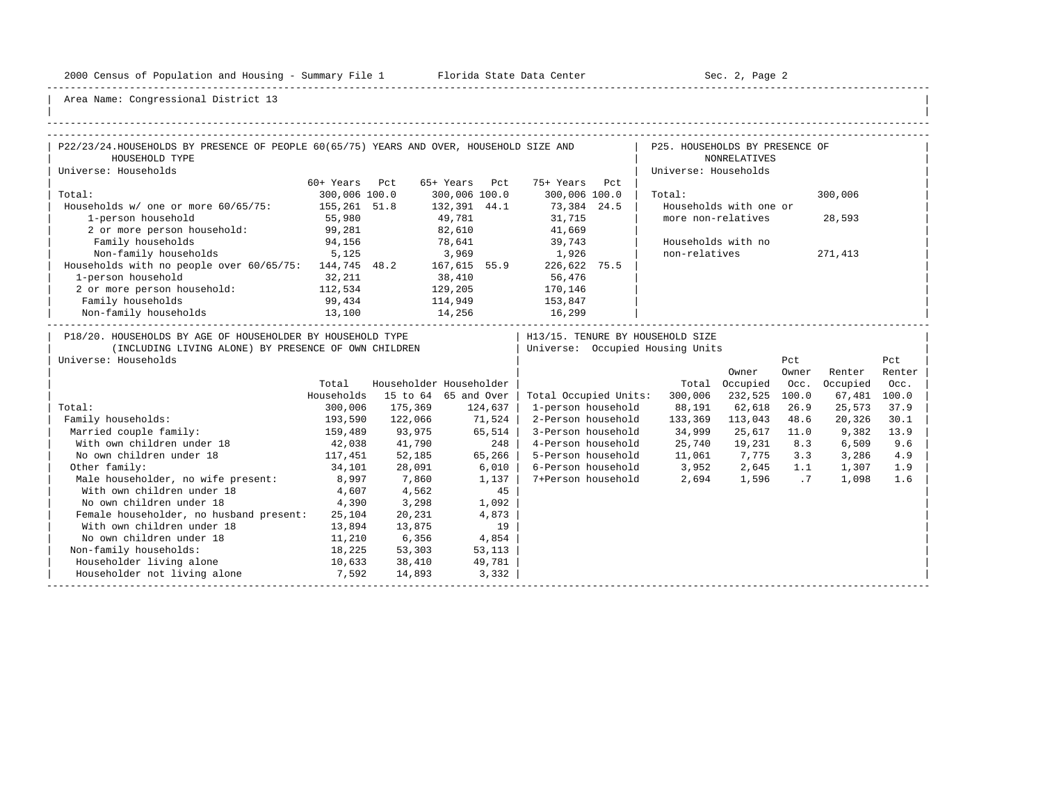Area Name: Congressional District 13

## P22/23/24. HOUSEHOLDS BY PRESENCE OF PEOPLE 60(65/75) YEARS AND OVER, HOUSEHOLD SIZE AND HOUSEHOLD TYPE

Universe: Households

| | 60+ Years | Pct | 65+ Years | Pct | 75+ Years | Pct |
|---|---|---|---|---|---|---|
| Total: | 300,006 | 100.0 | 300,006 | 100.0 | 300,006 | 100.0 |
| Households w/ one or more 60/65/75: | 155,261 | 51.8 | 132,391 | 44.1 | 73,384 | 24.5 |
| 1-person household | 55,980 | | 49,781 | | 31,715 | |
| 2 or more person household: | 99,281 | | 82,610 | | 41,669 | |
| Family households | 94,156 | | 78,641 | | 39,743 | |
| Non-family households | 5,125 | | 3,969 | | 1,926 | |
| Households with no people over 60/65/75: | 144,745 | 48.2 | 167,615 | 55.9 | 226,622 | 75.5 |
| 1-person household | 32,211 | | 38,410 | | 56,476 | |
| 2 or more person household: | 112,534 | | 129,205 | | 170,146 | |
| Family households | 99,434 | | 114,949 | | 153,847 | |
| Non-family households | 13,100 | | 14,256 | | 16,299 | |

## P25. HOUSEHOLDS BY PRESENCE OF NONRELATIVES

Universe: Households

| | |
|---|---|
| Total: | 300,006 |
| Households with one or more non-relatives | 28,593 |
| Households with no non-relatives | 271,413 |

## P18/20. HOUSEHOLDS BY AGE OF HOUSEHOLDER BY HOUSEHOLD TYPE (INCLUDING LIVING ALONE) BY PRESENCE OF OWN CHILDREN

Universe: Households

| | Total Households | Householder 15 to 64 | Householder 65 and Over |
|---|---|---|---|
| Total: | 300,006 | 175,369 | 124,637 |
| Family households: | 193,590 | 122,066 | 71,524 |
| Married couple family: | 159,489 | 93,975 | 65,514 |
| With own children under 18 | 42,038 | 41,790 | 248 |
| No own children under 18 | 117,451 | 52,185 | 65,266 |
| Other family: | 34,101 | 28,091 | 6,010 |
| Male householder, no wife present: | 8,997 | 7,860 | 1,137 |
| With own children under 18 | 4,607 | 4,562 | 45 |
| No own children under 18 | 4,390 | 3,298 | 1,092 |
| Female householder, no husband present: | 25,104 | 20,231 | 4,873 |
| With own children under 18 | 13,894 | 13,875 | 19 |
| No own children under 18 | 11,210 | 6,356 | 4,854 |
| Non-family households: | 18,225 | 53,303 | 53,113 |
| Householder living alone | 10,633 | 38,410 | 49,781 |
| Householder not living alone | 7,592 | 14,893 | 3,332 |

## H13/15. TENURE BY HOUSEHOLD SIZE

Universe: Occupied Housing Units

| | Total | Owner Occupied | Pct Owner Occ. | Renter Occupied | Pct Renter Occ. |
|---|---|---|---|---|---|
| Total Occupied Units: | 300,006 | 232,525 | 100.0 | 67,481 | 100.0 |
| 1-person household | 88,191 | 62,618 | 26.9 | 25,573 | 37.9 |
| 2-Person household | 133,369 | 113,043 | 48.6 | 20,326 | 30.1 |
| 3-Person household | 34,999 | 25,617 | 11.0 | 9,382 | 13.9 |
| 4-Person household | 25,740 | 19,231 | 8.3 | 6,509 | 9.6 |
| 5-Person household | 11,061 | 7,775 | 3.3 | 3,286 | 4.9 |
| 6-Person household | 3,952 | 2,645 | 1.1 | 1,307 | 1.9 |
| 7+Person household | 2,694 | 1,596 | .7 | 1,098 | 1.6 |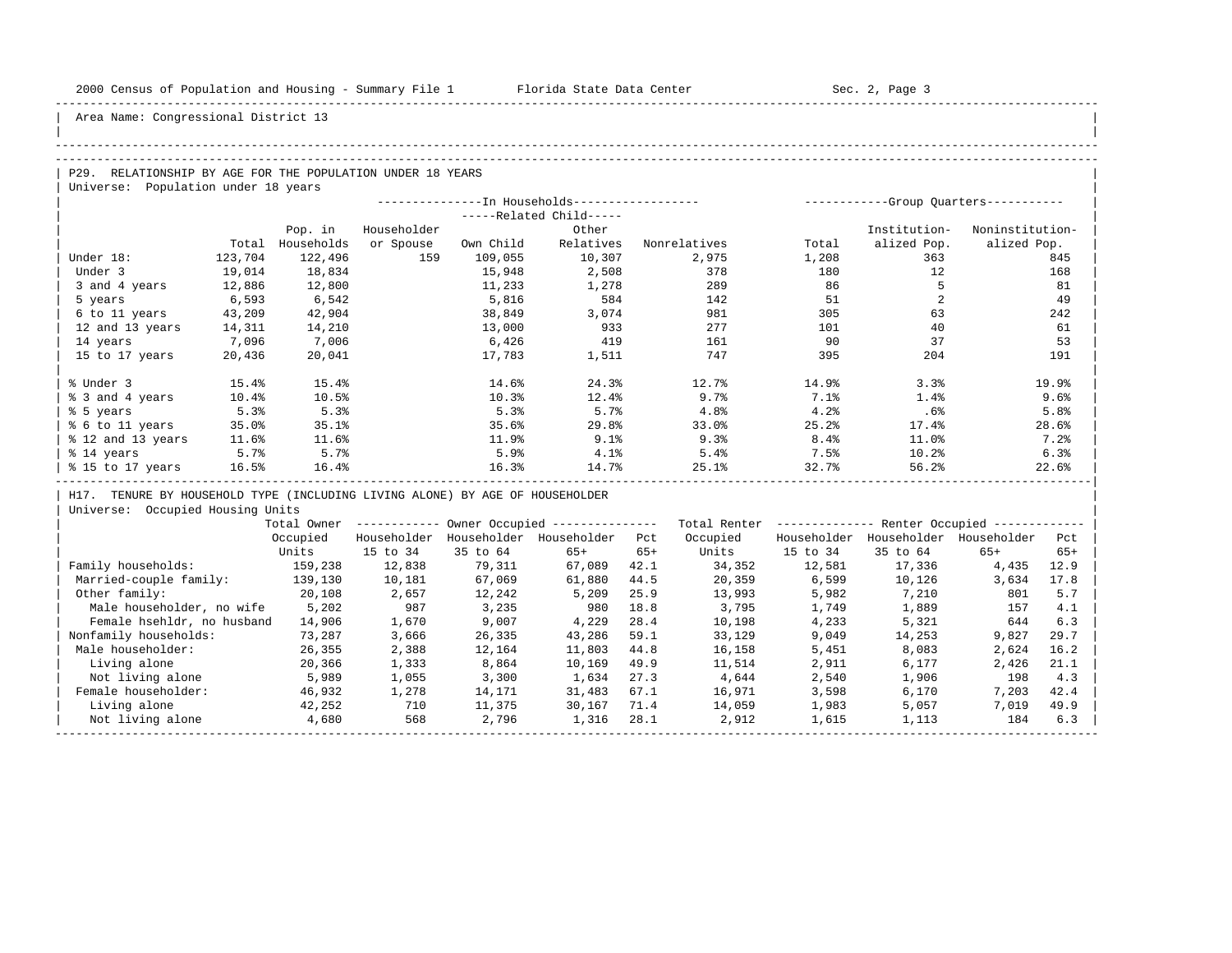Area Name: Congressional District 13

## P29. RELATIONSHIP BY AGE FOR THE POPULATION UNDER 18 YEARS

Universe: Population under 18 years

| | Total | In Households: Pop. in Households | Householder or Spouse | Related Child: Own Child | Related Child: Other Relatives | Nonrelatives | Group Quarters: Total | Institution-alized Pop. | Noninstitution-alized Pop. |
|---|---|---|---|---|---|---|---|---|---|
| Under 18: | 123,704 | 122,496 | 159 | 109,055 | 10,307 | 2,975 | 1,208 | 363 | 845 |
| Under 3 | 19,014 | 18,834 | | 15,948 | 2,508 | 378 | 180 | 12 | 168 |
| 3 and 4 years | 12,886 | 12,800 | | 11,233 | 1,278 | 289 | 86 | 5 | 81 |
| 5 years | 6,593 | 6,542 | | 5,816 | 584 | 142 | 51 | 2 | 49 |
| 6 to 11 years | 43,209 | 42,904 | | 38,849 | 3,074 | 981 | 305 | 63 | 242 |
| 12 and 13 years | 14,311 | 14,210 | | 13,000 | 933 | 277 | 101 | 40 | 61 |
| 14 years | 7,096 | 7,006 | | 6,426 | 419 | 161 | 90 | 37 | 53 |
| 15 to 17 years | 20,436 | 20,041 | | 17,783 | 1,511 | 747 | 395 | 204 | 191 |
| % Under 3 | 15.4% | 15.4% | | 14.6% | 24.3% | 12.7% | 14.9% | 3.3% | 19.9% |
| % 3 and 4 years | 10.4% | 10.5% | | 10.3% | 12.4% | 9.7% | 7.1% | 1.4% | 9.6% |
| % 5 years | 5.3% | 5.3% | | 5.3% | 5.7% | 4.8% | 4.2% | .6% | 5.8% |
| % 6 to 11 years | 35.0% | 35.1% | | 35.6% | 29.8% | 33.0% | 25.2% | 17.4% | 28.6% |
| % 12 and 13 years | 11.6% | 11.6% | | 11.9% | 9.1% | 9.3% | 8.4% | 11.0% | 7.2% |
| % 14 years | 5.7% | 5.7% | | 5.9% | 4.1% | 5.4% | 7.5% | 10.2% | 6.3% |
| % 15 to 17 years | 16.5% | 16.4% | | 16.3% | 14.7% | 25.1% | 32.7% | 56.2% | 22.6% |

## H17. TENURE BY HOUSEHOLD TYPE (INCLUDING LIVING ALONE) BY AGE OF HOUSEHOLDER

Universe: Occupied Housing Units

| | Total Owner Occupied Units | Owner Occupied: Householder 15 to 34 | Owner Occupied: Householder 35 to 64 | Owner Occupied: Householder 65+ | Pct 65+ | Total Renter Occupied Units | Renter Occupied: Householder 15 to 34 | Renter Occupied: Householder 35 to 64 | Renter Occupied: Householder 65+ | Pct 65+ |
|---|---|---|---|---|---|---|---|---|---|---|
| Family households: | 159,238 | 12,838 | 79,311 | 67,089 | 42.1 | 34,352 | 12,581 | 17,336 | 4,435 | 12.9 |
| Married-couple family: | 139,130 | 10,181 | 67,069 | 61,880 | 44.5 | 20,359 | 6,599 | 10,126 | 3,634 | 17.8 |
| Other family: | 20,108 | 2,657 | 12,242 | 5,209 | 25.9 | 13,993 | 5,982 | 7,210 | 801 | 5.7 |
| Male householder, no wife | 5,202 | 987 | 3,235 | 980 | 18.8 | 3,795 | 1,749 | 1,889 | 157 | 4.1 |
| Female hsehldr, no husband | 14,906 | 1,670 | 9,007 | 4,229 | 28.4 | 10,198 | 4,233 | 5,321 | 644 | 6.3 |
| Nonfamily households: | 73,287 | 3,666 | 26,335 | 43,286 | 59.1 | 33,129 | 9,049 | 14,253 | 9,827 | 29.7 |
| Male householder: | 26,355 | 2,388 | 12,164 | 11,803 | 44.8 | 16,158 | 5,451 | 8,083 | 2,624 | 16.2 |
| Living alone | 20,366 | 1,333 | 8,864 | 10,169 | 49.9 | 11,514 | 2,911 | 6,177 | 2,426 | 21.1 |
| Not living alone | 5,989 | 1,055 | 3,300 | 1,634 | 27.3 | 4,644 | 2,540 | 1,906 | 198 | 4.3 |
| Female householder: | 46,932 | 1,278 | 14,171 | 31,483 | 67.1 | 16,971 | 3,598 | 6,170 | 7,203 | 42.4 |
| Living alone | 42,252 | 710 | 11,375 | 30,167 | 71.4 | 14,059 | 1,983 | 5,057 | 7,019 | 49.9 |
| Not living alone | 4,680 | 568 | 2,796 | 1,316 | 28.1 | 2,912 | 1,615 | 1,113 | 184 | 6.3 |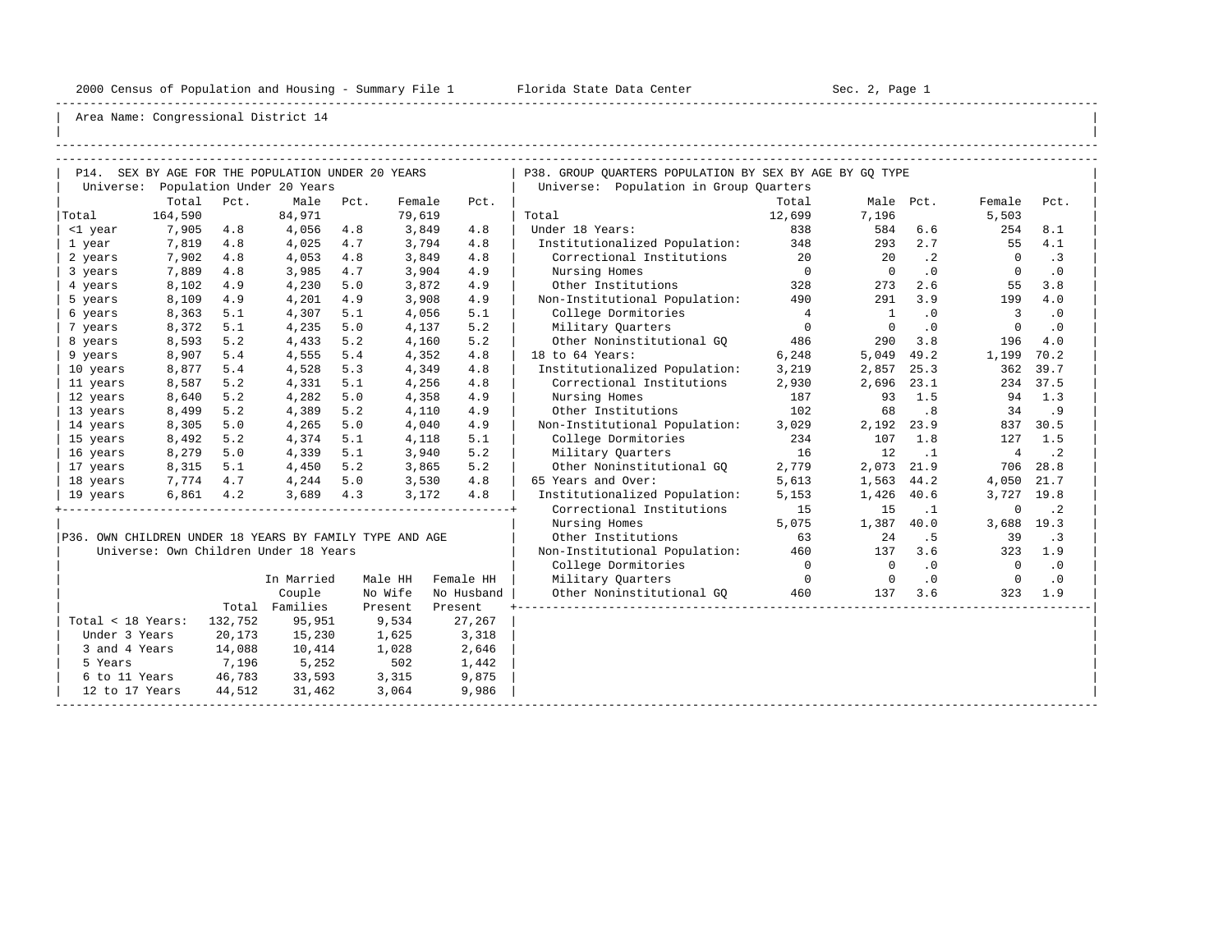Area Name: Congressional District 14

## P14. SEX BY AGE FOR THE POPULATION UNDER 20 YEARS

Universe: Population Under 20 Years

| | Total | Pct. | Male | Pct. | Female | Pct. |
|---|---|---|---|---|---|---|
| Total | 164,590 | | 84,971 | | 79,619 | |
| <1 year | 7,905 | 4.8 | 4,056 | 4.8 | 3,849 | 4.8 |
| 1 year | 7,819 | 4.8 | 4,025 | 4.7 | 3,794 | 4.8 |
| 2 years | 7,902 | 4.8 | 4,053 | 4.8 | 3,849 | 4.8 |
| 3 years | 7,889 | 4.8 | 3,985 | 4.7 | 3,904 | 4.9 |
| 4 years | 8,102 | 4.9 | 4,230 | 5.0 | 3,872 | 4.9 |
| 5 years | 8,109 | 4.9 | 4,201 | 4.9 | 3,908 | 4.9 |
| 6 years | 8,363 | 5.1 | 4,307 | 5.1 | 4,056 | 5.1 |
| 7 years | 8,372 | 5.1 | 4,235 | 5.0 | 4,137 | 5.2 |
| 8 years | 8,593 | 5.2 | 4,433 | 5.2 | 4,160 | 5.2 |
| 9 years | 8,907 | 5.4 | 4,555 | 5.4 | 4,352 | 4.8 |
| 10 years | 8,877 | 5.4 | 4,528 | 5.3 | 4,349 | 4.8 |
| 11 years | 8,587 | 5.2 | 4,331 | 5.1 | 4,256 | 4.8 |
| 12 years | 8,640 | 5.2 | 4,282 | 5.0 | 4,358 | 4.9 |
| 13 years | 8,499 | 5.2 | 4,389 | 5.2 | 4,110 | 4.9 |
| 14 years | 8,305 | 5.0 | 4,265 | 5.0 | 4,040 | 4.9 |
| 15 years | 8,492 | 5.2 | 4,374 | 5.1 | 4,118 | 5.1 |
| 16 years | 8,279 | 5.0 | 4,339 | 5.1 | 3,940 | 5.2 |
| 17 years | 8,315 | 5.1 | 4,450 | 5.2 | 3,865 | 5.2 |
| 18 years | 7,774 | 4.7 | 4,244 | 5.0 | 3,530 | 4.8 |
| 19 years | 6,861 | 4.2 | 3,689 | 4.3 | 3,172 | 4.8 |

## P36. OWN CHILDREN UNDER 18 YEARS BY FAMILY TYPE AND AGE

Universe: Own Children Under 18 Years

| | Total | In Married Couple Families | Male HH No Wife Present | Female HH No Husband Present |
|---|---|---|---|---|
| Total < 18 Years: | 132,752 | 95,951 | 9,534 | 27,267 |
| Under 3 Years | 20,173 | 15,230 | 1,625 | 3,318 |
| 3 and 4 Years | 14,088 | 10,414 | 1,028 | 2,646 |
| 5 Years | 7,196 | 5,252 | 502 | 1,442 |
| 6 to 11 Years | 46,783 | 33,593 | 3,315 | 9,875 |
| 12 to 17 Years | 44,512 | 31,462 | 3,064 | 9,986 |

## P38. GROUP QUARTERS POPULATION BY SEX BY AGE BY GQ TYPE

Universe: Population in Group Quarters

| | Total | Male | Pct. | Female | Pct. |
|---|---|---|---|---|---|
| Total | 12,699 | 7,196 | | 5,503 | |
| Under 18 Years: | 838 | 584 | 6.6 | 254 | 8.1 |
| Institutionalized Population: | 348 | 293 | 2.7 | 55 | 4.1 |
| Correctional Institutions | 20 | 20 | .2 | 0 | .3 |
| Nursing Homes | 0 | 0 | .0 | 0 | .0 |
| Other Institutions | 328 | 273 | 2.6 | 55 | 3.8 |
| Non-Institutional Population: | 490 | 291 | 3.9 | 199 | 4.0 |
| College Dormitories | 4 | 1 | .0 | 3 | .0 |
| Military Quarters | 0 | 0 | .0 | 0 | .0 |
| Other Noninstitutional GQ | 486 | 290 | 3.8 | 196 | 4.0 |
| 18 to 64 Years: | 6,248 | 5,049 | 49.2 | 1,199 | 70.2 |
| Institutionalized Population: | 3,219 | 2,857 | 25.3 | 362 | 39.7 |
| Correctional Institutions | 2,930 | 2,696 | 23.1 | 234 | 37.5 |
| Nursing Homes | 187 | 93 | 1.5 | 94 | 1.3 |
| Other Institutions | 102 | 68 | .8 | 34 | .9 |
| Non-Institutional Population: | 3,029 | 2,192 | 23.9 | 837 | 30.5 |
| College Dormitories | 234 | 107 | 1.8 | 127 | 1.5 |
| Military Quarters | 16 | 12 | .1 | 4 | .2 |
| Other Noninstitutional GQ | 2,779 | 2,073 | 21.9 | 706 | 28.8 |
| 65 Years and Over: | 5,613 | 1,563 | 44.2 | 4,050 | 21.7 |
| Institutionalized Population: | 5,153 | 1,426 | 40.6 | 3,727 | 19.8 |
| Correctional Institutions | 15 | 15 | .1 | 0 | .2 |
| Nursing Homes | 5,075 | 1,387 | 40.0 | 3,688 | 19.3 |
| Other Institutions | 63 | 24 | .5 | 39 | .3 |
| Non-Institutional Population: | 460 | 137 | 3.6 | 323 | 1.9 |
| College Dormitories | 0 | 0 | .0 | 0 | .0 |
| Military Quarters | 0 | 0 | .0 | 0 | .0 |
| Other Noninstitutional GQ | 460 | 137 | 3.6 | 323 | 1.9 |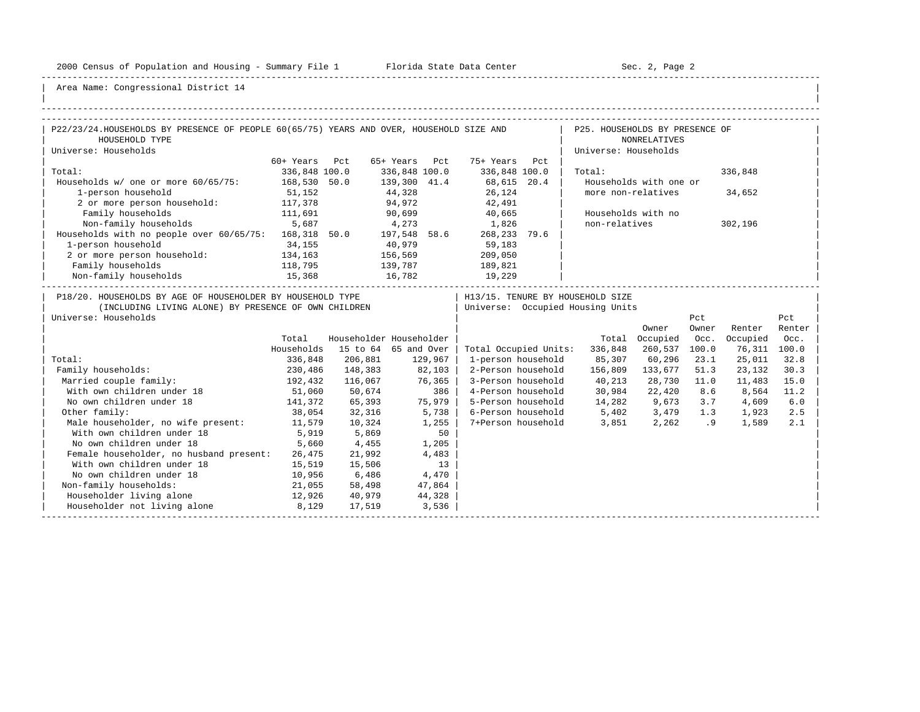Area Name: Congressional District 14

## P22/23/24. HOUSEHOLDS BY PRESENCE OF PEOPLE 60(65/75) YEARS AND OVER, HOUSEHOLD SIZE AND HOUSEHOLD TYPE

Universe: Households

| | 60+ Years | Pct | 65+ Years | Pct | 75+ Years | Pct |
|---|---|---|---|---|---|---|
| Total: | 336,848 | 100.0 | 336,848 | 100.0 | 336,848 | 100.0 |
| Households w/ one or more 60/65/75: | 168,530 | 50.0 | 139,300 | 41.4 | 68,615 | 20.4 |
| 1-person household | 51,152 | | 44,328 | | 26,124 | |
| 2 or more person household: | 117,378 | | 94,972 | | 42,491 | |
| Family households | 111,691 | | 90,699 | | 40,665 | |
| Non-family households | 5,687 | | 4,273 | | 1,826 | |
| Households with no people over 60/65/75: | 168,318 | 50.0 | 197,548 | 58.6 | 268,233 | 79.6 |
| 1-person household | 34,155 | | 40,979 | | 59,183 | |
| 2 or more person household: | 134,163 | | 156,569 | | 209,050 | |
| Family households | 118,795 | | 139,787 | | 189,821 | |
| Non-family households | 15,368 | | 16,782 | | 19,229 | |

## P25. HOUSEHOLDS BY PRESENCE OF NONRELATIVES

Universe: Households

| | |
|---|---|
| Total: | 336,848 |
| Households with one or more non-relatives | 34,652 |
| Households with no non-relatives | 302,196 |

## P18/20. HOUSEHOLDS BY AGE OF HOUSEHOLDER BY HOUSEHOLD TYPE (INCLUDING LIVING ALONE) BY PRESENCE OF OWN CHILDREN

Universe: Households

| | Total Households | Householder 15 to 64 | Householder 65 and Over |
|---|---|---|---|
| Total: | 336,848 | 206,881 | 129,967 |
| Family households: | 230,486 | 148,383 | 82,103 |
| Married couple family: | 192,432 | 116,067 | 76,365 |
| With own children under 18 | 51,060 | 50,674 | 386 |
| No own children under 18 | 141,372 | 65,393 | 75,979 |
| Other family: | 38,054 | 32,316 | 5,738 |
| Male householder, no wife present: | 11,579 | 10,324 | 1,255 |
| With own children under 18 | 5,919 | 5,869 | 50 |
| No own children under 18 | 5,660 | 4,455 | 1,205 |
| Female householder, no husband present: | 26,475 | 21,992 | 4,483 |
| With own children under 18 | 15,519 | 15,506 | 13 |
| No own children under 18 | 10,956 | 6,486 | 4,470 |
| Non-family households: | 21,055 | 58,498 | 47,864 |
| Householder living alone | 12,926 | 40,979 | 44,328 |
| Householder not living alone | 8,129 | 17,519 | 3,536 |

## H13/15. TENURE BY HOUSEHOLD SIZE

Universe: Occupied Housing Units

| | Total | Owner Occupied | Pct Owner Occ. | Renter Occupied | Pct Renter Occ. |
|---|---|---|---|---|---|
| Total Occupied Units: | 336,848 | 260,537 | 100.0 | 76,311 | 100.0 |
| 1-person household | 85,307 | 60,296 | 23.1 | 25,011 | 32.8 |
| 2-Person household | 156,809 | 133,677 | 51.3 | 23,132 | 30.3 |
| 3-Person household | 40,213 | 28,730 | 11.0 | 11,483 | 15.0 |
| 4-Person household | 30,984 | 22,420 | 8.6 | 8,564 | 11.2 |
| 5-Person household | 14,282 | 9,673 | 3.7 | 4,609 | 6.0 |
| 6-Person household | 5,402 | 3,479 | 1.3 | 1,923 | 2.5 |
| 7+Person household | 3,851 | 2,262 | .9 | 1,589 | 2.1 |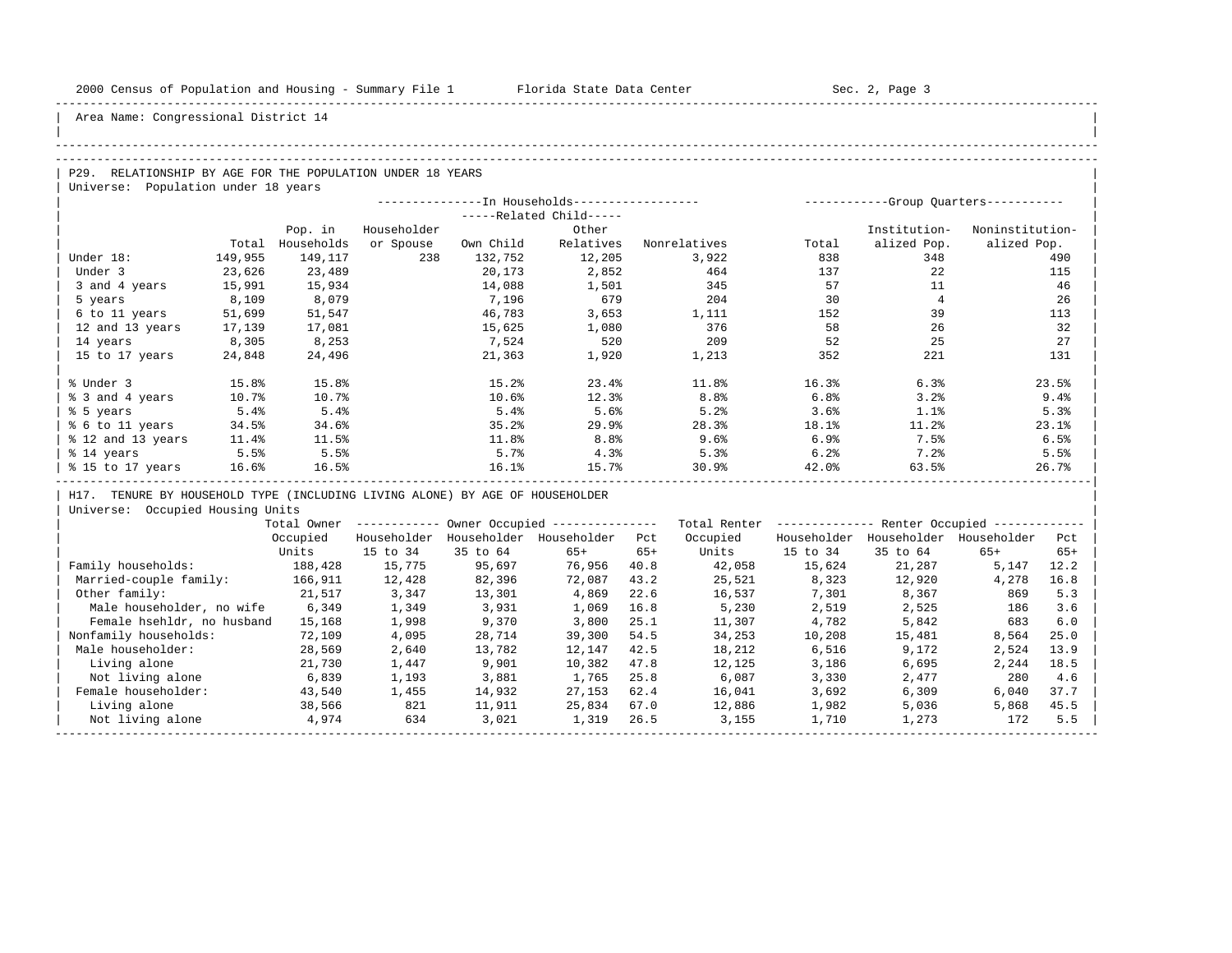Area Name: Congressional District 14

## P29. RELATIONSHIP BY AGE FOR THE POPULATION UNDER 18 YEARS

Universe: Population under 18 years

| | | In Households | | | | | Group Quarters | | |
|---|---|---|---|---|---|---|---|---|---|
| | | | | Related Child | | | | | |
| | Total | Pop. in Households | Householder or Spouse | Own Child | Other Relatives | Nonrelatives | Total | Institution-alized Pop. | Noninstitution-alized Pop. |
| Under 18: | 149,955 | 149,117 | 238 | 132,752 | 12,205 | 3,922 | 838 | 348 | 490 |
| Under 3 | 23,626 | 23,489 | | 20,173 | 2,852 | 464 | 137 | 22 | 115 |
| 3 and 4 years | 15,991 | 15,934 | | 14,088 | 1,501 | 345 | 57 | 11 | 46 |
| 5 years | 8,109 | 8,079 | | 7,196 | 679 | 204 | 30 | 4 | 26 |
| 6 to 11 years | 51,699 | 51,547 | | 46,783 | 3,653 | 1,111 | 152 | 39 | 113 |
| 12 and 13 years | 17,139 | 17,081 | | 15,625 | 1,080 | 376 | 58 | 26 | 32 |
| 14 years | 8,305 | 8,253 | | 7,524 | 520 | 209 | 52 | 25 | 27 |
| 15 to 17 years | 24,848 | 24,496 | | 21,363 | 1,920 | 1,213 | 352 | 221 | 131 |
| % Under 3 | 15.8% | 15.8% | | 15.2% | 23.4% | 11.8% | 16.3% | 6.3% | 23.5% |
| % 3 and 4 years | 10.7% | 10.7% | | 10.6% | 12.3% | 8.8% | 6.8% | 3.2% | 9.4% |
| % 5 years | 5.4% | 5.4% | | 5.4% | 5.6% | 5.2% | 3.6% | 1.1% | 5.3% |
| % 6 to 11 years | 34.5% | 34.6% | | 35.2% | 29.9% | 28.3% | 18.1% | 11.2% | 23.1% |
| % 12 and 13 years | 11.4% | 11.5% | | 11.8% | 8.8% | 9.6% | 6.9% | 7.5% | 6.5% |
| % 14 years | 5.5% | 5.5% | | 5.7% | 4.3% | 5.3% | 6.2% | 7.2% | 5.5% |
| % 15 to 17 years | 16.6% | 16.5% | | 16.1% | 15.7% | 30.9% | 42.0% | 63.5% | 26.7% |

## H17. TENURE BY HOUSEHOLD TYPE (INCLUDING LIVING ALONE) BY AGE OF HOUSEHOLDER

Universe: Occupied Housing Units

| | Total Owner Occupied Units | Owner Occupied | | | | Total Renter Occupied Units | Renter Occupied | | | |
|---|---|---|---|---|---|---|---|---|---|---|
| | | Householder 15 to 34 | Householder 35 to 64 | Householder 65+ | Pct 65+ | | Householder 15 to 34 | Householder 35 to 64 | Householder 65+ | Pct 65+ |
| Family households: | 188,428 | 15,775 | 95,697 | 76,956 | 40.8 | 42,058 | 15,624 | 21,287 | 5,147 | 12.2 |
| Married-couple family: | 166,911 | 12,428 | 82,396 | 72,087 | 43.2 | 25,521 | 8,323 | 12,920 | 4,278 | 16.8 |
| Other family: | 21,517 | 3,347 | 13,301 | 4,869 | 22.6 | 16,537 | 7,301 | 8,367 | 869 | 5.3 |
| Male householder, no wife | 6,349 | 1,349 | 3,931 | 1,069 | 16.8 | 5,230 | 2,519 | 2,525 | 186 | 3.6 |
| Female hsehldr, no husband | 15,168 | 1,998 | 9,370 | 3,800 | 25.1 | 11,307 | 4,782 | 5,842 | 683 | 6.0 |
| Nonfamily households: | 72,109 | 4,095 | 28,714 | 39,300 | 54.5 | 34,253 | 10,208 | 15,481 | 8,564 | 25.0 |
| Male householder: | 28,569 | 2,640 | 13,782 | 12,147 | 42.5 | 18,212 | 6,516 | 9,172 | 2,524 | 13.9 |
| Living alone | 21,730 | 1,447 | 9,901 | 10,382 | 47.8 | 12,125 | 3,186 | 6,695 | 2,244 | 18.5 |
| Not living alone | 6,839 | 1,193 | 3,881 | 1,765 | 25.8 | 6,087 | 3,330 | 2,477 | 280 | 4.6 |
| Female householder: | 43,540 | 1,455 | 14,932 | 27,153 | 62.4 | 16,041 | 3,692 | 6,309 | 6,040 | 37.7 |
| Living alone | 38,566 | 821 | 11,911 | 25,834 | 67.0 | 12,886 | 1,982 | 5,036 | 5,868 | 45.5 |
| Not living alone | 4,974 | 634 | 3,021 | 1,319 | 26.5 | 3,155 | 1,710 | 1,273 | 172 | 5.5 |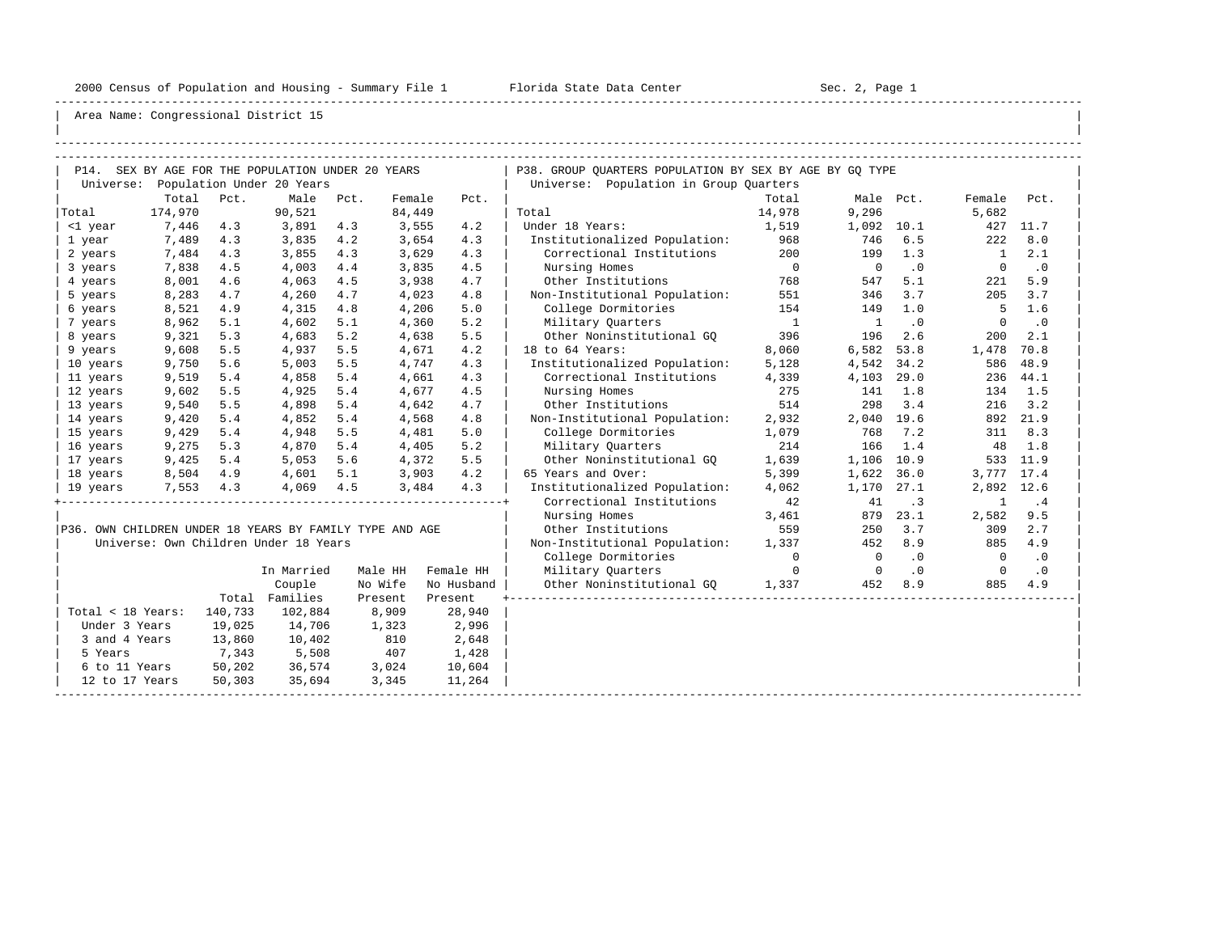2000 Census of Population and Housing - Summary File 1 Florida State Data Center Sec. 2, Page 1

Area Name: Congressional District 15

## P14. SEX BY AGE FOR THE POPULATION UNDER 20 YEARS

Universe: Population Under 20 Years

| | Total | Pct. | Male | Pct. | Female | Pct. |
|---|---|---|---|---|---|---|
| Total | 174,970 | | 90,521 | | 84,449 | |
| <1 year | 7,446 | 4.3 | 3,891 | 4.3 | 3,555 | 4.2 |
| 1 year | 7,489 | 4.3 | 3,835 | 4.2 | 3,654 | 4.3 |
| 2 years | 7,484 | 4.3 | 3,855 | 4.3 | 3,629 | 4.3 |
| 3 years | 7,838 | 4.5 | 4,003 | 4.4 | 3,835 | 4.5 |
| 4 years | 8,001 | 4.6 | 4,063 | 4.5 | 3,938 | 4.7 |
| 5 years | 8,283 | 4.7 | 4,260 | 4.7 | 4,023 | 4.8 |
| 6 years | 8,521 | 4.9 | 4,315 | 4.8 | 4,206 | 5.0 |
| 7 years | 8,962 | 5.1 | 4,602 | 5.1 | 4,360 | 5.2 |
| 8 years | 9,321 | 5.3 | 4,683 | 5.2 | 4,638 | 5.5 |
| 9 years | 9,608 | 5.5 | 4,937 | 5.5 | 4,671 | 4.2 |
| 10 years | 9,750 | 5.6 | 5,003 | 5.5 | 4,747 | 4.3 |
| 11 years | 9,519 | 5.4 | 4,858 | 5.4 | 4,661 | 4.3 |
| 12 years | 9,602 | 5.5 | 4,925 | 5.4 | 4,677 | 4.5 |
| 13 years | 9,540 | 5.5 | 4,898 | 5.4 | 4,642 | 4.7 |
| 14 years | 9,420 | 5.4 | 4,852 | 5.4 | 4,568 | 4.8 |
| 15 years | 9,429 | 5.4 | 4,948 | 5.5 | 4,481 | 5.0 |
| 16 years | 9,275 | 5.3 | 4,870 | 5.4 | 4,405 | 5.2 |
| 17 years | 9,425 | 5.4 | 5,053 | 5.6 | 4,372 | 5.5 |
| 18 years | 8,504 | 4.9 | 4,601 | 5.1 | 3,903 | 4.2 |
| 19 years | 7,553 | 4.3 | 4,069 | 4.5 | 3,484 | 4.3 |

## P36. OWN CHILDREN UNDER 18 YEARS BY FAMILY TYPE AND AGE

Universe: Own Children Under 18 Years

| | Total | In Married Couple Families | Male HH No Wife Present | Female HH No Husband Present |
|---|---|---|---|---|
| Total < 18 Years: | 140,733 | 102,884 | 8,909 | 28,940 |
| Under 3 Years | 19,025 | 14,706 | 1,323 | 2,996 |
| 3 and 4 Years | 13,860 | 10,402 | 810 | 2,648 |
| 5 Years | 7,343 | 5,508 | 407 | 1,428 |
| 6 to 11 Years | 50,202 | 36,574 | 3,024 | 10,604 |
| 12 to 17 Years | 50,303 | 35,694 | 3,345 | 11,264 |

## P38. GROUP QUARTERS POPULATION BY SEX BY AGE BY GQ TYPE

Universe: Population in Group Quarters

| | Total | Male | Pct. | Female | Pct. |
|---|---|---|---|---|---|
| Total | 14,978 | 9,296 | | 5,682 | |
| Under 18 Years: | 1,519 | 1,092 | 10.1 | 427 | 11.7 |
| Institutionalized Population: | 968 | 746 | 6.5 | 222 | 8.0 |
| Correctional Institutions | 200 | 199 | 1.3 | 1 | 2.1 |
| Nursing Homes | 0 | 0 | .0 | 0 | .0 |
| Other Institutions | 768 | 547 | 5.1 | 221 | 5.9 |
| Non-Institutional Population: | 551 | 346 | 3.7 | 205 | 3.7 |
| College Dormitories | 154 | 149 | 1.0 | 5 | 1.6 |
| Military Quarters | 1 | 1 | .0 | 0 | .0 |
| Other Noninstitutional GQ | 396 | 196 | 2.6 | 200 | 2.1 |
| 18 to 64 Years: | 8,060 | 6,582 | 53.8 | 1,478 | 70.8 |
| Institutionalized Population: | 5,128 | 4,542 | 34.2 | 586 | 48.9 |
| Correctional Institutions | 4,339 | 4,103 | 29.0 | 236 | 44.1 |
| Nursing Homes | 275 | 141 | 1.8 | 134 | 1.5 |
| Other Institutions | 514 | 298 | 3.4 | 216 | 3.2 |
| Non-Institutional Population: | 2,932 | 2,040 | 19.6 | 892 | 21.9 |
| College Dormitories | 1,079 | 768 | 7.2 | 311 | 8.3 |
| Military Quarters | 214 | 166 | 1.4 | 48 | 1.8 |
| Other Noninstitutional GQ | 1,639 | 1,106 | 10.9 | 533 | 11.9 |
| 65 Years and Over: | 5,399 | 1,622 | 36.0 | 3,777 | 17.4 |
| Institutionalized Population: | 4,062 | 1,170 | 27.1 | 2,892 | 12.6 |
| Correctional Institutions | 42 | 41 | .3 | 1 | .4 |
| Nursing Homes | 3,461 | 879 | 23.1 | 2,582 | 9.5 |
| Other Institutions | 559 | 250 | 3.7 | 309 | 2.7 |
| Non-Institutional Population: | 1,337 | 452 | 8.9 | 885 | 4.9 |
| College Dormitories | 0 | 0 | .0 | 0 | .0 |
| Military Quarters | 0 | 0 | .0 | 0 | .0 |
| Other Noninstitutional GQ | 1,337 | 452 | 8.9 | 885 | 4.9 |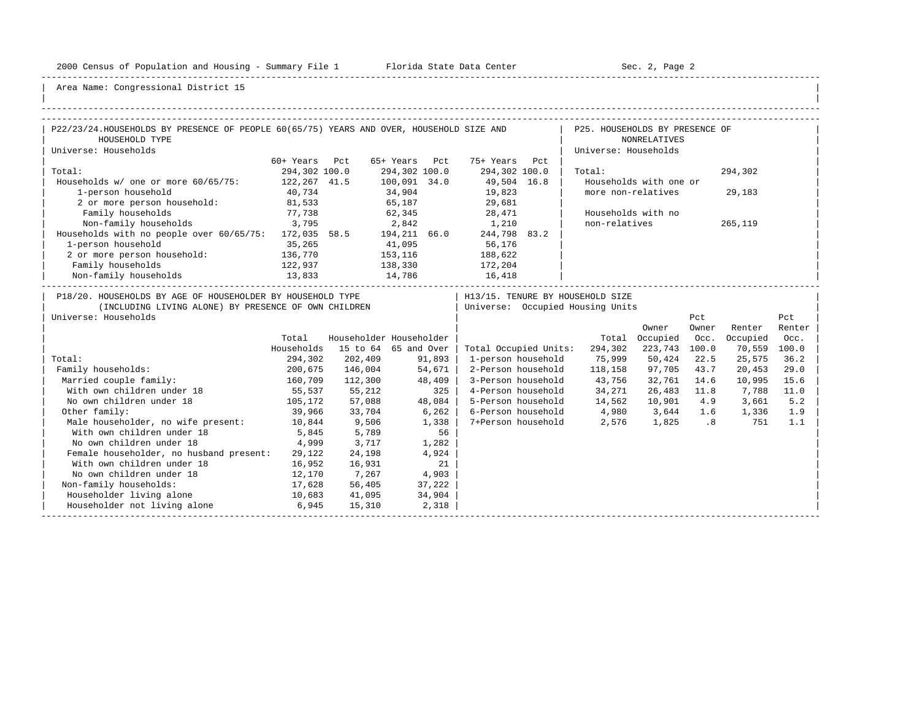Area Name: Congressional District 15

## P22/23/24. HOUSEHOLDS BY PRESENCE OF PEOPLE 60(65/75) YEARS AND OVER, HOUSEHOLD SIZE AND HOUSEHOLD TYPE

Universe: Households

| | 60+ Years | Pct | 65+ Years | Pct | 75+ Years | Pct |
|---|---|---|---|---|---|---|
| Total: | 294,302 | 100.0 | 294,302 | 100.0 | 294,302 | 100.0 |
| Households w/ one or more 60/65/75: | 122,267 | 41.5 | 100,091 | 34.0 | 49,504 | 16.8 |
| 1-person household | 40,734 | | 34,904 | | 19,823 | |
| 2 or more person household: | 81,533 | | 65,187 | | 29,681 | |
| Family households | 77,738 | | 62,345 | | 28,471 | |
| Non-family households | 3,795 | | 2,842 | | 1,210 | |
| Households with no people over 60/65/75: | 172,035 | 58.5 | 194,211 | 66.0 | 244,798 | 83.2 |
| 1-person household | 35,265 | | 41,095 | | 56,176 | |
| 2 or more person household: | 136,770 | | 153,116 | | 188,622 | |
| Family households | 122,937 | | 138,330 | | 172,204 | |
| Non-family households | 13,833 | | 14,786 | | 16,418 | |

## P25. HOUSEHOLDS BY PRESENCE OF NONRELATIVES

Universe: Households

| | |
|---|---|
| Total: | 294,302 |
| Households with one or more non-relatives | 29,183 |
| Households with no non-relatives | 265,119 |

## P18/20. HOUSEHOLDS BY AGE OF HOUSEHOLDER BY HOUSEHOLD TYPE (INCLUDING LIVING ALONE) BY PRESENCE OF OWN CHILDREN

Universe: Households

| | Total Households | Householder 15 to 64 | Householder 65 and Over |
|---|---|---|---|
| Total: | 294,302 | 202,409 | 91,893 |
| Family households: | 200,675 | 146,004 | 54,671 |
| Married couple family: | 160,709 | 112,300 | 48,409 |
| With own children under 18 | 55,537 | 55,212 | 325 |
| No own children under 18 | 105,172 | 57,088 | 48,084 |
| Other family: | 39,966 | 33,704 | 6,262 |
| Male householder, no wife present: | 10,844 | 9,506 | 1,338 |
| With own children under 18 | 5,845 | 5,789 | 56 |
| No own children under 18 | 4,999 | 3,717 | 1,282 |
| Female householder, no husband present: | 29,122 | 24,198 | 4,924 |
| With own children under 18 | 16,952 | 16,931 | 21 |
| No own children under 18 | 12,170 | 7,267 | 4,903 |
| Non-family households: | 17,628 | 56,405 | 37,222 |
| Householder living alone | 10,683 | 41,095 | 34,904 |
| Householder not living alone | 6,945 | 15,310 | 2,318 |

## H13/15. TENURE BY HOUSEHOLD SIZE

Universe: Occupied Housing Units

| | Total | Owner Occupied | Pct Owner Occ. | Renter Occupied | Pct Renter Occ. |
|---|---|---|---|---|---|
| Total Occupied Units: | 294,302 | 223,743 | 100.0 | 70,559 | 100.0 |
| 1-person household | 75,999 | 50,424 | 22.5 | 25,575 | 36.2 |
| 2-Person household | 118,158 | 97,705 | 43.7 | 20,453 | 29.0 |
| 3-Person household | 43,756 | 32,761 | 14.6 | 10,995 | 15.6 |
| 4-Person household | 34,271 | 26,483 | 11.8 | 7,788 | 11.0 |
| 5-Person household | 14,562 | 10,901 | 4.9 | 3,661 | 5.2 |
| 6-Person household | 4,980 | 3,644 | 1.6 | 1,336 | 1.9 |
| 7+Person household | 2,576 | 1,825 | .8 | 751 | 1.1 |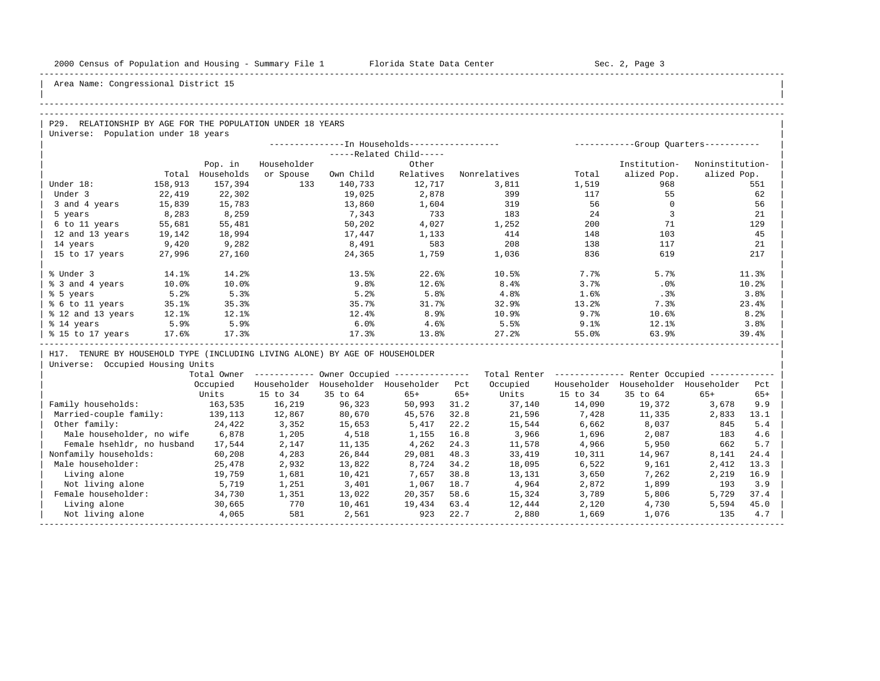Area Name: Congressional District 15

## P29. RELATIONSHIP BY AGE FOR THE POPULATION UNDER 18 YEARS

Universe: Population under 18 years

| | Total | In Households: Pop. in Households | In Households: Householder or Spouse | Related Child: Own Child | Related Child: Other Relatives | In Households: Nonrelatives | Group Quarters: Total | Group Quarters: Institutionalized Pop. | Group Quarters: Noninstitutionalized Pop. |
|---|---|---|---|---|---|---|---|---|---|
| Under 18: | 158,913 | 157,394 | 133 | 140,733 | 12,717 | 3,811 | 1,519 | 968 | 551 |
| Under 3 | 22,419 | 22,302 | | 19,025 | 2,878 | 399 | 117 | 55 | 62 |
| 3 and 4 years | 15,839 | 15,783 | | 13,860 | 1,604 | 319 | 56 | 0 | 56 |
| 5 years | 8,283 | 8,259 | | 7,343 | 733 | 183 | 24 | 3 | 21 |
| 6 to 11 years | 55,681 | 55,481 | | 50,202 | 4,027 | 1,252 | 200 | 71 | 129 |
| 12 and 13 years | 19,142 | 18,994 | | 17,447 | 1,133 | 414 | 148 | 103 | 45 |
| 14 years | 9,420 | 9,282 | | 8,491 | 583 | 208 | 138 | 117 | 21 |
| 15 to 17 years | 27,996 | 27,160 | | 24,365 | 1,759 | 1,036 | 836 | 619 | 217 |
| % Under 3 | 14.1% | 14.2% | | 13.5% | 22.6% | 10.5% | 7.7% | 5.7% | 11.3% |
| % 3 and 4 years | 10.0% | 10.0% | | 9.8% | 12.6% | 8.4% | 3.7% | .0% | 10.2% |
| % 5 years | 5.2% | 5.3% | | 5.2% | 5.8% | 4.8% | 1.6% | .3% | 3.8% |
| % 6 to 11 years | 35.1% | 35.3% | | 35.7% | 31.7% | 32.9% | 13.2% | 7.3% | 23.4% |
| % 12 and 13 years | 12.1% | 12.1% | | 12.4% | 8.9% | 10.9% | 9.7% | 10.6% | 8.2% |
| % 14 years | 5.9% | 5.9% | | 6.0% | 4.6% | 5.5% | 9.1% | 12.1% | 3.8% |
| % 15 to 17 years | 17.6% | 17.3% | | 17.3% | 13.8% | 27.2% | 55.0% | 63.9% | 39.4% |

## H17. TENURE BY HOUSEHOLD TYPE (INCLUDING LIVING ALONE) BY AGE OF HOUSEHOLDER

Universe: Occupied Housing Units

| | Total Owner Occupied Units | Owner Occupied: Householder 15 to 34 | Owner Occupied: Householder 35 to 64 | Owner Occupied: Householder 65+ | Owner Occupied: Pct 65+ | Total Renter Occupied Units | Renter Occupied: Householder 15 to 34 | Renter Occupied: Householder 35 to 64 | Renter Occupied: Householder 65+ | Renter Occupied: Pct 65+ |
|---|---|---|---|---|---|---|---|---|---|---|
| Family households: | 163,535 | 16,219 | 96,323 | 50,993 | 31.2 | 37,140 | 14,090 | 19,372 | 3,678 | 9.9 |
| Married-couple family: | 139,113 | 12,867 | 80,670 | 45,576 | 32.8 | 21,596 | 7,428 | 11,335 | 2,833 | 13.1 |
| Other family: | 24,422 | 3,352 | 15,653 | 5,417 | 22.2 | 15,544 | 6,662 | 8,037 | 845 | 5.4 |
| Male householder, no wife | 6,878 | 1,205 | 4,518 | 1,155 | 16.8 | 3,966 | 1,696 | 2,087 | 183 | 4.6 |
| Female hsehldr, no husband | 17,544 | 2,147 | 11,135 | 4,262 | 24.3 | 11,578 | 4,966 | 5,950 | 662 | 5.7 |
| Nonfamily households: | 60,208 | 4,283 | 26,844 | 29,081 | 48.3 | 33,419 | 10,311 | 14,967 | 8,141 | 24.4 |
| Male householder: | 25,478 | 2,932 | 13,822 | 8,724 | 34.2 | 18,095 | 6,522 | 9,161 | 2,412 | 13.3 |
| Living alone | 19,759 | 1,681 | 10,421 | 7,657 | 38.8 | 13,131 | 3,650 | 7,262 | 2,219 | 16.9 |
| Not living alone | 5,719 | 1,251 | 3,401 | 1,067 | 18.7 | 4,964 | 2,872 | 1,899 | 193 | 3.9 |
| Female householder: | 34,730 | 1,351 | 13,022 | 20,357 | 58.6 | 15,324 | 3,789 | 5,806 | 5,729 | 37.4 |
| Living alone | 30,665 | 770 | 10,461 | 19,434 | 63.4 | 12,444 | 2,120 | 4,730 | 5,594 | 45.0 |
| Not living alone | 4,065 | 581 | 2,561 | 923 | 22.7 | 2,880 | 1,669 | 1,076 | 135 | 4.7 |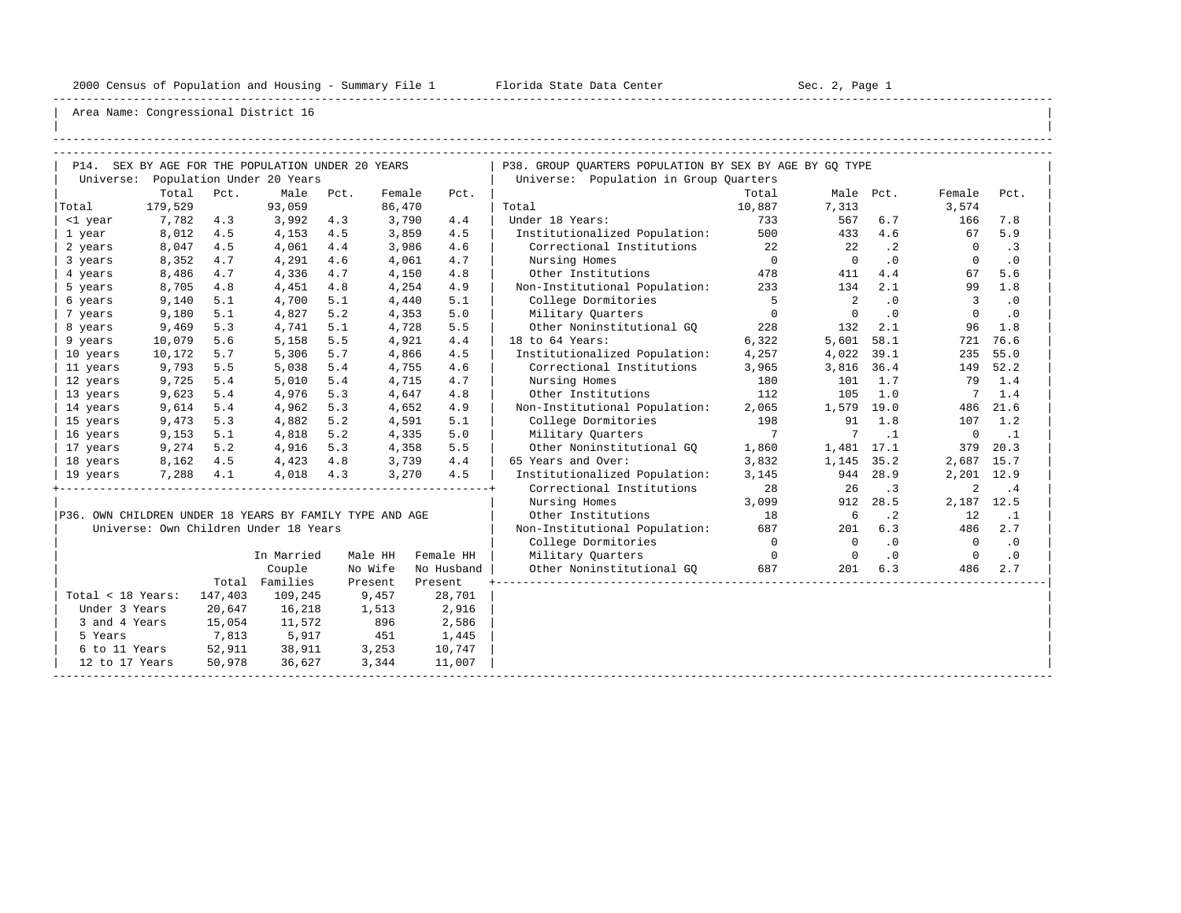Area Name: Congressional District 16

## P14. SEX BY AGE FOR THE POPULATION UNDER 20 YEARS

Universe: Population Under 20 Years

| | Total | Pct. | Male | Pct. | Female | Pct. |
|---|---|---|---|---|---|---|
| Total | 179,529 | | 93,059 | | 86,470 | |
| <1 year | 7,782 | 4.3 | 3,992 | 4.3 | 3,790 | 4.4 |
| 1 year | 8,012 | 4.5 | 4,153 | 4.5 | 3,859 | 4.5 |
| 2 years | 8,047 | 4.5 | 4,061 | 4.4 | 3,986 | 4.6 |
| 3 years | 8,352 | 4.7 | 4,291 | 4.6 | 4,061 | 4.7 |
| 4 years | 8,486 | 4.7 | 4,336 | 4.7 | 4,150 | 4.8 |
| 5 years | 8,705 | 4.8 | 4,451 | 4.8 | 4,254 | 4.9 |
| 6 years | 9,140 | 5.1 | 4,700 | 5.1 | 4,440 | 5.1 |
| 7 years | 9,180 | 5.1 | 4,827 | 5.2 | 4,353 | 5.0 |
| 8 years | 9,469 | 5.3 | 4,741 | 5.1 | 4,728 | 5.5 |
| 9 years | 10,079 | 5.6 | 5,158 | 5.5 | 4,921 | 4.4 |
| 10 years | 10,172 | 5.7 | 5,306 | 5.7 | 4,866 | 4.5 |
| 11 years | 9,793 | 5.5 | 5,038 | 5.4 | 4,755 | 4.6 |
| 12 years | 9,725 | 5.4 | 5,010 | 5.4 | 4,715 | 4.7 |
| 13 years | 9,623 | 5.4 | 4,976 | 5.3 | 4,647 | 4.8 |
| 14 years | 9,614 | 5.4 | 4,962 | 5.3 | 4,652 | 4.9 |
| 15 years | 9,473 | 5.3 | 4,882 | 5.2 | 4,591 | 5.1 |
| 16 years | 9,153 | 5.1 | 4,818 | 5.2 | 4,335 | 5.0 |
| 17 years | 9,274 | 5.2 | 4,916 | 5.3 | 4,358 | 5.5 |
| 18 years | 8,162 | 4.5 | 4,423 | 4.8 | 3,739 | 4.4 |
| 19 years | 7,288 | 4.1 | 4,018 | 4.3 | 3,270 | 4.5 |

## P36. OWN CHILDREN UNDER 18 YEARS BY FAMILY TYPE AND AGE

Universe: Own Children Under 18 Years

| | Total | In Married Couple Families | Male HH No Wife Present | Female HH No Husband Present |
|---|---|---|---|---|
| Total < 18 Years: | 147,403 | 109,245 | 9,457 | 28,701 |
| Under 3 Years | 20,647 | 16,218 | 1,513 | 2,916 |
| 3 and 4 Years | 15,054 | 11,572 | 896 | 2,586 |
| 5 Years | 7,813 | 5,917 | 451 | 1,445 |
| 6 to 11 Years | 52,911 | 38,911 | 3,253 | 10,747 |
| 12 to 17 Years | 50,978 | 36,627 | 3,344 | 11,007 |

## P38. GROUP QUARTERS POPULATION BY SEX BY AGE BY GQ TYPE

Universe: Population in Group Quarters

| | Total | Male | Pct. | Female | Pct. |
|---|---|---|---|---|---|
| Total | 10,887 | 7,313 | | 3,574 | |
| Under 18 Years: | 733 | 567 | 6.7 | 166 | 7.8 |
| Institutionalized Population: | 500 | 433 | 4.6 | 67 | 5.9 |
| Correctional Institutions | 22 | 22 | .2 | 0 | .3 |
| Nursing Homes | 0 | 0 | .0 | 0 | .0 |
| Other Institutions | 478 | 411 | 4.4 | 67 | 5.6 |
| Non-Institutional Population: | 233 | 134 | 2.1 | 99 | 1.8 |
| College Dormitories | 5 | 2 | .0 | 3 | .0 |
| Military Quarters | 0 | 0 | .0 | 0 | .0 |
| Other Noninstitutional GQ | 228 | 132 | 2.1 | 96 | 1.8 |
| 18 to 64 Years: | 6,322 | 5,601 | 58.1 | 721 | 76.6 |
| Institutionalized Population: | 4,257 | 4,022 | 39.1 | 235 | 55.0 |
| Correctional Institutions | 3,965 | 3,816 | 36.4 | 149 | 52.2 |
| Nursing Homes | 180 | 101 | 1.7 | 79 | 1.4 |
| Other Institutions | 112 | 105 | 1.0 | 7 | 1.4 |
| Non-Institutional Population: | 2,065 | 1,579 | 19.0 | 486 | 21.6 |
| College Dormitories | 198 | 91 | 1.8 | 107 | 1.2 |
| Military Quarters | 7 | 7 | .1 | 0 | .1 |
| Other Noninstitutional GQ | 1,860 | 1,481 | 17.1 | 379 | 20.3 |
| 65 Years and Over: | 3,832 | 1,145 | 35.2 | 2,687 | 15.7 |
| Institutionalized Population: | 3,145 | 944 | 28.9 | 2,201 | 12.9 |
| Correctional Institutions | 28 | 26 | .3 | 2 | .4 |
| Nursing Homes | 3,099 | 912 | 28.5 | 2,187 | 12.5 |
| Other Institutions | 18 | 6 | .2 | 12 | .1 |
| Non-Institutional Population: | 687 | 201 | 6.3 | 486 | 2.7 |
| College Dormitories | 0 | 0 | .0 | 0 | .0 |
| Military Quarters | 0 | 0 | .0 | 0 | .0 |
| Other Noninstitutional GQ | 687 | 201 | 6.3 | 486 | 2.7 |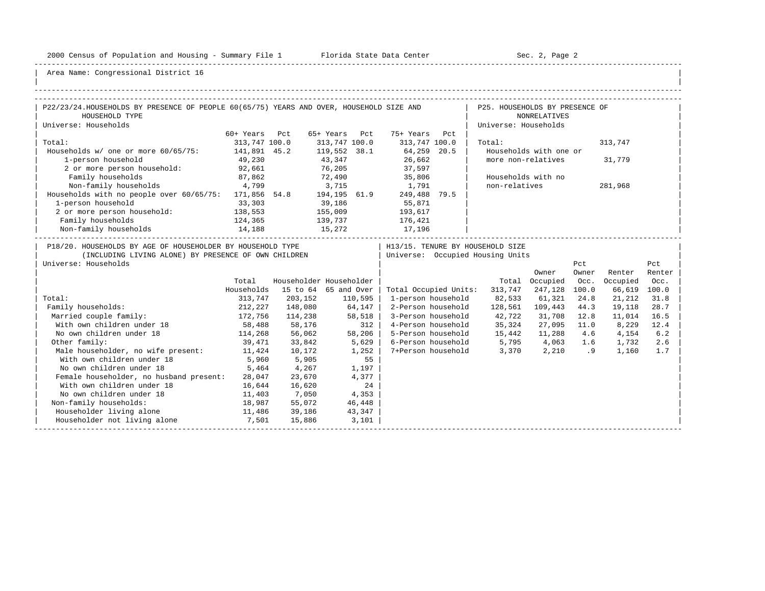Area Name: Congressional District 16

## P22/23/24. HOUSEHOLDS BY PRESENCE OF PEOPLE 60(65/75) YEARS AND OVER, HOUSEHOLD SIZE AND HOUSEHOLD TYPE

Universe: Households

| | 60+ Years | Pct | 65+ Years | Pct | 75+ Years | Pct |
|---|---|---|---|---|---|---|
| Total: | 313,747 | 100.0 | 313,747 | 100.0 | 313,747 | 100.0 |
| Households w/ one or more 60/65/75: | 141,891 | 45.2 | 119,552 | 38.1 | 64,259 | 20.5 |
| 1-person household | 49,230 | | 43,347 | | 26,662 | |
| 2 or more person household: | 92,661 | | 76,205 | | 37,597 | |
| Family households | 87,862 | | 72,490 | | 35,806 | |
| Non-family households | 4,799 | | 3,715 | | 1,791 | |
| Households with no people over 60/65/75: | 171,856 | 54.8 | 194,195 | 61.9 | 249,488 | 79.5 |
| 1-person household | 33,303 | | 39,186 | | 55,871 | |
| 2 or more person household: | 138,553 | | 155,009 | | 193,617 | |
| Family households | 124,365 | | 139,737 | | 176,421 | |
| Non-family households | 14,188 | | 15,272 | | 17,196 | |

## P25. HOUSEHOLDS BY PRESENCE OF NONRELATIVES

Universe: Households

| | |
|---|---|
| Total: | 313,747 |
| Households with one or more non-relatives | 31,779 |
| Households with no non-relatives | 281,968 |

## P18/20. HOUSEHOLDS BY AGE OF HOUSEHOLDER BY HOUSEHOLD TYPE (INCLUDING LIVING ALONE) BY PRESENCE OF OWN CHILDREN

Universe: Households

| | Total Households | Householder 15 to 64 | Householder 65 and Over |
|---|---|---|---|
| Total: | 313,747 | 203,152 | 110,595 |
| Family households: | 212,227 | 148,080 | 64,147 |
| Married couple family: | 172,756 | 114,238 | 58,518 |
| With own children under 18 | 58,488 | 58,176 | 312 |
| No own children under 18 | 114,268 | 56,062 | 58,206 |
| Other family: | 39,471 | 33,842 | 5,629 |
| Male householder, no wife present: | 11,424 | 10,172 | 1,252 |
| With own children under 18 | 5,960 | 5,905 | 55 |
| No own children under 18 | 5,464 | 4,267 | 1,197 |
| Female householder, no husband present: | 28,047 | 23,670 | 4,377 |
| With own children under 18 | 16,644 | 16,620 | 24 |
| No own children under 18 | 11,403 | 7,050 | 4,353 |
| Non-family households: | 18,987 | 55,072 | 46,448 |
| Householder living alone | 11,486 | 39,186 | 43,347 |
| Householder not living alone | 7,501 | 15,886 | 3,101 |

## H13/15. TENURE BY HOUSEHOLD SIZE

Universe: Occupied Housing Units

| | Total | Owner Occupied | Pct Owner Occ. | Renter Occupied | Pct Renter Occ. |
|---|---|---|---|---|---|
| Total Occupied Units: | 313,747 | 247,128 | 100.0 | 66,619 | 100.0 |
| 1-person household | 82,533 | 61,321 | 24.8 | 21,212 | 31.8 |
| 2-Person household | 128,561 | 109,443 | 44.3 | 19,118 | 28.7 |
| 3-Person household | 42,722 | 31,708 | 12.8 | 11,014 | 16.5 |
| 4-Person household | 35,324 | 27,095 | 11.0 | 8,229 | 12.4 |
| 5-Person household | 15,442 | 11,288 | 4.6 | 4,154 | 6.2 |
| 6-Person household | 5,795 | 4,063 | 1.6 | 1,732 | 2.6 |
| 7+Person household | 3,370 | 2,210 | .9 | 1,160 | 1.7 |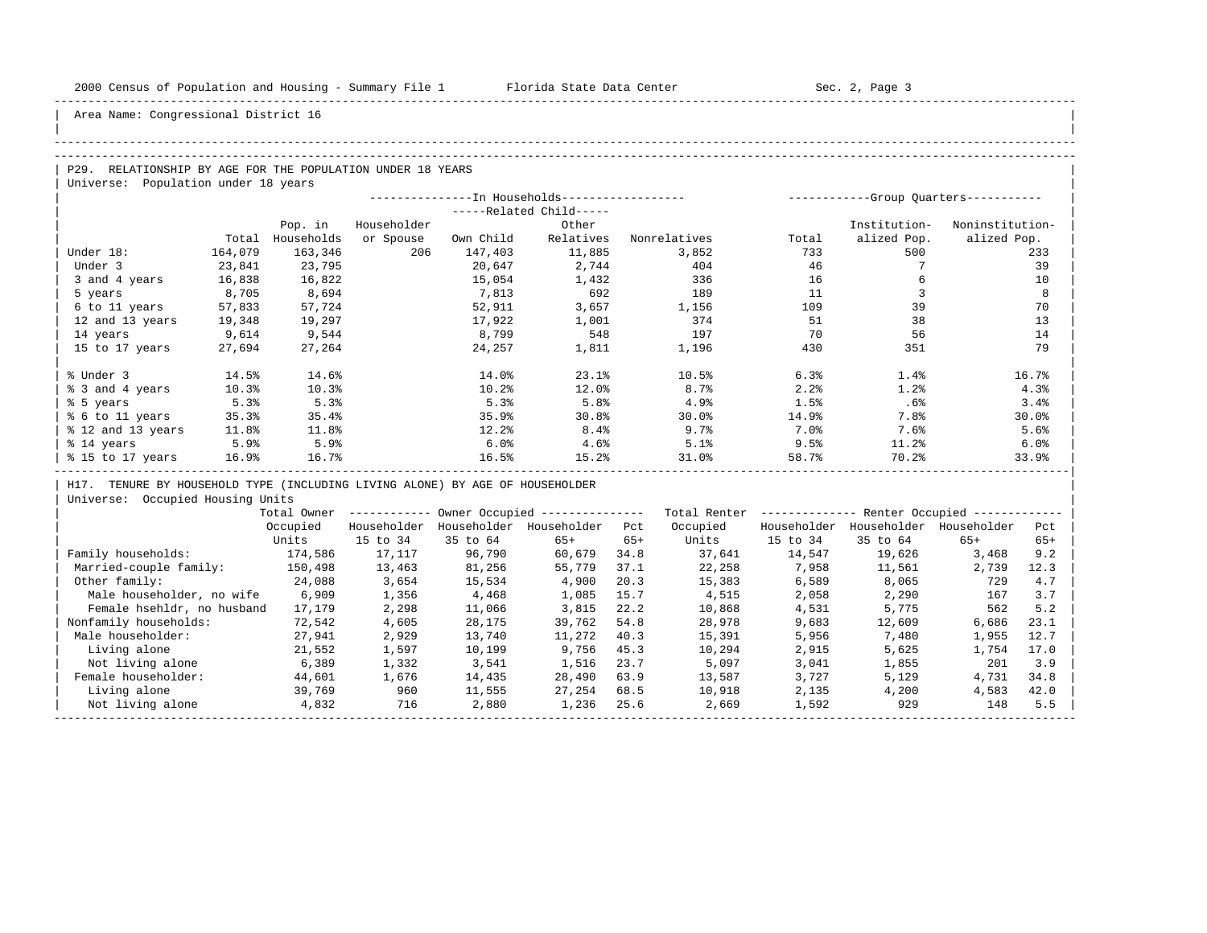Area Name: Congressional District 16

## P29. RELATIONSHIP BY AGE FOR THE POPULATION UNDER 18 YEARS

Universe: Population under 18 years

| | Total | Pop. in Households | In Households: Householder or Spouse | In Households: Related Child: Own Child | In Households: Related Child: Other Relatives | In Households: Nonrelatives | Group Quarters: Total | Group Quarters: Institutionalized Pop. | Group Quarters: Noninstitutionalized Pop. |
|---|---|---|---|---|---|---|---|---|---|
| Under 18: | 164,079 | 163,346 | 206 | 147,403 | 11,885 | 3,852 | 733 | 500 | 233 |
| Under 3 | 23,841 | 23,795 | | 20,647 | 2,744 | 404 | 46 | 7 | 39 |
| 3 and 4 years | 16,838 | 16,822 | | 15,054 | 1,432 | 336 | 16 | 6 | 10 |
| 5 years | 8,705 | 8,694 | | 7,813 | 692 | 189 | 11 | 3 | 8 |
| 6 to 11 years | 57,833 | 57,724 | | 52,911 | 3,657 | 1,156 | 109 | 39 | 70 |
| 12 and 13 years | 19,348 | 19,297 | | 17,922 | 1,001 | 374 | 51 | 38 | 13 |
| 14 years | 9,614 | 9,544 | | 8,799 | 548 | 197 | 70 | 56 | 14 |
| 15 to 17 years | 27,694 | 27,264 | | 24,257 | 1,811 | 1,196 | 430 | 351 | 79 |
| % Under 3 | 14.5% | 14.6% | | 14.0% | 23.1% | 10.5% | 6.3% | 1.4% | 16.7% |
| % 3 and 4 years | 10.3% | 10.3% | | 10.2% | 12.0% | 8.7% | 2.2% | 1.2% | 4.3% |
| % 5 years | 5.3% | 5.3% | | 5.3% | 5.8% | 4.9% | 1.5% | .6% | 3.4% |
| % 6 to 11 years | 35.3% | 35.4% | | 35.9% | 30.8% | 30.0% | 14.9% | 7.8% | 30.0% |
| % 12 and 13 years | 11.8% | 11.8% | | 12.2% | 8.4% | 9.7% | 7.0% | 7.6% | 5.6% |
| % 14 years | 5.9% | 5.9% | | 6.0% | 4.6% | 5.1% | 9.5% | 11.2% | 6.0% |
| % 15 to 17 years | 16.9% | 16.7% | | 16.5% | 15.2% | 31.0% | 58.7% | 70.2% | 33.9% |

## H17. TENURE BY HOUSEHOLD TYPE (INCLUDING LIVING ALONE) BY AGE OF HOUSEHOLDER

Universe: Occupied Housing Units

| | Total Owner Occupied Units | Owner Occupied: Householder 15 to 34 | Owner Occupied: Householder 35 to 64 | Owner Occupied: Householder 65+ | Owner Occupied: Pct 65+ | Total Renter Occupied Units | Renter Occupied: Householder 15 to 34 | Renter Occupied: Householder 35 to 64 | Renter Occupied: Householder 65+ | Renter Occupied: Pct 65+ |
|---|---|---|---|---|---|---|---|---|---|---|
| Family households: | 174,586 | 17,117 | 96,790 | 60,679 | 34.8 | 37,641 | 14,547 | 19,626 | 3,468 | 9.2 |
| Married-couple family: | 150,498 | 13,463 | 81,256 | 55,779 | 37.1 | 22,258 | 7,958 | 11,561 | 2,739 | 12.3 |
| Other family: | 24,088 | 3,654 | 15,534 | 4,900 | 20.3 | 15,383 | 6,589 | 8,065 | 729 | 4.7 |
| Male householder, no wife | 6,909 | 1,356 | 4,468 | 1,085 | 15.7 | 4,515 | 2,058 | 2,290 | 167 | 3.7 |
| Female hsehldr, no husband | 17,179 | 2,298 | 11,066 | 3,815 | 22.2 | 10,868 | 4,531 | 5,775 | 562 | 5.2 |
| Nonfamily households: | 72,542 | 4,605 | 28,175 | 39,762 | 54.8 | 28,978 | 9,683 | 12,609 | 6,686 | 23.1 |
| Male householder: | 27,941 | 2,929 | 13,740 | 11,272 | 40.3 | 15,391 | 5,956 | 7,480 | 1,955 | 12.7 |
| Living alone | 21,552 | 1,597 | 10,199 | 9,756 | 45.3 | 10,294 | 2,915 | 5,625 | 1,754 | 17.0 |
| Not living alone | 6,389 | 1,332 | 3,541 | 1,516 | 23.7 | 5,097 | 3,041 | 1,855 | 201 | 3.9 |
| Female householder: | 44,601 | 1,676 | 14,435 | 28,490 | 63.9 | 13,587 | 3,727 | 5,129 | 4,731 | 34.8 |
| Living alone | 39,769 | 960 | 11,555 | 27,254 | 68.5 | 10,918 | 2,135 | 4,200 | 4,583 | 42.0 |
| Not living alone | 4,832 | 716 | 2,880 | 1,236 | 25.6 | 2,669 | 1,592 | 929 | 148 | 5.5 |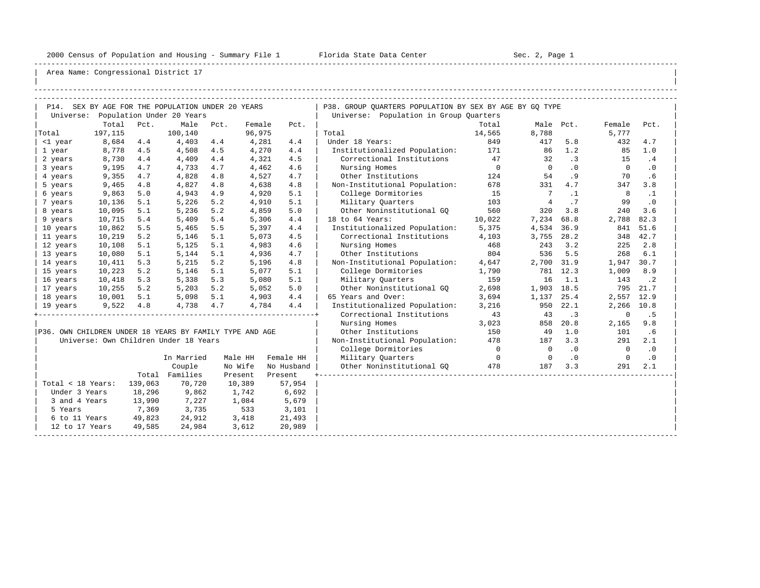2000 Census of Population and Housing - Summary File 1 — Florida State Data Center — Sec. 2, Page 1

Area Name: Congressional District 17

## P14. SEX BY AGE FOR THE POPULATION UNDER 20 YEARS

Universe: Population Under 20 Years

| | Total | Pct. | Male | Pct. | Female | Pct. |
|---|---|---|---|---|---|---|
| Total | 197,115 | | 100,140 | | 96,975 | |
| <1 year | 8,684 | 4.4 | 4,403 | 4.4 | 4,281 | 4.4 |
| 1 year | 8,778 | 4.5 | 4,508 | 4.5 | 4,270 | 4.4 |
| 2 years | 8,730 | 4.4 | 4,409 | 4.4 | 4,321 | 4.5 |
| 3 years | 9,195 | 4.7 | 4,733 | 4.7 | 4,462 | 4.6 |
| 4 years | 9,355 | 4.7 | 4,828 | 4.8 | 4,527 | 4.7 |
| 5 years | 9,465 | 4.8 | 4,827 | 4.8 | 4,638 | 4.8 |
| 6 years | 9,863 | 5.0 | 4,943 | 4.9 | 4,920 | 5.1 |
| 7 years | 10,136 | 5.1 | 5,226 | 5.2 | 4,910 | 5.1 |
| 8 years | 10,095 | 5.1 | 5,236 | 5.2 | 4,859 | 5.0 |
| 9 years | 10,715 | 5.4 | 5,409 | 5.4 | 5,306 | 4.4 |
| 10 years | 10,862 | 5.5 | 5,465 | 5.5 | 5,397 | 4.4 |
| 11 years | 10,219 | 5.2 | 5,146 | 5.1 | 5,073 | 4.5 |
| 12 years | 10,108 | 5.1 | 5,125 | 5.1 | 4,983 | 4.6 |
| 13 years | 10,080 | 5.1 | 5,144 | 5.1 | 4,936 | 4.7 |
| 14 years | 10,411 | 5.3 | 5,215 | 5.2 | 5,196 | 4.8 |
| 15 years | 10,223 | 5.2 | 5,146 | 5.1 | 5,077 | 5.1 |
| 16 years | 10,418 | 5.3 | 5,338 | 5.3 | 5,080 | 5.1 |
| 17 years | 10,255 | 5.2 | 5,203 | 5.2 | 5,052 | 5.0 |
| 18 years | 10,001 | 5.1 | 5,098 | 5.1 | 4,903 | 4.4 |
| 19 years | 9,522 | 4.8 | 4,738 | 4.7 | 4,784 | 4.4 |

## P36. OWN CHILDREN UNDER 18 YEARS BY FAMILY TYPE AND AGE

Universe: Own Children Under 18 Years

| | Total | In Married Couple Families | Male HH No Wife Present | Female HH No Husband Present |
|---|---|---|---|---|
| Total < 18 Years: | 139,063 | 70,720 | 10,389 | 57,954 |
| Under 3 Years | 18,296 | 9,862 | 1,742 | 6,692 |
| 3 and 4 Years | 13,990 | 7,227 | 1,084 | 5,679 |
| 5 Years | 7,369 | 3,735 | 533 | 3,101 |
| 6 to 11 Years | 49,823 | 24,912 | 3,418 | 21,493 |
| 12 to 17 Years | 49,585 | 24,984 | 3,612 | 20,989 |

## P38. GROUP QUARTERS POPULATION BY SEX BY AGE BY GQ TYPE

Universe: Population in Group Quarters

| | Total | Male | Pct. | Female | Pct. |
|---|---|---|---|---|---|
| Total | 14,565 | 8,788 | | 5,777 | |
| Under 18 Years: | 849 | 417 | 5.8 | 432 | 4.7 |
| Institutionalized Population: | 171 | 86 | 1.2 | 85 | 1.0 |
| Correctional Institutions | 47 | 32 | .3 | 15 | .4 |
| Nursing Homes | 0 | 0 | .0 | 0 | .0 |
| Other Institutions | 124 | 54 | .9 | 70 | .6 |
| Non-Institutional Population: | 678 | 331 | 4.7 | 347 | 3.8 |
| College Dormitories | 15 | 7 | .1 | 8 | .1 |
| Military Quarters | 103 | 4 | .7 | 99 | .0 |
| Other Noninstitutional GQ | 560 | 320 | 3.8 | 240 | 3.6 |
| 18 to 64 Years: | 10,022 | 7,234 | 68.8 | 2,788 | 82.3 |
| Institutionalized Population: | 5,375 | 4,534 | 36.9 | 841 | 51.6 |
| Correctional Institutions | 4,103 | 3,755 | 28.2 | 348 | 42.7 |
| Nursing Homes | 468 | 243 | 3.2 | 225 | 2.8 |
| Other Institutions | 804 | 536 | 5.5 | 268 | 6.1 |
| Non-Institutional Population: | 4,647 | 2,700 | 31.9 | 1,947 | 30.7 |
| College Dormitories | 1,790 | 781 | 12.3 | 1,009 | 8.9 |
| Military Quarters | 159 | 16 | 1.1 | 143 | .2 |
| Other Noninstitutional GQ | 2,698 | 1,903 | 18.5 | 795 | 21.7 |
| 65 Years and Over: | 3,694 | 1,137 | 25.4 | 2,557 | 12.9 |
| Institutionalized Population: | 3,216 | 950 | 22.1 | 2,266 | 10.8 |
| Correctional Institutions | 43 | 43 | .3 | 0 | .5 |
| Nursing Homes | 3,023 | 858 | 20.8 | 2,165 | 9.8 |
| Other Institutions | 150 | 49 | 1.0 | 101 | .6 |
| Non-Institutional Population: | 478 | 187 | 3.3 | 291 | 2.1 |
| College Dormitories | 0 | 0 | .0 | 0 | .0 |
| Military Quarters | 0 | 0 | .0 | 0 | .0 |
| Other Noninstitutional GQ | 478 | 187 | 3.3 | 291 | 2.1 |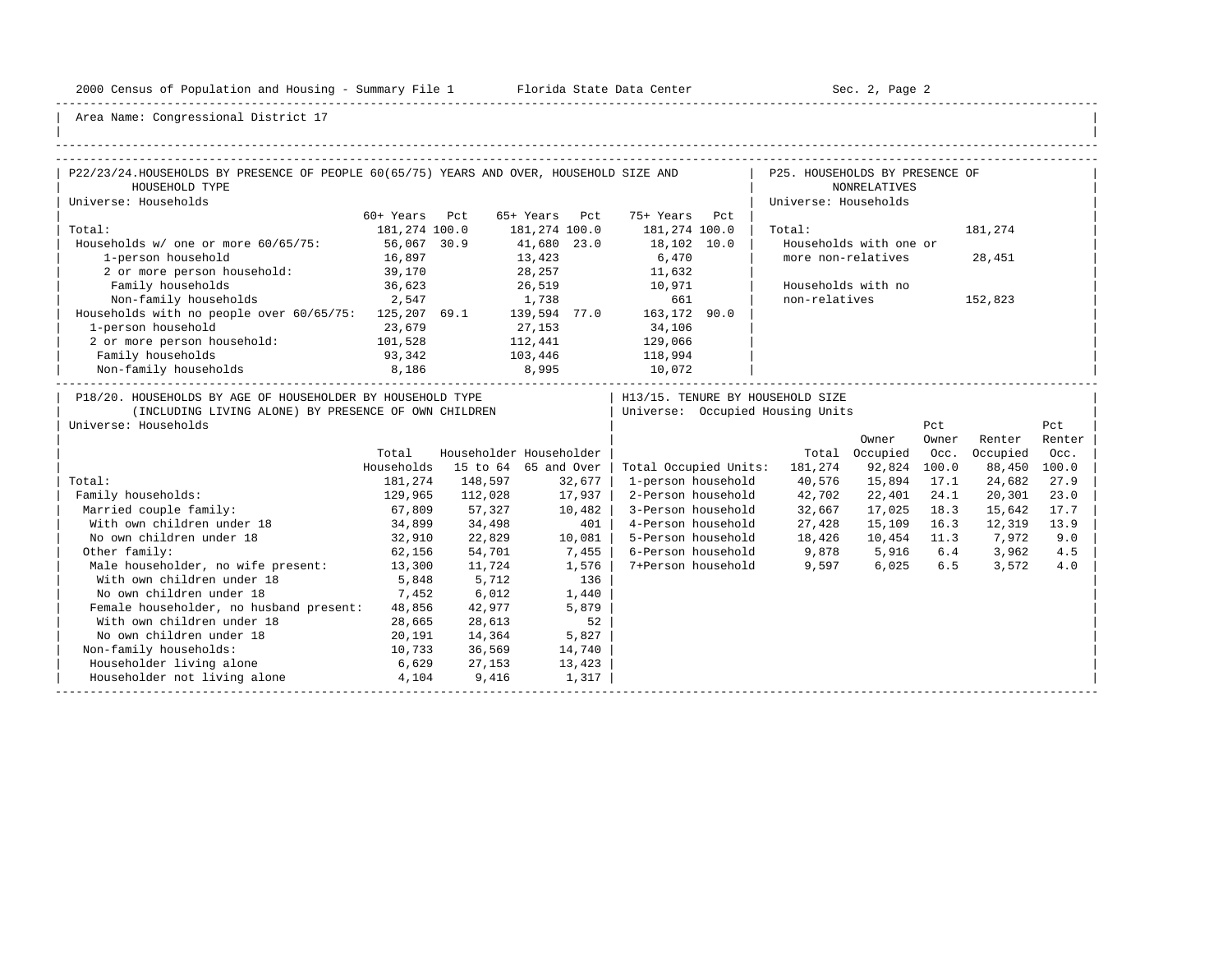Area Name: Congressional District 17

## P22/23/24. HOUSEHOLDS BY PRESENCE OF PEOPLE 60(65/75) YEARS AND OVER, HOUSEHOLD SIZE AND HOUSEHOLD TYPE

Universe: Households

| | 60+ Years | Pct | 65+ Years | Pct | 75+ Years | Pct |
|---|---|---|---|---|---|---|
| Total: | 181,274 | 100.0 | 181,274 | 100.0 | 181,274 | 100.0 |
| Households w/ one or more 60/65/75: | 56,067 | 30.9 | 41,680 | 23.0 | 18,102 | 10.0 |
| 1-person household | 16,897 | | 13,423 | | 6,470 | |
| 2 or more person household: | 39,170 | | 28,257 | | 11,632 | |
| Family households | 36,623 | | 26,519 | | 10,971 | |
| Non-family households | 2,547 | | 1,738 | | 661 | |
| Households with no people over 60/65/75: | 125,207 | 69.1 | 139,594 | 77.0 | 163,172 | 90.0 |
| 1-person household | 23,679 | | 27,153 | | 34,106 | |
| 2 or more person household: | 101,528 | | 112,441 | | 129,066 | |
| Family households | 93,342 | | 103,446 | | 118,994 | |
| Non-family households | 8,186 | | 8,995 | | 10,072 | |

## P25. HOUSEHOLDS BY PRESENCE OF NONRELATIVES

Universe: Households

| | |
|---|---|
| Total: | 181,274 |
| Households with one or more non-relatives | 28,451 |
| Households with no non-relatives | 152,823 |

## P18/20. HOUSEHOLDS BY AGE OF HOUSEHOLDER BY HOUSEHOLD TYPE (INCLUDING LIVING ALONE) BY PRESENCE OF OWN CHILDREN

Universe: Households

| | Total Households | Householder 15 to 64 | Householder 65 and Over |
|---|---|---|---|
| Total: | 181,274 | 148,597 | 32,677 |
| Family households: | 129,965 | 112,028 | 17,937 |
| Married couple family: | 67,809 | 57,327 | 10,482 |
| With own children under 18 | 34,899 | 34,498 | 401 |
| No own children under 18 | 32,910 | 22,829 | 10,081 |
| Other family: | 62,156 | 54,701 | 7,455 |
| Male householder, no wife present: | 13,300 | 11,724 | 1,576 |
| With own children under 18 | 5,848 | 5,712 | 136 |
| No own children under 18 | 7,452 | 6,012 | 1,440 |
| Female householder, no husband present: | 48,856 | 42,977 | 5,879 |
| With own children under 18 | 28,665 | 28,613 | 52 |
| No own children under 18 | 20,191 | 14,364 | 5,827 |
| Non-family households: | 10,733 | 36,569 | 14,740 |
| Householder living alone | 6,629 | 27,153 | 13,423 |
| Householder not living alone | 4,104 | 9,416 | 1,317 |

## H13/15. TENURE BY HOUSEHOLD SIZE

Universe: Occupied Housing Units

| | Total | Owner Occupied | Pct Owner Occ. | Renter Occupied | Pct Renter Occ. |
|---|---|---|---|---|---|
| Total Occupied Units: | 181,274 | 92,824 | 100.0 | 88,450 | 100.0 |
| 1-person household | 40,576 | 15,894 | 17.1 | 24,682 | 27.9 |
| 2-Person household | 42,702 | 22,401 | 24.1 | 20,301 | 23.0 |
| 3-Person household | 32,667 | 17,025 | 18.3 | 15,642 | 17.7 |
| 4-Person household | 27,428 | 15,109 | 16.3 | 12,319 | 13.9 |
| 5-Person household | 18,426 | 10,454 | 11.3 | 7,972 | 9.0 |
| 6-Person household | 9,878 | 5,916 | 6.4 | 3,962 | 4.5 |
| 7+Person household | 9,597 | 6,025 | 6.5 | 3,572 | 4.0 |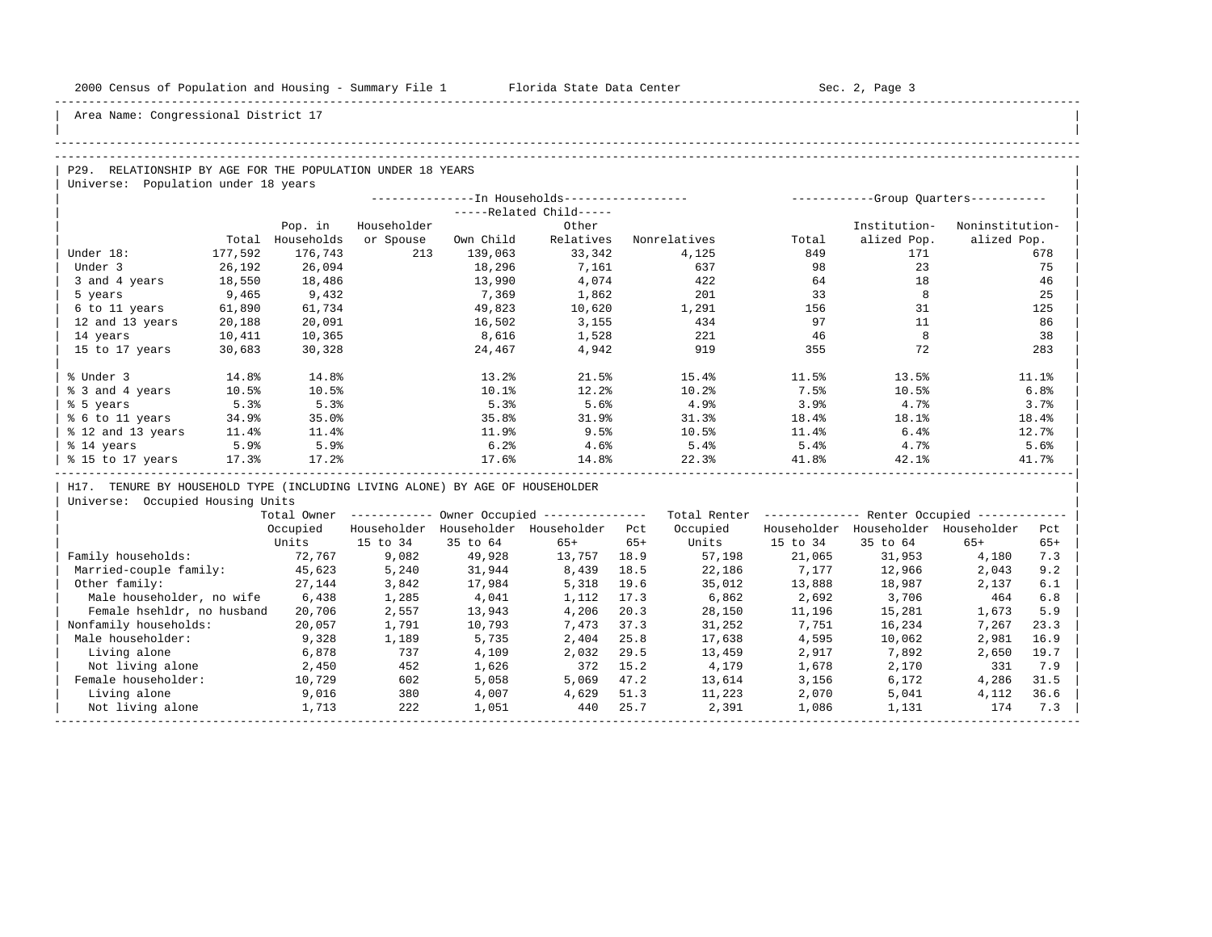Area Name: Congressional District 17

## P29. RELATIONSHIP BY AGE FOR THE POPULATION UNDER 18 YEARS

Universe: Population under 18 years

| | Total | In Households: Pop. in Households | In Households: Householder or Spouse | In Households: Related Child: Own Child | In Households: Related Child: Other Relatives | In Households: Nonrelatives | Group Quarters: Total | Group Quarters: Institutionalized Pop. | Group Quarters: Noninstitutionalized Pop. |
|---|---|---|---|---|---|---|---|---|---|
| Under 18: | 177,592 | 176,743 | 213 | 139,063 | 33,342 | 4,125 | 849 | 171 | 678 |
| Under 3 | 26,192 | 26,094 | | 18,296 | 7,161 | 637 | 98 | 23 | 75 |
| 3 and 4 years | 18,550 | 18,486 | | 13,990 | 4,074 | 422 | 64 | 18 | 46 |
| 5 years | 9,465 | 9,432 | | 7,369 | 1,862 | 201 | 33 | 8 | 25 |
| 6 to 11 years | 61,890 | 61,734 | | 49,823 | 10,620 | 1,291 | 156 | 31 | 125 |
| 12 and 13 years | 20,188 | 20,091 | | 16,502 | 3,155 | 434 | 97 | 11 | 86 |
| 14 years | 10,411 | 10,365 | | 8,616 | 1,528 | 221 | 46 | 8 | 38 |
| 15 to 17 years | 30,683 | 30,328 | | 24,467 | 4,942 | 919 | 355 | 72 | 283 |
| % Under 3 | 14.8% | 14.8% | | 13.2% | 21.5% | 15.4% | 11.5% | 13.5% | 11.1% |
| % 3 and 4 years | 10.5% | 10.5% | | 10.1% | 12.2% | 10.2% | 7.5% | 10.5% | 6.8% |
| % 5 years | 5.3% | 5.3% | | 5.3% | 5.6% | 4.9% | 3.9% | 4.7% | 3.7% |
| % 6 to 11 years | 34.9% | 35.0% | | 35.8% | 31.9% | 31.3% | 18.4% | 18.1% | 18.4% |
| % 12 and 13 years | 11.4% | 11.4% | | 11.9% | 9.5% | 10.5% | 11.4% | 6.4% | 12.7% |
| % 14 years | 5.9% | 5.9% | | 6.2% | 4.6% | 5.4% | 5.4% | 4.7% | 5.6% |
| % 15 to 17 years | 17.3% | 17.2% | | 17.6% | 14.8% | 22.3% | 41.8% | 42.1% | 41.7% |

## H17. TENURE BY HOUSEHOLD TYPE (INCLUDING LIVING ALONE) BY AGE OF HOUSEHOLDER

Universe: Occupied Housing Units

| | Total Owner Occupied Units | Owner Occupied: Householder 15 to 34 | Owner Occupied: Householder 35 to 64 | Owner Occupied: Householder 65+ | Owner Occupied: Pct 65+ | Total Renter Occupied Units | Renter Occupied: Householder 15 to 34 | Renter Occupied: Householder 35 to 64 | Renter Occupied: Householder 65+ | Renter Occupied: Pct 65+ |
|---|---|---|---|---|---|---|---|---|---|---|
| Family households: | 72,767 | 9,082 | 49,928 | 13,757 | 18.9 | 57,198 | 21,065 | 31,953 | 4,180 | 7.3 |
| Married-couple family: | 45,623 | 5,240 | 31,944 | 8,439 | 18.5 | 22,186 | 7,177 | 12,966 | 2,043 | 9.2 |
| Other family: | 27,144 | 3,842 | 17,984 | 5,318 | 19.6 | 35,012 | 13,888 | 18,987 | 2,137 | 6.1 |
| Male householder, no wife | 6,438 | 1,285 | 4,041 | 1,112 | 17.3 | 6,862 | 2,692 | 3,706 | 464 | 6.8 |
| Female hsehldr, no husband | 20,706 | 2,557 | 13,943 | 4,206 | 20.3 | 28,150 | 11,196 | 15,281 | 1,673 | 5.9 |
| Nonfamily households: | 20,057 | 1,791 | 10,793 | 7,473 | 37.3 | 31,252 | 7,751 | 16,234 | 7,267 | 23.3 |
| Male householder: | 9,328 | 1,189 | 5,735 | 2,404 | 25.8 | 17,638 | 4,595 | 10,062 | 2,981 | 16.9 |
| Living alone | 6,878 | 737 | 4,109 | 2,032 | 29.5 | 13,459 | 2,917 | 7,892 | 2,650 | 19.7 |
| Not living alone | 2,450 | 452 | 1,626 | 372 | 15.2 | 4,179 | 1,678 | 2,170 | 331 | 7.9 |
| Female householder: | 10,729 | 602 | 5,058 | 5,069 | 47.2 | 13,614 | 3,156 | 6,172 | 4,286 | 31.5 |
| Living alone | 9,016 | 380 | 4,007 | 4,629 | 51.3 | 11,223 | 2,070 | 5,041 | 4,112 | 36.6 |
| Not living alone | 1,713 | 222 | 1,051 | 440 | 25.7 | 2,391 | 1,086 | 1,131 | 174 | 7.3 |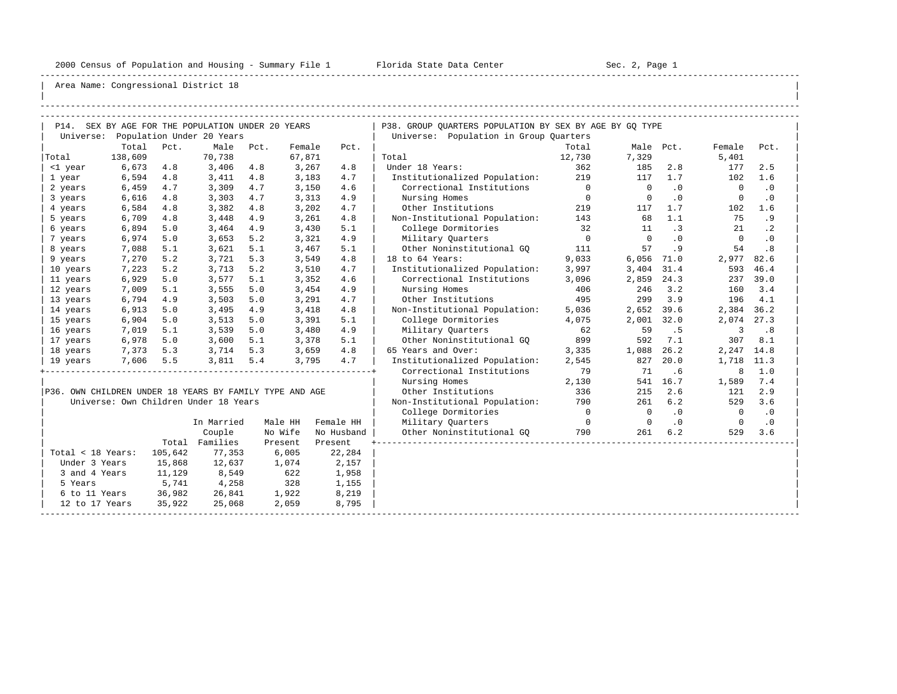2000 Census of Population and Housing - Summary File 1 Florida State Data Center Sec. 2, Page 1

Area Name: Congressional District 18

## P14. SEX BY AGE FOR THE POPULATION UNDER 20 YEARS

Universe: Population Under 20 Years

| | Total | Pct. | Male | Pct. | Female | Pct. |
|---|---|---|---|---|---|---|
| Total | 138,609 | | 70,738 | | 67,871 | |
| <1 year | 6,673 | 4.8 | 3,406 | 4.8 | 3,267 | 4.8 |
| 1 year | 6,594 | 4.8 | 3,411 | 4.8 | 3,183 | 4.7 |
| 2 years | 6,459 | 4.7 | 3,309 | 4.7 | 3,150 | 4.6 |
| 3 years | 6,616 | 4.8 | 3,303 | 4.7 | 3,313 | 4.9 |
| 4 years | 6,584 | 4.8 | 3,382 | 4.8 | 3,202 | 4.7 |
| 5 years | 6,709 | 4.8 | 3,448 | 4.9 | 3,261 | 4.8 |
| 6 years | 6,894 | 5.0 | 3,464 | 4.9 | 3,430 | 5.1 |
| 7 years | 6,974 | 5.0 | 3,653 | 5.2 | 3,321 | 4.9 |
| 8 years | 7,088 | 5.1 | 3,621 | 5.1 | 3,467 | 5.1 |
| 9 years | 7,270 | 5.2 | 3,721 | 5.3 | 3,549 | 4.8 |
| 10 years | 7,223 | 5.2 | 3,713 | 5.2 | 3,510 | 4.7 |
| 11 years | 6,929 | 5.0 | 3,577 | 5.1 | 3,352 | 4.6 |
| 12 years | 7,009 | 5.1 | 3,555 | 5.0 | 3,454 | 4.9 |
| 13 years | 6,794 | 4.9 | 3,503 | 5.0 | 3,291 | 4.7 |
| 14 years | 6,913 | 5.0 | 3,495 | 4.9 | 3,418 | 4.8 |
| 15 years | 6,904 | 5.0 | 3,513 | 5.0 | 3,391 | 5.1 |
| 16 years | 7,019 | 5.1 | 3,539 | 5.0 | 3,480 | 4.9 |
| 17 years | 6,978 | 5.0 | 3,600 | 5.1 | 3,378 | 5.1 |
| 18 years | 7,373 | 5.3 | 3,714 | 5.3 | 3,659 | 4.8 |
| 19 years | 7,606 | 5.5 | 3,811 | 5.4 | 3,795 | 4.7 |

## P36. OWN CHILDREN UNDER 18 YEARS BY FAMILY TYPE AND AGE

Universe: Own Children Under 18 Years

| | Total | In Married Couple Families | Male HH No Wife Present | Female HH No Husband Present |
|---|---|---|---|---|
| Total < 18 Years: | 105,642 | 77,353 | 6,005 | 22,284 |
| Under 3 Years | 15,868 | 12,637 | 1,074 | 2,157 |
| 3 and 4 Years | 11,129 | 8,549 | 622 | 1,958 |
| 5 Years | 5,741 | 4,258 | 328 | 1,155 |
| 6 to 11 Years | 36,982 | 26,841 | 1,922 | 8,219 |
| 12 to 17 Years | 35,922 | 25,068 | 2,059 | 8,795 |

## P38. GROUP QUARTERS POPULATION BY SEX BY AGE BY GQ TYPE

Universe: Population in Group Quarters

| | Total | Male | Pct. | Female | Pct. |
|---|---|---|---|---|---|
| Total | 12,730 | 7,329 | | 5,401 | |
| Under 18 Years: | 362 | 185 | 2.8 | 177 | 2.5 |
| Institutionalized Population: | 219 | 117 | 1.7 | 102 | 1.6 |
| Correctional Institutions | 0 | 0 | .0 | 0 | .0 |
| Nursing Homes | 0 | 0 | .0 | 0 | .0 |
| Other Institutions | 219 | 117 | 1.7 | 102 | 1.6 |
| Non-Institutional Population: | 143 | 68 | 1.1 | 75 | .9 |
| College Dormitories | 32 | 11 | .3 | 21 | .2 |
| Military Quarters | 0 | 0 | .0 | 0 | .0 |
| Other Noninstitutional GQ | 111 | 57 | .9 | 54 | .8 |
| 18 to 64 Years: | 9,033 | 6,056 | 71.0 | 2,977 | 82.6 |
| Institutionalized Population: | 3,997 | 3,404 | 31.4 | 593 | 46.4 |
| Correctional Institutions | 3,096 | 2,859 | 24.3 | 237 | 39.0 |
| Nursing Homes | 406 | 246 | 3.2 | 160 | 3.4 |
| Other Institutions | 495 | 299 | 3.9 | 196 | 4.1 |
| Non-Institutional Population: | 5,036 | 2,652 | 39.6 | 2,384 | 36.2 |
| College Dormitories | 4,075 | 2,001 | 32.0 | 2,074 | 27.3 |
| Military Quarters | 62 | 59 | .5 | 3 | .8 |
| Other Noninstitutional GQ | 899 | 592 | 7.1 | 307 | 8.1 |
| 65 Years and Over: | 3,335 | 1,088 | 26.2 | 2,247 | 14.8 |
| Institutionalized Population: | 2,545 | 827 | 20.0 | 1,718 | 11.3 |
| Correctional Institutions | 79 | 71 | .6 | 8 | 1.0 |
| Nursing Homes | 2,130 | 541 | 16.7 | 1,589 | 7.4 |
| Other Institutions | 336 | 215 | 2.6 | 121 | 2.9 |
| Non-Institutional Population: | 790 | 261 | 6.2 | 529 | 3.6 |
| College Dormitories | 0 | 0 | .0 | 0 | .0 |
| Military Quarters | 0 | 0 | .0 | 0 | .0 |
| Other Noninstitutional GQ | 790 | 261 | 6.2 | 529 | 3.6 |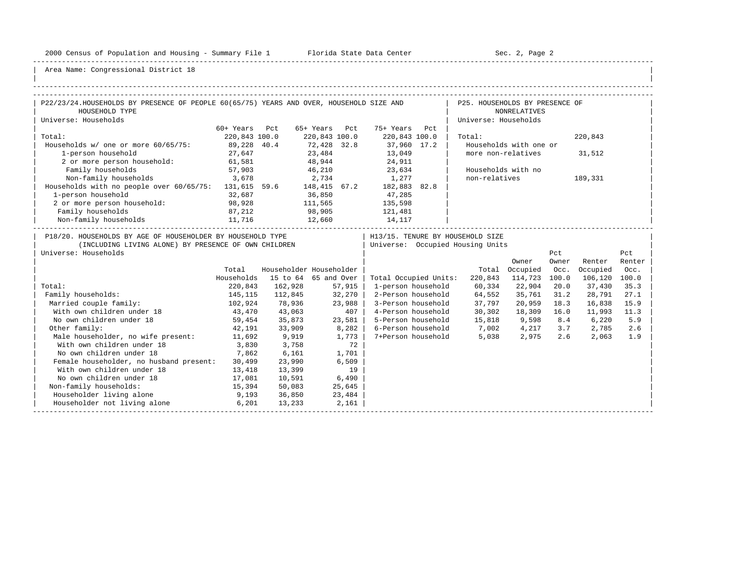Area Name: Congressional District 18

## P22/23/24. HOUSEHOLDS BY PRESENCE OF PEOPLE 60(65/75) YEARS AND OVER, HOUSEHOLD SIZE AND HOUSEHOLD TYPE

Universe: Households

| | 60+ Years | Pct | 65+ Years | Pct | 75+ Years | Pct |
|---|---|---|---|---|---|---|
| Total: | 220,843 | 100.0 | 220,843 | 100.0 | 220,843 | 100.0 |
| Households w/ one or more 60/65/75: | 89,228 | 40.4 | 72,428 | 32.8 | 37,960 | 17.2 |
| 1-person household | 27,647 | | 23,484 | | 13,049 | |
| 2 or more person household: | 61,581 | | 48,944 | | 24,911 | |
| Family households | 57,903 | | 46,210 | | 23,634 | |
| Non-family households | 3,678 | | 2,734 | | 1,277 | |
| Households with no people over 60/65/75: | 131,615 | 59.6 | 148,415 | 67.2 | 182,883 | 82.8 |
| 1-person household | 32,687 | | 36,850 | | 47,285 | |
| 2 or more person household: | 98,928 | | 111,565 | | 135,598 | |
| Family households | 87,212 | | 98,905 | | 121,481 | |
| Non-family households | 11,716 | | 12,660 | | 14,117 | |

## P25. HOUSEHOLDS BY PRESENCE OF NONRELATIVES

Universe: Households

| | |
|---|---|
| Total: | 220,843 |
| Households with one or more non-relatives | 31,512 |
| Households with no non-relatives | 189,331 |

## P18/20. HOUSEHOLDS BY AGE OF HOUSEHOLDER BY HOUSEHOLD TYPE (INCLUDING LIVING ALONE) BY PRESENCE OF OWN CHILDREN

Universe: Households

| | Total Households | Householder 15 to 64 | Householder 65 and Over |
|---|---|---|---|
| Total: | 220,843 | 162,928 | 57,915 |
| Family households: | 145,115 | 112,845 | 32,270 |
| Married couple family: | 102,924 | 78,936 | 23,988 |
| With own children under 18 | 43,470 | 43,063 | 407 |
| No own children under 18 | 59,454 | 35,873 | 23,581 |
| Other family: | 42,191 | 33,909 | 8,282 |
| Male householder, no wife present: | 11,692 | 9,919 | 1,773 |
| With own children under 18 | 3,830 | 3,758 | 72 |
| No own children under 18 | 7,862 | 6,161 | 1,701 |
| Female householder, no husband present: | 30,499 | 23,990 | 6,509 |
| With own children under 18 | 13,418 | 13,399 | 19 |
| No own children under 18 | 17,081 | 10,591 | 6,490 |
| Non-family households: | 15,394 | 50,083 | 25,645 |
| Householder living alone | 9,193 | 36,850 | 23,484 |
| Householder not living alone | 6,201 | 13,233 | 2,161 |

## H13/15. TENURE BY HOUSEHOLD SIZE

Universe: Occupied Housing Units

| | Total | Owner Occupied | Pct Owner Occ. | Renter Occupied | Pct Renter Occ. |
|---|---|---|---|---|---|
| Total Occupied Units: | 220,843 | 114,723 | 100.0 | 106,120 | 100.0 |
| 1-person household | 60,334 | 22,904 | 20.0 | 37,430 | 35.3 |
| 2-Person household | 64,552 | 35,761 | 31.2 | 28,791 | 27.1 |
| 3-Person household | 37,797 | 20,959 | 18.3 | 16,838 | 15.9 |
| 4-Person household | 30,302 | 18,309 | 16.0 | 11,993 | 11.3 |
| 5-Person household | 15,818 | 9,598 | 8.4 | 6,220 | 5.9 |
| 6-Person household | 7,002 | 4,217 | 3.7 | 2,785 | 2.6 |
| 7+Person household | 5,038 | 2,975 | 2.6 | 2,063 | 1.9 |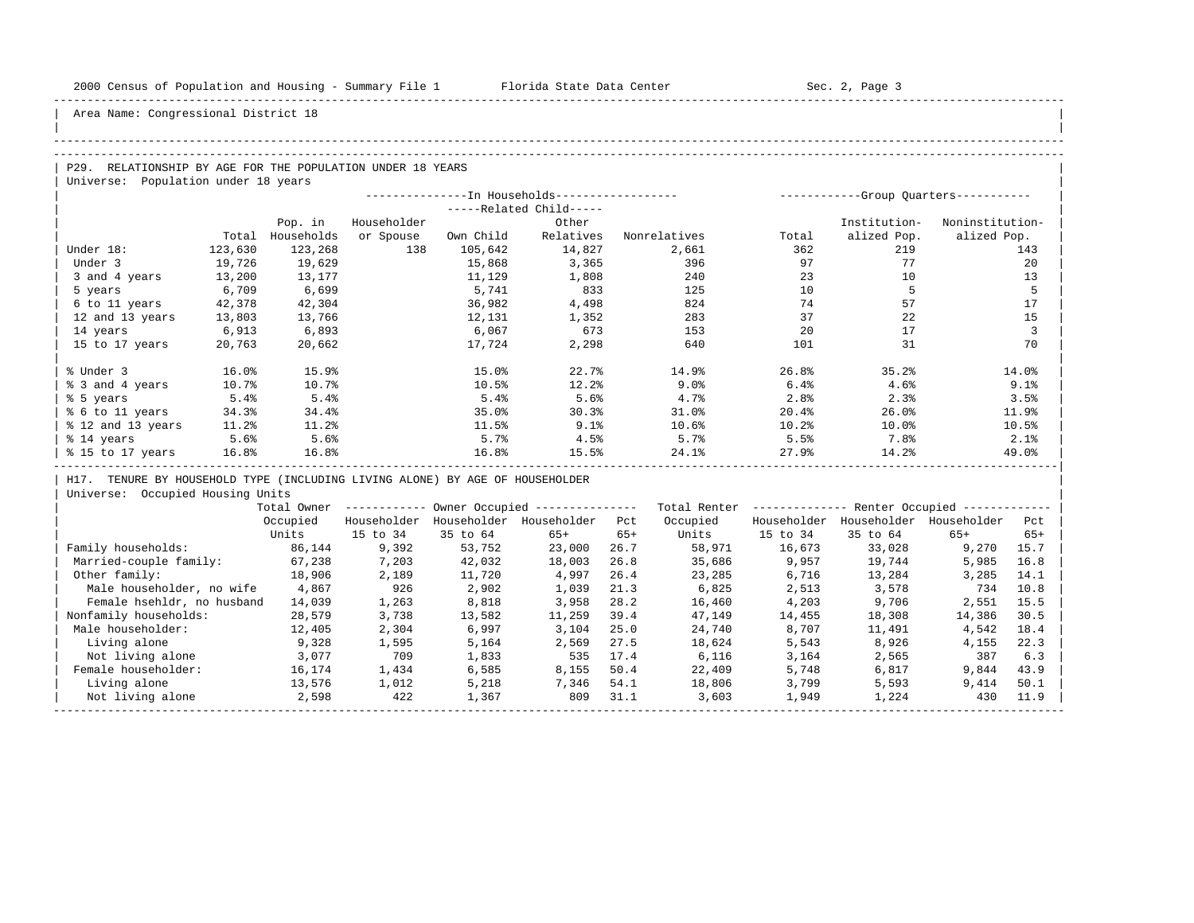Area Name: Congressional District 18

## P29. RELATIONSHIP BY AGE FOR THE POPULATION UNDER 18 YEARS

Universe: Population under 18 years

| | Total | Pop. in Households | In Households: Householder or Spouse | Related Child: Own Child | Related Child: Other Relatives | Nonrelatives | Group Quarters: Total | Institutionalized Pop. | Noninstitutionalized Pop. |
|---|---|---|---|---|---|---|---|---|---|
| Under 18: | 123,630 | 123,268 | 138 | 105,642 | 14,827 | 2,661 | 362 | 219 | 143 |
| Under 3 | 19,726 | 19,629 | | 15,868 | 3,365 | 396 | 97 | 77 | 20 |
| 3 and 4 years | 13,200 | 13,177 | | 11,129 | 1,808 | 240 | 23 | 10 | 13 |
| 5 years | 6,709 | 6,699 | | 5,741 | 833 | 125 | 10 | 5 | 5 |
| 6 to 11 years | 42,378 | 42,304 | | 36,982 | 4,498 | 824 | 74 | 57 | 17 |
| 12 and 13 years | 13,803 | 13,766 | | 12,131 | 1,352 | 283 | 37 | 22 | 15 |
| 14 years | 6,913 | 6,893 | | 6,067 | 673 | 153 | 20 | 17 | 3 |
| 15 to 17 years | 20,763 | 20,662 | | 17,724 | 2,298 | 640 | 101 | 31 | 70 |
| % Under 3 | 16.0% | 15.9% | | 15.0% | 22.7% | 14.9% | 26.8% | 35.2% | 14.0% |
| % 3 and 4 years | 10.7% | 10.7% | | 10.5% | 12.2% | 9.0% | 6.4% | 4.6% | 9.1% |
| % 5 years | 5.4% | 5.4% | | 5.4% | 5.6% | 4.7% | 2.8% | 2.3% | 3.5% |
| % 6 to 11 years | 34.3% | 34.4% | | 35.0% | 30.3% | 31.0% | 20.4% | 26.0% | 11.9% |
| % 12 and 13 years | 11.2% | 11.2% | | 11.5% | 9.1% | 10.6% | 10.2% | 10.0% | 10.5% |
| % 14 years | 5.6% | 5.6% | | 5.7% | 4.5% | 5.7% | 5.5% | 7.8% | 2.1% |
| % 15 to 17 years | 16.8% | 16.8% | | 16.8% | 15.5% | 24.1% | 27.9% | 14.2% | 49.0% |

## H17. TENURE BY HOUSEHOLD TYPE (INCLUDING LIVING ALONE) BY AGE OF HOUSEHOLDER

Universe: Occupied Housing Units

| | Total Owner Occupied Units | Owner: Householder 15 to 34 | Owner: Householder 35 to 64 | Owner: Householder 65+ | Pct 65+ | Total Renter Occupied Units | Renter: Householder 15 to 34 | Renter: Householder 35 to 64 | Renter: Householder 65+ | Pct 65+ |
|---|---|---|---|---|---|---|---|---|---|---|
| Family households: | 86,144 | 9,392 | 53,752 | 23,000 | 26.7 | 58,971 | 16,673 | 33,028 | 9,270 | 15.7 |
| Married-couple family: | 67,238 | 7,203 | 42,032 | 18,003 | 26.8 | 35,686 | 9,957 | 19,744 | 5,985 | 16.8 |
| Other family: | 18,906 | 2,189 | 11,720 | 4,997 | 26.4 | 23,285 | 6,716 | 13,284 | 3,285 | 14.1 |
| Male householder, no wife | 4,867 | 926 | 2,902 | 1,039 | 21.3 | 6,825 | 2,513 | 3,578 | 734 | 10.8 |
| Female hsehldr, no husband | 14,039 | 1,263 | 8,818 | 3,958 | 28.2 | 16,460 | 4,203 | 9,706 | 2,551 | 15.5 |
| Nonfamily households: | 28,579 | 3,738 | 13,582 | 11,259 | 39.4 | 47,149 | 14,455 | 18,308 | 14,386 | 30.5 |
| Male householder: | 12,405 | 2,304 | 6,997 | 3,104 | 25.0 | 24,740 | 8,707 | 11,491 | 4,542 | 18.4 |
| Living alone | 9,328 | 1,595 | 5,164 | 2,569 | 27.5 | 18,624 | 5,543 | 8,926 | 4,155 | 22.3 |
| Not living alone | 3,077 | 709 | 1,833 | 535 | 17.4 | 6,116 | 3,164 | 2,565 | 387 | 6.3 |
| Female householder: | 16,174 | 1,434 | 6,585 | 8,155 | 50.4 | 22,409 | 5,748 | 6,817 | 9,844 | 43.9 |
| Living alone | 13,576 | 1,012 | 5,218 | 7,346 | 54.1 | 18,806 | 3,799 | 5,593 | 9,414 | 50.1 |
| Not living alone | 2,598 | 422 | 1,367 | 809 | 31.1 | 3,603 | 1,949 | 1,224 | 430 | 11.9 |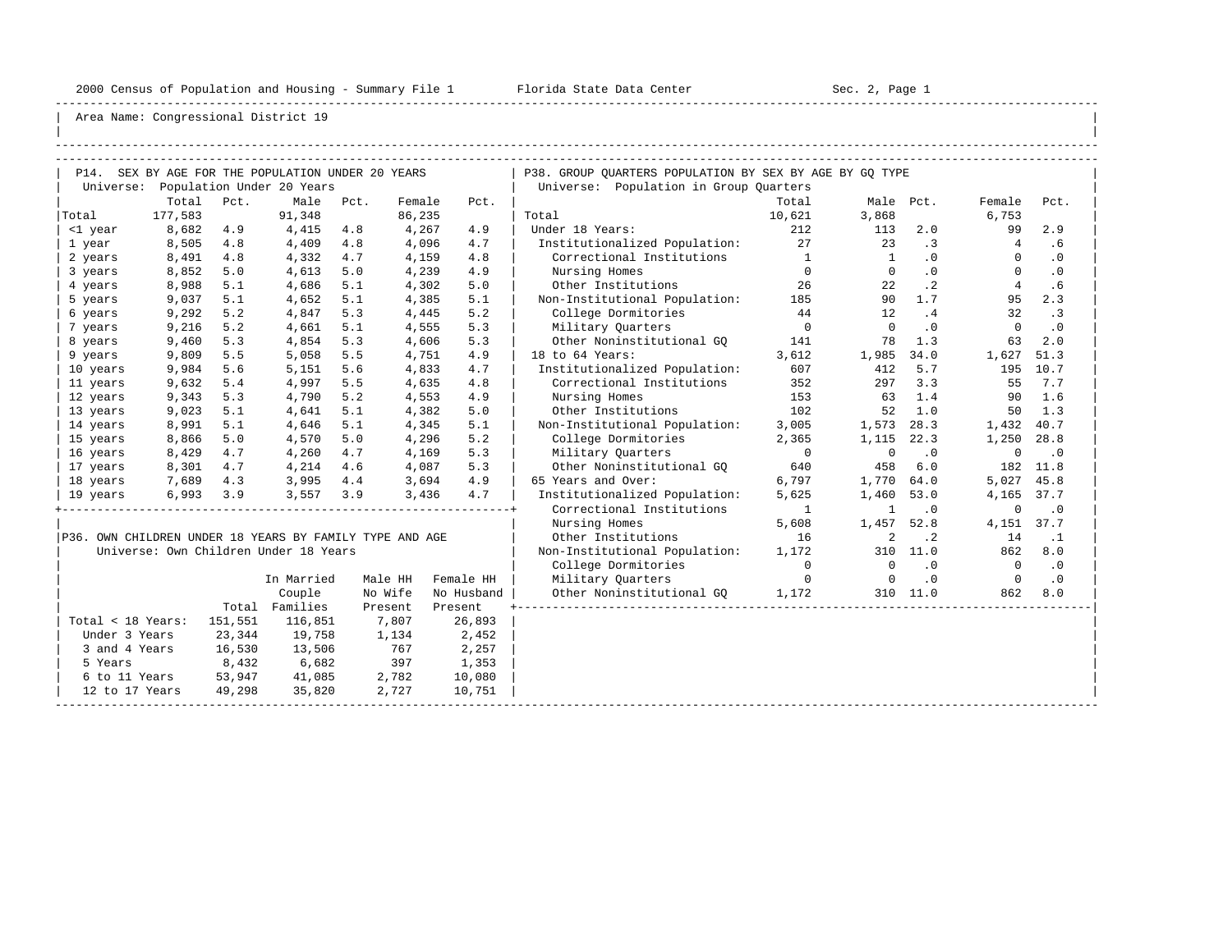2000 Census of Population and Housing - Summary File 1 Florida State Data Center Sec. 2, Page 1

Area Name: Congressional District 19

## P14. SEX BY AGE FOR THE POPULATION UNDER 20 YEARS

Universe: Population Under 20 Years

| | Total | Pct. | Male | Pct. | Female | Pct. |
|---|---|---|---|---|---|---|
| Total | 177,583 | | 91,348 | | 86,235 | |
| <1 year | 8,682 | 4.9 | 4,415 | 4.8 | 4,267 | 4.9 |
| 1 year | 8,505 | 4.8 | 4,409 | 4.8 | 4,096 | 4.7 |
| 2 years | 8,491 | 4.8 | 4,332 | 4.7 | 4,159 | 4.8 |
| 3 years | 8,852 | 5.0 | 4,613 | 5.0 | 4,239 | 4.9 |
| 4 years | 8,988 | 5.1 | 4,686 | 5.1 | 4,302 | 5.0 |
| 5 years | 9,037 | 5.1 | 4,652 | 5.1 | 4,385 | 5.1 |
| 6 years | 9,292 | 5.2 | 4,847 | 5.3 | 4,445 | 5.2 |
| 7 years | 9,216 | 5.2 | 4,661 | 5.1 | 4,555 | 5.3 |
| 8 years | 9,460 | 5.3 | 4,854 | 5.3 | 4,606 | 5.3 |
| 9 years | 9,809 | 5.5 | 5,058 | 5.5 | 4,751 | 4.9 |
| 10 years | 9,984 | 5.6 | 5,151 | 5.6 | 4,833 | 4.7 |
| 11 years | 9,632 | 5.4 | 4,997 | 5.5 | 4,635 | 4.8 |
| 12 years | 9,343 | 5.3 | 4,790 | 5.2 | 4,553 | 4.9 |
| 13 years | 9,023 | 5.1 | 4,641 | 5.1 | 4,382 | 5.0 |
| 14 years | 8,991 | 5.1 | 4,646 | 5.1 | 4,345 | 5.1 |
| 15 years | 8,866 | 5.0 | 4,570 | 5.0 | 4,296 | 5.2 |
| 16 years | 8,429 | 4.7 | 4,260 | 4.7 | 4,169 | 5.3 |
| 17 years | 8,301 | 4.7 | 4,214 | 4.6 | 4,087 | 5.3 |
| 18 years | 7,689 | 4.3 | 3,995 | 4.4 | 3,694 | 4.9 |
| 19 years | 6,993 | 3.9 | 3,557 | 3.9 | 3,436 | 4.7 |

## P36. OWN CHILDREN UNDER 18 YEARS BY FAMILY TYPE AND AGE

Universe: Own Children Under 18 Years

| | Total | In Married Couple Families | Male HH No Wife Present | Female HH No Husband Present |
|---|---|---|---|---|
| Total < 18 Years: | 151,551 | 116,851 | 7,807 | 26,893 |
| Under 3 Years | 23,344 | 19,758 | 1,134 | 2,452 |
| 3 and 4 Years | 16,530 | 13,506 | 767 | 2,257 |
| 5 Years | 8,432 | 6,682 | 397 | 1,353 |
| 6 to 11 Years | 53,947 | 41,085 | 2,782 | 10,080 |
| 12 to 17 Years | 49,298 | 35,820 | 2,727 | 10,751 |

## P38. GROUP QUARTERS POPULATION BY SEX BY AGE BY GQ TYPE

Universe: Population in Group Quarters

| | Total | Male | Pct. | Female | Pct. |
|---|---|---|---|---|---|
| Total | 10,621 | 3,868 | | 6,753 | |
| Under 18 Years: | 212 | 113 | 2.0 | 99 | 2.9 |
| Institutionalized Population: | 27 | 23 | .3 | 4 | .6 |
| Correctional Institutions | 1 | 1 | .0 | 0 | .0 |
| Nursing Homes | 0 | 0 | .0 | 0 | .0 |
| Other Institutions | 26 | 22 | .2 | 4 | .6 |
| Non-Institutional Population: | 185 | 90 | 1.7 | 95 | 2.3 |
| College Dormitories | 44 | 12 | .4 | 32 | .3 |
| Military Quarters | 0 | 0 | .0 | 0 | .0 |
| Other Noninstitutional GQ | 141 | 78 | 1.3 | 63 | 2.0 |
| 18 to 64 Years: | 3,612 | 1,985 | 34.0 | 1,627 | 51.3 |
| Institutionalized Population: | 607 | 412 | 5.7 | 195 | 10.7 |
| Correctional Institutions | 352 | 297 | 3.3 | 55 | 7.7 |
| Nursing Homes | 153 | 63 | 1.4 | 90 | 1.6 |
| Other Institutions | 102 | 52 | 1.0 | 50 | 1.3 |
| Non-Institutional Population: | 3,005 | 1,573 | 28.3 | 1,432 | 40.7 |
| College Dormitories | 2,365 | 1,115 | 22.3 | 1,250 | 28.8 |
| Military Quarters | 0 | 0 | .0 | 0 | .0 |
| Other Noninstitutional GQ | 640 | 458 | 6.0 | 182 | 11.8 |
| 65 Years and Over: | 6,797 | 1,770 | 64.0 | 5,027 | 45.8 |
| Institutionalized Population: | 5,625 | 1,460 | 53.0 | 4,165 | 37.7 |
| Correctional Institutions | 1 | 1 | .0 | 0 | .0 |
| Nursing Homes | 5,608 | 1,457 | 52.8 | 4,151 | 37.7 |
| Other Institutions | 16 | 2 | .2 | 14 | .1 |
| Non-Institutional Population: | 1,172 | 310 | 11.0 | 862 | 8.0 |
| College Dormitories | 0 | 0 | .0 | 0 | .0 |
| Military Quarters | 0 | 0 | .0 | 0 | .0 |
| Other Noninstitutional GQ | 1,172 | 310 | 11.0 | 862 | 8.0 |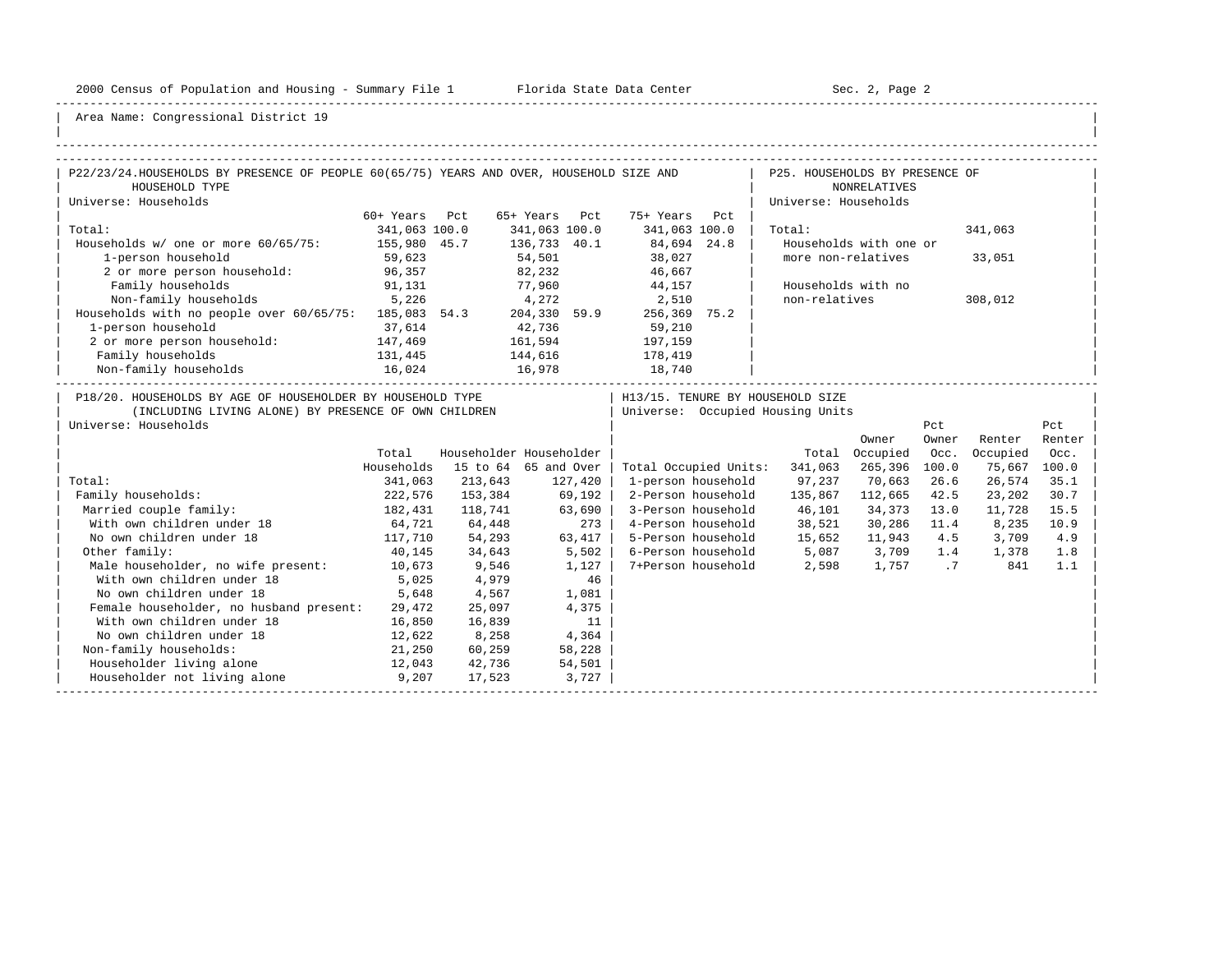Area Name: Congressional District 19

## P22/23/24. HOUSEHOLDS BY PRESENCE OF PEOPLE 60(65/75) YEARS AND OVER, HOUSEHOLD SIZE AND HOUSEHOLD TYPE

Universe: Households

| | 60+ Years | Pct | 65+ Years | Pct | 75+ Years | Pct |
|---|---|---|---|---|---|---|
| Total: | 341,063 | 100.0 | 341,063 | 100.0 | 341,063 | 100.0 |
| Households w/ one or more 60/65/75: | 155,980 | 45.7 | 136,733 | 40.1 | 84,694 | 24.8 |
| 1-person household | 59,623 | | 54,501 | | 38,027 | |
| 2 or more person household: | 96,357 | | 82,232 | | 46,667 | |
| Family households | 91,131 | | 77,960 | | 44,157 | |
| Non-family households | 5,226 | | 4,272 | | 2,510 | |
| Households with no people over 60/65/75: | 185,083 | 54.3 | 204,330 | 59.9 | 256,369 | 75.2 |
| 1-person household | 37,614 | | 42,736 | | 59,210 | |
| 2 or more person household: | 147,469 | | 161,594 | | 197,159 | |
| Family households | 131,445 | | 144,616 | | 178,419 | |
| Non-family households | 16,024 | | 16,978 | | 18,740 | |

## P25. HOUSEHOLDS BY PRESENCE OF NONRELATIVES

Universe: Households

| | |
|---|---|
| Total: | 341,063 |
| Households with one or more non-relatives | 33,051 |
| Households with no non-relatives | 308,012 |

## P18/20. HOUSEHOLDS BY AGE OF HOUSEHOLDER BY HOUSEHOLD TYPE (INCLUDING LIVING ALONE) BY PRESENCE OF OWN CHILDREN

Universe: Households

| | Total Households | Householder 15 to 64 | Householder 65 and Over |
|---|---|---|---|
| Total: | 341,063 | 213,643 | 127,420 |
| Family households: | 222,576 | 153,384 | 69,192 |
| Married couple family: | 182,431 | 118,741 | 63,690 |
| With own children under 18 | 64,721 | 64,448 | 273 |
| No own children under 18 | 117,710 | 54,293 | 63,417 |
| Other family: | 40,145 | 34,643 | 5,502 |
| Male householder, no wife present: | 10,673 | 9,546 | 1,127 |
| With own children under 18 | 5,025 | 4,979 | 46 |
| No own children under 18 | 5,648 | 4,567 | 1,081 |
| Female householder, no husband present: | 29,472 | 25,097 | 4,375 |
| With own children under 18 | 16,850 | 16,839 | 11 |
| No own children under 18 | 12,622 | 8,258 | 4,364 |
| Non-family households: | 21,250 | 60,259 | 58,228 |
| Householder living alone | 12,043 | 42,736 | 54,501 |
| Householder not living alone | 9,207 | 17,523 | 3,727 |

## H13/15. TENURE BY HOUSEHOLD SIZE

Universe: Occupied Housing Units

| | Total | Owner Occupied | Pct Owner Occ. | Renter Occupied | Pct Renter Occ. |
|---|---|---|---|---|---|
| Total Occupied Units: | 341,063 | 265,396 | 100.0 | 75,667 | 100.0 |
| 1-person household | 97,237 | 70,663 | 26.6 | 26,574 | 35.1 |
| 2-Person household | 135,867 | 112,665 | 42.5 | 23,202 | 30.7 |
| 3-Person household | 46,101 | 34,373 | 13.0 | 11,728 | 15.5 |
| 4-Person household | 38,521 | 30,286 | 11.4 | 8,235 | 10.9 |
| 5-Person household | 15,652 | 11,943 | 4.5 | 3,709 | 4.9 |
| 6-Person household | 5,087 | 3,709 | 1.4 | 1,378 | 1.8 |
| 7+Person household | 2,598 | 1,757 | .7 | 841 | 1.1 |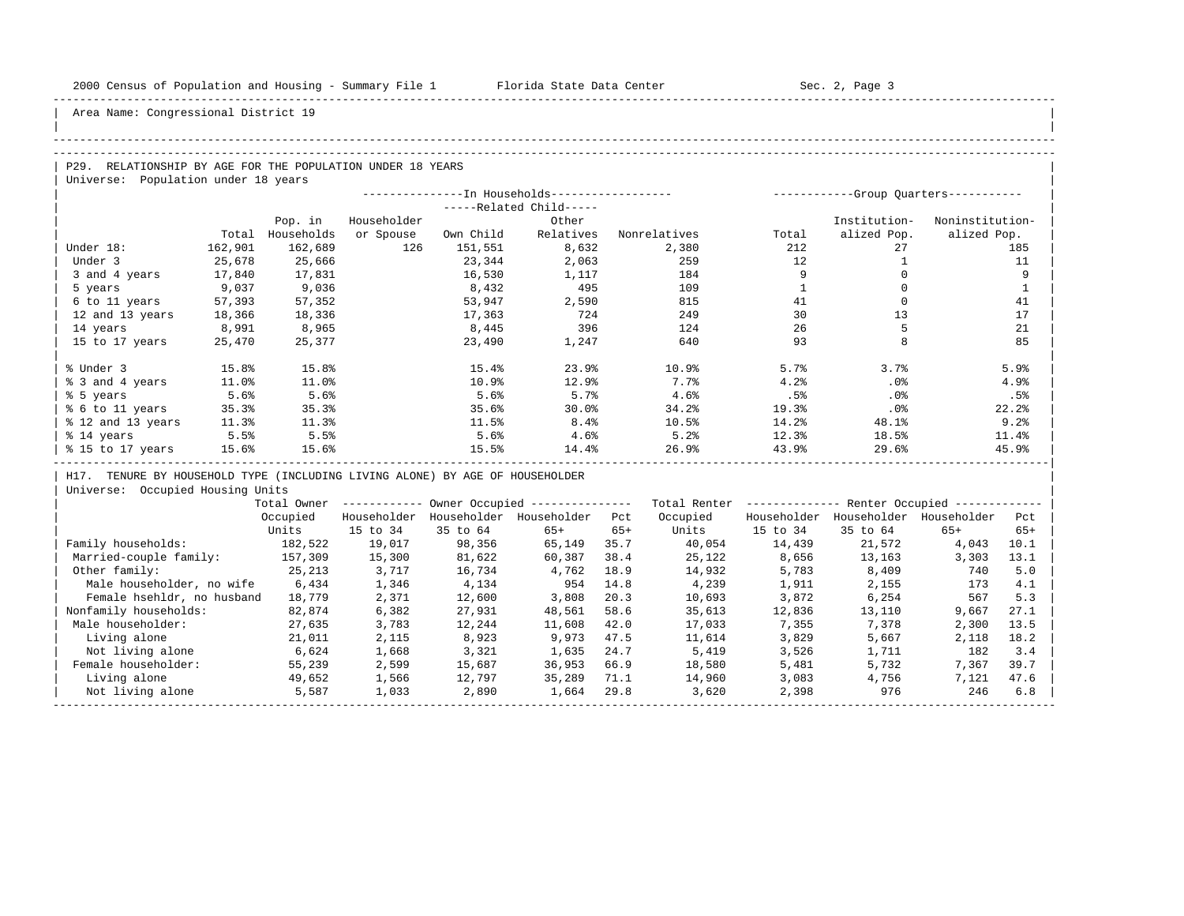Area Name: Congressional District 19

## P29. RELATIONSHIP BY AGE FOR THE POPULATION UNDER 18 YEARS

Universe: Population under 18 years

| | | In Households | | | | | Group Quarters | | |
|---|---|---|---|---|---|---|---|---|---|
| | | | | Related Child | | | | | |
| | Total | Pop. in Households | Householder or Spouse | Own Child | Other Relatives | Nonrelatives | Total | Institution-alized Pop. | Noninstitution-alized Pop. |
| Under 18: | 162,901 | 162,689 | 126 | 151,551 | 8,632 | 2,380 | 212 | 27 | 185 |
| Under 3 | 25,678 | 25,666 | | 23,344 | 2,063 | 259 | 12 | 1 | 11 |
| 3 and 4 years | 17,840 | 17,831 | | 16,530 | 1,117 | 184 | 9 | 0 | 9 |
| 5 years | 9,037 | 9,036 | | 8,432 | 495 | 109 | 1 | 0 | 1 |
| 6 to 11 years | 57,393 | 57,352 | | 53,947 | 2,590 | 815 | 41 | 0 | 41 |
| 12 and 13 years | 18,366 | 18,336 | | 17,363 | 724 | 249 | 30 | 13 | 17 |
| 14 years | 8,991 | 8,965 | | 8,445 | 396 | 124 | 26 | 5 | 21 |
| 15 to 17 years | 25,470 | 25,377 | | 23,490 | 1,247 | 640 | 93 | 8 | 85 |
| % Under 3 | 15.8% | 15.8% | | 15.4% | 23.9% | 10.9% | 5.7% | 3.7% | 5.9% |
| % 3 and 4 years | 11.0% | 11.0% | | 10.9% | 12.9% | 7.7% | 4.2% | .0% | 4.9% |
| % 5 years | 5.6% | 5.6% | | 5.6% | 5.7% | 4.6% | .5% | .0% | .5% |
| % 6 to 11 years | 35.3% | 35.3% | | 35.6% | 30.0% | 34.2% | 19.3% | .0% | 22.2% |
| % 12 and 13 years | 11.3% | 11.3% | | 11.5% | 8.4% | 10.5% | 14.2% | 48.1% | 9.2% |
| % 14 years | 5.5% | 5.5% | | 5.6% | 4.6% | 5.2% | 12.3% | 18.5% | 11.4% |
| % 15 to 17 years | 15.6% | 15.6% | | 15.5% | 14.4% | 26.9% | 43.9% | 29.6% | 45.9% |

## H17. TENURE BY HOUSEHOLD TYPE (INCLUDING LIVING ALONE) BY AGE OF HOUSEHOLDER

Universe: Occupied Housing Units

| | Total Owner Occupied Units | Owner Occupied | | | | Total Renter Occupied Units | Renter Occupied | | | |
|---|---|---|---|---|---|---|---|---|---|---|
| | | Householder 15 to 34 | Householder 35 to 64 | Householder 65+ | Pct 65+ | | Householder 15 to 34 | Householder 35 to 64 | Householder 65+ | Pct 65+ |
| Family households: | 182,522 | 19,017 | 98,356 | 65,149 | 35.7 | 40,054 | 14,439 | 21,572 | 4,043 | 10.1 |
| Married-couple family: | 157,309 | 15,300 | 81,622 | 60,387 | 38.4 | 25,122 | 8,656 | 13,163 | 3,303 | 13.1 |
| Other family: | 25,213 | 3,717 | 16,734 | 4,762 | 18.9 | 14,932 | 5,783 | 8,409 | 740 | 5.0 |
| Male householder, no wife | 6,434 | 1,346 | 4,134 | 954 | 14.8 | 4,239 | 1,911 | 2,155 | 173 | 4.1 |
| Female hsehldr, no husband | 18,779 | 2,371 | 12,600 | 3,808 | 20.3 | 10,693 | 3,872 | 6,254 | 567 | 5.3 |
| Nonfamily households: | 82,874 | 6,382 | 27,931 | 48,561 | 58.6 | 35,613 | 12,836 | 13,110 | 9,667 | 27.1 |
| Male householder: | 27,635 | 3,783 | 12,244 | 11,608 | 42.0 | 17,033 | 7,355 | 7,378 | 2,300 | 13.5 |
| Living alone | 21,011 | 2,115 | 8,923 | 9,973 | 47.5 | 11,614 | 3,829 | 5,667 | 2,118 | 18.2 |
| Not living alone | 6,624 | 1,668 | 3,321 | 1,635 | 24.7 | 5,419 | 3,526 | 1,711 | 182 | 3.4 |
| Female householder: | 55,239 | 2,599 | 15,687 | 36,953 | 66.9 | 18,580 | 5,481 | 5,732 | 7,367 | 39.7 |
| Living alone | 49,652 | 1,566 | 12,797 | 35,289 | 71.1 | 14,960 | 3,083 | 4,756 | 7,121 | 47.6 |
| Not living alone | 5,587 | 1,033 | 2,890 | 1,664 | 29.8 | 3,620 | 2,398 | 976 | 246 | 6.8 |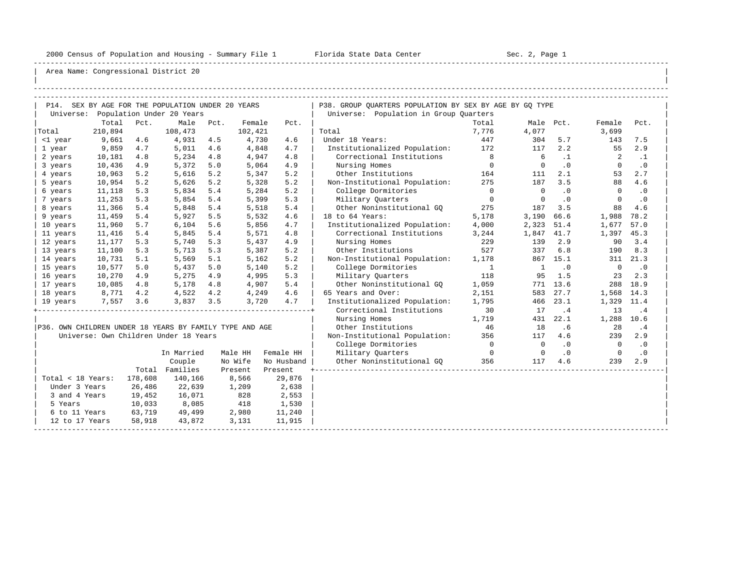Area Name: Congressional District 20

## P14. SEX BY AGE FOR THE POPULATION UNDER 20 YEARS

Universe: Population Under 20 Years

| | Total | Pct. | Male | Pct. | Female | Pct. |
|---|---|---|---|---|---|---|
| Total | 210,894 | | 108,473 | | 102,421 | |
| <1 year | 9,661 | 4.6 | 4,931 | 4.5 | 4,730 | 4.6 |
| 1 year | 9,859 | 4.7 | 5,011 | 4.6 | 4,848 | 4.7 |
| 2 years | 10,181 | 4.8 | 5,234 | 4.8 | 4,947 | 4.8 |
| 3 years | 10,436 | 4.9 | 5,372 | 5.0 | 5,064 | 4.9 |
| 4 years | 10,963 | 5.2 | 5,616 | 5.2 | 5,347 | 5.2 |
| 5 years | 10,954 | 5.2 | 5,626 | 5.2 | 5,328 | 5.2 |
| 6 years | 11,118 | 5.3 | 5,834 | 5.4 | 5,284 | 5.2 |
| 7 years | 11,253 | 5.3 | 5,854 | 5.4 | 5,399 | 5.3 |
| 8 years | 11,366 | 5.4 | 5,848 | 5.4 | 5,518 | 5.4 |
| 9 years | 11,459 | 5.4 | 5,927 | 5.5 | 5,532 | 4.6 |
| 10 years | 11,960 | 5.7 | 6,104 | 5.6 | 5,856 | 4.7 |
| 11 years | 11,416 | 5.4 | 5,845 | 5.4 | 5,571 | 4.8 |
| 12 years | 11,177 | 5.3 | 5,740 | 5.3 | 5,437 | 4.9 |
| 13 years | 11,100 | 5.3 | 5,713 | 5.3 | 5,387 | 5.2 |
| 14 years | 10,731 | 5.1 | 5,569 | 5.1 | 5,162 | 5.2 |
| 15 years | 10,577 | 5.0 | 5,437 | 5.0 | 5,140 | 5.2 |
| 16 years | 10,270 | 4.9 | 5,275 | 4.9 | 4,995 | 5.3 |
| 17 years | 10,085 | 4.8 | 5,178 | 4.8 | 4,907 | 5.4 |
| 18 years | 8,771 | 4.2 | 4,522 | 4.2 | 4,249 | 4.6 |
| 19 years | 7,557 | 3.6 | 3,837 | 3.5 | 3,720 | 4.7 |

## P36. OWN CHILDREN UNDER 18 YEARS BY FAMILY TYPE AND AGE

Universe: Own Children Under 18 Years

| | Total | In Married Couple Families | Male HH No Wife Present | Female HH No Husband Present |
|---|---|---|---|---|
| Total < 18 Years: | 178,608 | 140,166 | 8,566 | 29,876 |
| Under 3 Years | 26,486 | 22,639 | 1,209 | 2,638 |
| 3 and 4 Years | 19,452 | 16,071 | 828 | 2,553 |
| 5 Years | 10,033 | 8,085 | 418 | 1,530 |
| 6 to 11 Years | 63,719 | 49,499 | 2,980 | 11,240 |
| 12 to 17 Years | 58,918 | 43,872 | 3,131 | 11,915 |

## P38. GROUP QUARTERS POPULATION BY SEX BY AGE BY GQ TYPE

Universe: Population in Group Quarters

| | Total | Male | Pct. | Female | Pct. |
|---|---|---|---|---|---|
| Total | 7,776 | 4,077 | | 3,699 | |
| Under 18 Years: | 447 | 304 | 5.7 | 143 | 7.5 |
| Institutionalized Population: | 172 | 117 | 2.2 | 55 | 2.9 |
| Correctional Institutions | 8 | 6 | .1 | 2 | .1 |
| Nursing Homes | 0 | 0 | .0 | 0 | .0 |
| Other Institutions | 164 | 111 | 2.1 | 53 | 2.7 |
| Non-Institutional Population: | 275 | 187 | 3.5 | 88 | 4.6 |
| College Dormitories | 0 | 0 | .0 | 0 | .0 |
| Military Quarters | 0 | 0 | .0 | 0 | .0 |
| Other Noninstitutional GQ | 275 | 187 | 3.5 | 88 | 4.6 |
| 18 to 64 Years: | 5,178 | 3,190 | 66.6 | 1,988 | 78.2 |
| Institutionalized Population: | 4,000 | 2,323 | 51.4 | 1,677 | 57.0 |
| Correctional Institutions | 3,244 | 1,847 | 41.7 | 1,397 | 45.3 |
| Nursing Homes | 229 | 139 | 2.9 | 90 | 3.4 |
| Other Institutions | 527 | 337 | 6.8 | 190 | 8.3 |
| Non-Institutional Population: | 1,178 | 867 | 15.1 | 311 | 21.3 |
| College Dormitories | 1 | 1 | .0 | 0 | .0 |
| Military Quarters | 118 | 95 | 1.5 | 23 | 2.3 |
| Other Noninstitutional GQ | 1,059 | 771 | 13.6 | 288 | 18.9 |
| 65 Years and Over: | 2,151 | 583 | 27.7 | 1,568 | 14.3 |
| Institutionalized Population: | 1,795 | 466 | 23.1 | 1,329 | 11.4 |
| Correctional Institutions | 30 | 17 | .4 | 13 | .4 |
| Nursing Homes | 1,719 | 431 | 22.1 | 1,288 | 10.6 |
| Other Institutions | 46 | 18 | .6 | 28 | .4 |
| Non-Institutional Population: | 356 | 117 | 4.6 | 239 | 2.9 |
| College Dormitories | 0 | 0 | .0 | 0 | .0 |
| Military Quarters | 0 | 0 | .0 | 0 | .0 |
| Other Noninstitutional GQ | 356 | 117 | 4.6 | 239 | 2.9 |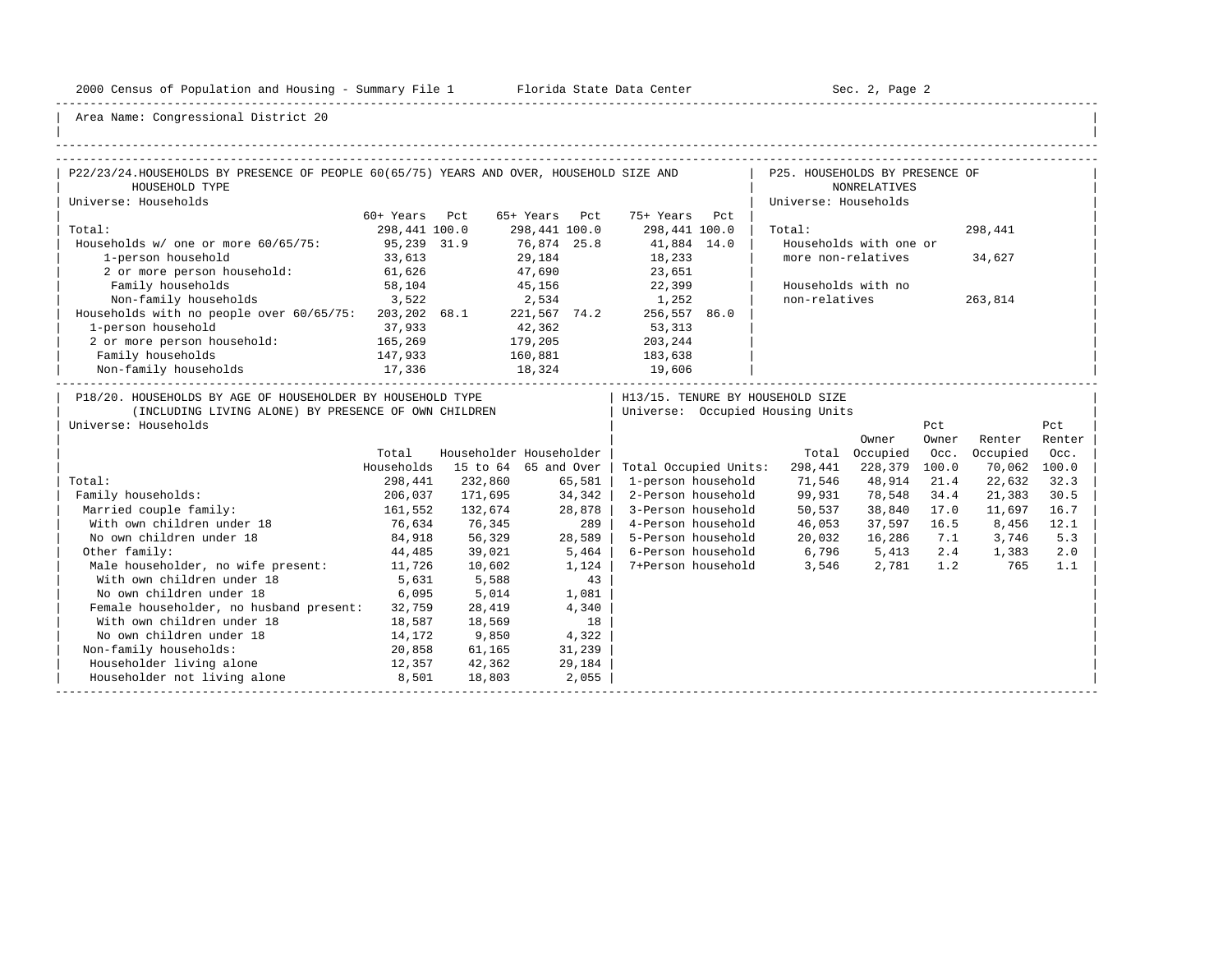Area Name: Congressional District 20

## P22/23/24. HOUSEHOLDS BY PRESENCE OF PEOPLE 60(65/75) YEARS AND OVER, HOUSEHOLD SIZE AND HOUSEHOLD TYPE

Universe: Households

| | 60+ Years | Pct | 65+ Years | Pct | 75+ Years | Pct |
|---|---|---|---|---|---|---|
| Total: | 298,441 | 100.0 | 298,441 | 100.0 | 298,441 | 100.0 |
| Households w/ one or more 60/65/75: | 95,239 | 31.9 | 76,874 | 25.8 | 41,884 | 14.0 |
| 1-person household | 33,613 | | 29,184 | | 18,233 | |
| 2 or more person household: | 61,626 | | 47,690 | | 23,651 | |
| Family households | 58,104 | | 45,156 | | 22,399 | |
| Non-family households | 3,522 | | 2,534 | | 1,252 | |
| Households with no people over 60/65/75: | 203,202 | 68.1 | 221,567 | 74.2 | 256,557 | 86.0 |
| 1-person household | 37,933 | | 42,362 | | 53,313 | |
| 2 or more person household: | 165,269 | | 179,205 | | 203,244 | |
| Family households | 147,933 | | 160,881 | | 183,638 | |
| Non-family households | 17,336 | | 18,324 | | 19,606 | |

## P25. HOUSEHOLDS BY PRESENCE OF NONRELATIVES

Universe: Households

| | |
|---|---|
| Total: | 298,441 |
| Households with one or more non-relatives | 34,627 |
| Households with no non-relatives | 263,814 |

## P18/20. HOUSEHOLDS BY AGE OF HOUSEHOLDER BY HOUSEHOLD TYPE (INCLUDING LIVING ALONE) BY PRESENCE OF OWN CHILDREN

Universe: Households

| | Total Households | Householder 15 to 64 | Householder 65 and Over |
|---|---|---|---|
| Total: | 298,441 | 232,860 | 65,581 |
| Family households: | 206,037 | 171,695 | 34,342 |
| Married couple family: | 161,552 | 132,674 | 28,878 |
| With own children under 18 | 76,634 | 76,345 | 289 |
| No own children under 18 | 84,918 | 56,329 | 28,589 |
| Other family: | 44,485 | 39,021 | 5,464 |
| Male householder, no wife present: | 11,726 | 10,602 | 1,124 |
| With own children under 18 | 5,631 | 5,588 | 43 |
| No own children under 18 | 6,095 | 5,014 | 1,081 |
| Female householder, no husband present: | 32,759 | 28,419 | 4,340 |
| With own children under 18 | 18,587 | 18,569 | 18 |
| No own children under 18 | 14,172 | 9,850 | 4,322 |
| Non-family households: | 20,858 | 61,165 | 31,239 |
| Householder living alone | 12,357 | 42,362 | 29,184 |
| Householder not living alone | 8,501 | 18,803 | 2,055 |

## H13/15. TENURE BY HOUSEHOLD SIZE

Universe: Occupied Housing Units

| | Total | Owner Occupied | Pct Owner Occ. | Renter Occupied | Pct Renter Occ. |
|---|---|---|---|---|---|
| Total Occupied Units: | 298,441 | 228,379 | 100.0 | 70,062 | 100.0 |
| 1-person household | 71,546 | 48,914 | 21.4 | 22,632 | 32.3 |
| 2-Person household | 99,931 | 78,548 | 34.4 | 21,383 | 30.5 |
| 3-Person household | 50,537 | 38,840 | 17.0 | 11,697 | 16.7 |
| 4-Person household | 46,053 | 37,597 | 16.5 | 8,456 | 12.1 |
| 5-Person household | 20,032 | 16,286 | 7.1 | 3,746 | 5.3 |
| 6-Person household | 6,796 | 5,413 | 2.4 | 1,383 | 2.0 |
| 7+Person household | 3,546 | 2,781 | 1.2 | 765 | 1.1 |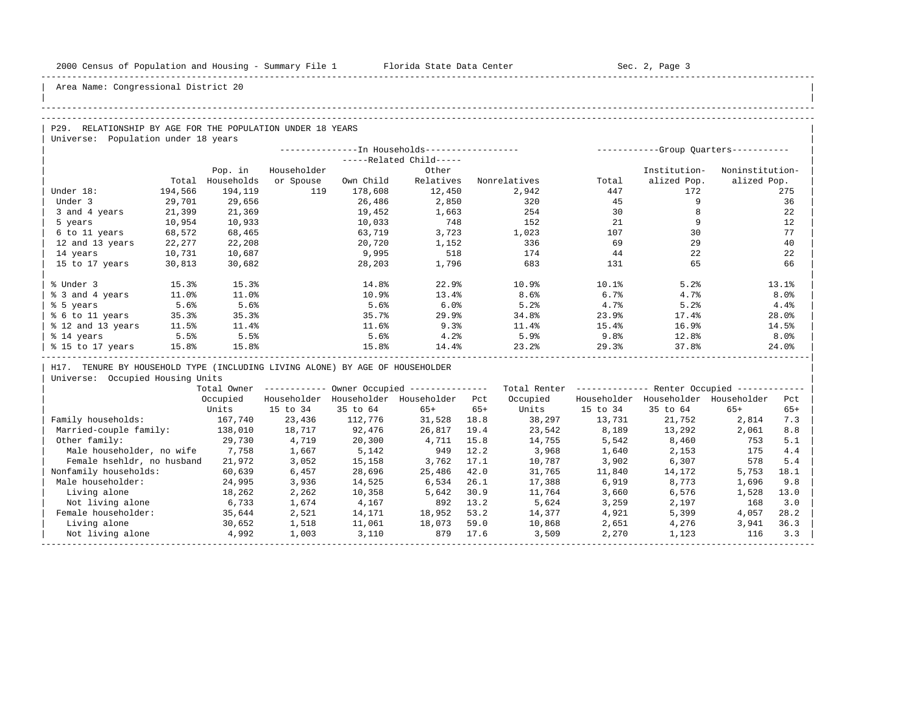Area Name: Congressional District 20

## P29. RELATIONSHIP BY AGE FOR THE POPULATION UNDER 18 YEARS

Universe: Population under 18 years

| | | In Households | | | | | Group Quarters | | |
|---|---|---|---|---|---|---|---|---|---|
| | | | | Related Child | | | | | |
| | Total | Pop. in Households | Householder or Spouse | Own Child | Other Relatives | Nonrelatives | Total | Institutionalized Pop. | Noninstitutionalized Pop. |
| Under 18: | 194,566 | 194,119 | 119 | 178,608 | 12,450 | 2,942 | 447 | 172 | 275 |
| Under 3 | 29,701 | 29,656 | | 26,486 | 2,850 | 320 | 45 | 9 | 36 |
| 3 and 4 years | 21,399 | 21,369 | | 19,452 | 1,663 | 254 | 30 | 8 | 22 |
| 5 years | 10,954 | 10,933 | | 10,033 | 748 | 152 | 21 | 9 | 12 |
| 6 to 11 years | 68,572 | 68,465 | | 63,719 | 3,723 | 1,023 | 107 | 30 | 77 |
| 12 and 13 years | 22,277 | 22,208 | | 20,720 | 1,152 | 336 | 69 | 29 | 40 |
| 14 years | 10,731 | 10,687 | | 9,995 | 518 | 174 | 44 | 22 | 22 |
| 15 to 17 years | 30,813 | 30,682 | | 28,203 | 1,796 | 683 | 131 | 65 | 66 |
| % Under 3 | 15.3% | 15.3% | | 14.8% | 22.9% | 10.9% | 10.1% | 5.2% | 13.1% |
| % 3 and 4 years | 11.0% | 11.0% | | 10.9% | 13.4% | 8.6% | 6.7% | 4.7% | 8.0% |
| % 5 years | 5.6% | 5.6% | | 5.6% | 6.0% | 5.2% | 4.7% | 5.2% | 4.4% |
| % 6 to 11 years | 35.3% | 35.3% | | 35.7% | 29.9% | 34.8% | 23.9% | 17.4% | 28.0% |
| % 12 and 13 years | 11.5% | 11.4% | | 11.6% | 9.3% | 11.4% | 15.4% | 16.9% | 14.5% |
| % 14 years | 5.5% | 5.5% | | 5.6% | 4.2% | 5.9% | 9.8% | 12.8% | 8.0% |
| % 15 to 17 years | 15.8% | 15.8% | | 15.8% | 14.4% | 23.2% | 29.3% | 37.8% | 24.0% |

## H17. TENURE BY HOUSEHOLD TYPE (INCLUDING LIVING ALONE) BY AGE OF HOUSEHOLDER

Universe: Occupied Housing Units

| | Total Owner Occupied Units | Owner Occupied | | | | Total Renter Occupied Units | Renter Occupied | | | |
|---|---|---|---|---|---|---|---|---|---|---|
| | | Householder 15 to 34 | Householder 35 to 64 | Householder 65+ | Pct 65+ | | Householder 15 to 34 | Householder 35 to 64 | Householder 65+ | Pct 65+ |
| Family households: | 167,740 | 23,436 | 112,776 | 31,528 | 18.8 | 38,297 | 13,731 | 21,752 | 2,814 | 7.3 |
| Married-couple family: | 138,010 | 18,717 | 92,476 | 26,817 | 19.4 | 23,542 | 8,189 | 13,292 | 2,061 | 8.8 |
| Other family: | 29,730 | 4,719 | 20,300 | 4,711 | 15.8 | 14,755 | 5,542 | 8,460 | 753 | 5.1 |
| Male householder, no wife | 7,758 | 1,667 | 5,142 | 949 | 12.2 | 3,968 | 1,640 | 2,153 | 175 | 4.4 |
| Female hsehldr, no husband | 21,972 | 3,052 | 15,158 | 3,762 | 17.1 | 10,787 | 3,902 | 6,307 | 578 | 5.4 |
| Nonfamily households: | 60,639 | 6,457 | 28,696 | 25,486 | 42.0 | 31,765 | 11,840 | 14,172 | 5,753 | 18.1 |
| Male householder: | 24,995 | 3,936 | 14,525 | 6,534 | 26.1 | 17,388 | 6,919 | 8,773 | 1,696 | 9.8 |
| Living alone | 18,262 | 2,262 | 10,358 | 5,642 | 30.9 | 11,764 | 3,660 | 6,576 | 1,528 | 13.0 |
| Not living alone | 6,733 | 1,674 | 4,167 | 892 | 13.2 | 5,624 | 3,259 | 2,197 | 168 | 3.0 |
| Female householder: | 35,644 | 2,521 | 14,171 | 18,952 | 53.2 | 14,377 | 4,921 | 5,399 | 4,057 | 28.2 |
| Living alone | 30,652 | 1,518 | 11,061 | 18,073 | 59.0 | 10,868 | 2,651 | 4,276 | 3,941 | 36.3 |
| Not living alone | 4,992 | 1,003 | 3,110 | 879 | 17.6 | 3,509 | 2,270 | 1,123 | 116 | 3.3 |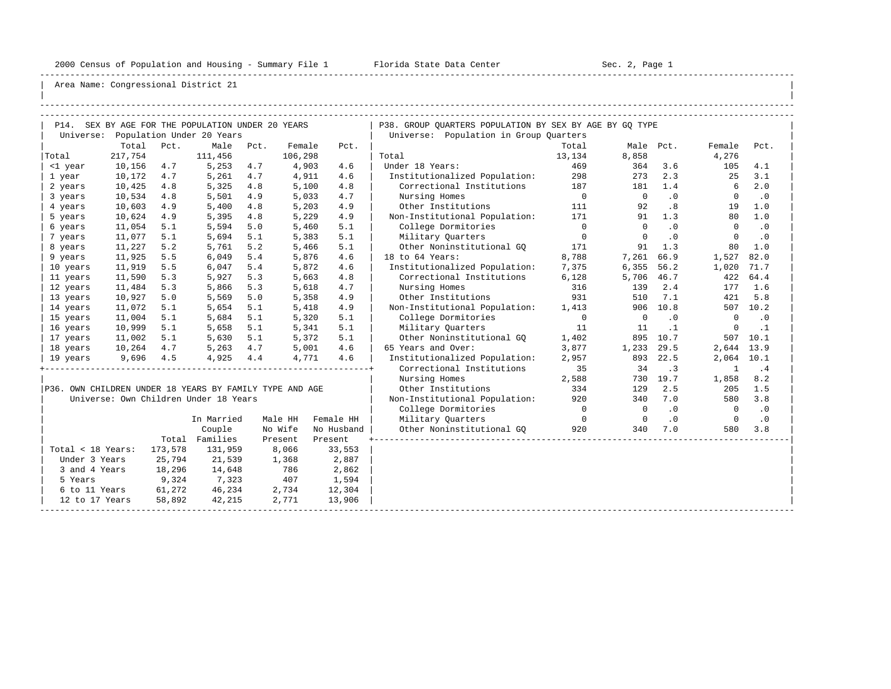2000 Census of Population and Housing - Summary File 1 Florida State Data Center Sec. 2, Page 1

Area Name: Congressional District 21

## P14. SEX BY AGE FOR THE POPULATION UNDER 20 YEARS

Universe: Population Under 20 Years

| | Total | Pct. | Male | Pct. | Female | Pct. |
|---|---|---|---|---|---|---|
| Total | 217,754 | | 111,456 | | 106,298 | |
| <1 year | 10,156 | 4.7 | 5,253 | 4.7 | 4,903 | 4.6 |
| 1 year | 10,172 | 4.7 | 5,261 | 4.7 | 4,911 | 4.6 |
| 2 years | 10,425 | 4.8 | 5,325 | 4.8 | 5,100 | 4.8 |
| 3 years | 10,534 | 4.8 | 5,501 | 4.9 | 5,033 | 4.7 |
| 4 years | 10,603 | 4.9 | 5,400 | 4.8 | 5,203 | 4.9 |
| 5 years | 10,624 | 4.9 | 5,395 | 4.8 | 5,229 | 4.9 |
| 6 years | 11,054 | 5.1 | 5,594 | 5.0 | 5,460 | 5.1 |
| 7 years | 11,077 | 5.1 | 5,694 | 5.1 | 5,383 | 5.1 |
| 8 years | 11,227 | 5.2 | 5,761 | 5.2 | 5,466 | 5.1 |
| 9 years | 11,925 | 5.5 | 6,049 | 5.4 | 5,876 | 4.6 |
| 10 years | 11,919 | 5.5 | 6,047 | 5.4 | 5,872 | 4.6 |
| 11 years | 11,590 | 5.3 | 5,927 | 5.3 | 5,663 | 4.8 |
| 12 years | 11,484 | 5.3 | 5,866 | 5.3 | 5,618 | 4.7 |
| 13 years | 10,927 | 5.0 | 5,569 | 5.0 | 5,358 | 4.9 |
| 14 years | 11,072 | 5.1 | 5,654 | 5.1 | 5,418 | 4.9 |
| 15 years | 11,004 | 5.1 | 5,684 | 5.1 | 5,320 | 5.1 |
| 16 years | 10,999 | 5.1 | 5,658 | 5.1 | 5,341 | 5.1 |
| 17 years | 11,002 | 5.1 | 5,630 | 5.1 | 5,372 | 5.1 |
| 18 years | 10,264 | 4.7 | 5,263 | 4.7 | 5,001 | 4.6 |
| 19 years | 9,696 | 4.5 | 4,925 | 4.4 | 4,771 | 4.6 |

## P36. OWN CHILDREN UNDER 18 YEARS BY FAMILY TYPE AND AGE

Universe: Own Children Under 18 Years

| | Total | In Married Couple Families | Male HH No Wife Present | Female HH No Husband Present |
|---|---|---|---|---|
| Total < 18 Years: | 173,578 | 131,959 | 8,066 | 33,553 |
| Under 3 Years | 25,794 | 21,539 | 1,368 | 2,887 |
| 3 and 4 Years | 18,296 | 14,648 | 786 | 2,862 |
| 5 Years | 9,324 | 7,323 | 407 | 1,594 |
| 6 to 11 Years | 61,272 | 46,234 | 2,734 | 12,304 |
| 12 to 17 Years | 58,892 | 42,215 | 2,771 | 13,906 |

## P38. GROUP QUARTERS POPULATION BY SEX BY AGE BY GQ TYPE

Universe: Population in Group Quarters

| | Total | Male | Pct. | Female | Pct. |
|---|---|---|---|---|---|
| Total | 13,134 | 8,858 | | 4,276 | |
| Under 18 Years: | 469 | 364 | 3.6 | 105 | 4.1 |
| Institutionalized Population: | 298 | 273 | 2.3 | 25 | 3.1 |
| Correctional Institutions | 187 | 181 | 1.4 | 6 | 2.0 |
| Nursing Homes | 0 | 0 | .0 | 0 | .0 |
| Other Institutions | 111 | 92 | .8 | 19 | 1.0 |
| Non-Institutional Population: | 171 | 91 | 1.3 | 80 | 1.0 |
| College Dormitories | 0 | 0 | .0 | 0 | .0 |
| Military Quarters | 0 | 0 | .0 | 0 | .0 |
| Other Noninstitutional GQ | 171 | 91 | 1.3 | 80 | 1.0 |
| 18 to 64 Years: | 8,788 | 7,261 | 66.9 | 1,527 | 82.0 |
| Institutionalized Population: | 7,375 | 6,355 | 56.2 | 1,020 | 71.7 |
| Correctional Institutions | 6,128 | 5,706 | 46.7 | 422 | 64.4 |
| Nursing Homes | 316 | 139 | 2.4 | 177 | 1.6 |
| Other Institutions | 931 | 510 | 7.1 | 421 | 5.8 |
| Non-Institutional Population: | 1,413 | 906 | 10.8 | 507 | 10.2 |
| College Dormitories | 0 | 0 | .0 | 0 | .0 |
| Military Quarters | 11 | 11 | .1 | 0 | .1 |
| Other Noninstitutional GQ | 1,402 | 895 | 10.7 | 507 | 10.1 |
| 65 Years and Over: | 3,877 | 1,233 | 29.5 | 2,644 | 13.9 |
| Institutionalized Population: | 2,957 | 893 | 22.5 | 2,064 | 10.1 |
| Correctional Institutions | 35 | 34 | .3 | 1 | .4 |
| Nursing Homes | 2,588 | 730 | 19.7 | 1,858 | 8.2 |
| Other Institutions | 334 | 129 | 2.5 | 205 | 1.5 |
| Non-Institutional Population: | 920 | 340 | 7.0 | 580 | 3.8 |
| College Dormitories | 0 | 0 | .0 | 0 | .0 |
| Military Quarters | 0 | 0 | .0 | 0 | .0 |
| Other Noninstitutional GQ | 920 | 340 | 7.0 | 580 | 3.8 |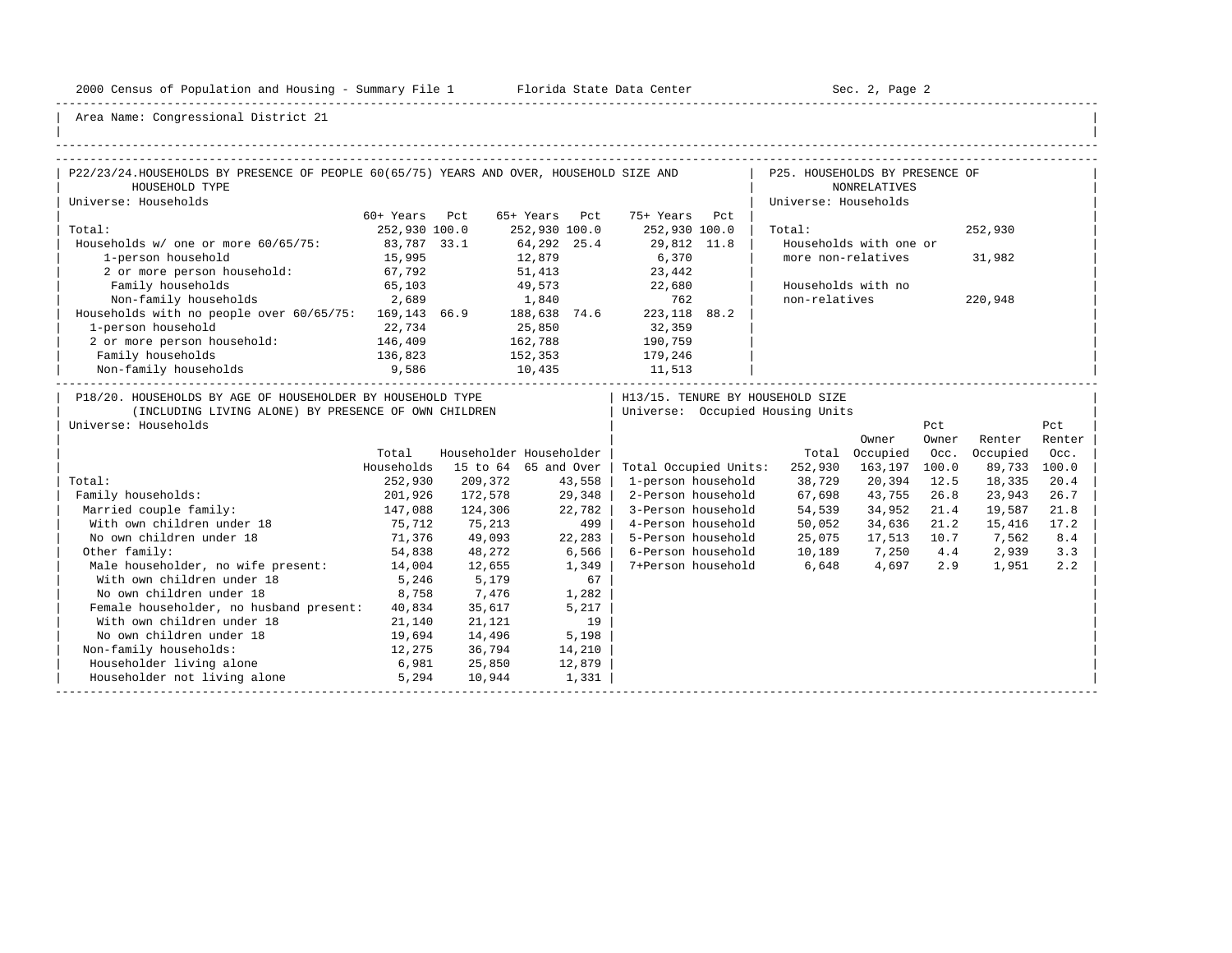Area Name: Congressional District 21

## P22/23/24. HOUSEHOLDS BY PRESENCE OF PEOPLE 60(65/75) YEARS AND OVER, HOUSEHOLD SIZE AND HOUSEHOLD TYPE

Universe: Households

| | 60+ Years | Pct | 65+ Years | Pct | 75+ Years | Pct |
|---|---|---|---|---|---|---|
| Total: | 252,930 | 100.0 | 252,930 | 100.0 | 252,930 | 100.0 |
| Households w/ one or more 60/65/75: | 83,787 | 33.1 | 64,292 | 25.4 | 29,812 | 11.8 |
| 1-person household | 15,995 | | 12,879 | | 6,370 | |
| 2 or more person household: | 67,792 | | 51,413 | | 23,442 | |
| Family households | 65,103 | | 49,573 | | 22,680 | |
| Non-family households | 2,689 | | 1,840 | | 762 | |
| Households with no people over 60/65/75: | 169,143 | 66.9 | 188,638 | 74.6 | 223,118 | 88.2 |
| 1-person household | 22,734 | | 25,850 | | 32,359 | |
| 2 or more person household: | 146,409 | | 162,788 | | 190,759 | |
| Family households | 136,823 | | 152,353 | | 179,246 | |
| Non-family households | 9,586 | | 10,435 | | 11,513 | |

## P25. HOUSEHOLDS BY PRESENCE OF NONRELATIVES

Universe: Households

| | |
|---|---|
| Total: | 252,930 |
| Households with one or more non-relatives | 31,982 |
| Households with no non-relatives | 220,948 |

## P18/20. HOUSEHOLDS BY AGE OF HOUSEHOLDER BY HOUSEHOLD TYPE (INCLUDING LIVING ALONE) BY PRESENCE OF OWN CHILDREN

Universe: Households

| | Total Households | Householder 15 to 64 | Householder 65 and Over |
|---|---|---|---|
| Total: | 252,930 | 209,372 | 43,558 |
| Family households: | 201,926 | 172,578 | 29,348 |
| Married couple family: | 147,088 | 124,306 | 22,782 |
| With own children under 18 | 75,712 | 75,213 | 499 |
| No own children under 18 | 71,376 | 49,093 | 22,283 |
| Other family: | 54,838 | 48,272 | 6,566 |
| Male householder, no wife present: | 14,004 | 12,655 | 1,349 |
| With own children under 18 | 5,246 | 5,179 | 67 |
| No own children under 18 | 8,758 | 7,476 | 1,282 |
| Female householder, no husband present: | 40,834 | 35,617 | 5,217 |
| With own children under 18 | 21,140 | 21,121 | 19 |
| No own children under 18 | 19,694 | 14,496 | 5,198 |
| Non-family households: | 12,275 | 36,794 | 14,210 |
| Householder living alone | 6,981 | 25,850 | 12,879 |
| Householder not living alone | 5,294 | 10,944 | 1,331 |

## H13/15. TENURE BY HOUSEHOLD SIZE

Universe: Occupied Housing Units

| | Total | Owner Occupied | Pct Owner Occ. | Renter Occupied | Pct Renter Occ. |
|---|---|---|---|---|---|
| Total Occupied Units: | 252,930 | 163,197 | 100.0 | 89,733 | 100.0 |
| 1-person household | 38,729 | 20,394 | 12.5 | 18,335 | 20.4 |
| 2-Person household | 67,698 | 43,755 | 26.8 | 23,943 | 26.7 |
| 3-Person household | 54,539 | 34,952 | 21.4 | 19,587 | 21.8 |
| 4-Person household | 50,052 | 34,636 | 21.2 | 15,416 | 17.2 |
| 5-Person household | 25,075 | 17,513 | 10.7 | 7,562 | 8.4 |
| 6-Person household | 10,189 | 7,250 | 4.4 | 2,939 | 3.3 |
| 7+Person household | 6,648 | 4,697 | 2.9 | 1,951 | 2.2 |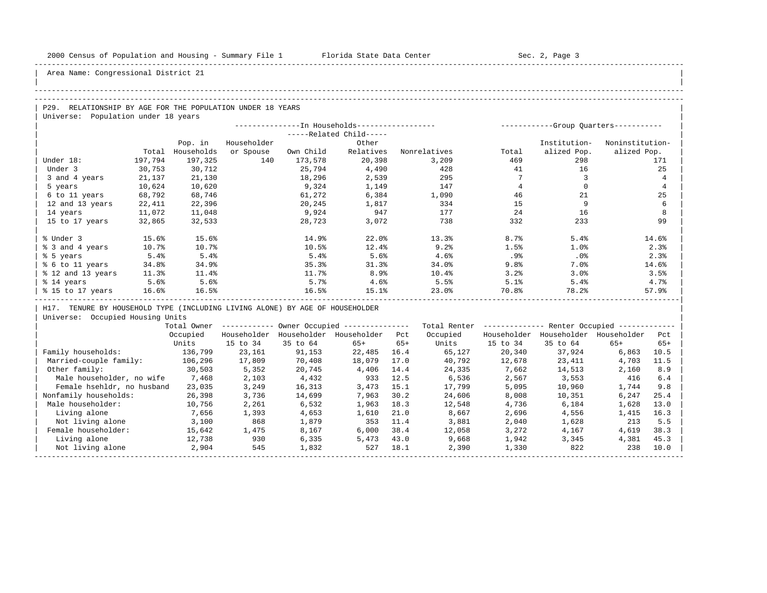Area Name: Congressional District 21

## P29. RELATIONSHIP BY AGE FOR THE POPULATION UNDER 18 YEARS

Universe: Population under 18 years

| | Total | In Households: Pop. in Households | Householder or Spouse | Related Child: Own Child | Related Child: Other Relatives | Nonrelatives | Group Quarters: Total | Institutionalized Pop. | Noninstitutionalized Pop. |
|---|---|---|---|---|---|---|---|---|---|
| Under 18: | 197,794 | 197,325 | 140 | 173,578 | 20,398 | 3,209 | 469 | 298 | 171 |
| Under 3 | 30,753 | 30,712 | | 25,794 | 4,490 | 428 | 41 | 16 | 25 |
| 3 and 4 years | 21,137 | 21,130 | | 18,296 | 2,539 | 295 | 7 | 3 | 4 |
| 5 years | 10,624 | 10,620 | | 9,324 | 1,149 | 147 | 4 | 0 | 4 |
| 6 to 11 years | 68,792 | 68,746 | | 61,272 | 6,384 | 1,090 | 46 | 21 | 25 |
| 12 and 13 years | 22,411 | 22,396 | | 20,245 | 1,817 | 334 | 15 | 9 | 6 |
| 14 years | 11,072 | 11,048 | | 9,924 | 947 | 177 | 24 | 16 | 8 |
| 15 to 17 years | 32,865 | 32,533 | | 28,723 | 3,072 | 738 | 332 | 233 | 99 |
| % Under 3 | 15.6% | 15.6% | | 14.9% | 22.0% | 13.3% | 8.7% | 5.4% | 14.6% |
| % 3 and 4 years | 10.7% | 10.7% | | 10.5% | 12.4% | 9.2% | 1.5% | 1.0% | 2.3% |
| % 5 years | 5.4% | 5.4% | | 5.4% | 5.6% | 4.6% | .9% | .0% | 2.3% |
| % 6 to 11 years | 34.8% | 34.9% | | 35.3% | 31.3% | 34.0% | 9.8% | 7.0% | 14.6% |
| % 12 and 13 years | 11.3% | 11.4% | | 11.7% | 8.9% | 10.4% | 3.2% | 3.0% | 3.5% |
| % 14 years | 5.6% | 5.6% | | 5.7% | 4.6% | 5.5% | 5.1% | 5.4% | 4.7% |
| % 15 to 17 years | 16.6% | 16.5% | | 16.5% | 15.1% | 23.0% | 70.8% | 78.2% | 57.9% |

## H17. TENURE BY HOUSEHOLD TYPE (INCLUDING LIVING ALONE) BY AGE OF HOUSEHOLDER

Universe: Occupied Housing Units

| | Total Owner Occupied Units | Owner: Householder 15 to 34 | Owner: Householder 35 to 64 | Owner: Householder 65+ | Owner: Pct 65+ | Total Renter Occupied Units | Renter: Householder 15 to 34 | Renter: Householder 35 to 64 | Renter: Householder 65+ | Renter: Pct 65+ |
|---|---|---|---|---|---|---|---|---|---|---|
| Family households: | 136,799 | 23,161 | 91,153 | 22,485 | 16.4 | 65,127 | 20,340 | 37,924 | 6,863 | 10.5 |
| Married-couple family: | 106,296 | 17,809 | 70,408 | 18,079 | 17.0 | 40,792 | 12,678 | 23,411 | 4,703 | 11.5 |
| Other family: | 30,503 | 5,352 | 20,745 | 4,406 | 14.4 | 24,335 | 7,662 | 14,513 | 2,160 | 8.9 |
| Male householder, no wife | 7,468 | 2,103 | 4,432 | 933 | 12.5 | 6,536 | 2,567 | 3,553 | 416 | 6.4 |
| Female hsehldr, no husband | 23,035 | 3,249 | 16,313 | 3,473 | 15.1 | 17,799 | 5,095 | 10,960 | 1,744 | 9.8 |
| Nonfamily households: | 26,398 | 3,736 | 14,699 | 7,963 | 30.2 | 24,606 | 8,008 | 10,351 | 6,247 | 25.4 |
| Male householder: | 10,756 | 2,261 | 6,532 | 1,963 | 18.3 | 12,548 | 4,736 | 6,184 | 1,628 | 13.0 |
| Living alone | 7,656 | 1,393 | 4,653 | 1,610 | 21.0 | 8,667 | 2,696 | 4,556 | 1,415 | 16.3 |
| Not living alone | 3,100 | 868 | 1,879 | 353 | 11.4 | 3,881 | 2,040 | 1,628 | 213 | 5.5 |
| Female householder: | 15,642 | 1,475 | 8,167 | 6,000 | 38.4 | 12,058 | 3,272 | 4,167 | 4,619 | 38.3 |
| Living alone | 12,738 | 930 | 6,335 | 5,473 | 43.0 | 9,668 | 1,942 | 3,345 | 4,381 | 45.3 |
| Not living alone | 2,904 | 545 | 1,832 | 527 | 18.1 | 2,390 | 1,330 | 822 | 238 | 10.0 |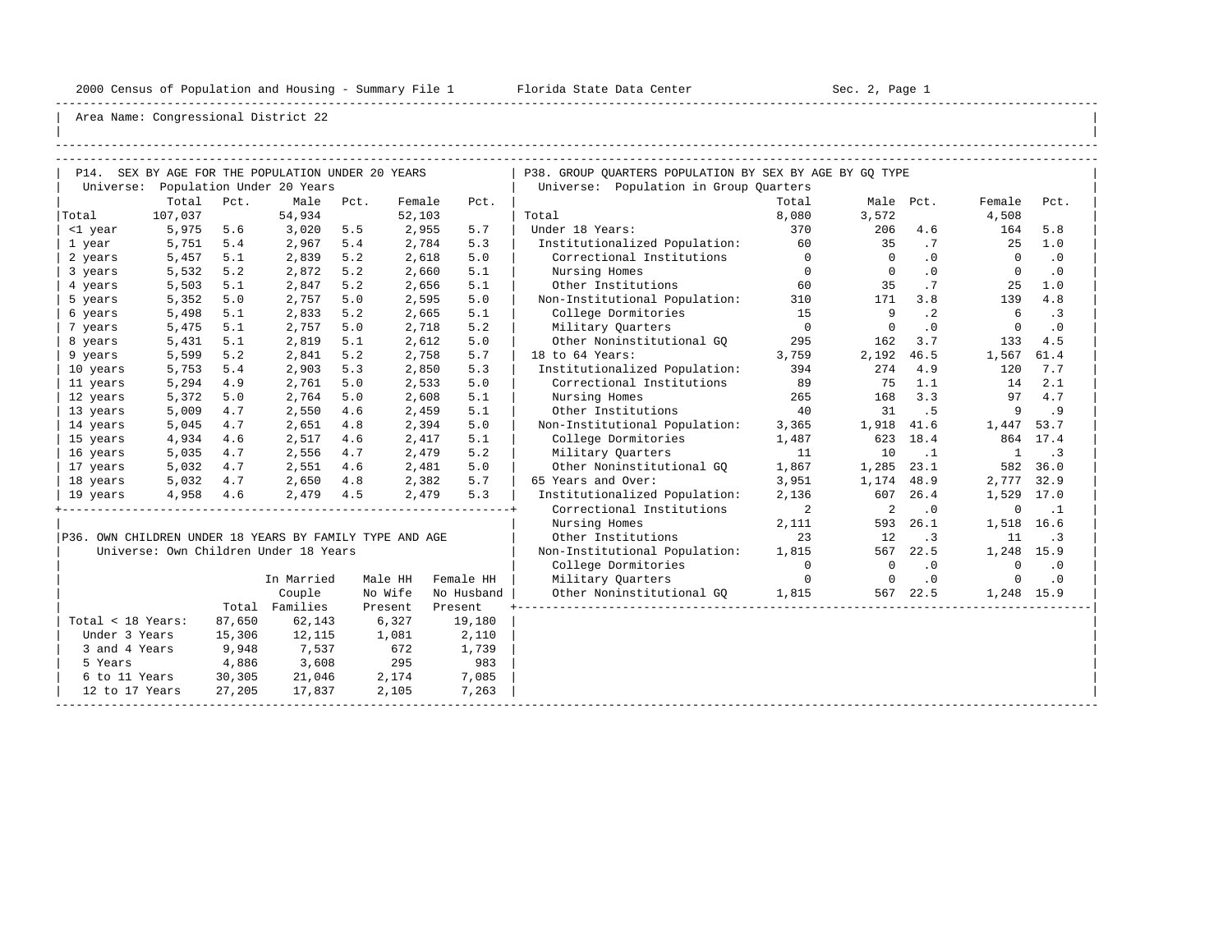Area Name: Congressional District 22

## P14. SEX BY AGE FOR THE POPULATION UNDER 20 YEARS

Universe: Population Under 20 Years

| | Total | Pct. | Male | Pct. | Female | Pct. |
|---|---|---|---|---|---|---|
| Total | 107,037 | | 54,934 | | 52,103 | |
| <1 year | 5,975 | 5.6 | 3,020 | 5.5 | 2,955 | 5.7 |
| 1 year | 5,751 | 5.4 | 2,967 | 5.4 | 2,784 | 5.3 |
| 2 years | 5,457 | 5.1 | 2,839 | 5.2 | 2,618 | 5.0 |
| 3 years | 5,532 | 5.2 | 2,872 | 5.2 | 2,660 | 5.1 |
| 4 years | 5,503 | 5.1 | 2,847 | 5.2 | 2,656 | 5.1 |
| 5 years | 5,352 | 5.0 | 2,757 | 5.0 | 2,595 | 5.0 |
| 6 years | 5,498 | 5.1 | 2,833 | 5.2 | 2,665 | 5.1 |
| 7 years | 5,475 | 5.1 | 2,757 | 5.0 | 2,718 | 5.2 |
| 8 years | 5,431 | 5.1 | 2,819 | 5.1 | 2,612 | 5.0 |
| 9 years | 5,599 | 5.2 | 2,841 | 5.2 | 2,758 | 5.7 |
| 10 years | 5,753 | 5.4 | 2,903 | 5.3 | 2,850 | 5.3 |
| 11 years | 5,294 | 4.9 | 2,761 | 5.0 | 2,533 | 5.0 |
| 12 years | 5,372 | 5.0 | 2,764 | 5.0 | 2,608 | 5.1 |
| 13 years | 5,009 | 4.7 | 2,550 | 4.6 | 2,459 | 5.1 |
| 14 years | 5,045 | 4.7 | 2,651 | 4.8 | 2,394 | 5.0 |
| 15 years | 4,934 | 4.6 | 2,517 | 4.6 | 2,417 | 5.1 |
| 16 years | 5,035 | 4.7 | 2,556 | 4.7 | 2,479 | 5.2 |
| 17 years | 5,032 | 4.7 | 2,551 | 4.6 | 2,481 | 5.0 |
| 18 years | 5,032 | 4.7 | 2,650 | 4.8 | 2,382 | 5.7 |
| 19 years | 4,958 | 4.6 | 2,479 | 4.5 | 2,479 | 5.3 |

## P36. OWN CHILDREN UNDER 18 YEARS BY FAMILY TYPE AND AGE

Universe: Own Children Under 18 Years

| | Total | In Married Couple Families | Male HH No Wife Present | Female HH No Husband Present |
|---|---|---|---|---|
| Total < 18 Years: | 87,650 | 62,143 | 6,327 | 19,180 |
| Under 3 Years | 15,306 | 12,115 | 1,081 | 2,110 |
| 3 and 4 Years | 9,948 | 7,537 | 672 | 1,739 |
| 5 Years | 4,886 | 3,608 | 295 | 983 |
| 6 to 11 Years | 30,305 | 21,046 | 2,174 | 7,085 |
| 12 to 17 Years | 27,205 | 17,837 | 2,105 | 7,263 |

## P38. GROUP QUARTERS POPULATION BY SEX BY AGE BY GQ TYPE

Universe: Population in Group Quarters

| | Total | Male | Pct. | Female | Pct. |
|---|---|---|---|---|---|
| Total | 8,080 | 3,572 | | 4,508 | |
| Under 18 Years: | 370 | 206 | 4.6 | 164 | 5.8 |
| Institutionalized Population: | 60 | 35 | .7 | 25 | 1.0 |
| Correctional Institutions | 0 | 0 | .0 | 0 | .0 |
| Nursing Homes | 0 | 0 | .0 | 0 | .0 |
| Other Institutions | 60 | 35 | .7 | 25 | 1.0 |
| Non-Institutional Population: | 310 | 171 | 3.8 | 139 | 4.8 |
| College Dormitories | 15 | 9 | .2 | 6 | .3 |
| Military Quarters | 0 | 0 | .0 | 0 | .0 |
| Other Noninstitutional GQ | 295 | 162 | 3.7 | 133 | 4.5 |
| 18 to 64 Years: | 3,759 | 2,192 | 46.5 | 1,567 | 61.4 |
| Institutionalized Population: | 394 | 274 | 4.9 | 120 | 7.7 |
| Correctional Institutions | 89 | 75 | 1.1 | 14 | 2.1 |
| Nursing Homes | 265 | 168 | 3.3 | 97 | 4.7 |
| Other Institutions | 40 | 31 | .5 | 9 | .9 |
| Non-Institutional Population: | 3,365 | 1,918 | 41.6 | 1,447 | 53.7 |
| College Dormitories | 1,487 | 623 | 18.4 | 864 | 17.4 |
| Military Quarters | 11 | 10 | .1 | 1 | .3 |
| Other Noninstitutional GQ | 1,867 | 1,285 | 23.1 | 582 | 36.0 |
| 65 Years and Over: | 3,951 | 1,174 | 48.9 | 2,777 | 32.9 |
| Institutionalized Population: | 2,136 | 607 | 26.4 | 1,529 | 17.0 |
| Correctional Institutions | 2 | 2 | .0 | 0 | .1 |
| Nursing Homes | 2,111 | 593 | 26.1 | 1,518 | 16.6 |
| Other Institutions | 23 | 12 | .3 | 11 | .3 |
| Non-Institutional Population: | 1,815 | 567 | 22.5 | 1,248 | 15.9 |
| College Dormitories | 0 | 0 | .0 | 0 | .0 |
| Military Quarters | 0 | 0 | .0 | 0 | .0 |
| Other Noninstitutional GQ | 1,815 | 567 | 22.5 | 1,248 | 15.9 |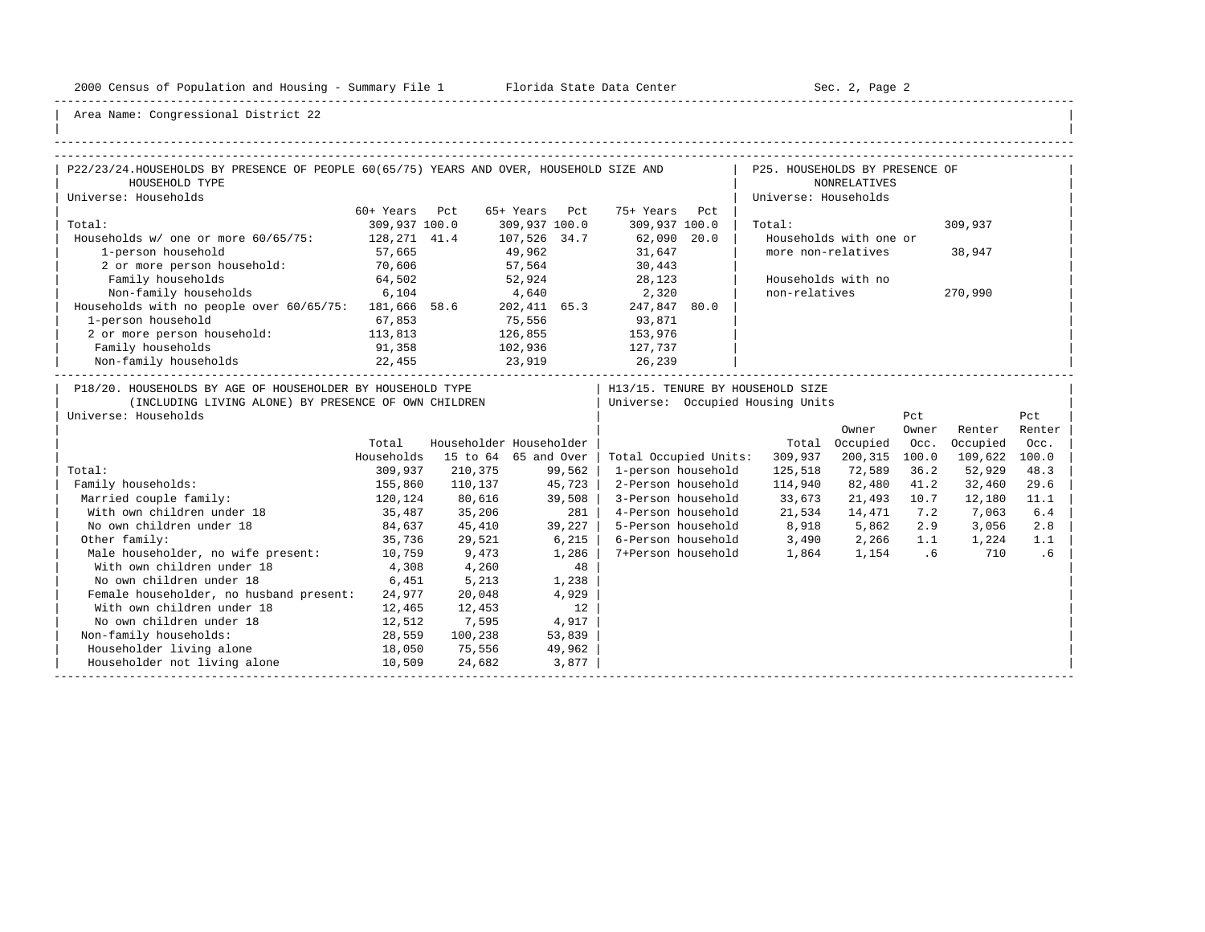Area Name: Congressional District 22

## P22/23/24. HOUSEHOLDS BY PRESENCE OF PEOPLE 60(65/75) YEARS AND OVER, HOUSEHOLD SIZE AND HOUSEHOLD TYPE

Universe: Households

| | 60+ Years | Pct | 65+ Years | Pct | 75+ Years | Pct |
|---|---|---|---|---|---|---|
| Total: | 309,937 | 100.0 | 309,937 | 100.0 | 309,937 | 100.0 |
| Households w/ one or more 60/65/75: | 128,271 | 41.4 | 107,526 | 34.7 | 62,090 | 20.0 |
| 1-person household | 57,665 | | 49,962 | | 31,647 | |
| 2 or more person household: | 70,606 | | 57,564 | | 30,443 | |
| Family households | 64,502 | | 52,924 | | 28,123 | |
| Non-family households | 6,104 | | 4,640 | | 2,320 | |
| Households with no people over 60/65/75: | 181,666 | 58.6 | 202,411 | 65.3 | 247,847 | 80.0 |
| 1-person household | 67,853 | | 75,556 | | 93,871 | |
| 2 or more person household: | 113,813 | | 126,855 | | 153,976 | |
| Family households | 91,358 | | 102,936 | | 127,737 | |
| Non-family households | 22,455 | | 23,919 | | 26,239 | |

## P25. HOUSEHOLDS BY PRESENCE OF NONRELATIVES

Universe: Households

| | |
|---|---|
| Total: | 309,937 |
| Households with one or more non-relatives | 38,947 |
| Households with no non-relatives | 270,990 |

## P18/20. HOUSEHOLDS BY AGE OF HOUSEHOLDER BY HOUSEHOLD TYPE (INCLUDING LIVING ALONE) BY PRESENCE OF OWN CHILDREN

Universe: Households

| | Total Households | Householder 15 to 64 | Householder 65 and Over |
|---|---|---|---|
| Total: | 309,937 | 210,375 | 99,562 |
| Family households: | 155,860 | 110,137 | 45,723 |
| Married couple family: | 120,124 | 80,616 | 39,508 |
| With own children under 18 | 35,487 | 35,206 | 281 |
| No own children under 18 | 84,637 | 45,410 | 39,227 |
| Other family: | 35,736 | 29,521 | 6,215 |
| Male householder, no wife present: | 10,759 | 9,473 | 1,286 |
| With own children under 18 | 4,308 | 4,260 | 48 |
| No own children under 18 | 6,451 | 5,213 | 1,238 |
| Female householder, no husband present: | 24,977 | 20,048 | 4,929 |
| With own children under 18 | 12,465 | 12,453 | 12 |
| No own children under 18 | 12,512 | 7,595 | 4,917 |
| Non-family households: | 28,559 | 100,238 | 53,839 |
| Householder living alone | 18,050 | 75,556 | 49,962 |
| Householder not living alone | 10,509 | 24,682 | 3,877 |

## H13/15. TENURE BY HOUSEHOLD SIZE

Universe: Occupied Housing Units

| | Total | Owner Occupied | Pct Owner Occ. | Renter Occupied | Pct Renter Occ. |
|---|---|---|---|---|---|
| Total Occupied Units: | 309,937 | 200,315 | 100.0 | 109,622 | 100.0 |
| 1-person household | 125,518 | 72,589 | 36.2 | 52,929 | 48.3 |
| 2-Person household | 114,940 | 82,480 | 41.2 | 32,460 | 29.6 |
| 3-Person household | 33,673 | 21,493 | 10.7 | 12,180 | 11.1 |
| 4-Person household | 21,534 | 14,471 | 7.2 | 7,063 | 6.4 |
| 5-Person household | 8,918 | 5,862 | 2.9 | 3,056 | 2.8 |
| 6-Person household | 3,490 | 2,266 | 1.1 | 1,224 | 1.1 |
| 7+Person household | 1,864 | 1,154 | .6 | 710 | .6 |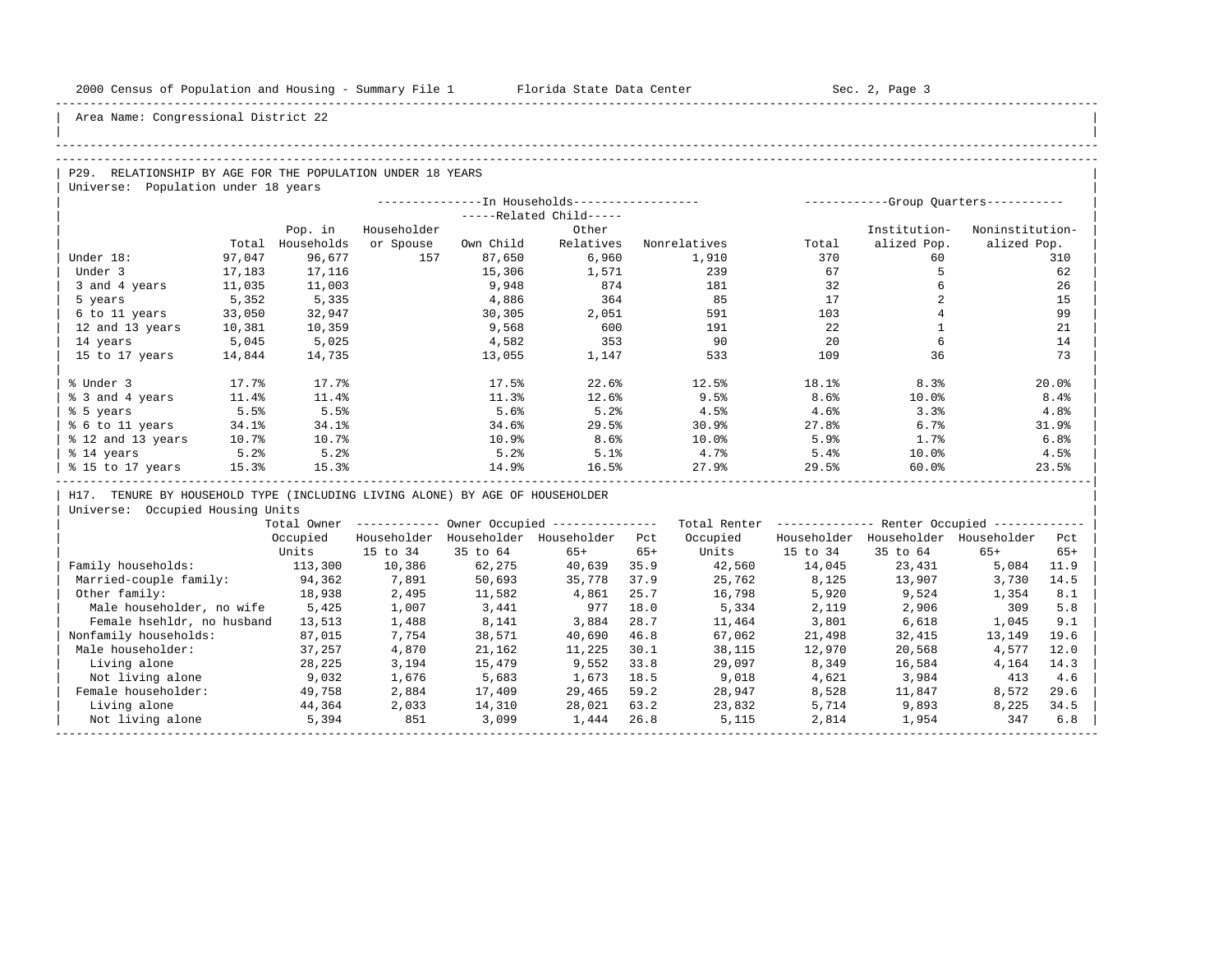Area Name: Congressional District 22

## P29. RELATIONSHIP BY AGE FOR THE POPULATION UNDER 18 YEARS

Universe: Population under 18 years

| | Total | Pop. in Households | In Households: Householder or Spouse | Related Child: Own Child | Related Child: Other Relatives | Nonrelatives | Group Quarters: Total | Institutionalized Pop. | Noninstitutionalized Pop. |
|---|---|---|---|---|---|---|---|---|---|
| Under 18: | 97,047 | 96,677 | 157 | 87,650 | 6,960 | 1,910 | 370 | 60 | 310 |
| Under 3 | 17,183 | 17,116 | | 15,306 | 1,571 | 239 | 67 | 5 | 62 |
| 3 and 4 years | 11,035 | 11,003 | | 9,948 | 874 | 181 | 32 | 6 | 26 |
| 5 years | 5,352 | 5,335 | | 4,886 | 364 | 85 | 17 | 2 | 15 |
| 6 to 11 years | 33,050 | 32,947 | | 30,305 | 2,051 | 591 | 103 | 4 | 99 |
| 12 and 13 years | 10,381 | 10,359 | | 9,568 | 600 | 191 | 22 | 1 | 21 |
| 14 years | 5,045 | 5,025 | | 4,582 | 353 | 90 | 20 | 6 | 14 |
| 15 to 17 years | 14,844 | 14,735 | | 13,055 | 1,147 | 533 | 109 | 36 | 73 |
| % Under 3 | 17.7% | 17.7% | | 17.5% | 22.6% | 12.5% | 18.1% | 8.3% | 20.0% |
| % 3 and 4 years | 11.4% | 11.4% | | 11.3% | 12.6% | 9.5% | 8.6% | 10.0% | 8.4% |
| % 5 years | 5.5% | 5.5% | | 5.6% | 5.2% | 4.5% | 4.6% | 3.3% | 4.8% |
| % 6 to 11 years | 34.1% | 34.1% | | 34.6% | 29.5% | 30.9% | 27.8% | 6.7% | 31.9% |
| % 12 and 13 years | 10.7% | 10.7% | | 10.9% | 8.6% | 10.0% | 5.9% | 1.7% | 6.8% |
| % 14 years | 5.2% | 5.2% | | 5.2% | 5.1% | 4.7% | 5.4% | 10.0% | 4.5% |
| % 15 to 17 years | 15.3% | 15.3% | | 14.9% | 16.5% | 27.9% | 29.5% | 60.0% | 23.5% |

## H17. TENURE BY HOUSEHOLD TYPE (INCLUDING LIVING ALONE) BY AGE OF HOUSEHOLDER

Universe: Occupied Housing Units

| | Total Owner Occupied Units | Owner: Householder 15 to 34 | Owner: Householder 35 to 64 | Owner: Householder 65+ | Pct 65+ | Total Renter Occupied Units | Renter: Householder 15 to 34 | Renter: Householder 35 to 64 | Renter: Householder 65+ | Pct 65+ |
|---|---|---|---|---|---|---|---|---|---|---|
| Family households: | 113,300 | 10,386 | 62,275 | 40,639 | 35.9 | 42,560 | 14,045 | 23,431 | 5,084 | 11.9 |
| Married-couple family: | 94,362 | 7,891 | 50,693 | 35,778 | 37.9 | 25,762 | 8,125 | 13,907 | 3,730 | 14.5 |
| Other family: | 18,938 | 2,495 | 11,582 | 4,861 | 25.7 | 16,798 | 5,920 | 9,524 | 1,354 | 8.1 |
| Male householder, no wife | 5,425 | 1,007 | 3,441 | 977 | 18.0 | 5,334 | 2,119 | 2,906 | 309 | 5.8 |
| Female hsehldr, no husband | 13,513 | 1,488 | 8,141 | 3,884 | 28.7 | 11,464 | 3,801 | 6,618 | 1,045 | 9.1 |
| Nonfamily households: | 87,015 | 7,754 | 38,571 | 40,690 | 46.8 | 67,062 | 21,498 | 32,415 | 13,149 | 19.6 |
| Male householder: | 37,257 | 4,870 | 21,162 | 11,225 | 30.1 | 38,115 | 12,970 | 20,568 | 4,577 | 12.0 |
| Living alone | 28,225 | 3,194 | 15,479 | 9,552 | 33.8 | 29,097 | 8,349 | 16,584 | 4,164 | 14.3 |
| Not living alone | 9,032 | 1,676 | 5,683 | 1,673 | 18.5 | 9,018 | 4,621 | 3,984 | 413 | 4.6 |
| Female householder: | 49,758 | 2,884 | 17,409 | 29,465 | 59.2 | 28,947 | 8,528 | 11,847 | 8,572 | 29.6 |
| Living alone | 44,364 | 2,033 | 14,310 | 28,021 | 63.2 | 23,832 | 5,714 | 9,893 | 8,225 | 34.5 |
| Not living alone | 5,394 | 851 | 3,099 | 1,444 | 26.8 | 5,115 | 2,814 | 1,954 | 347 | 6.8 |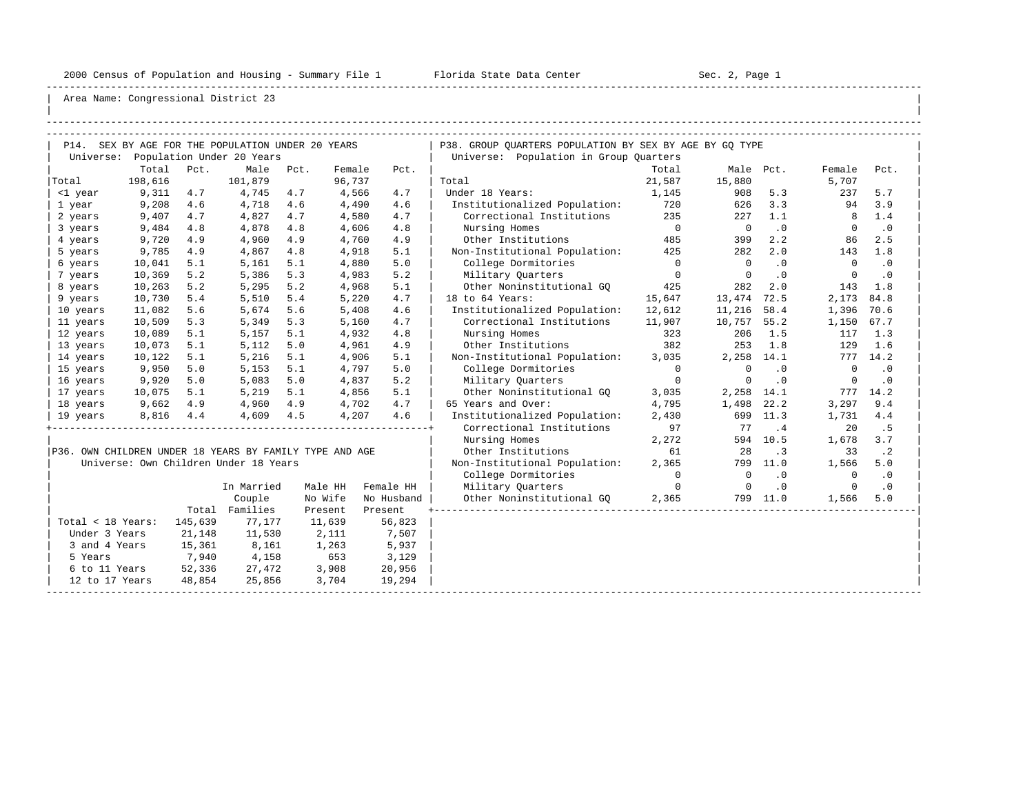2000 Census of Population and Housing - Summary File 1    Florida State Data Center    Sec. 2, Page 1

Area Name: Congressional District 23

## P14. SEX BY AGE FOR THE POPULATION UNDER 20 YEARS

Universe: Population Under 20 Years

| | Total | Pct. | Male | Pct. | Female | Pct. |
|---|---|---|---|---|---|---|
| Total | 198,616 | | 101,879 | | 96,737 | |
| <1 year | 9,311 | 4.7 | 4,745 | 4.7 | 4,566 | 4.7 |
| 1 year | 9,208 | 4.6 | 4,718 | 4.6 | 4,490 | 4.6 |
| 2 years | 9,407 | 4.7 | 4,827 | 4.7 | 4,580 | 4.7 |
| 3 years | 9,484 | 4.8 | 4,878 | 4.8 | 4,606 | 4.8 |
| 4 years | 9,720 | 4.9 | 4,960 | 4.9 | 4,760 | 4.9 |
| 5 years | 9,785 | 4.9 | 4,867 | 4.8 | 4,918 | 5.1 |
| 6 years | 10,041 | 5.1 | 5,161 | 5.1 | 4,880 | 5.0 |
| 7 years | 10,369 | 5.2 | 5,386 | 5.3 | 4,983 | 5.2 |
| 8 years | 10,263 | 5.2 | 5,295 | 5.2 | 4,968 | 5.1 |
| 9 years | 10,730 | 5.4 | 5,510 | 5.4 | 5,220 | 4.7 |
| 10 years | 11,082 | 5.6 | 5,674 | 5.6 | 5,408 | 4.6 |
| 11 years | 10,509 | 5.3 | 5,349 | 5.3 | 5,160 | 4.7 |
| 12 years | 10,089 | 5.1 | 5,157 | 5.1 | 4,932 | 4.8 |
| 13 years | 10,073 | 5.1 | 5,112 | 5.0 | 4,961 | 4.9 |
| 14 years | 10,122 | 5.1 | 5,216 | 5.1 | 4,906 | 5.1 |
| 15 years | 9,950 | 5.0 | 5,153 | 5.1 | 4,797 | 5.0 |
| 16 years | 9,920 | 5.0 | 5,083 | 5.0 | 4,837 | 5.2 |
| 17 years | 10,075 | 5.1 | 5,219 | 5.1 | 4,856 | 5.1 |
| 18 years | 9,662 | 4.9 | 4,960 | 4.9 | 4,702 | 4.7 |
| 19 years | 8,816 | 4.4 | 4,609 | 4.5 | 4,207 | 4.6 |

## P36. OWN CHILDREN UNDER 18 YEARS BY FAMILY TYPE AND AGE

Universe: Own Children Under 18 Years

| | Total | In Married Couple Families | Male HH No Wife Present | Female HH No Husband Present |
|---|---|---|---|---|
| Total < 18 Years: | 145,639 | 77,177 | 11,639 | 56,823 |
| Under 3 Years | 21,148 | 11,530 | 2,111 | 7,507 |
| 3 and 4 Years | 15,361 | 8,161 | 1,263 | 5,937 |
| 5 Years | 7,940 | 4,158 | 653 | 3,129 |
| 6 to 11 Years | 52,336 | 27,472 | 3,908 | 20,956 |
| 12 to 17 Years | 48,854 | 25,856 | 3,704 | 19,294 |

## P38. GROUP QUARTERS POPULATION BY SEX BY AGE BY GQ TYPE

Universe: Population in Group Quarters

| | Total | Male | Pct. | Female | Pct. |
|---|---|---|---|---|---|
| Total | 21,587 | 15,880 | | 5,707 | |
| Under 18 Years: | 1,145 | 908 | 5.3 | 237 | 5.7 |
| Institutionalized Population: | 720 | 626 | 3.3 | 94 | 3.9 |
| Correctional Institutions | 235 | 227 | 1.1 | 8 | 1.4 |
| Nursing Homes | 0 | 0 | .0 | 0 | .0 |
| Other Institutions | 485 | 399 | 2.2 | 86 | 2.5 |
| Non-Institutional Population: | 425 | 282 | 2.0 | 143 | 1.8 |
| College Dormitories | 0 | 0 | .0 | 0 | .0 |
| Military Quarters | 0 | 0 | .0 | 0 | .0 |
| Other Noninstitutional GQ | 425 | 282 | 2.0 | 143 | 1.8 |
| 18 to 64 Years: | 15,647 | 13,474 | 72.5 | 2,173 | 84.8 |
| Institutionalized Population: | 12,612 | 11,216 | 58.4 | 1,396 | 70.6 |
| Correctional Institutions | 11,907 | 10,757 | 55.2 | 1,150 | 67.7 |
| Nursing Homes | 323 | 206 | 1.5 | 117 | 1.3 |
| Other Institutions | 382 | 253 | 1.8 | 129 | 1.6 |
| Non-Institutional Population: | 3,035 | 2,258 | 14.1 | 777 | 14.2 |
| College Dormitories | 0 | 0 | .0 | 0 | .0 |
| Military Quarters | 0 | 0 | .0 | 0 | .0 |
| Other Noninstitutional GQ | 3,035 | 2,258 | 14.1 | 777 | 14.2 |
| 65 Years and Over: | 4,795 | 1,498 | 22.2 | 3,297 | 9.4 |
| Institutionalized Population: | 2,430 | 699 | 11.3 | 1,731 | 4.4 |
| Correctional Institutions | 97 | 77 | .4 | 20 | .5 |
| Nursing Homes | 2,272 | 594 | 10.5 | 1,678 | 3.7 |
| Other Institutions | 61 | 28 | .3 | 33 | .2 |
| Non-Institutional Population: | 2,365 | 799 | 11.0 | 1,566 | 5.0 |
| College Dormitories | 0 | 0 | .0 | 0 | .0 |
| Military Quarters | 0 | 0 | .0 | 0 | .0 |
| Other Noninstitutional GQ | 2,365 | 799 | 11.0 | 1,566 | 5.0 |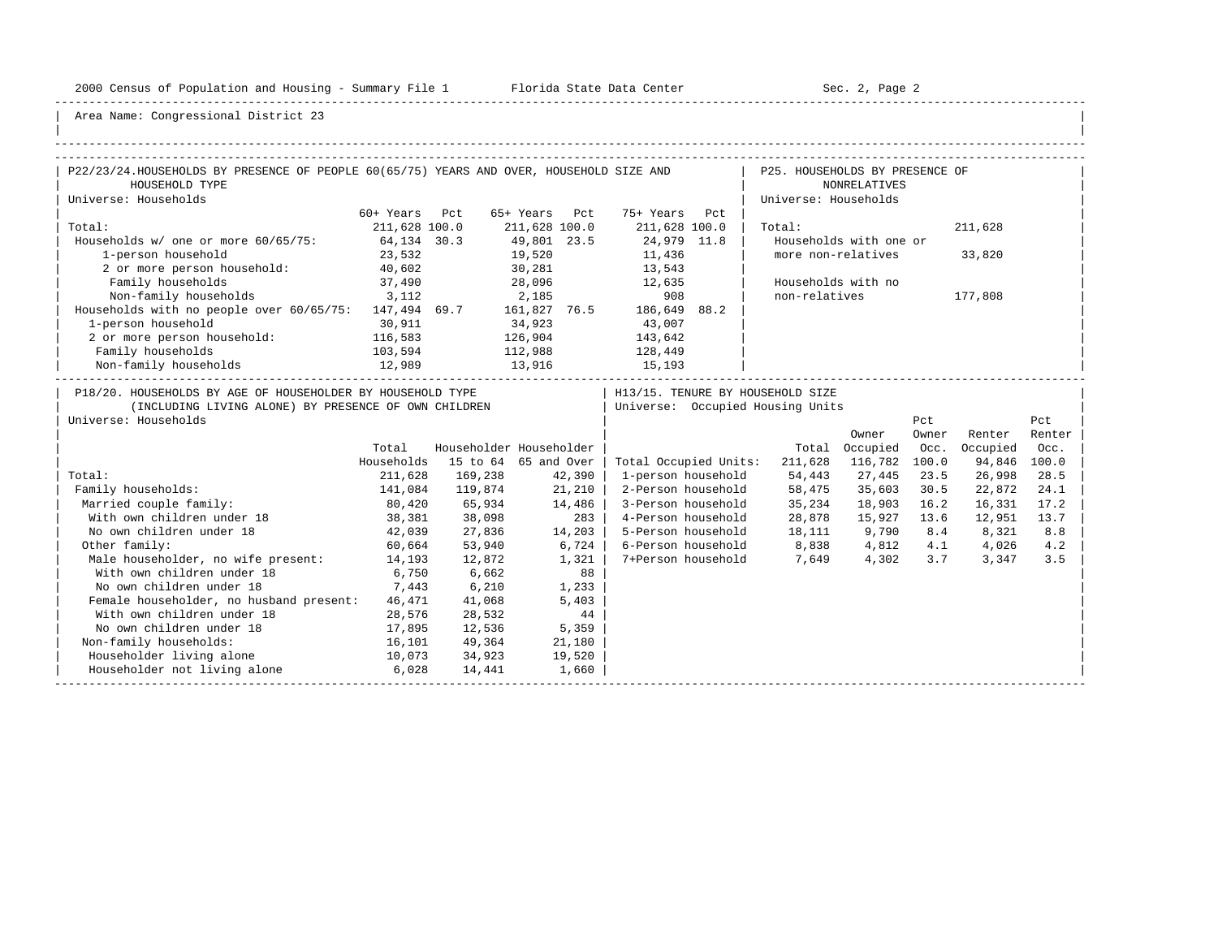Area Name: Congressional District 23

## P22/23/24. HOUSEHOLDS BY PRESENCE OF PEOPLE 60(65/75) YEARS AND OVER, HOUSEHOLD SIZE AND HOUSEHOLD TYPE

Universe: Households

| | 60+ Years | Pct | 65+ Years | Pct | 75+ Years | Pct |
|---|---|---|---|---|---|---|
| Total: | 211,628 | 100.0 | 211,628 | 100.0 | 211,628 | 100.0 |
| Households w/ one or more 60/65/75: | 64,134 | 30.3 | 49,801 | 23.5 | 24,979 | 11.8 |
| 1-person household | 23,532 | | 19,520 | | 11,436 | |
| 2 or more person household: | 40,602 | | 30,281 | | 13,543 | |
| Family households | 37,490 | | 28,096 | | 12,635 | |
| Non-family households | 3,112 | | 2,185 | | 908 | |
| Households with no people over 60/65/75: | 147,494 | 69.7 | 161,827 | 76.5 | 186,649 | 88.2 |
| 1-person household | 30,911 | | 34,923 | | 43,007 | |
| 2 or more person household: | 116,583 | | 126,904 | | 143,642 | |
| Family households | 103,594 | | 112,988 | | 128,449 | |
| Non-family households | 12,989 | | 13,916 | | 15,193 | |

## P25. HOUSEHOLDS BY PRESENCE OF NONRELATIVES

Universe: Households

| | |
|---|---|
| Total: | 211,628 |
| Households with one or more non-relatives | 33,820 |
| Households with no non-relatives | 177,808 |

## P18/20. HOUSEHOLDS BY AGE OF HOUSEHOLDER BY HOUSEHOLD TYPE (INCLUDING LIVING ALONE) BY PRESENCE OF OWN CHILDREN

Universe: Households

| | Total Households | Householder 15 to 64 | Householder 65 and Over |
|---|---|---|---|
| Total: | 211,628 | 169,238 | 42,390 |
| Family households: | 141,084 | 119,874 | 21,210 |
| Married couple family: | 80,420 | 65,934 | 14,486 |
| With own children under 18 | 38,381 | 38,098 | 283 |
| No own children under 18 | 42,039 | 27,836 | 14,203 |
| Other family: | 60,664 | 53,940 | 6,724 |
| Male householder, no wife present: | 14,193 | 12,872 | 1,321 |
| With own children under 18 | 6,750 | 6,662 | 88 |
| No own children under 18 | 7,443 | 6,210 | 1,233 |
| Female householder, no husband present: | 46,471 | 41,068 | 5,403 |
| With own children under 18 | 28,576 | 28,532 | 44 |
| No own children under 18 | 17,895 | 12,536 | 5,359 |
| Non-family households: | 16,101 | 49,364 | 21,180 |
| Householder living alone | 10,073 | 34,923 | 19,520 |
| Householder not living alone | 6,028 | 14,441 | 1,660 |

## H13/15. TENURE BY HOUSEHOLD SIZE

Universe: Occupied Housing Units

| | Total | Owner Occupied | Pct Owner Occ. | Renter Occupied | Pct Renter Occ. |
|---|---|---|---|---|---|
| Total Occupied Units: | 211,628 | 116,782 | 100.0 | 94,846 | 100.0 |
| 1-person household | 54,443 | 27,445 | 23.5 | 26,998 | 28.5 |
| 2-Person household | 58,475 | 35,603 | 30.5 | 22,872 | 24.1 |
| 3-Person household | 35,234 | 18,903 | 16.2 | 16,331 | 17.2 |
| 4-Person household | 28,878 | 15,927 | 13.6 | 12,951 | 13.7 |
| 5-Person household | 18,111 | 9,790 | 8.4 | 8,321 | 8.8 |
| 6-Person household | 8,838 | 4,812 | 4.1 | 4,026 | 4.2 |
| 7+Person household | 7,649 | 4,302 | 3.7 | 3,347 | 3.5 |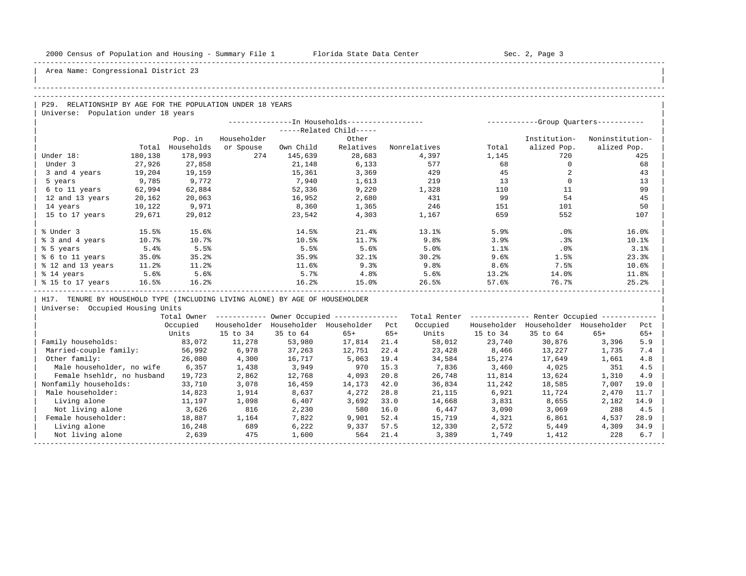Area Name: Congressional District 23

## P29. RELATIONSHIP BY AGE FOR THE POPULATION UNDER 18 YEARS

Universe: Population under 18 years

| | Total | Pop. in Households | In Households: Householder or Spouse | Related Child: Own Child | Related Child: Other Relatives | Nonrelatives | Group Quarters: Total | Group Quarters: Institutionalized Pop. | Group Quarters: Noninstitutionalized Pop. |
|---|---|---|---|---|---|---|---|---|---|
| Under 18: | 180,138 | 178,993 | 274 | 145,639 | 28,683 | 4,397 | 1,145 | 720 | 425 |
| Under 3 | 27,926 | 27,858 | | 21,148 | 6,133 | 577 | 68 | 0 | 68 |
| 3 and 4 years | 19,204 | 19,159 | | 15,361 | 3,369 | 429 | 45 | 2 | 43 |
| 5 years | 9,785 | 9,772 | | 7,940 | 1,613 | 219 | 13 | 0 | 13 |
| 6 to 11 years | 62,994 | 62,884 | | 52,336 | 9,220 | 1,328 | 110 | 11 | 99 |
| 12 and 13 years | 20,162 | 20,063 | | 16,952 | 2,680 | 431 | 99 | 54 | 45 |
| 14 years | 10,122 | 9,971 | | 8,360 | 1,365 | 246 | 151 | 101 | 50 |
| 15 to 17 years | 29,671 | 29,012 | | 23,542 | 4,303 | 1,167 | 659 | 552 | 107 |
| % Under 3 | 15.5% | 15.6% | | 14.5% | 21.4% | 13.1% | 5.9% | .0% | 16.0% |
| % 3 and 4 years | 10.7% | 10.7% | | 10.5% | 11.7% | 9.8% | 3.9% | .3% | 10.1% |
| % 5 years | 5.4% | 5.5% | | 5.5% | 5.6% | 5.0% | 1.1% | .0% | 3.1% |
| % 6 to 11 years | 35.0% | 35.2% | | 35.9% | 32.1% | 30.2% | 9.6% | 1.5% | 23.3% |
| % 12 and 13 years | 11.2% | 11.2% | | 11.6% | 9.3% | 9.8% | 8.6% | 7.5% | 10.6% |
| % 14 years | 5.6% | 5.6% | | 5.7% | 4.8% | 5.6% | 13.2% | 14.0% | 11.8% |
| % 15 to 17 years | 16.5% | 16.2% | | 16.2% | 15.0% | 26.5% | 57.6% | 76.7% | 25.2% |

## H17. TENURE BY HOUSEHOLD TYPE (INCLUDING LIVING ALONE) BY AGE OF HOUSEHOLDER

Universe: Occupied Housing Units

| | Total Owner Occupied Units | Owner: Householder 15 to 34 | Owner: Householder 35 to 64 | Owner: Householder 65+ | Owner: Pct 65+ | Total Renter Occupied Units | Renter: Householder 15 to 34 | Renter: Householder 35 to 64 | Renter: Householder 65+ | Renter: Pct 65+ |
|---|---|---|---|---|---|---|---|---|---|---|
| Family households: | 83,072 | 11,278 | 53,980 | 17,814 | 21.4 | 58,012 | 23,740 | 30,876 | 3,396 | 5.9 |
| Married-couple family: | 56,992 | 6,978 | 37,263 | 12,751 | 22.4 | 23,428 | 8,466 | 13,227 | 1,735 | 7.4 |
| Other family: | 26,080 | 4,300 | 16,717 | 5,063 | 19.4 | 34,584 | 15,274 | 17,649 | 1,661 | 4.8 |
| Male householder, no wife | 6,357 | 1,438 | 3,949 | 970 | 15.3 | 7,836 | 3,460 | 4,025 | 351 | 4.5 |
| Female hsehldr, no husband | 19,723 | 2,862 | 12,768 | 4,093 | 20.8 | 26,748 | 11,814 | 13,624 | 1,310 | 4.9 |
| Nonfamily households: | 33,710 | 3,078 | 16,459 | 14,173 | 42.0 | 36,834 | 11,242 | 18,585 | 7,007 | 19.0 |
| Male householder: | 14,823 | 1,914 | 8,637 | 4,272 | 28.8 | 21,115 | 6,921 | 11,724 | 2,470 | 11.7 |
| Living alone | 11,197 | 1,098 | 6,407 | 3,692 | 33.0 | 14,668 | 3,831 | 8,655 | 2,182 | 14.9 |
| Not living alone | 3,626 | 816 | 2,230 | 580 | 16.0 | 6,447 | 3,090 | 3,069 | 288 | 4.5 |
| Female householder: | 18,887 | 1,164 | 7,822 | 9,901 | 52.4 | 15,719 | 4,321 | 6,861 | 4,537 | 28.9 |
| Living alone | 16,248 | 689 | 6,222 | 9,337 | 57.5 | 12,330 | 2,572 | 5,449 | 4,309 | 34.9 |
| Not living alone | 2,639 | 475 | 1,600 | 564 | 21.4 | 3,389 | 1,749 | 1,412 | 228 | 6.7 |